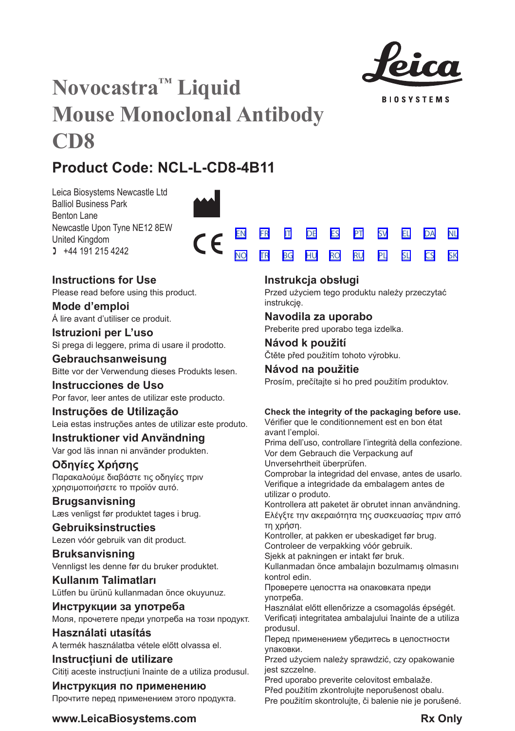# Novocastra™ Liquid Mouse Monoclonal Antibody CD8

Leica BIOSYSTEMS

## Product Code: NCL-L-CD8-4B11

Leica Biosystems Newcastle Ltd
Balliol Business Park
Benton Lane
Newcastle Upon Tyne NE12 8EW
United Kingdom
+44 191 215 4242

CE

EN FR IT DE ES PT SV EL DA NL
NO TR BG HU RO RU PL SL CS SK

### Instructions for Use
Please read before using this product.

### Mode d'emploi
Á lire avant d'utiliser ce produit.

### Istruzioni per L'uso
Si prega di leggere, prima di usare il prodotto.

### Gebrauchsanweisung
Bitte vor der Verwendung dieses Produkts lesen.

### Instrucciones de Uso
Por favor, leer antes de utilizar este producto.

### Instruções de Utilização
Leia estas instruções antes de utilizar este produto.

### Instruktioner vid Användning
Var god läs innan ni använder produkten.

### Οδηγίες Χρήσης
Παρακαλούμε διαβάστε τις οδηγίες πριν χρησιμοποιήσετε το προϊόν αυτό.

### Brugsanvisning
Læs venligst før produktet tages i brug.

### Gebruiksinstructies
Lezen vóór gebruik van dit product.

### Bruksanvisning
Vennligst les denne før du bruker produktet.

### Kullanım Talimatları
Lütfen bu ürünü kullanmadan önce okuyunuz.

### Инструкции за употреба
Моля, прочетете преди употреба на този продукт.

### Használati utasítás
A termék használatba vétele előtt olvassa el.

### Instrucțiuni de utilizare
Citiți aceste instrucțiuni înainte de a utiliza produsul.

### Инструкция по применению
Прочтите перед применением этого продукта.

### Instrukcja obsługi
Przed użyciem tego produktu należy przeczytać instrukcję.

### Navodila za uporabo
Preberite pred uporabo tega izdelka.

### Návod k použití
Čtěte před použitím tohoto výrobku.

### Návod na použitie
Prosím, prečítajte si ho pred použitím produktov.

**Check the integrity of the packaging before use.**
Vérifier que le conditionnement est en bon état avant l'emploi.
Prima dell'uso, controllare l'integrità della confezione.
Vor dem Gebrauch die Verpackung auf Unversehrtheit überprüfen.
Comprobar la integridad del envase, antes de usarlo.
Verifique a integridade da embalagem antes de utilizar o produto.
Kontrollera att paketet är obrutet innan användning.
Ελέγξτε την ακεραιότητα της συσκευασίας πριν από τη χρήση.
Kontroller, at pakken er ubeskadiget før brug.
Controleer de verpakking vóór gebruik.
Sjekk at pakningen er intakt før bruk.
Kullanmadan önce ambalajın bozulmamış olmasını kontrol edin.
Проверете целостта на опаковката преди употреба.
Használat előtt ellenőrizze a csomagolás épségét.
Verificați integritatea ambalajului înainte de a utiliza produsul.
Перед применением убедитесь в целостности упаковки.
Przed użyciem należy sprawdzić, czy opakowanie jest szczelne.
Pred uporabo preverite celovitost embalaže.
Před použitím zkontrolujte neporušenost obalu.
Pre použitím skontrolujte, či balenie nie je porušené.

**www.LeicaBiosystems.com** **Rx Only**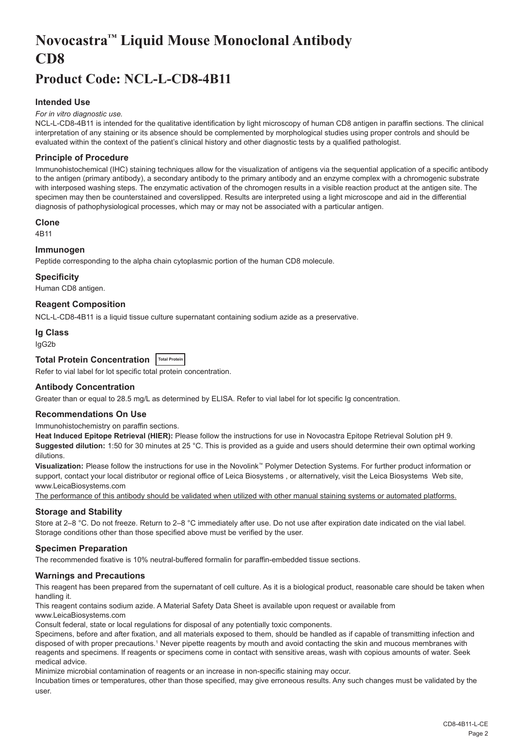# Novocastra™ Liquid Mouse Monoclonal Antibody CD8

# Product Code: NCL-L-CD8-4B11

### Intended Use

*For in vitro diagnostic use.*

NCL-L-CD8-4B11 is intended for the qualitative identification by light microscopy of human CD8 antigen in paraffin sections. The clinical interpretation of any staining or its absence should be complemented by morphological studies using proper controls and should be evaluated within the context of the patient's clinical history and other diagnostic tests by a qualified pathologist.

### Principle of Procedure

Immunohistochemical (IHC) staining techniques allow for the visualization of antigens via the sequential application of a specific antibody to the antigen (primary antibody), a secondary antibody to the primary antibody and an enzyme complex with a chromogenic substrate with interposed washing steps. The enzymatic activation of the chromogen results in a visible reaction product at the antigen site. The specimen may then be counterstained and coverslipped. Results are interpreted using a light microscope and aid in the differential diagnosis of pathophysiological processes, which may or may not be associated with a particular antigen.

### Clone

4B11

### Immunogen

Peptide corresponding to the alpha chain cytoplasmic portion of the human CD8 molecule.

### Specificity

Human CD8 antigen.

### Reagent Composition

NCL-L-CD8-4B11 is a liquid tissue culture supernatant containing sodium azide as a preservative.

### Ig Class

IgG2b

### Total Protein Concentration Total Protein

Refer to vial label for lot specific total protein concentration.

### Antibody Concentration

Greater than or equal to 28.5 mg/L as determined by ELISA. Refer to vial label for lot specific Ig concentration.

### Recommendations On Use

Immunohistochemistry on paraffin sections.

**Heat Induced Epitope Retrieval (HIER):** Please follow the instructions for use in Novocastra Epitope Retrieval Solution pH 9.

**Suggested dilution:** 1:50 for 30 minutes at 25 °C. This is provided as a guide and users should determine their own optimal working dilutions.

**Visualization:** Please follow the instructions for use in the Novolink™ Polymer Detection Systems. For further product information or support, contact your local distributor or regional office of Leica Biosystems , or alternatively, visit the Leica Biosystems Web site, www.LeicaBiosystems.com

The performance of this antibody should be validated when utilized with other manual staining systems or automated platforms.

### Storage and Stability

Store at 2–8 °C. Do not freeze. Return to 2–8 °C immediately after use. Do not use after expiration date indicated on the vial label. Storage conditions other than those specified above must be verified by the user.

### Specimen Preparation

The recommended fixative is 10% neutral-buffered formalin for paraffin-embedded tissue sections.

### Warnings and Precautions

This reagent has been prepared from the supernatant of cell culture. As it is a biological product, reasonable care should be taken when handling it.

This reagent contains sodium azide. A Material Safety Data Sheet is available upon request or available from www.LeicaBiosystems.com

Consult federal, state or local regulations for disposal of any potentially toxic components.

Specimens, before and after fixation, and all materials exposed to them, should be handled as if capable of transmitting infection and disposed of with proper precautions.[1] Never pipette reagents by mouth and avoid contacting the skin and mucous membranes with reagents and specimens. If reagents or specimens come in contact with sensitive areas, wash with copious amounts of water. Seek medical advice.

Minimize microbial contamination of reagents or an increase in non-specific staining may occur.

Incubation times or temperatures, other than those specified, may give erroneous results. Any such changes must be validated by the user.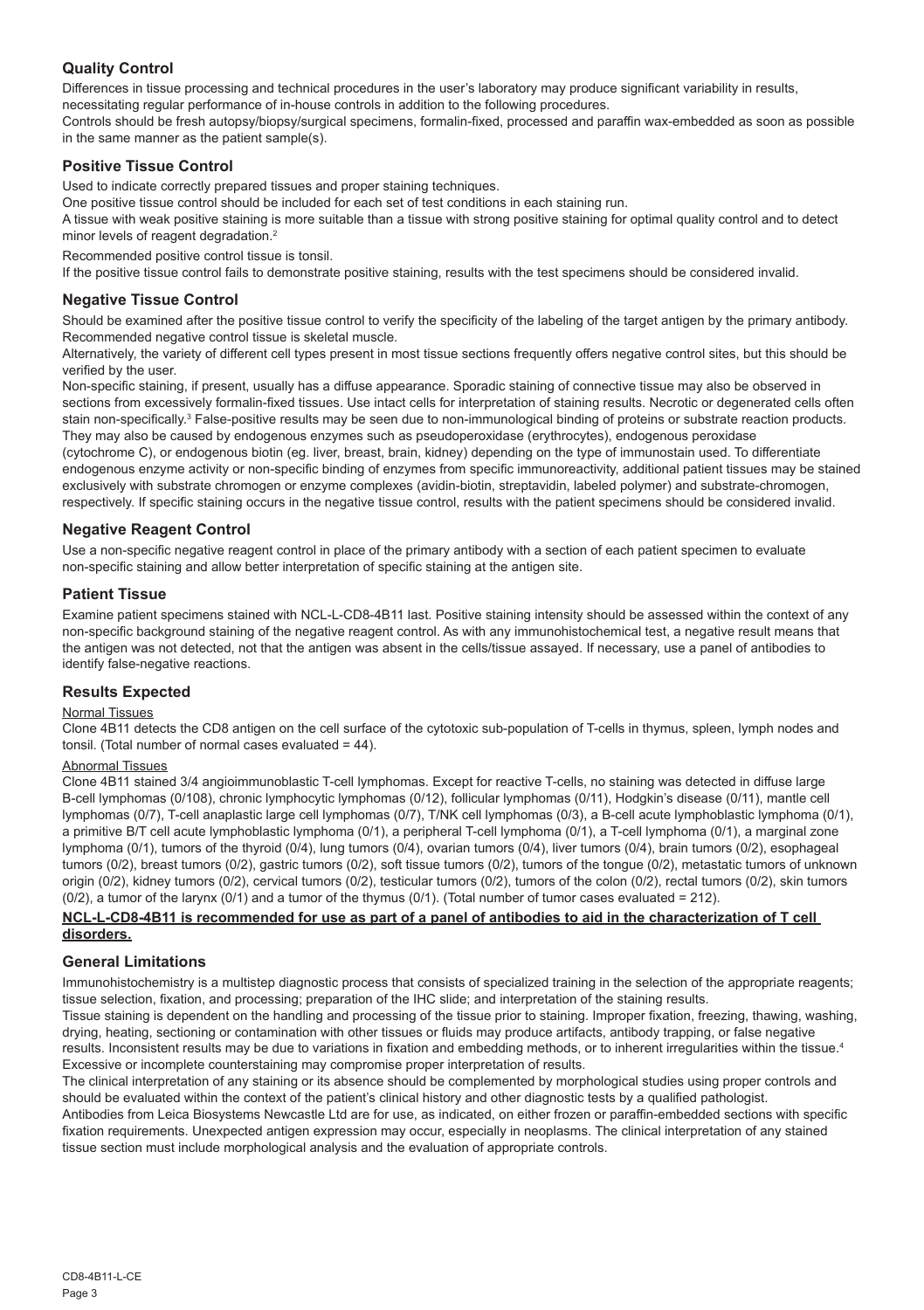## Quality Control

Differences in tissue processing and technical procedures in the user's laboratory may produce significant variability in results, necessitating regular performance of in-house controls in addition to the following procedures.

Controls should be fresh autopsy/biopsy/surgical specimens, formalin-fixed, processed and paraffin wax-embedded as soon as possible in the same manner as the patient sample(s).

## Positive Tissue Control

Used to indicate correctly prepared tissues and proper staining techniques.

One positive tissue control should be included for each set of test conditions in each staining run.

A tissue with weak positive staining is more suitable than a tissue with strong positive staining for optimal quality control and to detect minor levels of reagent degradation.[2]

Recommended positive control tissue is tonsil.

If the positive tissue control fails to demonstrate positive staining, results with the test specimens should be considered invalid.

## Negative Tissue Control

Should be examined after the positive tissue control to verify the specificity of the labeling of the target antigen by the primary antibody.

Recommended negative control tissue is skeletal muscle.

Alternatively, the variety of different cell types present in most tissue sections frequently offers negative control sites, but this should be verified by the user.

Non-specific staining, if present, usually has a diffuse appearance. Sporadic staining of connective tissue may also be observed in sections from excessively formalin-fixed tissues. Use intact cells for interpretation of staining results. Necrotic or degenerated cells often stain non-specifically.[3] False-positive results may be seen due to non-immunological binding of proteins or substrate reaction products. They may also be caused by endogenous enzymes such as pseudoperoxidase (erythrocytes), endogenous peroxidase (cytochrome C), or endogenous biotin (eg. liver, breast, brain, kidney) depending on the type of immunostain used. To differentiate endogenous enzyme activity or non-specific binding of enzymes from specific immunoreactivity, additional patient tissues may be stained exclusively with substrate chromogen or enzyme complexes (avidin-biotin, streptavidin, labeled polymer) and substrate-chromogen, respectively. If specific staining occurs in the negative tissue control, results with the patient specimens should be considered invalid.

## Negative Reagent Control

Use a non-specific negative reagent control in place of the primary antibody with a section of each patient specimen to evaluate non-specific staining and allow better interpretation of specific staining at the antigen site.

## Patient Tissue

Examine patient specimens stained with NCL-L-CD8-4B11 last. Positive staining intensity should be assessed within the context of any non-specific background staining of the negative reagent control. As with any immunohistochemical test, a negative result means that the antigen was not detected, not that the antigen was absent in the cells/tissue assayed. If necessary, use a panel of antibodies to identify false-negative reactions.

## Results Expected

Normal Tissues

Clone 4B11 detects the CD8 antigen on the cell surface of the cytotoxic sub-population of T-cells in thymus, spleen, lymph nodes and tonsil. (Total number of normal cases evaluated = 44).

Abnormal Tissues

Clone 4B11 stained 3/4 angioimmunoblastic T-cell lymphomas. Except for reactive T-cells, no staining was detected in diffuse large B-cell lymphomas (0/108), chronic lymphocytic lymphomas (0/12), follicular lymphomas (0/11), Hodgkin's disease (0/11), mantle cell lymphomas (0/7), T-cell anaplastic large cell lymphomas (0/7), T/NK cell lymphomas (0/3), a B-cell acute lymphoblastic lymphoma (0/1), a primitive B/T cell acute lymphoblastic lymphoma (0/1), a peripheral T-cell lymphoma (0/1), a T-cell lymphoma (0/1), a marginal zone lymphoma (0/1), tumors of the thyroid (0/4), lung tumors (0/4), ovarian tumors (0/4), liver tumors (0/4), brain tumors (0/2), esophageal tumors (0/2), breast tumors (0/2), gastric tumors (0/2), soft tissue tumors (0/2), tumors of the tongue (0/2), metastatic tumors of unknown origin (0/2), kidney tumors (0/2), cervical tumors (0/2), testicular tumors (0/2), tumors of the colon (0/2), rectal tumors (0/2), skin tumors (0/2), a tumor of the larynx (0/1) and a tumor of the thymus (0/1). (Total number of tumor cases evaluated = 212).

**NCL-L-CD8-4B11 is recommended for use as part of a panel of antibodies to aid in the characterization of T cell disorders.**

## General Limitations

Immunohistochemistry is a multistep diagnostic process that consists of specialized training in the selection of the appropriate reagents; tissue selection, fixation, and processing; preparation of the IHC slide; and interpretation of the staining results.

Tissue staining is dependent on the handling and processing of the tissue prior to staining. Improper fixation, freezing, thawing, washing, drying, heating, sectioning or contamination with other tissues or fluids may produce artifacts, antibody trapping, or false negative results. Inconsistent results may be due to variations in fixation and embedding methods, or to inherent irregularities within the tissue.[4]

Excessive or incomplete counterstaining may compromise proper interpretation of results.

The clinical interpretation of any staining or its absence should be complemented by morphological studies using proper controls and should be evaluated within the context of the patient's clinical history and other diagnostic tests by a qualified pathologist.

Antibodies from Leica Biosystems Newcastle Ltd are for use, as indicated, on either frozen or paraffin-embedded sections with specific fixation requirements. Unexpected antigen expression may occur, especially in neoplasms. The clinical interpretation of any stained tissue section must include morphological analysis and the evaluation of appropriate controls.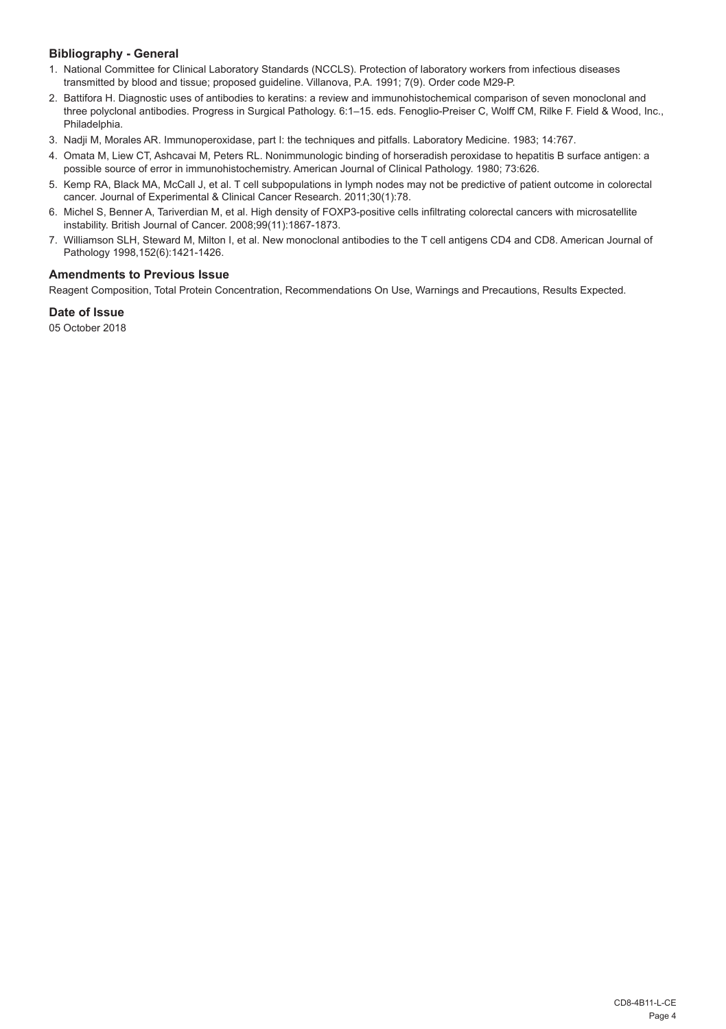### Bibliography - General

1. National Committee for Clinical Laboratory Standards (NCCLS). Protection of laboratory workers from infectious diseases transmitted by blood and tissue; proposed guideline. Villanova, P.A. 1991; 7(9). Order code M29-P.
2. Battifora H. Diagnostic uses of antibodies to keratins: a review and immunohistochemical comparison of seven monoclonal and three polyclonal antibodies. Progress in Surgical Pathology. 6:1–15. eds. Fenoglio-Preiser C, Wolff CM, Rilke F. Field & Wood, Inc., Philadelphia.
3. Nadji M, Morales AR. Immunoperoxidase, part I: the techniques and pitfalls. Laboratory Medicine. 1983; 14:767.
4. Omata M, Liew CT, Ashcavai M, Peters RL. Nonimmunologic binding of horseradish peroxidase to hepatitis B surface antigen: a possible source of error in immunohistochemistry. American Journal of Clinical Pathology. 1980; 73:626.
5. Kemp RA, Black MA, McCall J, et al. T cell subpopulations in lymph nodes may not be predictive of patient outcome in colorectal cancer. Journal of Experimental & Clinical Cancer Research. 2011;30(1):78.
6. Michel S, Benner A, Tariverdian M, et al. High density of FOXP3-positive cells infiltrating colorectal cancers with microsatellite instability. British Journal of Cancer. 2008;99(11):1867-1873.
7. Williamson SLH, Steward M, Milton I, et al. New monoclonal antibodies to the T cell antigens CD4 and CD8. American Journal of Pathology 1998,152(6):1421-1426.

### Amendments to Previous Issue

Reagent Composition, Total Protein Concentration, Recommendations On Use, Warnings and Precautions, Results Expected.

### Date of Issue

05 October 2018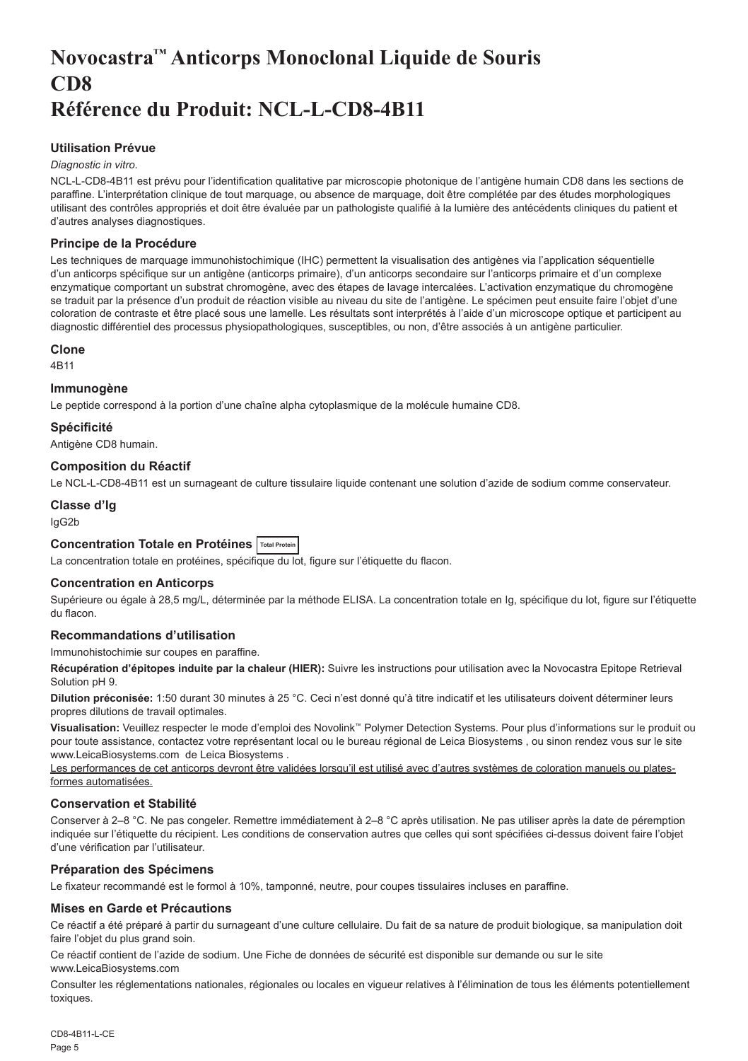# Novocastra™ Anticorps Monoclonal Liquide de Souris CD8
# Référence du Produit: NCL-L-CD8-4B11

### Utilisation Prévue

*Diagnostic in vitro*.

NCL-L-CD8-4B11 est prévu pour l'identification qualitative par microscopie photonique de l'antigène humain CD8 dans les sections de paraffine. L'interprétation clinique de tout marquage, ou absence de marquage, doit être complétée par des études morphologiques utilisant des contrôles appropriés et doit être évaluée par un pathologiste qualifié à la lumière des antécédents cliniques du patient et d'autres analyses diagnostiques.

### Principe de la Procédure

Les techniques de marquage immunohistochimique (IHC) permettent la visualisation des antigènes via l'application séquentielle d'un anticorps spécifique sur un antigène (anticorps primaire), d'un anticorps secondaire sur l'anticorps primaire et d'un complexe enzymatique comportant un substrat chromogène, avec des étapes de lavage intercalées. L'activation enzymatique du chromogène se traduit par la présence d'un produit de réaction visible au niveau du site de l'antigène. Le spécimen peut ensuite faire l'objet d'une coloration de contraste et être placé sous une lamelle. Les résultats sont interprétés à l'aide d'un microscope optique et participent au diagnostic différentiel des processus physiopathologiques, susceptibles, ou non, d'être associés à un antigène particulier.

### Clone

4B11

### Immunogène

Le peptide correspond à la portion d'une chaîne alpha cytoplasmique de la molécule humaine CD8.

### Spécificité

Antigène CD8 humain.

### Composition du Réactif

Le NCL-L-CD8-4B11 est un surnageant de culture tissulaire liquide contenant une solution d'azide de sodium comme conservateur.

### Classe d'Ig

IgG2b

### Concentration Totale en Protéines Total Protein

La concentration totale en protéines, spécifique du lot, figure sur l'étiquette du flacon.

### Concentration en Anticorps

Supérieure ou égale à 28,5 mg/L, déterminée par la méthode ELISA. La concentration totale en Ig, spécifique du lot, figure sur l'étiquette du flacon.

### Recommandations d'utilisation

Immunohistochimie sur coupes en paraffine.

**Récupération d'épitopes induite par la chaleur (HIER):** Suivre les instructions pour utilisation avec la Novocastra Epitope Retrieval Solution pH 9.

**Dilution préconisée:** 1:50 durant 30 minutes à 25 °C. Ceci n'est donné qu'à titre indicatif et les utilisateurs doivent déterminer leurs propres dilutions de travail optimales.

**Visualisation:** Veuillez respecter le mode d'emploi des Novolink™ Polymer Detection Systems. Pour plus d'informations sur le produit ou pour toute assistance, contactez votre représentant local ou le bureau régional de Leica Biosystems , ou sinon rendez vous sur le site www.LeicaBiosystems.com de Leica Biosystems .

Les performances de cet anticorps devront être validées lorsqu'il est utilisé avec d'autres systèmes de coloration manuels ou plates-formes automatisées.

### Conservation et Stabilité

Conserver à 2–8 °C. Ne pas congeler. Remettre immédiatement à 2–8 °C après utilisation. Ne pas utiliser après la date de péremption indiquée sur l'étiquette du récipient. Les conditions de conservation autres que celles qui sont spécifiées ci-dessus doivent faire l'objet d'une vérification par l'utilisateur.

### Préparation des Spécimens

Le fixateur recommandé est le formol à 10%, tamponné, neutre, pour coupes tissulaires incluses en paraffine.

### Mises en Garde et Précautions

Ce réactif a été préparé à partir du surnageant d'une culture cellulaire. Du fait de sa nature de produit biologique, sa manipulation doit faire l'objet du plus grand soin.

Ce réactif contient de l'azide de sodium. Une Fiche de données de sécurité est disponible sur demande ou sur le site www.LeicaBiosystems.com

Consulter les réglementations nationales, régionales ou locales en vigueur relatives à l'élimination de tous les éléments potentiellement toxiques.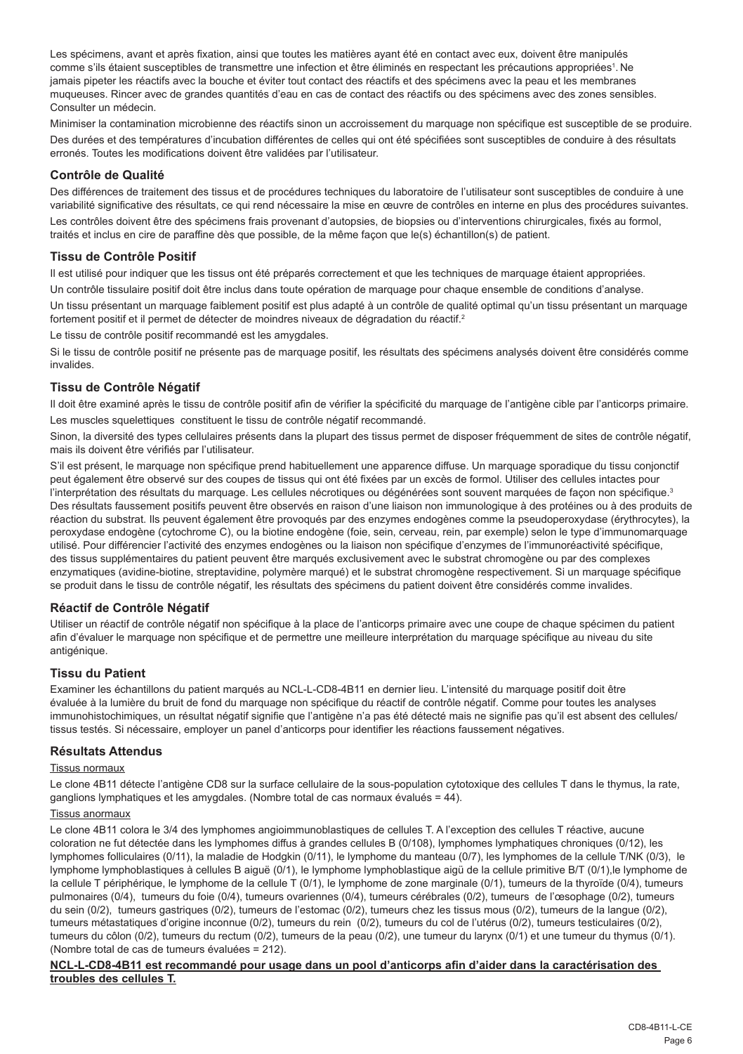Les spécimens, avant et après fixation, ainsi que toutes les matières ayant été en contact avec eux, doivent être manipulés comme s'ils étaient susceptibles de transmettre une infection et être éliminés en respectant les précautions appropriées[1]. Ne jamais pipeter les réactifs avec la bouche et éviter tout contact des réactifs et des spécimens avec la peau et les membranes muqueuses. Rincer avec de grandes quantités d'eau en cas de contact des réactifs ou des spécimens avec des zones sensibles. Consulter un médecin.

Minimiser la contamination microbienne des réactifs sinon un accroissement du marquage non spécifique est susceptible de se produire.

Des durées et des températures d'incubation différentes de celles qui ont été spécifiées sont susceptibles de conduire à des résultats erronés. Toutes les modifications doivent être validées par l'utilisateur.

## Contrôle de Qualité

Des différences de traitement des tissus et de procédures techniques du laboratoire de l'utilisateur sont susceptibles de conduire à une variabilité significative des résultats, ce qui rend nécessaire la mise en œuvre de contrôles en interne en plus des procédures suivantes.

Les contrôles doivent être des spécimens frais provenant d'autopsies, de biopsies ou d'interventions chirurgicales, fixés au formol, traités et inclus en cire de paraffine dès que possible, de la même façon que le(s) échantillon(s) de patient.

## Tissu de Contrôle Positif

Il est utilisé pour indiquer que les tissus ont été préparés correctement et que les techniques de marquage étaient appropriées.

Un contrôle tissulaire positif doit être inclus dans toute opération de marquage pour chaque ensemble de conditions d'analyse.

Un tissu présentant un marquage faiblement positif est plus adapté à un contrôle de qualité optimal qu'un tissu présentant un marquage fortement positif et il permet de détecter de moindres niveaux de dégradation du réactif.[2]

Le tissu de contrôle positif recommandé est les amygdales.

Si le tissu de contrôle positif ne présente pas de marquage positif, les résultats des spécimens analysés doivent être considérés comme invalides.

## Tissu de Contrôle Négatif

Il doit être examiné après le tissu de contrôle positif afin de vérifier la spécificité du marquage de l'antigène cible par l'anticorps primaire.

Les muscles squelettiques constituent le tissu de contrôle négatif recommandé.

Sinon, la diversité des types cellulaires présents dans la plupart des tissus permet de disposer fréquemment de sites de contrôle négatif, mais ils doivent être vérifiés par l'utilisateur.

S'il est présent, le marquage non spécifique prend habituellement une apparence diffuse. Un marquage sporadique du tissu conjonctif peut également être observé sur des coupes de tissus qui ont été fixées par un excès de formol. Utiliser des cellules intactes pour l'interprétation des résultats du marquage. Les cellules nécrotiques ou dégénérées sont souvent marquées de façon non spécifique.[3] Des résultats faussement positifs peuvent être observés en raison d'une liaison non immunologique à des protéines ou à des produits de réaction du substrat. Ils peuvent également être provoqués par des enzymes endogènes comme la pseudoperoxydase (érythrocytes), la peroxydase endogène (cytochrome C), ou la biotine endogène (foie, sein, cerveau, rein, par exemple) selon le type d'immunomarquage utilisé. Pour différencier l'activité des enzymes endogènes ou la liaison non spécifique d'enzymes de l'immunoréactivité spécifique, des tissus supplémentaires du patient peuvent être marqués exclusivement avec le substrat chromogène ou par des complexes enzymatiques (avidine-biotine, streptavidine, polymère marqué) et le substrat chromogène respectivement. Si un marquage spécifique se produit dans le tissu de contrôle négatif, les résultats des spécimens du patient doivent être considérés comme invalides.

## Réactif de Contrôle Négatif

Utiliser un réactif de contrôle négatif non spécifique à la place de l'anticorps primaire avec une coupe de chaque spécimen du patient afin d'évaluer le marquage non spécifique et de permettre une meilleure interprétation du marquage spécifique au niveau du site antigénique.

## Tissu du Patient

Examiner les échantillons du patient marqués au NCL-L-CD8-4B11 en dernier lieu. L'intensité du marquage positif doit être évaluée à la lumière du bruit de fond du marquage non spécifique du réactif de contrôle négatif. Comme pour toutes les analyses immunohistochimiques, un résultat négatif signifie que l'antigène n'a pas été détecté mais ne signifie pas qu'il est absent des cellules/ tissus testés. Si nécessaire, employer un panel d'anticorps pour identifier les réactions faussement négatives.

## Résultats Attendus

Tissus normaux

Le clone 4B11 détecte l'antigène CD8 sur la surface cellulaire de la sous-population cytotoxique des cellules T dans le thymus, la rate, ganglions lymphatiques et les amygdales. (Nombre total de cas normaux évalués = 44).

Tissus anormaux

Le clone 4B11 colora le 3/4 des lymphomes angioimmunoblastiques de cellules T. A l'exception des cellules T réactive, aucune coloration ne fut détectée dans les lymphomes diffus à grandes cellules B (0/108), lymphomes lymphatiques chroniques (0/12), les lymphomes folliculaires (0/11), la maladie de Hodgkin (0/11), le lymphome du manteau (0/7), les lymphomes de la cellule T/NK (0/3), le lymphome lymphoblastiques à cellules B aiguë (0/1), le lymphome lymphoblastique aigü de la cellule primitive B/T (0/1),le lymphome de la cellule T périphérique, le lymphome de la cellule T (0/1), le lymphome de zone marginale (0/1), tumeurs de la thyroïde (0/4), tumeurs pulmonaires (0/4), tumeurs du foie (0/4), tumeurs ovariennes (0/4), tumeurs cérébrales (0/2), tumeurs de l'œsophage (0/2), tumeurs du sein (0/2), tumeurs gastriques (0/2), tumeurs de l'estomac (0/2), tumeurs chez les tissus mous (0/2), tumeurs de la langue (0/2), tumeurs métastatiques d'origine inconnue (0/2), tumeurs du rein (0/2), tumeurs du col de l'utérus (0/2), tumeurs testiculaires (0/2), tumeurs du côlon (0/2), tumeurs du rectum (0/2), tumeurs de la peau (0/2), une tumeur du larynx (0/1) et une tumeur du thymus (0/1). (Nombre total de cas de tumeurs évaluées = 212).

**NCL-L-CD8-4B11 est recommandé pour usage dans un pool d'anticorps afin d'aider dans la caractérisation des troubles des cellules T.**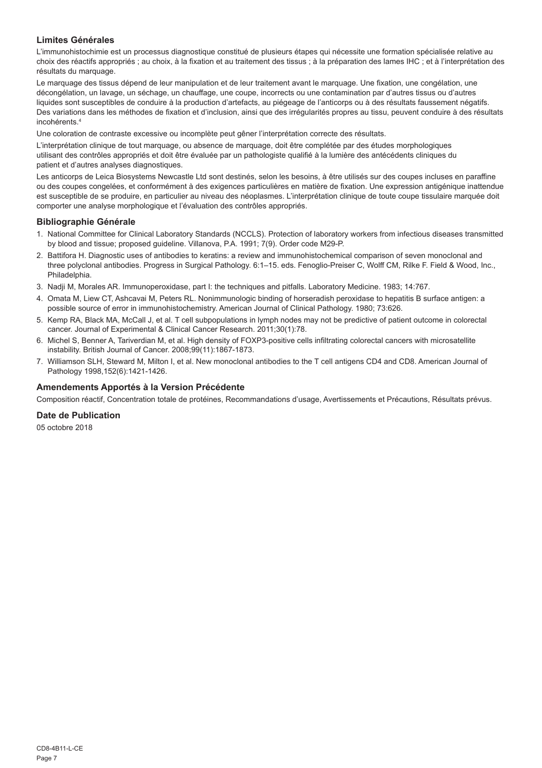### Limites Générales

L'immunohistochimie est un processus diagnostique constitué de plusieurs étapes qui nécessite une formation spécialisée relative au choix des réactifs appropriés ; au choix, à la fixation et au traitement des tissus ; à la préparation des lames IHC ; et à l'interprétation des résultats du marquage.

Le marquage des tissus dépend de leur manipulation et de leur traitement avant le marquage. Une fixation, une congélation, une décongélation, un lavage, un séchage, un chauffage, une coupe, incorrects ou une contamination par d'autres tissus ou d'autres liquides sont susceptibles de conduire à la production d'artefacts, au piégeage de l'anticorps ou à des résultats faussement négatifs. Des variations dans les méthodes de fixation et d'inclusion, ainsi que des irrégularités propres au tissu, peuvent conduire à des résultats incohérents.[4]

Une coloration de contraste excessive ou incomplète peut gêner l'interprétation correcte des résultats.

L'interprétation clinique de tout marquage, ou absence de marquage, doit être complétée par des études morphologiques utilisant des contrôles appropriés et doit être évaluée par un pathologiste qualifié à la lumière des antécédents cliniques du patient et d'autres analyses diagnostiques.

Les anticorps de Leica Biosystems Newcastle Ltd sont destinés, selon les besoins, à être utilisés sur des coupes incluses en paraffine ou des coupes congelées, et conformément à des exigences particulières en matière de fixation. Une expression antigénique inattendue est susceptible de se produire, en particulier au niveau des néoplasmes. L'interprétation clinique de toute coupe tissulaire marquée doit comporter une analyse morphologique et l'évaluation des contrôles appropriés.

### Bibliographie Générale

1. National Committee for Clinical Laboratory Standards (NCCLS). Protection of laboratory workers from infectious diseases transmitted by blood and tissue; proposed guideline. Villanova, P.A. 1991; 7(9). Order code M29-P.
2. Battifora H. Diagnostic uses of antibodies to keratins: a review and immunohistochemical comparison of seven monoclonal and three polyclonal antibodies. Progress in Surgical Pathology. 6:1–15. eds. Fenoglio-Preiser C, Wolff CM, Rilke F. Field & Wood, Inc., Philadelphia.
3. Nadji M, Morales AR. Immunoperoxidase, part I: the techniques and pitfalls. Laboratory Medicine. 1983; 14:767.
4. Omata M, Liew CT, Ashcavai M, Peters RL. Nonimmunologic binding of horseradish peroxidase to hepatitis B surface antigen: a possible source of error in immunohistochemistry. American Journal of Clinical Pathology. 1980; 73:626.
5. Kemp RA, Black MA, McCall J, et al. T cell subpopulations in lymph nodes may not be predictive of patient outcome in colorectal cancer. Journal of Experimental & Clinical Cancer Research. 2011;30(1):78.
6. Michel S, Benner A, Tariverdian M, et al. High density of FOXP3-positive cells infiltrating colorectal cancers with microsatellite instability. British Journal of Cancer. 2008;99(11):1867-1873.
7. Williamson SLH, Steward M, Milton I, et al. New monoclonal antibodies to the T cell antigens CD4 and CD8. American Journal of Pathology 1998,152(6):1421-1426.

### Amendements Apportés à la Version Précédente

Composition réactif, Concentration totale de protéines, Recommandations d'usage, Avertissements et Précautions, Résultats prévus.

### Date de Publication

05 octobre 2018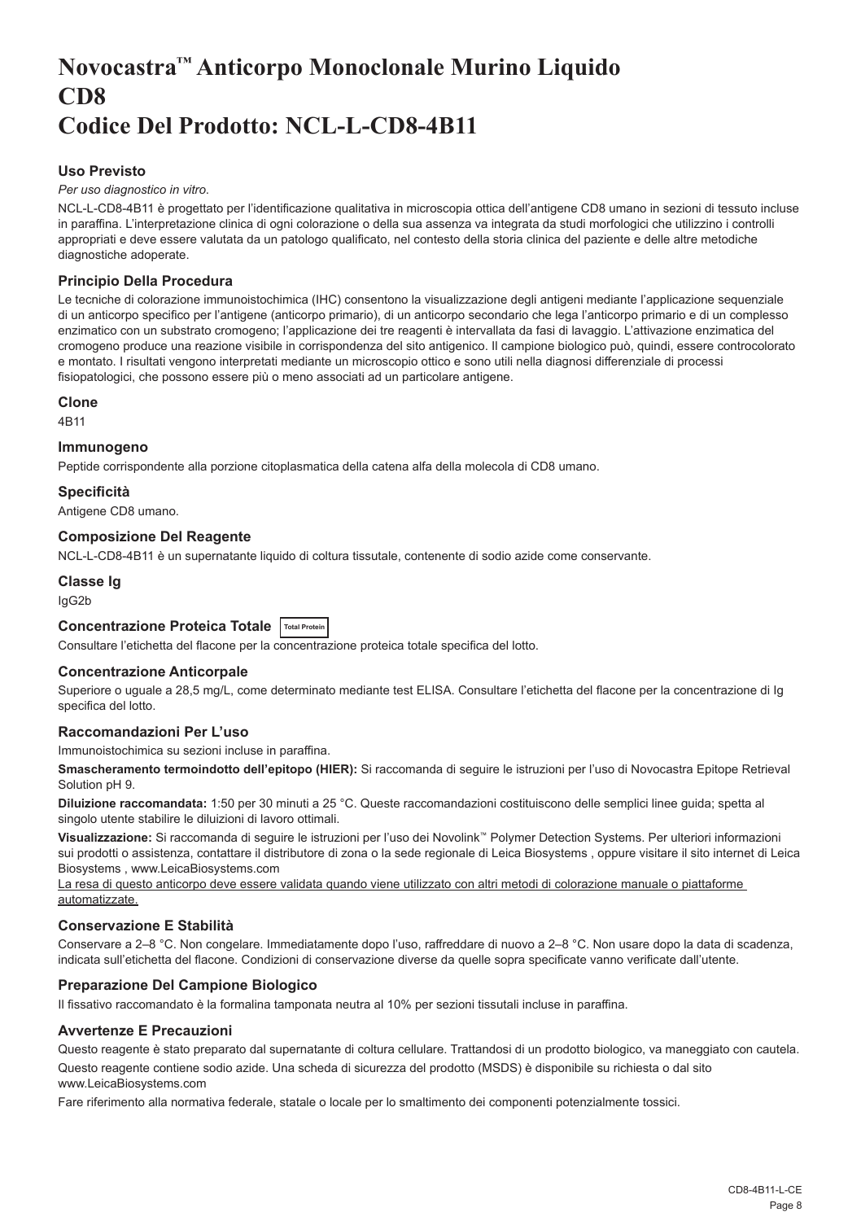# Novocastra™ Anticorpo Monoclonale Murino Liquido
# CD8
# Codice Del Prodotto: NCL-L-CD8-4B11

### Uso Previsto

*Per uso diagnostico in vitro.*

NCL-L-CD8-4B11 è progettato per l'identificazione qualitativa in microscopia ottica dell'antigene CD8 umano in sezioni di tessuto incluse in paraffina. L'interpretazione clinica di ogni colorazione o della sua assenza va integrata da studi morfologici che utilizzino i controlli appropriati e deve essere valutata da un patologo qualificato, nel contesto della storia clinica del paziente e delle altre metodiche diagnostiche adoperate.

### Principio Della Procedura

Le tecniche di colorazione immunoistochimica (IHC) consentono la visualizzazione degli antigeni mediante l'applicazione sequenziale di un anticorpo specifico per l'antigene (anticorpo primario), di un anticorpo secondario che lega l'anticorpo primario e di un complesso enzimatico con un substrato cromogeno; l'applicazione dei tre reagenti è intervallata da fasi di lavaggio. L'attivazione enzimatica del cromogeno produce una reazione visibile in corrispondenza del sito antigenico. Il campione biologico può, quindi, essere controcolorato e montato. I risultati vengono interpretati mediante un microscopio ottico e sono utili nella diagnosi differenziale di processi fisiopatologici, che possono essere più o meno associati ad un particolare antigene.

### Clone

4B11

### Immunogeno

Peptide corrispondente alla porzione citoplasmatica della catena alfa della molecola di CD8 umano.

### Specificità

Antigene CD8 umano.

### Composizione Del Reagente

NCL-L-CD8-4B11 è un supernatante liquido di coltura tissutale, contenente di sodio azide come conservante.

### Classe Ig

IgG2b

### Concentrazione Proteica Totale Total Protein

Consultare l'etichetta del flacone per la concentrazione proteica totale specifica del lotto.

### Concentrazione Anticorpale

Superiore o uguale a 28,5 mg/L, come determinato mediante test ELISA. Consultare l'etichetta del flacone per la concentrazione di Ig specifica del lotto.

### Raccomandazioni Per L'uso

Immunoistochimica su sezioni incluse in paraffina.

**Smascheramento termoindotto dell'epitopo (HIER):** Si raccomanda di seguire le istruzioni per l'uso di Novocastra Epitope Retrieval Solution pH 9.

**Diluizione raccomandata:** 1:50 per 30 minuti a 25 °C. Queste raccomandazioni costituiscono delle semplici linee guida; spetta al singolo utente stabilire le diluizioni di lavoro ottimali.

**Visualizzazione:** Si raccomanda di seguire le istruzioni per l'uso dei Novolink™ Polymer Detection Systems. Per ulteriori informazioni sui prodotti o assistenza, contattare il distributore di zona o la sede regionale di Leica Biosystems , oppure visitare il sito internet di Leica Biosystems , www.LeicaBiosystems.com

La resa di questo anticorpo deve essere validata quando viene utilizzato con altri metodi di colorazione manuale o piattaforme automatizzate.

### Conservazione E Stabilità

Conservare a 2–8 °C. Non congelare. Immediatamente dopo l'uso, raffreddare di nuovo a 2–8 °C. Non usare dopo la data di scadenza, indicata sull'etichetta del flacone. Condizioni di conservazione diverse da quelle sopra specificate vanno verificate dall'utente.

### Preparazione Del Campione Biologico

Il fissativo raccomandato è la formalina tamponata neutra al 10% per sezioni tissutali incluse in paraffina.

### Avvertenze E Precauzioni

Questo reagente è stato preparato dal supernatante di coltura cellulare. Trattandosi di un prodotto biologico, va maneggiato con cautela.

Questo reagente contiene sodio azide. Una scheda di sicurezza del prodotto (MSDS) è disponibile su richiesta o dal sito www.LeicaBiosystems.com

Fare riferimento alla normativa federale, statale o locale per lo smaltimento dei componenti potenzialmente tossici.

CD8-4B11-L-CE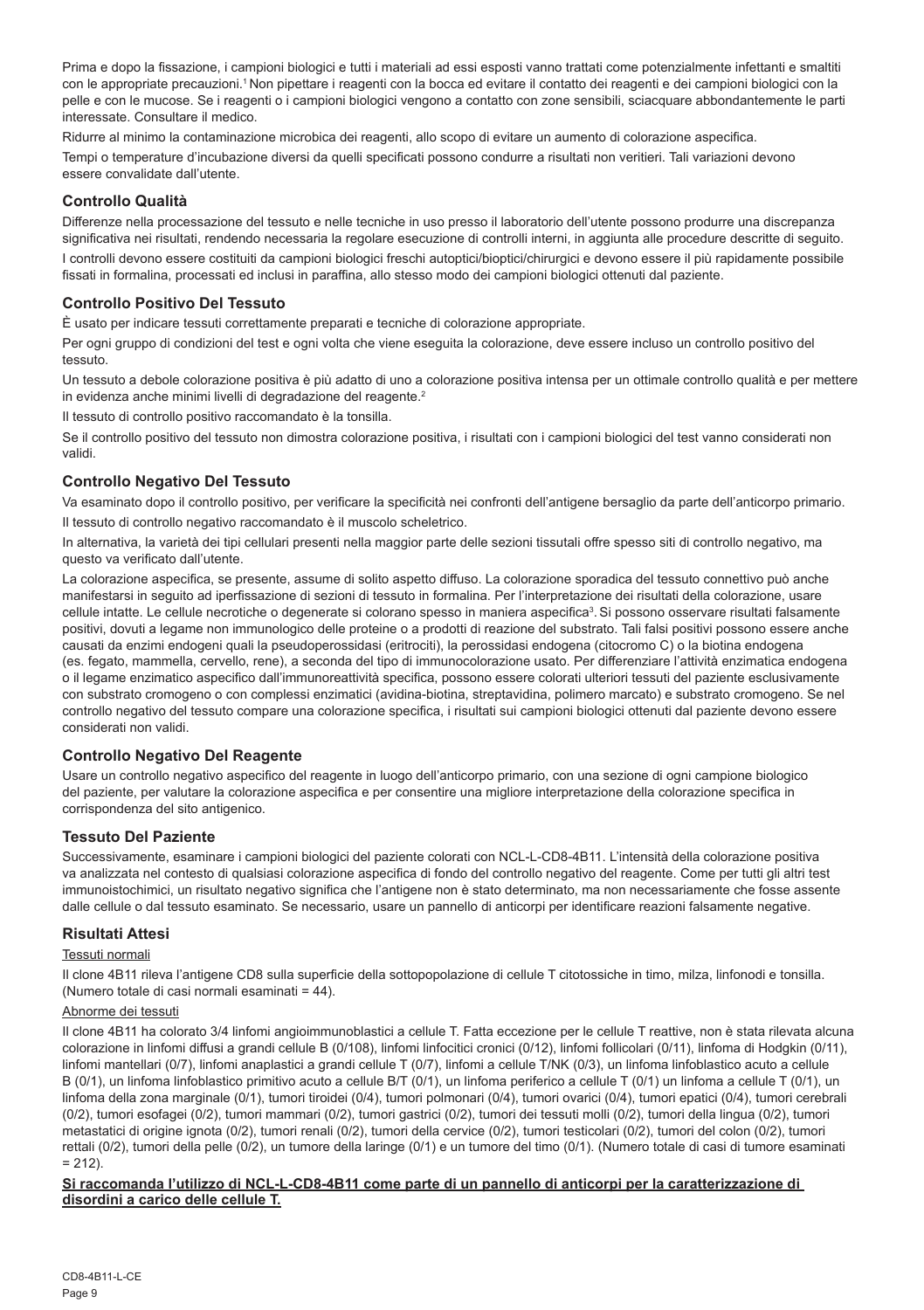Prima e dopo la fissazione, i campioni biologici e tutti i materiali ad essi esposti vanno trattati come potenzialmente infettanti e smaltiti con le appropriate precauzioni.[1] Non pipettare i reagenti con la bocca ed evitare il contatto dei reagenti e dei campioni biologici con la pelle e con le mucose. Se i reagenti o i campioni biologici vengono a contatto con zone sensibili, sciacquare abbondantemente le parti interessate. Consultare il medico.

Ridurre al minimo la contaminazione microbica dei reagenti, allo scopo di evitare un aumento di colorazione aspecifica.

Tempi o temperature d'incubazione diversi da quelli specificati possono condurre a risultati non veritieri. Tali variazioni devono essere convalidate dall'utente.

## Controllo Qualità

Differenze nella processazione del tessuto e nelle tecniche in uso presso il laboratorio dell'utente possono produrre una discrepanza significativa nei risultati, rendendo necessaria la regolare esecuzione di controlli interni, in aggiunta alle procedure descritte di seguito.

I controlli devono essere costituiti da campioni biologici freschi autoptici/bioptici/chirurgici e devono essere il più rapidamente possibile fissati in formalina, processati ed inclusi in paraffina, allo stesso modo dei campioni biologici ottenuti dal paziente.

## Controllo Positivo Del Tessuto

È usato per indicare tessuti correttamente preparati e tecniche di colorazione appropriate.

Per ogni gruppo di condizioni del test e ogni volta che viene eseguita la colorazione, deve essere incluso un controllo positivo del tessuto.

Un tessuto a debole colorazione positiva è più adatto di uno a colorazione positiva intensa per un ottimale controllo qualità e per mettere in evidenza anche minimi livelli di degradazione del reagente.[2]

Il tessuto di controllo positivo raccomandato è la tonsilla.

Se il controllo positivo del tessuto non dimostra colorazione positiva, i risultati con i campioni biologici del test vanno considerati non validi.

## Controllo Negativo Del Tessuto

Va esaminato dopo il controllo positivo, per verificare la specificità nei confronti dell'antigene bersaglio da parte dell'anticorpo primario.

Il tessuto di controllo negativo raccomandato è il muscolo scheletrico.

In alternativa, la varietà dei tipi cellulari presenti nella maggior parte delle sezioni tissutali offre spesso siti di controllo negativo, ma questo va verificato dall'utente.

La colorazione aspecifica, se presente, assume di solito aspetto diffuso. La colorazione sporadica del tessuto connettivo può anche manifestarsi in seguito ad iperfissazione di sezioni di tessuto in formalina. Per l'interpretazione dei risultati della colorazione, usare cellule intatte. Le cellule necrotiche o degenerate si colorano spesso in maniera aspecifica[3]. Si possono osservare risultati falsamente positivi, dovuti a legame non immunologico delle proteine o a prodotti di reazione del substrato. Tali falsi positivi possono essere anche causati da enzimi endogeni quali la pseudoperossidasi (eritrociti), la perossidasi endogena (citocromo C) o la biotina endogena (es. fegato, mammella, cervello, rene), a seconda del tipo di immunocolorazione usato. Per differenziare l'attività enzimatica endogena o il legame enzimatico aspecifico dall'immunoreattività specifica, possono essere colorati ulteriori tessuti del paziente esclusivamente con substrato cromogeno o con complessi enzimatici (avidina-biotina, streptavidina, polimero marcato) e substrato cromogeno. Se nel controllo negativo del tessuto compare una colorazione specifica, i risultati sui campioni biologici ottenuti dal paziente devono essere considerati non validi.

## Controllo Negativo Del Reagente

Usare un controllo negativo aspecifico del reagente in luogo dell'anticorpo primario, con una sezione di ogni campione biologico del paziente, per valutare la colorazione aspecifica e per consentire una migliore interpretazione della colorazione specifica in corrispondenza del sito antigenico.

## Tessuto Del Paziente

Successivamente, esaminare i campioni biologici del paziente colorati con NCL-L-CD8-4B11. L'intensità della colorazione positiva va analizzata nel contesto di qualsiasi colorazione aspecifica di fondo del controllo negativo del reagente. Come per tutti gli altri test immunoistochimici, un risultato negativo significa che l'antigene non è stato determinato, ma non necessariamente che fosse assente dalle cellule o dal tessuto esaminato. Se necessario, usare un pannello di anticorpi per identificare reazioni falsamente negative.

## Risultati Attesi

Tessuti normali

Il clone 4B11 rileva l'antigene CD8 sulla superficie della sottopopolazione di cellule T citotossiche in timo, milza, linfonodi e tonsilla. (Numero totale di casi normali esaminati = 44).

Abnorme dei tessuti

Il clone 4B11 ha colorato 3/4 linfomi angioimmunoblastici a cellule T. Fatta eccezione per le cellule T reattive, non è stata rilevata alcuna colorazione in linfomi diffusi a grandi cellule B (0/108), linfomi linfocitici cronici (0/12), linfomi follicolari (0/11), linfoma di Hodgkin (0/11), linfomi mantellari (0/7), linfomi anaplastici a grandi cellule T (0/7), linfomi a cellule T/NK (0/3), un linfoma linfoblastico acuto a cellule B (0/1), un linfoma linfoblastico primitivo acuto a cellule B/T (0/1), un linfoma periferico a cellule T (0/1) un linfoma a cellule T (0/1), un linfoma della zona marginale (0/1), tumori tiroidei (0/4), tumori polmonari (0/4), tumori ovarici (0/4), tumori epatici (0/4), tumori cerebrali (0/2), tumori esofagei (0/2), tumori mammari (0/2), tumori gastrici (0/2), tumori dei tessuti molli (0/2), tumori della lingua (0/2), tumori metastatici di origine ignota (0/2), tumori renali (0/2), tumori della cervice (0/2), tumori testicolari (0/2), tumori del colon (0/2), tumori rettali (0/2), tumori della pelle (0/2), un tumore della laringe (0/1) e un tumore del timo (0/1). (Numero totale di casi di tumore esaminati = 212).

**Si raccomanda l'utilizzo di NCL-L-CD8-4B11 come parte di un pannello di anticorpi per la caratterizzazione di disordini a carico delle cellule T.**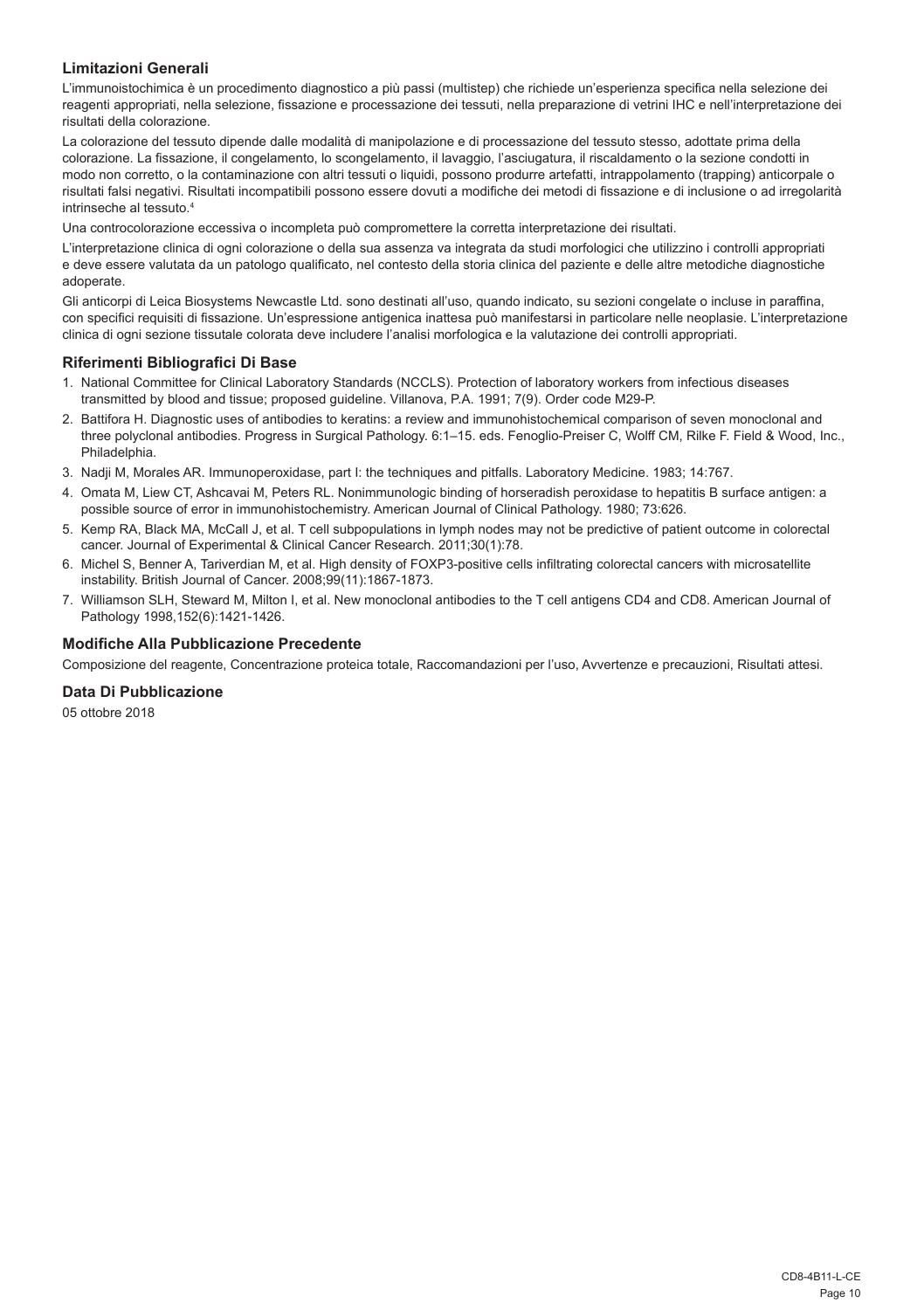## Limitazioni Generali

L'immunoistochimica è un procedimento diagnostico a più passi (multistep) che richiede un'esperienza specifica nella selezione dei reagenti appropriati, nella selezione, fissazione e processazione dei tessuti, nella preparazione di vetrini IHC e nell'interpretazione dei risultati della colorazione.

La colorazione del tessuto dipende dalle modalità di manipolazione e di processazione del tessuto stesso, adottate prima della colorazione. La fissazione, il congelamento, lo scongelamento, il lavaggio, l'asciugatura, il riscaldamento o la sezione condotti in modo non corretto, o la contaminazione con altri tessuti o liquidi, possono produrre artefatti, intrappolamento (trapping) anticorpale o risultati falsi negativi. Risultati incompatibili possono essere dovuti a modifiche dei metodi di fissazione e di inclusione o ad irregolarità intrinseche al tessuto.[4]

Una controcolorazione eccessiva o incompleta può compromettere la corretta interpretazione dei risultati.

L'interpretazione clinica di ogni colorazione o della sua assenza va integrata da studi morfologici che utilizzino i controlli appropriati e deve essere valutata da un patologo qualificato, nel contesto della storia clinica del paziente e delle altre metodiche diagnostiche adoperate.

Gli anticorpi di Leica Biosystems Newcastle Ltd. sono destinati all'uso, quando indicato, su sezioni congelate o incluse in paraffina, con specifici requisiti di fissazione. Un'espressione antigenica inattesa può manifestarsi in particolare nelle neoplasie. L'interpretazione clinica di ogni sezione tissutale colorata deve includere l'analisi morfologica e la valutazione dei controlli appropriati.

## Riferimenti Bibliografici Di Base

1. National Committee for Clinical Laboratory Standards (NCCLS). Protection of laboratory workers from infectious diseases transmitted by blood and tissue; proposed guideline. Villanova, P.A. 1991; 7(9). Order code M29-P.
2. Battifora H. Diagnostic uses of antibodies to keratins: a review and immunohistochemical comparison of seven monoclonal and three polyclonal antibodies. Progress in Surgical Pathology. 6:1–15. eds. Fenoglio-Preiser C, Wolff CM, Rilke F. Field & Wood, Inc., Philadelphia.
3. Nadji M, Morales AR. Immunoperoxidase, part I: the techniques and pitfalls. Laboratory Medicine. 1983; 14:767.
4. Omata M, Liew CT, Ashcavai M, Peters RL. Nonimmunologic binding of horseradish peroxidase to hepatitis B surface antigen: a possible source of error in immunohistochemistry. American Journal of Clinical Pathology. 1980; 73:626.
5. Kemp RA, Black MA, McCall J, et al. T cell subpopulations in lymph nodes may not be predictive of patient outcome in colorectal cancer. Journal of Experimental & Clinical Cancer Research. 2011;30(1):78.
6. Michel S, Benner A, Tariverdian M, et al. High density of FOXP3-positive cells infiltrating colorectal cancers with microsatellite instability. British Journal of Cancer. 2008;99(11):1867-1873.
7. Williamson SLH, Steward M, Milton I, et al. New monoclonal antibodies to the T cell antigens CD4 and CD8. American Journal of Pathology 1998,152(6):1421-1426.

## Modifiche Alla Pubblicazione Precedente

Composizione del reagente, Concentrazione proteica totale, Raccomandazioni per l'uso, Avvertenze e precauzioni, Risultati attesi.

## Data Di Pubblicazione

05 ottobre 2018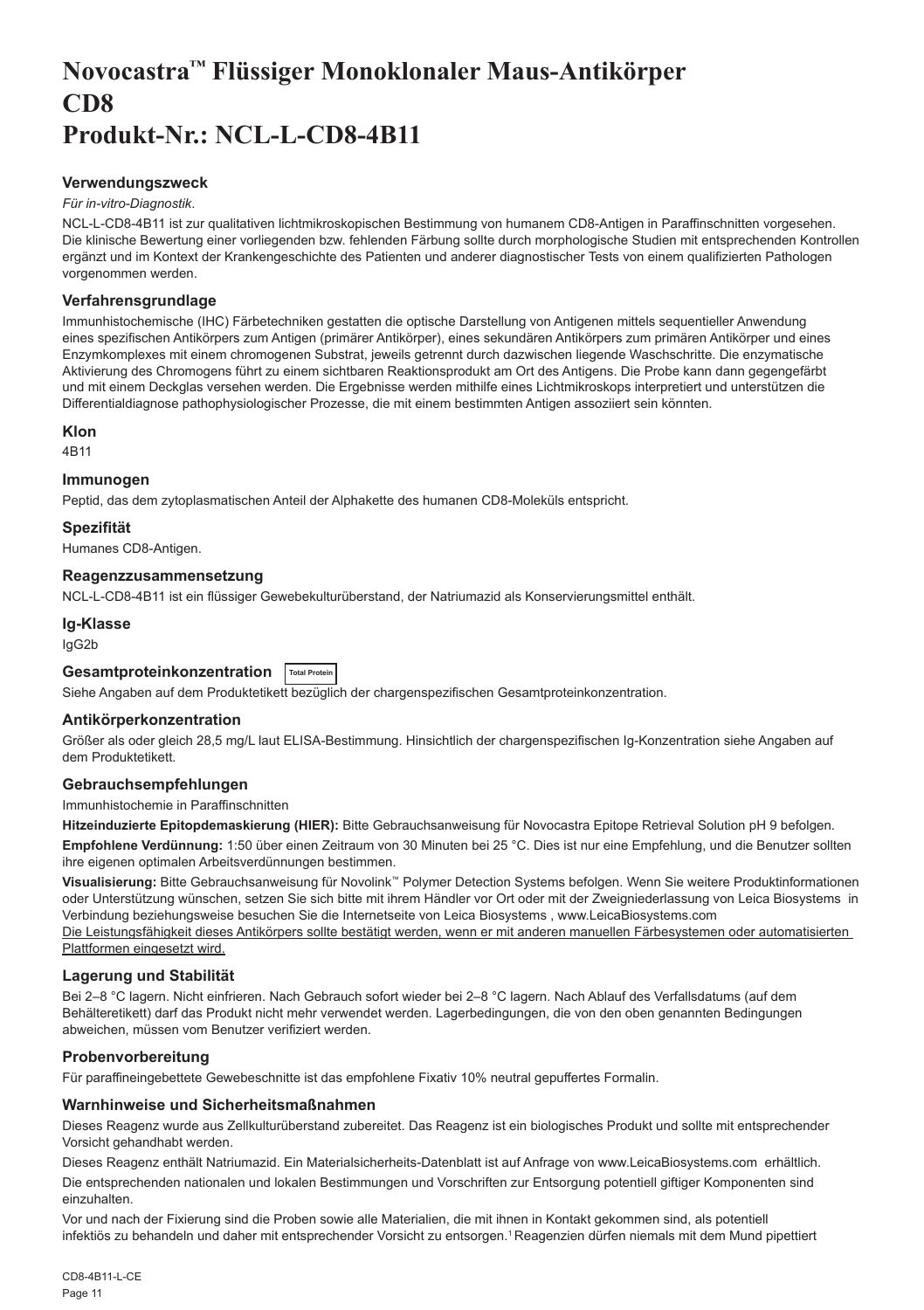# Novocastra™ Flüssiger Monoklonaler Maus-Antikörper CD8
# Produkt-Nr.: NCL-L-CD8-4B11

### Verwendungszweck

*Für in-vitro-Diagnostik*.

NCL-L-CD8-4B11 ist zur qualitativen lichtmikroskopischen Bestimmung von humanem CD8-Antigen in Paraffinschnitten vorgesehen. Die klinische Bewertung einer vorliegenden bzw. fehlenden Färbung sollte durch morphologische Studien mit entsprechenden Kontrollen ergänzt und im Kontext der Krankengeschichte des Patienten und anderer diagnostischer Tests von einem qualifizierten Pathologen vorgenommen werden.

### Verfahrensgrundlage

Immunhistochemische (IHC) Färbetechniken gestatten die optische Darstellung von Antigenen mittels sequentieller Anwendung eines spezifischen Antikörpers zum Antigen (primärer Antikörper), eines sekundären Antikörpers zum primären Antikörper und eines Enzymkomplexes mit einem chromogenen Substrat, jeweils getrennt durch dazwischen liegende Waschschritte. Die enzymatische Aktivierung des Chromogens führt zu einem sichtbaren Reaktionsprodukt am Ort des Antigens. Die Probe kann dann gegengefärbt und mit einem Deckglas versehen werden. Die Ergebnisse werden mithilfe eines Lichtmikroskops interpretiert und unterstützen die Differentialdiagnose pathophysiologischer Prozesse, die mit einem bestimmten Antigen assoziiert sein könnten.

### Klon

4B11

### Immunogen

Peptid, das dem zytoplasmatischen Anteil der Alphakette des humanen CD8-Moleküls entspricht.

### Spezifität

Humanes CD8-Antigen.

### Reagenzzusammensetzung

NCL-L-CD8-4B11 ist ein flüssiger Gewebekulturüberstand, der Natriumazid als Konservierungsmittel enthält.

### Ig-Klasse

IgG2b

### Gesamtproteinkonzentration Total Protein

Siehe Angaben auf dem Produktetikett bezüglich der chargenspezifischen Gesamtproteinkonzentration.

### Antikörperkonzentration

Größer als oder gleich 28,5 mg/L laut ELISA-Bestimmung. Hinsichtlich der chargenspezifischen Ig-Konzentration siehe Angaben auf dem Produktetikett.

### Gebrauchsempfehlungen

Immunhistochemie in Paraffinschnitten

**Hitzeinduzierte Epitopdemaskierung (HIER):** Bitte Gebrauchsanweisung für Novocastra Epitope Retrieval Solution pH 9 befolgen.

**Empfohlene Verdünnung:** 1:50 über einen Zeitraum von 30 Minuten bei 25 °C. Dies ist nur eine Empfehlung, und die Benutzer sollten ihre eigenen optimalen Arbeitsverdünnungen bestimmen.

**Visualisierung:** Bitte Gebrauchsanweisung für Novolink™ Polymer Detection Systems befolgen. Wenn Sie weitere Produktinformationen oder Unterstützung wünschen, setzen Sie sich bitte mit ihrem Händler vor Ort oder mit der Zweigniederlassung von Leica Biosystems in Verbindung beziehungsweise besuchen Sie die Internetseite von Leica Biosystems , www.LeicaBiosystems.com

Die Leistungsfähigkeit dieses Antikörpers sollte bestätigt werden, wenn er mit anderen manuellen Färbesystemen oder automatisierten Plattformen eingesetzt wird.

### Lagerung und Stabilität

Bei 2–8 °C lagern. Nicht einfrieren. Nach Gebrauch sofort wieder bei 2–8 °C lagern. Nach Ablauf des Verfallsdatums (auf dem Behälteretikett) darf das Produkt nicht mehr verwendet werden. Lagerbedingungen, die von den oben genannten Bedingungen abweichen, müssen vom Benutzer verifiziert werden.

### Probenvorbereitung

Für paraffineingebettete Gewebeschnitte ist das empfohlene Fixativ 10% neutral gepuffertes Formalin.

### Warnhinweise und Sicherheitsmaßnahmen

Dieses Reagenz wurde aus Zellkulturüberstand zubereitet. Das Reagenz ist ein biologisches Produkt und sollte mit entsprechender Vorsicht gehandhabt werden.

Dieses Reagenz enthält Natriumazid. Ein Materialsicherheits-Datenblatt ist auf Anfrage von www.LeicaBiosystems.com erhältlich.

Die entsprechenden nationalen und lokalen Bestimmungen und Vorschriften zur Entsorgung potentiell giftiger Komponenten sind einzuhalten.

Vor und nach der Fixierung sind die Proben sowie alle Materialien, die mit ihnen in Kontakt gekommen sind, als potentiell infektiös zu behandeln und daher mit entsprechender Vorsicht zu entsorgen.[1] Reagenzien dürfen niemals mit dem Mund pipettiert

CD8-4B11-L-CE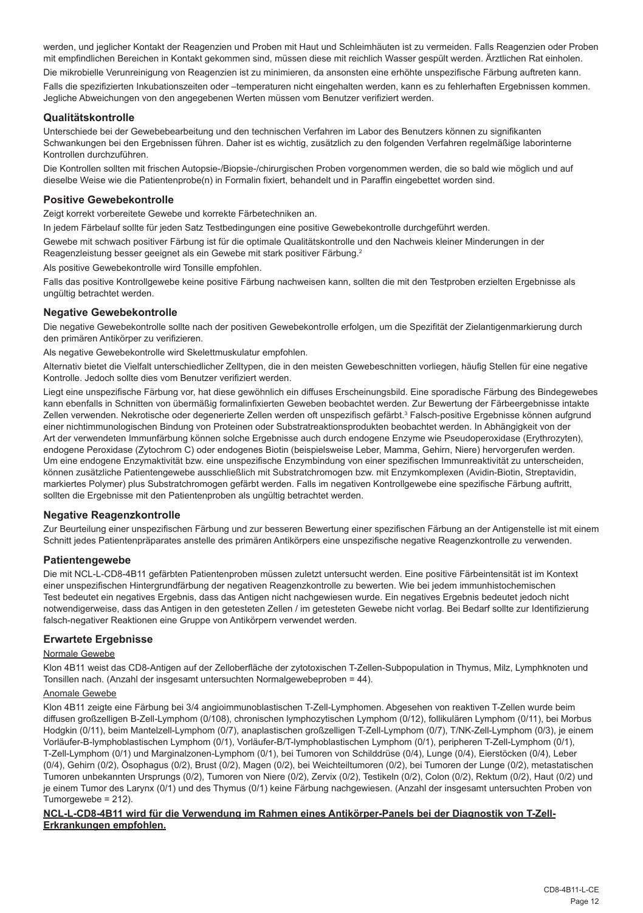werden, und jeglicher Kontakt der Reagenzien und Proben mit Haut und Schleimhäuten ist zu vermeiden. Falls Reagenzien oder Proben mit empfindlichen Bereichen in Kontakt gekommen sind, müssen diese mit reichlich Wasser gespült werden. Ärztlichen Rat einholen.

Die mikrobielle Verunreinigung von Reagenzien ist zu minimieren, da ansonsten eine erhöhte unspezifische Färbung auftreten kann.

Falls die spezifizierten Inkubationszeiten oder –temperaturen nicht eingehalten werden, kann es zu fehlerhaften Ergebnissen kommen. Jegliche Abweichungen von den angegebenen Werten müssen vom Benutzer verifiziert werden.

## Qualitätskontrolle

Unterschiede bei der Gewebebearbeitung und den technischen Verfahren im Labor des Benutzers können zu signifikanten Schwankungen bei den Ergebnissen führen. Daher ist es wichtig, zusätzlich zu den folgenden Verfahren regelmäßige laborinterne Kontrollen durchzuführen.

Die Kontrollen sollten mit frischen Autopsie-/Biopsie-/chirurgischen Proben vorgenommen werden, die so bald wie möglich und auf dieselbe Weise wie die Patientenprobe(n) in Formalin fixiert, behandelt und in Paraffin eingebettet worden sind.

## Positive Gewebekontrolle

Zeigt korrekt vorbereitete Gewebe und korrekte Färbetechniken an.

In jedem Färbelauf sollte für jeden Satz Testbedingungen eine positive Gewebekontrolle durchgeführt werden.

Gewebe mit schwach positiver Färbung ist für die optimale Qualitätskontrolle und den Nachweis kleiner Minderungen in der Reagenzleistung besser geeignet als ein Gewebe mit stark positiver Färbung.[2]

Als positive Gewebekontrolle wird Tonsille empfohlen.

Falls das positive Kontrollgewebe keine positive Färbung nachweisen kann, sollten die mit den Testproben erzielten Ergebnisse als ungültig betrachtet werden.

## Negative Gewebekontrolle

Die negative Gewebekontrolle sollte nach der positiven Gewebekontrolle erfolgen, um die Spezifität der Zielantigenmarkierung durch den primären Antikörper zu verifizieren.

Als negative Gewebekontrolle wird Skelettmuskulatur empfohlen.

Alternativ bietet die Vielfalt unterschiedlicher Zelltypen, die in den meisten Gewebeschnitten vorliegen, häufig Stellen für eine negative Kontrolle. Jedoch sollte dies vom Benutzer verifiziert werden.

Liegt eine unspezifische Färbung vor, hat diese gewöhnlich ein diffuses Erscheinungsbild. Eine sporadische Färbung des Bindegewebes kann ebenfalls in Schnitten von übermäßig formalinfixierten Geweben beobachtet werden. Zur Bewertung der Färbeergebnisse intakte Zellen verwenden. Nekrotische oder degenerierte Zellen werden oft unspezifisch gefärbt.[3] Falsch-positive Ergebnisse können aufgrund einer nichtimmunologischen Bindung von Proteinen oder Substratreaktionsprodukten beobachtet werden. In Abhängigkeit von der Art der verwendeten Immunfärbung können solche Ergebnisse auch durch endogene Enzyme wie Pseudoperoxidase (Erythrozyten), endogene Peroxidase (Zytochrom C) oder endogenes Biotin (beispielsweise Leber, Mamma, Gehirn, Niere) hervorgerufen werden. Um eine endogene Enzymaktivität bzw. eine unspezifische Enzymbindung von einer spezifischen Immunreaktivität zu unterscheiden, können zusätzliche Patientengewebe ausschließlich mit Substratchromogen bzw. mit Enzymkomplexen (Avidin-Biotin, Streptavidin, markiertes Polymer) plus Substratchromogen gefärbt werden. Falls im negativen Kontrollgewebe eine spezifische Färbung auftritt, sollten die Ergebnisse mit den Patientenproben als ungültig betrachtet werden.

## Negative Reagenzkontrolle

Zur Beurteilung einer unspezifischen Färbung und zur besseren Bewertung einer spezifischen Färbung an der Antigenstelle ist mit einem Schnitt jedes Patientenpräparates anstelle des primären Antikörpers eine unspezifische negative Reagenzkontrolle zu verwenden.

## Patientengewebe

Die mit NCL-L-CD8-4B11 gefärbten Patientenproben müssen zuletzt untersucht werden. Eine positive Färbeintensität ist im Kontext einer unspezifischen Hintergrundfärbung der negativen Reagenzkontrolle zu bewerten. Wie bei jedem immunhistochemischen Test bedeutet ein negatives Ergebnis, dass das Antigen nicht nachgewiesen wurde. Ein negatives Ergebnis bedeutet jedoch nicht notwendigerweise, dass das Antigen in den getesteten Zellen / im getesteten Gewebe nicht vorlag. Bei Bedarf sollte zur Identifizierung falsch-negativer Reaktionen eine Gruppe von Antikörpern verwendet werden.

## Erwartete Ergebnisse

Normale Gewebe

Klon 4B11 weist das CD8-Antigen auf der Zelloberfläche der zytotoxischen T-Zellen-Subpopulation in Thymus, Milz, Lymphknoten und Tonsillen nach. (Anzahl der insgesamt untersuchten Normalgewebeproben = 44).

Anomale Gewebe

Klon 4B11 zeigte eine Färbung bei 3/4 angioimmunoblastischen T-Zell-Lymphomen. Abgesehen von reaktiven T-Zellen wurde beim diffusen großzelligen B-Zell-Lymphom (0/108), chronischen lymphozytischen Lymphom (0/12), follikulären Lymphom (0/11), bei Morbus Hodgkin (0/11), beim Mantelzell-Lymphom (0/7), anaplastischen großzelligen T-Zell-Lymphom (0/7), T/NK-Zell-Lymphom (0/3), je einem Vorläufer-B-lymphoblastischen Lymphom (0/1), Vorläufer-B/T-lymphoblastischen Lymphom (0/1), peripheren T-Zell-Lymphom (0/1), T-Zell-Lymphom (0/1) und Marginalzonen-Lymphom (0/1), bei Tumoren von Schilddrüse (0/4), Lunge (0/4), Eierstöcken (0/4), Leber (0/4), Gehirn (0/2), Ösophagus (0/2), Brust (0/2), Magen (0/2), bei Weichteiltumoren (0/2), bei Tumoren der Lunge (0/2), metastatischen Tumoren unbekannten Ursprungs (0/2), Tumoren von Niere (0/2), Zervix (0/2), Testikeln (0/2), Colon (0/2), Rektum (0/2), Haut (0/2) und je einem Tumor des Larynx (0/1) und des Thymus (0/1) keine Färbung nachgewiesen. (Anzahl der insgesamt untersuchten Proben von Tumorgewebe = 212).

**NCL-L-CD8-4B11 wird für die Verwendung im Rahmen eines Antikörper-Panels bei der Diagnostik von T-Zell-Erkrankungen empfohlen.**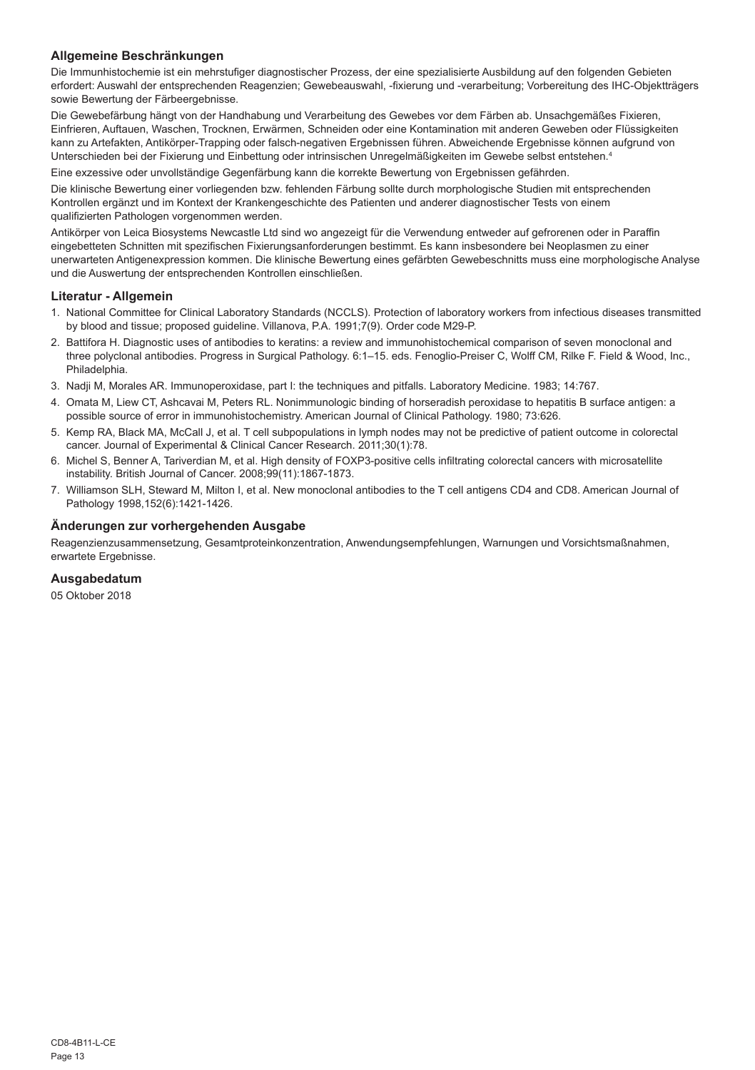### Allgemeine Beschränkungen

Die Immunhistochemie ist ein mehrstufiger diagnostischer Prozess, der eine spezialisierte Ausbildung auf den folgenden Gebieten erfordert: Auswahl der entsprechenden Reagenzien; Gewebeauswahl, -fixierung und -verarbeitung; Vorbereitung des IHC-Objektträgers sowie Bewertung der Färbeergebnisse.

Die Gewebefärbung hängt von der Handhabung und Verarbeitung des Gewebes vor dem Färben ab. Unsachgemäßes Fixieren, Einfrieren, Auftauen, Waschen, Trocknen, Erwärmen, Schneiden oder eine Kontamination mit anderen Geweben oder Flüssigkeiten kann zu Artefakten, Antikörper-Trapping oder falsch-negativen Ergebnissen führen. Abweichende Ergebnisse können aufgrund von Unterschieden bei der Fixierung und Einbettung oder intrinsischen Unregelmäßigkeiten im Gewebe selbst entstehen.[4]

Eine exzessive oder unvollständige Gegenfärbung kann die korrekte Bewertung von Ergebnissen gefährden.

Die klinische Bewertung einer vorliegenden bzw. fehlenden Färbung sollte durch morphologische Studien mit entsprechenden Kontrollen ergänzt und im Kontext der Krankengeschichte des Patienten und anderer diagnostischer Tests von einem qualifizierten Pathologen vorgenommen werden.

Antikörper von Leica Biosystems Newcastle Ltd sind wo angezeigt für die Verwendung entweder auf gefrorenen oder in Paraffin eingebetteten Schnitten mit spezifischen Fixierungsanforderungen bestimmt. Es kann insbesondere bei Neoplasmen zu einer unerwarteten Antigenexpression kommen. Die klinische Bewertung eines gefärbten Gewebeschnitts muss eine morphologische Analyse und die Auswertung der entsprechenden Kontrollen einschließen.

### Literatur - Allgemein

1. National Committee for Clinical Laboratory Standards (NCCLS). Protection of laboratory workers from infectious diseases transmitted by blood and tissue; proposed guideline. Villanova, P.A. 1991;7(9). Order code M29-P.
2. Battifora H. Diagnostic uses of antibodies to keratins: a review and immunohistochemical comparison of seven monoclonal and three polyclonal antibodies. Progress in Surgical Pathology. 6:1–15. eds. Fenoglio-Preiser C, Wolff CM, Rilke F. Field & Wood, Inc., Philadelphia.
3. Nadji M, Morales AR. Immunoperoxidase, part I: the techniques and pitfalls. Laboratory Medicine. 1983; 14:767.
4. Omata M, Liew CT, Ashcavai M, Peters RL. Nonimmunologic binding of horseradish peroxidase to hepatitis B surface antigen: a possible source of error in immunohistochemistry. American Journal of Clinical Pathology. 1980; 73:626.
5. Kemp RA, Black MA, McCall J, et al. T cell subpopulations in lymph nodes may not be predictive of patient outcome in colorectal cancer. Journal of Experimental & Clinical Cancer Research. 2011;30(1):78.
6. Michel S, Benner A, Tariverdian M, et al. High density of FOXP3-positive cells infiltrating colorectal cancers with microsatellite instability. British Journal of Cancer. 2008;99(11):1867-1873.
7. Williamson SLH, Steward M, Milton I, et al. New monoclonal antibodies to the T cell antigens CD4 and CD8. American Journal of Pathology 1998,152(6):1421-1426.

### Änderungen zur vorhergehenden Ausgabe

Reagenzienzusammensetzung, Gesamtproteinkonzentration, Anwendungsempfehlungen, Warnungen und Vorsichtsmaßnahmen, erwartete Ergebnisse.

### Ausgabedatum

05 Oktober 2018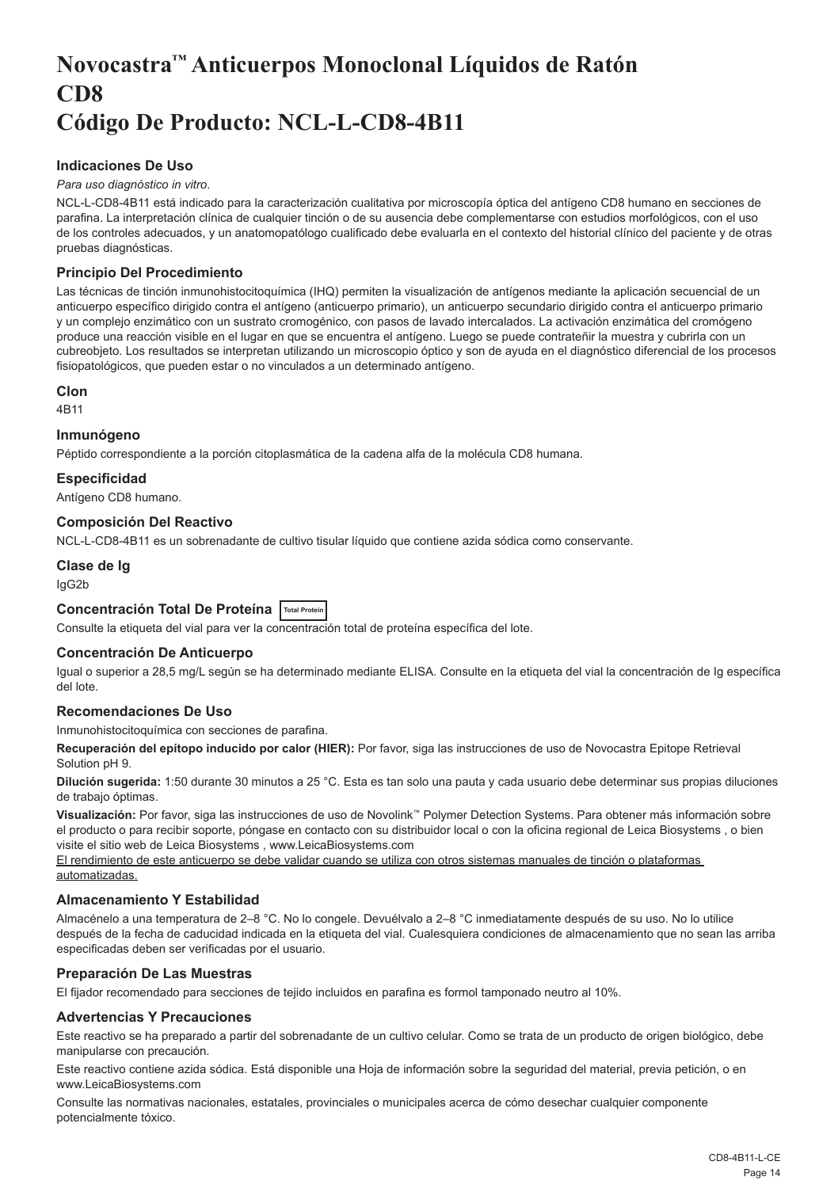# Novocastra™ Anticuerpos Monoclonal Líquidos de Ratón CD8
# Código De Producto: NCL-L-CD8-4B11

### Indicaciones De Uso

*Para uso diagnóstico in vitro*.

NCL-L-CD8-4B11 está indicado para la caracterización cualitativa por microscopía óptica del antígeno CD8 humano en secciones de parafina. La interpretación clínica de cualquier tinción o de su ausencia debe complementarse con estudios morfológicos, con el uso de los controles adecuados, y un anatomopatólogo cualificado debe evaluarla en el contexto del historial clínico del paciente y de otras pruebas diagnósticas.

### Principio Del Procedimiento

Las técnicas de tinción inmunohistocitoquímica (IHQ) permiten la visualización de antígenos mediante la aplicación secuencial de un anticuerpo específico dirigido contra el antígeno (anticuerpo primario), un anticuerpo secundario dirigido contra el anticuerpo primario y un complejo enzimático con un sustrato cromogénico, con pasos de lavado intercalados. La activación enzimática del cromógeno produce una reacción visible en el lugar en que se encuentra el antígeno. Luego se puede contrateñir la muestra y cubrirla con un cubreobjeto. Los resultados se interpretan utilizando un microscopio óptico y son de ayuda en el diagnóstico diferencial de los procesos fisiopatológicos, que pueden estar o no vinculados a un determinado antígeno.

### Clon

4B11

### Inmunógeno

Péptido correspondiente a la porción citoplasmática de la cadena alfa de la molécula CD8 humana.

### Especificidad

Antígeno CD8 humano.

### Composición Del Reactivo

NCL-L-CD8-4B11 es un sobrenadante de cultivo tisular líquido que contiene azida sódica como conservante.

### Clase de Ig

IgG2b

### Concentración Total De Proteína Total Protein

Consulte la etiqueta del vial para ver la concentración total de proteína específica del lote.

### Concentración De Anticuerpo

Igual o superior a 28,5 mg/L según se ha determinado mediante ELISA. Consulte en la etiqueta del vial la concentración de Ig específica del lote.

### Recomendaciones De Uso

Inmunohistocitoquímica con secciones de parafina.

**Recuperación del epítopo inducido por calor (HIER):** Por favor, siga las instrucciones de uso de Novocastra Epitope Retrieval Solution pH 9.

**Dilución sugerida:** 1:50 durante 30 minutos a 25 °C. Esta es tan solo una pauta y cada usuario debe determinar sus propias diluciones de trabajo óptimas.

**Visualización:** Por favor, siga las instrucciones de uso de Novolink™ Polymer Detection Systems. Para obtener más información sobre el producto o para recibir soporte, póngase en contacto con su distribuidor local o con la oficina regional de Leica Biosystems , o bien visite el sitio web de Leica Biosystems , www.LeicaBiosystems.com

<u>El rendimiento de este anticuerpo se debe validar cuando se utiliza con otros sistemas manuales de tinción o plataformas automatizadas.</u>

### Almacenamiento Y Estabilidad

Almacénelo a una temperatura de 2–8 °C. No lo congele. Devuélvalo a 2–8 °C inmediatamente después de su uso. No lo utilice después de la fecha de caducidad indicada en la etiqueta del vial. Cualesquiera condiciones de almacenamiento que no sean las arriba especificadas deben ser verificadas por el usuario.

### Preparación De Las Muestras

El fijador recomendado para secciones de tejido incluidos en parafina es formol tamponado neutro al 10%.

### Advertencias Y Precauciones

Este reactivo se ha preparado a partir del sobrenadante de un cultivo celular. Como se trata de un producto de origen biológico, debe manipularse con precaución.

Este reactivo contiene azida sódica. Está disponible una Hoja de información sobre la seguridad del material, previa petición, o en www.LeicaBiosystems.com

Consulte las normativas nacionales, estatales, provinciales o municipales acerca de cómo desechar cualquier componente potencialmente tóxico.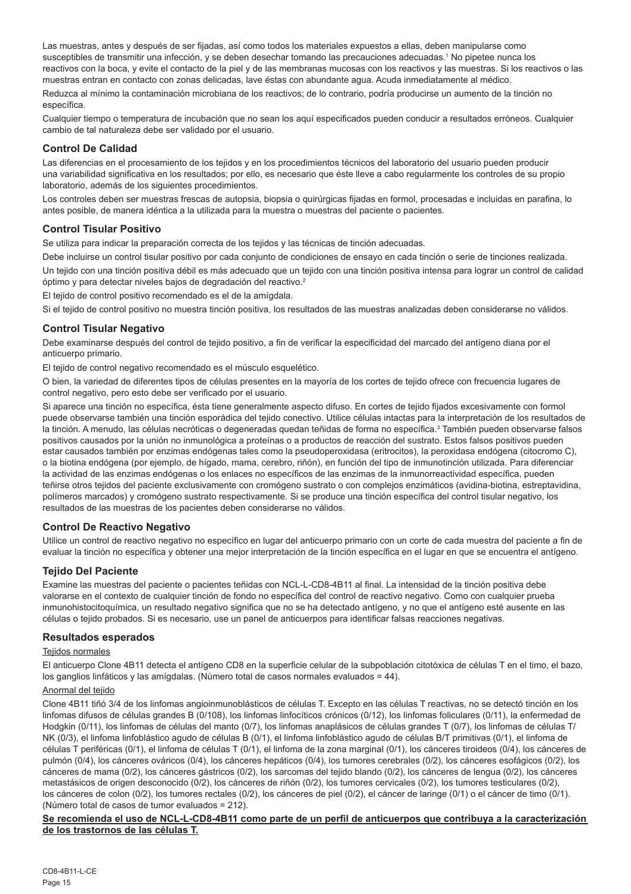Las muestras, antes y después de ser fijadas, así como todos los materiales expuestos a ellas, deben manipularse como susceptibles de transmitir una infección, y se deben desechar tomando las precauciones adecuadas.[1] No pipetee nunca los reactivos con la boca, y evite el contacto de la piel y de las membranas mucosas con los reactivos y las muestras. Si los reactivos o las muestras entran en contacto con zonas delicadas, lave éstas con abundante agua. Acuda inmediatamente al médico.

Reduzca al mínimo la contaminación microbiana de los reactivos; de lo contrario, podría producirse un aumento de la tinción no específica.

Cualquier tiempo o temperatura de incubación que no sean los aquí especificados pueden conducir a resultados erróneos. Cualquier cambio de tal naturaleza debe ser validado por el usuario.

## Control De Calidad

Las diferencias en el procesamiento de los tejidos y en los procedimientos técnicos del laboratorio del usuario pueden producir una variabilidad significativa en los resultados; por ello, es necesario que éste lleve a cabo regularmente los controles de su propio laboratorio, además de los siguientes procedimientos.

Los controles deben ser muestras frescas de autopsia, biopsia o quirúrgicas fijadas en formol, procesadas e incluidas en parafina, lo antes posible, de manera idéntica a la utilizada para la muestra o muestras del paciente o pacientes.

## Control Tisular Positivo

Se utiliza para indicar la preparación correcta de los tejidos y las técnicas de tinción adecuadas.

Debe incluirse un control tisular positivo por cada conjunto de condiciones de ensayo en cada tinción o serie de tinciones realizada.

Un tejido con una tinción positiva débil es más adecuado que un tejido con una tinción positiva intensa para lograr un control de calidad óptimo y para detectar niveles bajos de degradación del reactivo.[2]

El tejido de control positivo recomendado es el de la amígdala.

Si el tejido de control positivo no muestra tinción positiva, los resultados de las muestras analizadas deben considerarse no válidos.

## Control Tisular Negativo

Debe examinarse después del control de tejido positivo, a fin de verificar la especificidad del marcado del antígeno diana por el anticuerpo primario.

El tejido de control negativo recomendado es el músculo esquelético.

O bien, la variedad de diferentes tipos de células presentes en la mayoría de los cortes de tejido ofrece con frecuencia lugares de control negativo, pero esto debe ser verificado por el usuario.

Si aparece una tinción no específica, ésta tiene generalmente aspecto difuso. En cortes de tejido fijados excesivamente con formol puede observarse también una tinción esporádica del tejido conectivo. Utilice células intactas para la interpretación de los resultados de la tinción. A menudo, las células necróticas o degeneradas quedan teñidas de forma no específica.[3] También pueden observarse falsos positivos causados por la unión no inmunológica a proteínas o a productos de reacción del sustrato. Estos falsos positivos pueden estar causados también por enzimas endógenas tales como la pseudoperoxidasa (eritrocitos), la peroxidasa endógena (citocromo C), o la biotina endógena (por ejemplo, de hígado, mama, cerebro, riñón), en función del tipo de inmunotinción utilizada. Para diferenciar la actividad de las enzimas endógenas o los enlaces no específicos de las enzimas de la inmunorreactividad específica, pueden teñirse otros tejidos del paciente exclusivamente con cromógeno sustrato o con complejos enzimáticos (avidina-biotina, estreptavidina, polímeros marcados) y cromógeno sustrato respectivamente. Si se produce una tinción específica del control tisular negativo, los resultados de las muestras de los pacientes deben considerarse no válidos.

## Control De Reactivo Negativo

Utilice un control de reactivo negativo no específico en lugar del anticuerpo primario con un corte de cada muestra del paciente a fin de evaluar la tinción no específica y obtener una mejor interpretación de la tinción específica en el lugar en que se encuentra el antígeno.

## Tejido Del Paciente

Examine las muestras del paciente o pacientes teñidas con NCL-L-CD8-4B11 al final. La intensidad de la tinción positiva debe valorarse en el contexto de cualquier tinción de fondo no específica del control de reactivo negativo. Como con cualquier prueba inmunohistocitoquímica, un resultado negativo significa que no se ha detectado antígeno, y no que el antígeno esté ausente en las células o tejido probados. Si es necesario, use un panel de anticuerpos para identificar falsas reacciones negativas.

## Resultados esperados

Tejidos normales

El anticuerpo Clone 4B11 detecta el antígeno CD8 en la superficie celular de la subpoblación citotóxica de células T en el timo, el bazo, los ganglios linfáticos y las amígdalas. (Número total de casos normales evaluados = 44).

Anormal del tejido

Clone 4B11 tiñó 3/4 de los linfomas angioinmunoblásticos de células T. Excepto en las células T reactivas, no se detectó tinción en los linfomas difusos de células grandes B (0/108), los linfomas linfocíticos crónicos (0/12), los linfomas foliculares (0/11), la enfermedad de Hodgkin (0/11), los linfomas de células del manto (0/7), los linfomas anaplásicos de células grandes T (0/7), los linfomas de células T/NK (0/3), el linfoma linfoblástico agudo de células B (0/1), el linfoma linfoblástico agudo de células B/T primitivas (0/1), el linfoma de células T periféricas (0/1), el linfoma de células T (0/1), el linfoma de la zona marginal (0/1), los cánceres tiroideos (0/4), los cánceres de pulmón (0/4), los cánceres ováricos (0/4), los cánceres hepáticos (0/4), los tumores cerebrales (0/2), los cánceres esofágicos (0/2), los cánceres de mama (0/2), los cánceres gástricos (0/2), los sarcomas del tejido blando (0/2), los cánceres de lengua (0/2), los cánceres metastásicos de origen desconocido (0/2), los cánceres de riñón (0/2), los tumores cervicales (0/2), los tumores testiculares (0/2), los cánceres de colon (0/2), los tumores rectales (0/2), los cánceres de piel (0/2), el cáncer de laringe (0/1) o el cáncer de timo (0/1). (Número total de casos de tumor evaluados = 212).

**Se recomienda el uso de NCL-L-CD8-4B11 como parte de un perfil de anticuerpos que contribuya a la caracterización de los trastornos de las células T.**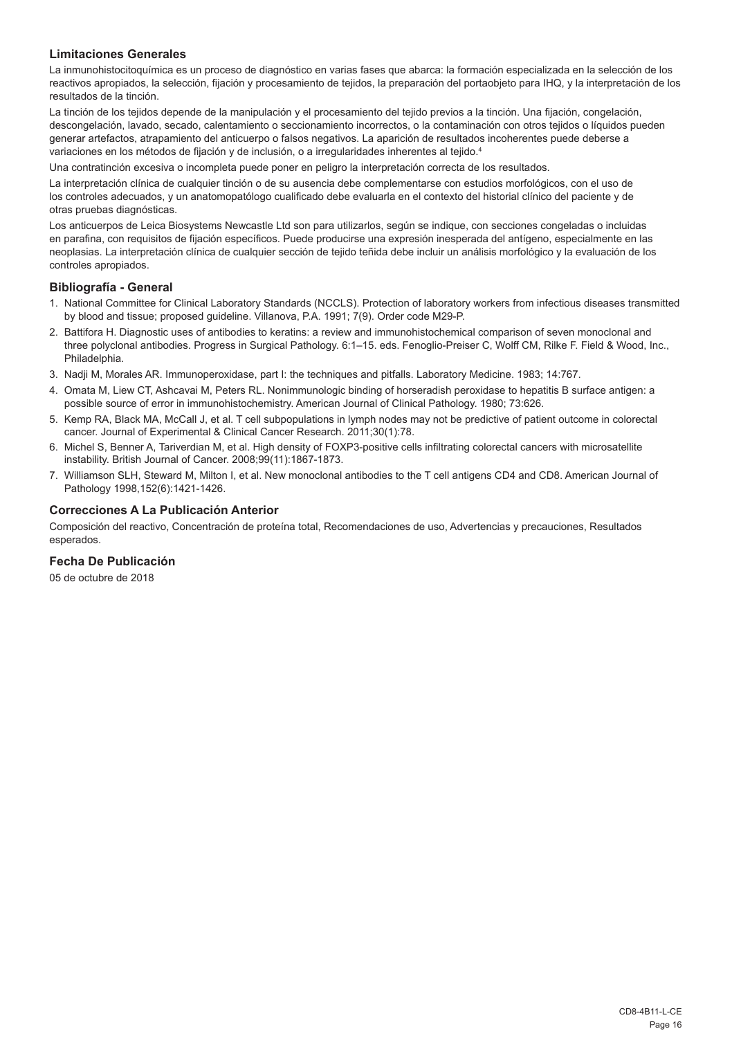### Limitaciones Generales

La inmunohistocitoquímica es un proceso de diagnóstico en varias fases que abarca: la formación especializada en la selección de los reactivos apropiados, la selección, fijación y procesamiento de tejidos, la preparación del portaobjeto para IHQ, y la interpretación de los resultados de la tinción.

La tinción de los tejidos depende de la manipulación y el procesamiento del tejido previos a la tinción. Una fijación, congelación, descongelación, lavado, secado, calentamiento o seccionamiento incorrectos, o la contaminación con otros tejidos o líquidos pueden generar artefactos, atrapamiento del anticuerpo o falsos negativos. La aparición de resultados incoherentes puede deberse a variaciones en los métodos de fijación y de inclusión, o a irregularidades inherentes al tejido.[4]

Una contratinción excesiva o incompleta puede poner en peligro la interpretación correcta de los resultados.

La interpretación clínica de cualquier tinción o de su ausencia debe complementarse con estudios morfológicos, con el uso de los controles adecuados, y un anatomopatólogo cualificado debe evaluarla en el contexto del historial clínico del paciente y de otras pruebas diagnósticas.

Los anticuerpos de Leica Biosystems Newcastle Ltd son para utilizarlos, según se indique, con secciones congeladas o incluidas en parafina, con requisitos de fijación específicos. Puede producirse una expresión inesperada del antígeno, especialmente en las neoplasias. La interpretación clínica de cualquier sección de tejido teñida debe incluir un análisis morfológico y la evaluación de los controles apropiados.

### Bibliografía - General

1. National Committee for Clinical Laboratory Standards (NCCLS). Protection of laboratory workers from infectious diseases transmitted by blood and tissue; proposed guideline. Villanova, P.A. 1991; 7(9). Order code M29-P.
2. Battifora H. Diagnostic uses of antibodies to keratins: a review and immunohistochemical comparison of seven monoclonal and three polyclonal antibodies. Progress in Surgical Pathology. 6:1–15. eds. Fenoglio-Preiser C, Wolff CM, Rilke F. Field & Wood, Inc., Philadelphia.
3. Nadji M, Morales AR. Immunoperoxidase, part I: the techniques and pitfalls. Laboratory Medicine. 1983; 14:767.
4. Omata M, Liew CT, Ashcavai M, Peters RL. Nonimmunologic binding of horseradish peroxidase to hepatitis B surface antigen: a possible source of error in immunohistochemistry. American Journal of Clinical Pathology. 1980; 73:626.
5. Kemp RA, Black MA, McCall J, et al. T cell subpopulations in lymph nodes may not be predictive of patient outcome in colorectal cancer. Journal of Experimental & Clinical Cancer Research. 2011;30(1):78.
6. Michel S, Benner A, Tariverdian M, et al. High density of FOXP3-positive cells infiltrating colorectal cancers with microsatellite instability. British Journal of Cancer. 2008;99(11):1867-1873.
7. Williamson SLH, Steward M, Milton I, et al. New monoclonal antibodies to the T cell antigens CD4 and CD8. American Journal of Pathology 1998,152(6):1421-1426.

### Correcciones A La Publicación Anterior

Composición del reactivo, Concentración de proteína total, Recomendaciones de uso, Advertencias y precauciones, Resultados esperados.

### Fecha De Publicación

05 de octubre de 2018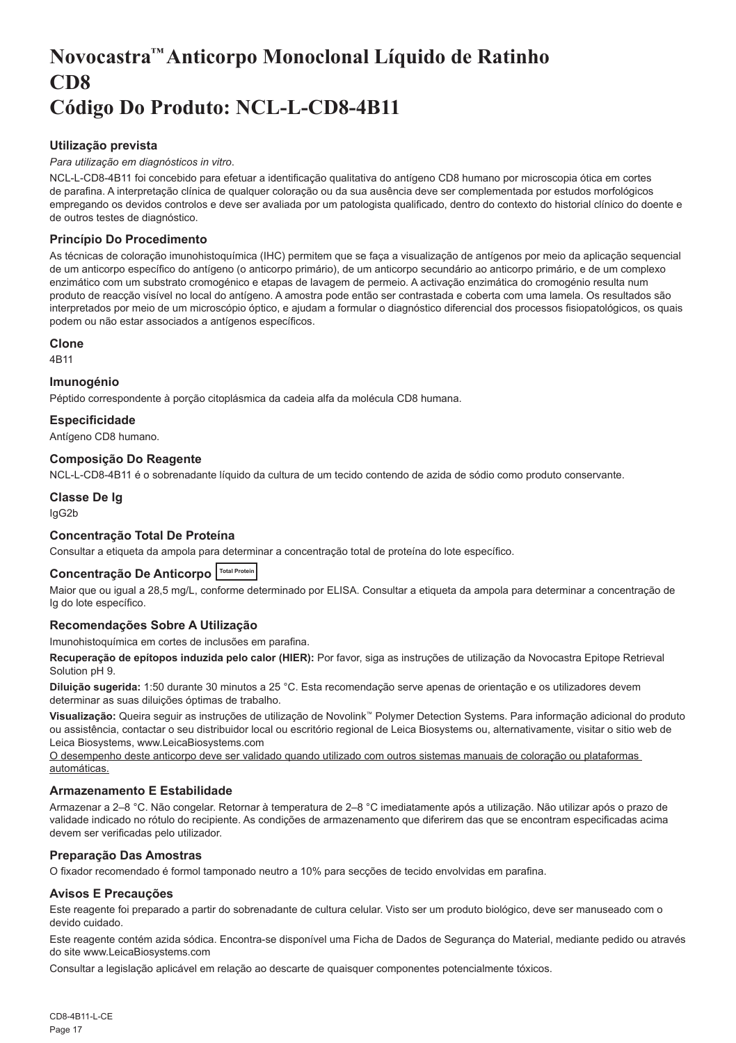# Novocastra™ Anticorpo Monoclonal Líquido de Ratinho CD8 Código Do Produto: NCL-L-CD8-4B11

## Utilização prevista

*Para utilização em diagnósticos in vitro*.

NCL-L-CD8-4B11 foi concebido para efetuar a identificação qualitativa do antígeno CD8 humano por microscopia ótica em cortes de parafina. A interpretação clínica de qualquer coloração ou da sua ausência deve ser complementada por estudos morfológicos empregando os devidos controlos e deve ser avaliada por um patologista qualificado, dentro do contexto do historial clínico do doente e de outros testes de diagnóstico.

## Princípio Do Procedimento

As técnicas de coloração imunohistoquímica (IHC) permitem que se faça a visualização de antígenos por meio da aplicação sequencial de um anticorpo específico do antígeno (o anticorpo primário), de um anticorpo secundário ao anticorpo primário, e de um complexo enzimático com um substrato cromogénico e etapas de lavagem de permeio. A activação enzimática do cromogénio resulta num produto de reacção visível no local do antígeno. A amostra pode então ser contrastada e coberta com uma lamela. Os resultados são interpretados por meio de um microscópio óptico, e ajudam a formular o diagnóstico diferencial dos processos fisiopatológicos, os quais podem ou não estar associados a antígenos específicos.

## Clone

4B11

## Imunogénio

Péptido correspondente à porção citoplásmica da cadeia alfa da molécula CD8 humana.

## Especificidade

Antígeno CD8 humano.

## Composição Do Reagente

NCL-L-CD8-4B11 é o sobrenadante líquido da cultura de um tecido contendo de azida de sódio como produto conservante.

## Classe De Ig

IgG2b

## Concentração Total De Proteína

Consultar a etiqueta da ampola para determinar a concentração total de proteína do lote específico.

## Concentração De Anticorpo Total Protein

Maior que ou igual a 28,5 mg/L, conforme determinado por ELISA. Consultar a etiqueta da ampola para determinar a concentração de Ig do lote específico.

## Recomendações Sobre A Utilização

Imunohistoquímica em cortes de inclusões em parafina.

**Recuperação de epítopos induzida pelo calor (HIER):** Por favor, siga as instruções de utilização da Novocastra Epitope Retrieval Solution pH 9.

**Diluição sugerida:** 1:50 durante 30 minutos a 25 °C. Esta recomendação serve apenas de orientação e os utilizadores devem determinar as suas diluições óptimas de trabalho.

**Visualização:** Queira seguir as instruções de utilização de Novolink™ Polymer Detection Systems. Para informação adicional do produto ou assistência, contactar o seu distribuidor local ou escritório regional de Leica Biosystems ou, alternativamente, visitar o sitio web de Leica Biosystems, www.LeicaBiosystems.com

O desempenho deste anticorpo deve ser validado quando utilizado com outros sistemas manuais de coloração ou plataformas automáticas.

## Armazenamento E Estabilidade

Armazenar a 2–8 °C. Não congelar. Retornar à temperatura de 2–8 °C imediatamente após a utilização. Não utilizar após o prazo de validade indicado no rótulo do recipiente. As condições de armazenamento que diferirem das que se encontram especificadas acima devem ser verificadas pelo utilizador.

## Preparação Das Amostras

O fixador recomendado é formol tamponado neutro a 10% para secções de tecido envolvidas em parafina.

## Avisos E Precauções

Este reagente foi preparado a partir do sobrenadante de cultura celular. Visto ser um produto biológico, deve ser manuseado com o devido cuidado.

Este reagente contém azida sódica. Encontra-se disponível uma Ficha de Dados de Segurança do Material, mediante pedido ou através do site www.LeicaBiosystems.com

Consultar a legislação aplicável em relação ao descarte de quaisquer componentes potencialmente tóxicos.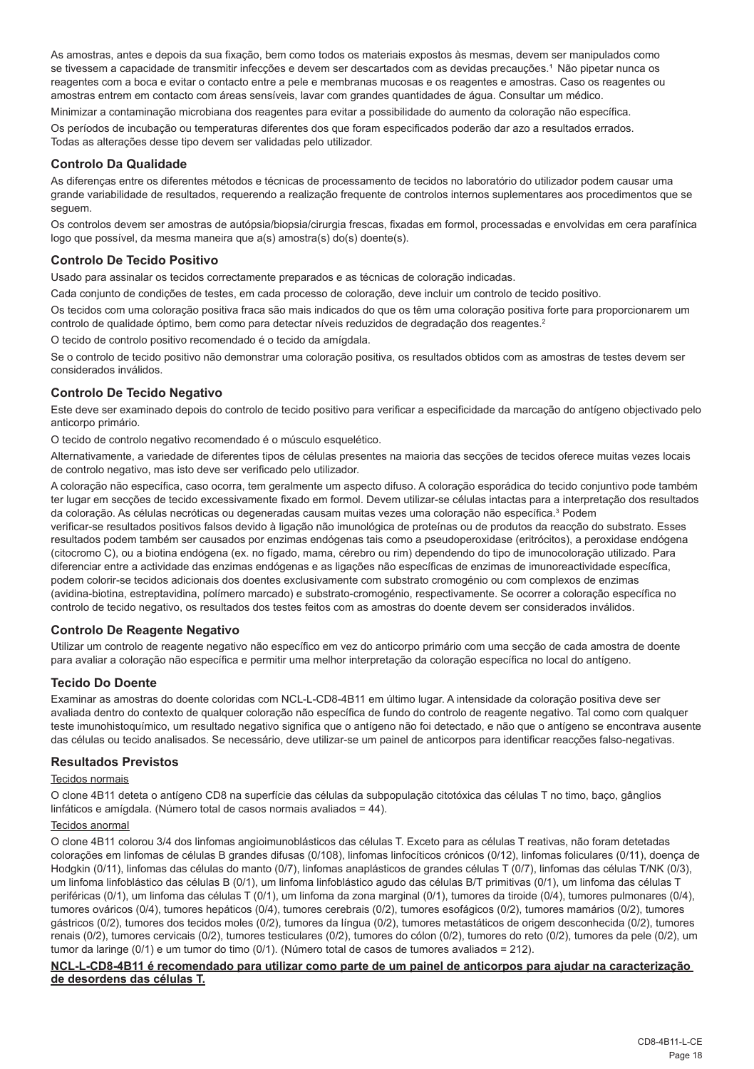As amostras, antes e depois da sua fixação, bem como todos os materiais expostos às mesmas, devem ser manipulados como se tivessem a capacidade de transmitir infecções e devem ser descartados com as devidas precauções.[1] Não pipetar nunca os reagentes com a boca e evitar o contacto entre a pele e membranas mucosas e os reagentes e amostras. Caso os reagentes ou amostras entrem em contacto com áreas sensíveis, lavar com grandes quantidades de água. Consultar um médico.

Minimizar a contaminação microbiana dos reagentes para evitar a possibilidade do aumento da coloração não específica.

Os períodos de incubação ou temperaturas diferentes dos que foram especificados poderão dar azo a resultados errados. Todas as alterações desse tipo devem ser validadas pelo utilizador.

## Controlo Da Qualidade

As diferenças entre os diferentes métodos e técnicas de processamento de tecidos no laboratório do utilizador podem causar uma grande variabilidade de resultados, requerendo a realização frequente de controlos internos suplementares aos procedimentos que se seguem.

Os controlos devem ser amostras de autópsia/biopsia/cirurgia frescas, fixadas em formol, processadas e envolvidas em cera parafínica logo que possível, da mesma maneira que a(s) amostra(s) do(s) doente(s).

## Controlo De Tecido Positivo

Usado para assinalar os tecidos correctamente preparados e as técnicas de coloração indicadas.

Cada conjunto de condições de testes, em cada processo de coloração, deve incluir um controlo de tecido positivo.

Os tecidos com uma coloração positiva fraca são mais indicados do que os têm uma coloração positiva forte para proporcionarem um controlo de qualidade óptimo, bem como para detectar níveis reduzidos de degradação dos reagentes.[2]

O tecido de controlo positivo recomendado é o tecido da amígdala.

Se o controlo de tecido positivo não demonstrar uma coloração positiva, os resultados obtidos com as amostras de testes devem ser considerados inválidos.

## Controlo De Tecido Negativo

Este deve ser examinado depois do controlo de tecido positivo para verificar a especificidade da marcação do antígeno objectivado pelo anticorpo primário.

O tecido de controlo negativo recomendado é o músculo esquelético.

Alternativamente, a variedade de diferentes tipos de células presentes na maioria das secções de tecidos oferece muitas vezes locais de controlo negativo, mas isto deve ser verificado pelo utilizador.

A coloração não específica, caso ocorra, tem geralmente um aspecto difuso. A coloração esporádica do tecido conjuntivo pode também ter lugar em secções de tecido excessivamente fixado em formol. Devem utilizar-se células intactas para a interpretação dos resultados da coloração. As células necróticas ou degeneradas causam muitas vezes uma coloração não específica.[3] Podem verificar-se resultados positivos falsos devido à ligação não imunológica de proteínas ou de produtos da reacção do substrato. Esses resultados podem também ser causados por enzimas endógenas tais como a pseudoperoxidase (eritrócitos), a peroxidase endógena (citocromo C), ou a biotina endógena (ex. no fígado, mama, cérebro ou rim) dependendo do tipo de imunocoloração utilizado. Para diferenciar entre a actividade das enzimas endógenas e as ligações não específicas de enzimas de imunoreactividade específica, podem colorir-se tecidos adicionais dos doentes exclusivamente com substrato cromogénio ou com complexos de enzimas (avidina-biotina, estreptavidina, polímero marcado) e substrato-cromogénio, respectivamente. Se ocorrer a coloração específica no controlo de tecido negativo, os resultados dos testes feitos com as amostras do doente devem ser considerados inválidos.

## Controlo De Reagente Negativo

Utilizar um controlo de reagente negativo não específico em vez do anticorpo primário com uma secção de cada amostra de doente para avaliar a coloração não específica e permitir uma melhor interpretação da coloração específica no local do antígeno.

## Tecido Do Doente

Examinar as amostras do doente coloridas com NCL-L-CD8-4B11 em último lugar. A intensidade da coloração positiva deve ser avaliada dentro do contexto de qualquer coloração não específica de fundo do controlo de reagente negativo. Tal como com qualquer teste imunohistoquímico, um resultado negativo significa que o antígeno não foi detectado, e não que o antígeno se encontrava ausente das células ou tecido analisados. Se necessário, deve utilizar-se um painel de anticorpos para identificar reacções falso-negativas.

## Resultados Previstos

Tecidos normais

O clone 4B11 deteta o antígeno CD8 na superfície das células da subpopulação citotóxica das células T no timo, baço, gânglios linfáticos e amígdala. (Número total de casos normais avaliados = 44).

Tecidos anormal

O clone 4B11 colorou 3/4 dos linfomas angioimunoblásticos das células T. Exceto para as células T reativas, não foram detetadas colorações em linfomas de células B grandes difusas (0/108), linfomas linfocíticos crónicos (0/12), linfomas foliculares (0/11), doença de Hodgkin (0/11), linfomas das células do manto (0/7), linfomas anaplásticos de grandes células T (0/7), linfomas das células T/NK (0/3), um linfoma linfoblástico das células B (0/1), um linfoma linfoblástico agudo das células B/T primitivas (0/1), um linfoma das células T periféricas (0/1), um linfoma das células T (0/1), um linfoma da zona marginal (0/1), tumores da tiroide (0/4), tumores pulmonares (0/4), tumores ováricos (0/4), tumores hepáticos (0/4), tumores cerebrais (0/2), tumores esofágicos (0/2), tumores mamários (0/2), tumores gástricos (0/2), tumores dos tecidos moles (0/2), tumores da língua (0/2), tumores metastáticos de origem desconhecida (0/2), tumores renais (0/2), tumores cervicais (0/2), tumores testiculares (0/2), tumores do cólon (0/2), tumores do reto (0/2), tumores da pele (0/2), um tumor da laringe (0/1) e um tumor do timo (0/1). (Número total de casos de tumores avaliados = 212).

**NCL-L-CD8-4B11 é recomendado para utilizar como parte de um painel de anticorpos para ajudar na caracterização de desordens das células T.**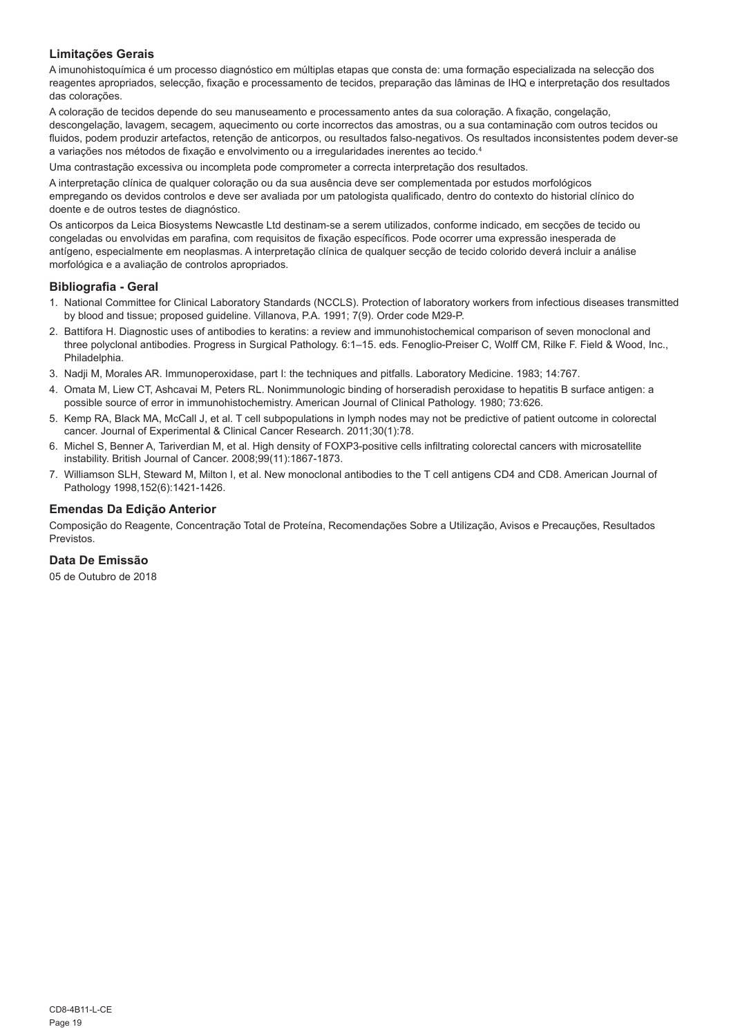### Limitações Gerais

A imunohistoquímica é um processo diagnóstico em múltiplas etapas que consta de: uma formação especializada na selecção dos reagentes apropriados, selecção, fixação e processamento de tecidos, preparação das lâminas de IHQ e interpretação dos resultados das colorações.

A coloração de tecidos depende do seu manuseamento e processamento antes da sua coloração. A fixação, congelação, descongelação, lavagem, secagem, aquecimento ou corte incorrectos das amostras, ou a sua contaminação com outros tecidos ou fluidos, podem produzir artefactos, retenção de anticorpos, ou resultados falso-negativos. Os resultados inconsistentes podem dever-se a variações nos métodos de fixação e envolvimento ou a irregularidades inerentes ao tecido.[4]

Uma contrastação excessiva ou incompleta pode comprometer a correcta interpretação dos resultados.

A interpretação clínica de qualquer coloração ou da sua ausência deve ser complementada por estudos morfológicos empregando os devidos controlos e deve ser avaliada por um patologista qualificado, dentro do contexto do historial clínico do doente e de outros testes de diagnóstico.

Os anticorpos da Leica Biosystems Newcastle Ltd destinam-se a serem utilizados, conforme indicado, em secções de tecido ou congeladas ou envolvidas em parafina, com requisitos de fixação específicos. Pode ocorrer uma expressão inesperada de antígeno, especialmente em neoplasmas. A interpretação clínica de qualquer secção de tecido colorido deverá incluir a análise morfológica e a avaliação de controlos apropriados.

### Bibliografia - Geral

1. National Committee for Clinical Laboratory Standards (NCCLS). Protection of laboratory workers from infectious diseases transmitted by blood and tissue; proposed guideline. Villanova, P.A. 1991; 7(9). Order code M29-P.
2. Battifora H. Diagnostic uses of antibodies to keratins: a review and immunohistochemical comparison of seven monoclonal and three polyclonal antibodies. Progress in Surgical Pathology. 6:1–15. eds. Fenoglio-Preiser C, Wolff CM, Rilke F. Field & Wood, Inc., Philadelphia.
3. Nadji M, Morales AR. Immunoperoxidase, part I: the techniques and pitfalls. Laboratory Medicine. 1983; 14:767.
4. Omata M, Liew CT, Ashcavai M, Peters RL. Nonimmunologic binding of horseradish peroxidase to hepatitis B surface antigen: a possible source of error in immunohistochemistry. American Journal of Clinical Pathology. 1980; 73:626.
5. Kemp RA, Black MA, McCall J, et al. T cell subpopulations in lymph nodes may not be predictive of patient outcome in colorectal cancer. Journal of Experimental & Clinical Cancer Research. 2011;30(1):78.
6. Michel S, Benner A, Tariverdian M, et al. High density of FOXP3-positive cells infiltrating colorectal cancers with microsatellite instability. British Journal of Cancer. 2008;99(11):1867-1873.
7. Williamson SLH, Steward M, Milton I, et al. New monoclonal antibodies to the T cell antigens CD4 and CD8. American Journal of Pathology 1998,152(6):1421-1426.

### Emendas Da Edição Anterior

Composição do Reagente, Concentração Total de Proteína, Recomendações Sobre a Utilização, Avisos e Precauções, Resultados Previstos.

### Data De Emissão

05 de Outubro de 2018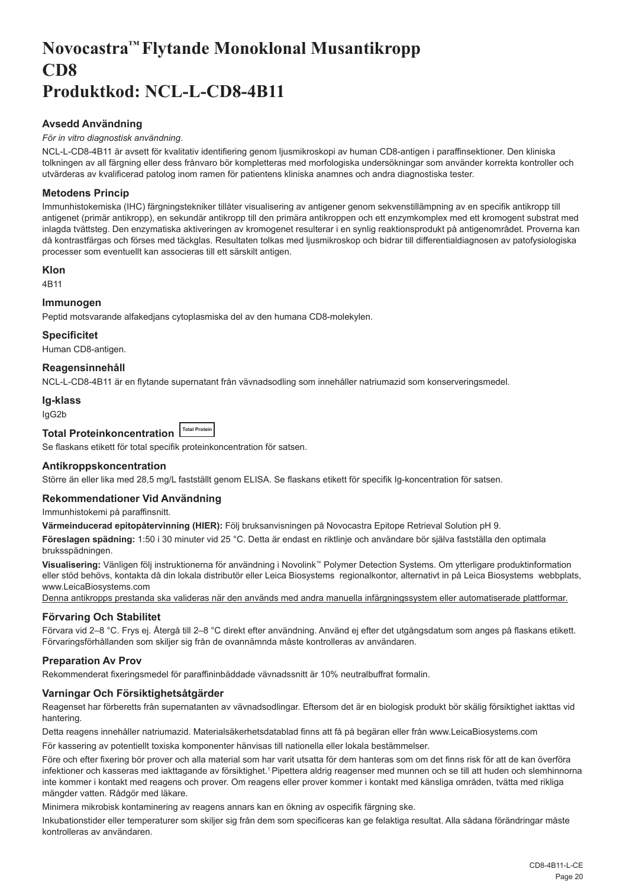# Novocastra™ Flytande Monoklonal Musantikropp CD8 Produktkod: NCL-L-CD8-4B11

## Avsedd Användning

*För in vitro diagnostisk användning.*

NCL-L-CD8-4B11 är avsett för kvalitativ identifiering genom ljusmikroskopi av human CD8-antigen i paraffinsektioner. Den kliniska tolkningen av all färgning eller dess frånvaro bör kompletteras med morfologiska undersökningar som använder korrekta kontroller och utvärderas av kvalificerad patolog inom ramen för patientens kliniska anamnes och andra diagnostiska tester.

## Metodens Princip

Immunhistokemiska (IHC) färgningstekniker tillåter visualisering av antigener genom sekvenstillämpning av en specifik antikropp till antigenet (primär antikropp), en sekundär antikropp till den primära antikroppen och ett enzymkomplex med ett kromogent substrat med inlagda tvättsteg. Den enzymatiska aktiveringen av kromogenet resulterar i en synlig reaktionsprodukt på antigenområdet. Proverna kan då kontrastfärgas och förses med täckglas. Resultaten tolkas med ljusmikroskop och bidrar till differentialdiagnosen av patofysiologiska processer som eventuellt kan associeras till ett särskilt antigen.

## Klon

4B11

## Immunogen

Peptid motsvarande alfakedjans cytoplasmiska del av den humana CD8-molekylen.

## Specificitet

Human CD8-antigen.

## Reagensinnehåll

NCL-L-CD8-4B11 är en flytande supernatant från vävnadsodling som innehåller natriumazid som konserveringsmedel.

## Ig-klass

IgG2b

## Total Proteinkoncentration Total Protein

Se flaskans etikett för total specifik proteinkoncentration för satsen.

## Antikroppskoncentration

Större än eller lika med 28,5 mg/L fastställt genom ELISA. Se flaskans etikett för specifik Ig-koncentration för satsen.

## Rekommendationer Vid Användning

Immunhistokemi på paraffinsnitt.

**Värmeinducerad epitopåtervinning (HIER):** Följ bruksanvisningen på Novocastra Epitope Retrieval Solution pH 9.

**Föreslagen spädning:** 1:50 i 30 minuter vid 25 °C. Detta är endast en riktlinje och användare bör själva fastställa den optimala bruksspädningen.

**Visualisering:** Vänligen följ instruktionerna för användning i Novolink™ Polymer Detection Systems. Om ytterligare produktinformation eller stöd behövs, kontakta då din lokala distributör eller Leica Biosystems regionalkontor, alternativt in på Leica Biosystems webbplats, www.LeicaBiosystems.com

Denna antikropps prestanda ska valideras när den används med andra manuella infärgningssystem eller automatiserade plattformar.

## Förvaring Och Stabilitet

Förvara vid 2–8 °C. Frys ej. Återgå till 2–8 °C direkt efter användning. Använd ej efter det utgångsdatum som anges på flaskans etikett. Förvaringsförhållanden som skiljer sig från de ovannämnda måste kontrolleras av användaren.

## Preparation Av Prov

Rekommenderat fixeringsmedel för paraffininbäddade vävnadssnitt är 10% neutralbuffrat formalin.

## Varningar Och Försiktighetsåtgärder

Reagenset har förberetts från supernatanten av vävnadsodlingar. Eftersom det är en biologisk produkt bör skälig försiktighet iakttas vid hantering.

Detta reagens innehåller natriumazid. Materialsäkerhetsdatablad finns att få på begäran eller från www.LeicaBiosystems.com

För kassering av potentiellt toxiska komponenter hänvisas till nationella eller lokala bestämmelser.

Före och efter fixering bör prover och alla material som har varit utsatta för dem hanteras som om det finns risk för att de kan överföra infektioner och kasseras med iakttagande av försiktighet.[1] Pipettera aldrig reagenser med munnen och se till att huden och slemhinnorna inte kommer i kontakt med reagens och prover. Om reagens eller prover kommer i kontakt med känsliga områden, tvätta med rikliga mängder vatten. Rådgör med läkare.

Minimera mikrobisk kontaminering av reagens annars kan en ökning av ospecifik färgning ske.

Inkubationstider eller temperaturer som skiljer sig från dem som specificeras kan ge felaktiga resultat. Alla sådana förändringar måste kontrolleras av användaren.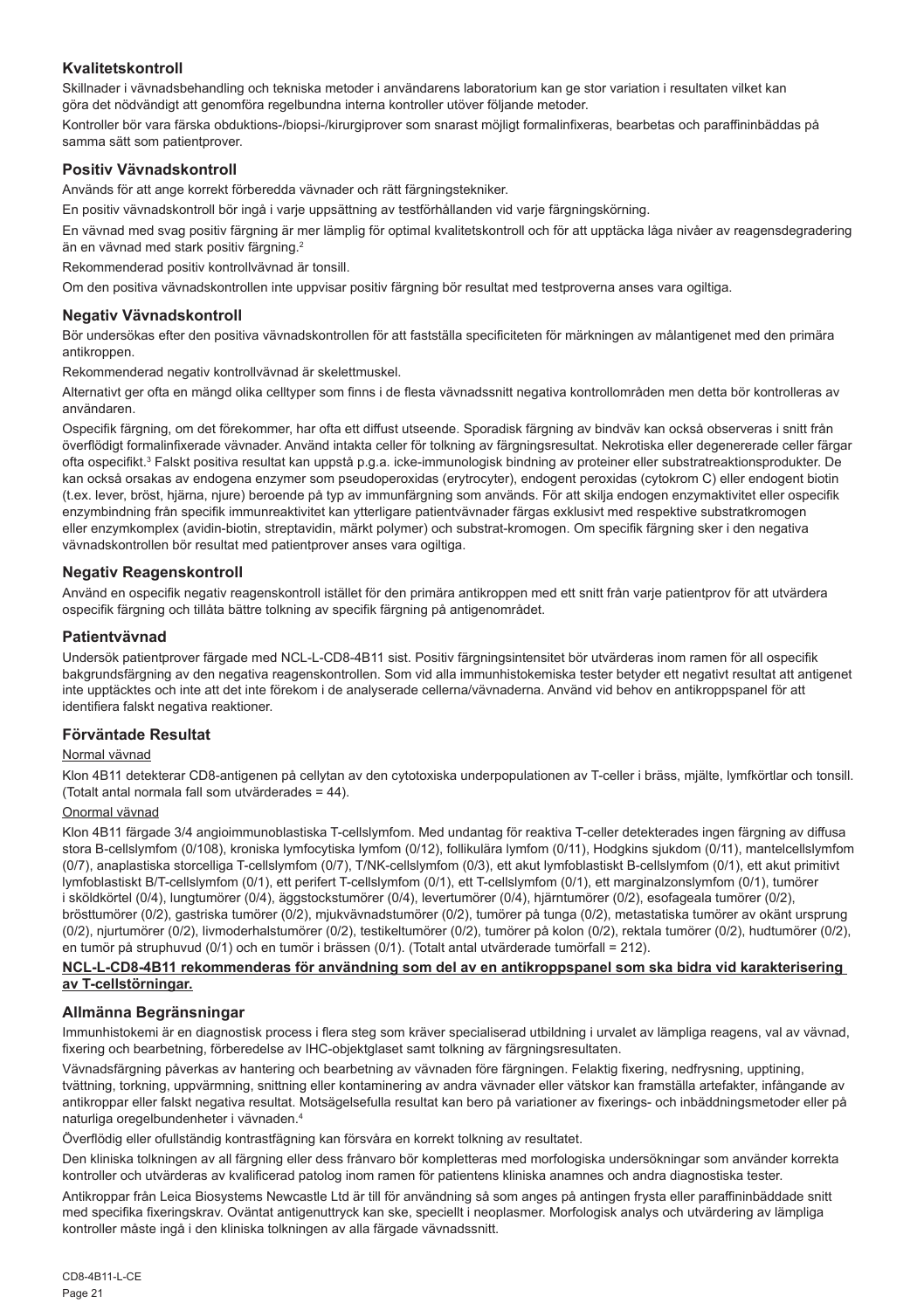## Kvalitetskontroll

Skillnader i vävnadsbehandling och tekniska metoder i användarens laboratorium kan ge stor variation i resultaten vilket kan göra det nödvändigt att genomföra regelbundna interna kontroller utöver följande metoder.

Kontroller bör vara färska obduktions-/biopsi-/kirurgiprover som snarast möjligt formalinfixeras, bearbetas och paraffininbäddas på samma sätt som patientprover.

### Positiv Vävnadskontroll

Används för att ange korrekt förberedda vävnader och rätt färgningstekniker.

En positiv vävnadskontroll bör ingå i varje uppsättning av testförhållanden vid varje färgningskörning.

En vävnad med svag positiv färgning är mer lämplig för optimal kvalitetskontroll och för att upptäcka låga nivåer av reagensdegradering än en vävnad med stark positiv färgning.[2]

Rekommenderad positiv kontrollvävnad är tonsill.

Om den positiva vävnadskontrollen inte uppvisar positiv färgning bör resultat med testproverna anses vara ogiltiga.

### Negativ Vävnadskontroll

Bör undersökas efter den positiva vävnadskontrollen för att fastställa specificiteten för märkningen av målantigenet med den primära antikroppen.

Rekommenderad negativ kontrollvävnad är skelettmuskel.

Alternativt ger ofta en mängd olika celltyper som finns i de flesta vävnadssnitt negativa kontrollområden men detta bör kontrolleras av användaren.

Ospecifik färgning, om det förekommer, har ofta ett diffust utseende. Sporadisk färgning av bindväv kan också observeras i snitt från överflödigt formalinfixerade vävnader. Använd intakta celler för tolkning av färgningsresultat. Nekrotiska eller degenererade celler färgar ofta ospecifikt.[3] Falskt positiva resultat kan uppstå p.g.a. icke-immunologisk bindning av proteiner eller substratreaktionsprodukter. De kan också orsakas av endogena enzymer som pseudoperoxidas (erytrocyter), endogent peroxidas (cytokrom C) eller endogent biotin (t.ex. lever, bröst, hjärna, njure) beroende på typ av immunfärgning som används. För att skilja endogen enzymaktivitet eller ospecifik enzymbindning från specifik immunreaktivitet kan ytterligare patientvävnader färgas exklusivt med respektive substratkromogen eller enzymkomplex (avidin-biotin, streptavidin, märkt polymer) och substrat-kromogen. Om specifik färgning sker i den negativa vävnadskontrollen bör resultat med patientprover anses vara ogiltiga.

### Negativ Reagenskontroll

Använd en ospecifik negativ reagenskontroll istället för den primära antikroppen med ett snitt från varje patientprov för att utvärdera ospecifik färgning och tillåta bättre tolkning av specifik färgning på antigenområdet.

### Patientvävnad

Undersök patientprover färgade med NCL-L-CD8-4B11 sist. Positiv färgningsintensitet bör utvärderas inom ramen för all ospecifik bakgrundsfärgning av den negativa reagenskontrollen. Som vid alla immunhistokemiska tester betyder ett negativt resultat att antigenet inte upptäcktes och inte att det inte förekom i de analyserade cellerna/vävnaderna. Använd vid behov en antikroppspanel för att identifiera falskt negativa reaktioner.

## Förväntade Resultat

Normal vävnad

Klon 4B11 detekterar CD8-antigenen på cellytan av den cytotoxiska underpopulationen av T-celler i bräss, mjälte, lymfkörtlar och tonsill. (Totalt antal normala fall som utvärderades = 44).

Onormal vävnad

Klon 4B11 färgade 3/4 angioimmunoblastiska T-cellslymfom. Med undantag för reaktiva T-celler detekterades ingen färgning av diffusa stora B-cellslymfom (0/108), kroniska lymfocytiska lymfom (0/12), follikulära lymfom (0/11), Hodgkins sjukdom (0/11), mantelcellslymfom (0/7), anaplastiska storcelliga T-cellslymfom (0/7), T/NK-cellslymfom (0/3), ett akut lymfoblastiskt B-cellslymfom (0/1), ett akut primitivt lymfoblastiskt B/T-cellslymfom (0/1), ett perifert T-cellslymfom (0/1), ett T-cellslymfom (0/1), ett marginalzonslymfom (0/1), tumörer i sköldkörtel (0/4), lungtumörer (0/4), äggstockstumörer (0/4), levertumörer (0/4), hjärntumörer (0/2), esofageala tumörer (0/2), brösttumörer (0/2), gastriska tumörer (0/2), mjukvävnadstumörer (0/2), tumörer på tunga (0/2), metastatiska tumörer av okänt ursprung (0/2), njurtumörer (0/2), livmoderhalstumörer (0/2), testikeltumörer (0/2), tumörer på kolon (0/2), rektala tumörer (0/2), hudtumörer (0/2), en tumör på struphuvud (0/1) och en tumör i brässen (0/1). (Totalt antal utvärderade tumörfall = 212).

**NCL-L-CD8-4B11 rekommenderas för användning som del av en antikroppspanel som ska bidra vid karakterisering av T-cellstörningar.**

## Allmänna Begränsningar

Immunhistokemi är en diagnostisk process i flera steg som kräver specialiserad utbildning i urvalet av lämpliga reagens, val av vävnad, fixering och bearbetning, förberedelse av IHC-objektglaset samt tolkning av färgningsresultaten.

Vävnadsfärgning påverkas av hantering och bearbetning av vävnaden före färgningen. Felaktig fixering, nedfrysning, upptining, tvättning, torkning, uppvärmning, snittning eller kontaminering av andra vävnader eller vätskor kan framställa artefakter, infångande av antikroppar eller falskt negativa resultat. Motsägelsefulla resultat kan bero på variationer av fixerings- och inbäddningsmetoder eller på naturliga oregelbundenheter i vävnaden.[4]

Överflödig eller ofullständig kontrastfägning kan försvåra en korrekt tolkning av resultatet.

Den kliniska tolkningen av all färgning eller dess frånvaro bör kompletteras med morfologiska undersökningar som använder korrekta kontroller och utvärderas av kvalificerad patolog inom ramen för patientens kliniska anamnes och andra diagnostiska tester.

Antikroppar från Leica Biosystems Newcastle Ltd är till för användning så som anges på antingen frysta eller paraffininbäddade snitt med specifika fixeringskrav. Oväntat antigenuttryck kan ske, speciellt i neoplasmer. Morfologisk analys och utvärdering av lämpliga kontroller måste ingå i den kliniska tolkningen av alla färgade vävnadssnitt.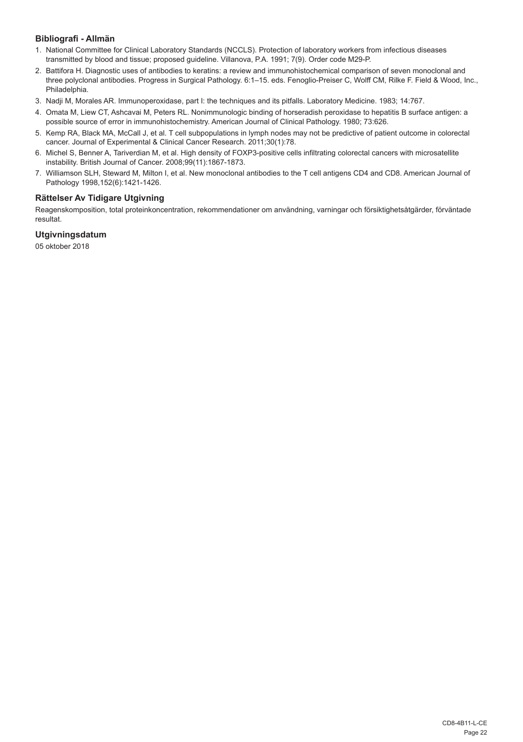## Bibliografi - Allmän

1. National Committee for Clinical Laboratory Standards (NCCLS). Protection of laboratory workers from infectious diseases transmitted by blood and tissue; proposed guideline. Villanova, P.A. 1991; 7(9). Order code M29-P.
2. Battifora H. Diagnostic uses of antibodies to keratins: a review and immunohistochemical comparison of seven monoclonal and three polyclonal antibodies. Progress in Surgical Pathology. 6:1–15. eds. Fenoglio-Preiser C, Wolff CM, Rilke F. Field & Wood, Inc., Philadelphia.
3. Nadji M, Morales AR. Immunoperoxidase, part I: the techniques and its pitfalls. Laboratory Medicine. 1983; 14:767.
4. Omata M, Liew CT, Ashcavai M, Peters RL. Nonimmunologic binding of horseradish peroxidase to hepatitis B surface antigen: a possible source of error in immunohistochemistry. American Journal of Clinical Pathology. 1980; 73:626.
5. Kemp RA, Black MA, McCall J, et al. T cell subpopulations in lymph nodes may not be predictive of patient outcome in colorectal cancer. Journal of Experimental & Clinical Cancer Research. 2011;30(1):78.
6. Michel S, Benner A, Tariverdian M, et al. High density of FOXP3-positive cells infiltrating colorectal cancers with microsatellite instability. British Journal of Cancer. 2008;99(11):1867-1873.
7. Williamson SLH, Steward M, Milton I, et al. New monoclonal antibodies to the T cell antigens CD4 and CD8. American Journal of Pathology 1998,152(6):1421-1426.

## Rättelser Av Tidigare Utgivning

Reagenskomposition, total proteinkoncentration, rekommendationer om användning, varningar och försiktighetsåtgärder, förväntade resultat.

## Utgivningsdatum

05 oktober 2018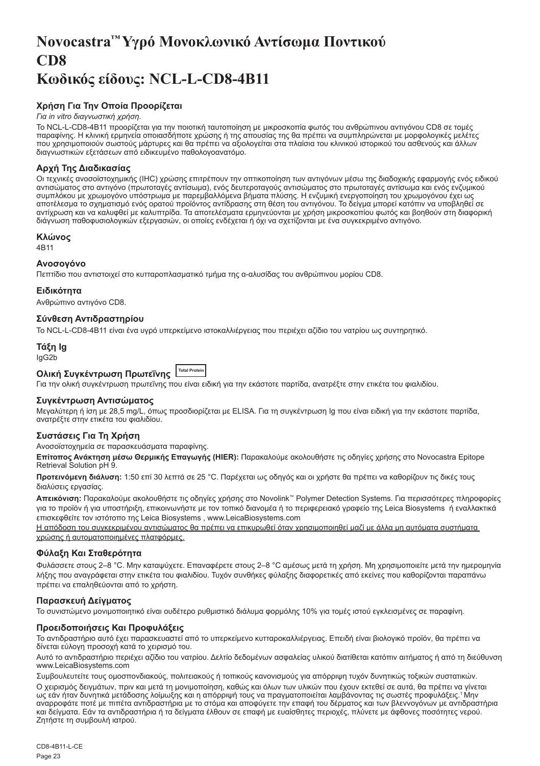# Novocastra™ Υγρό Μονοκλωνικό Αντίσωμα Ποντικού CD8
# Κωδικός είδους: NCL-L-CD8-4B11

### Χρήση Για Την Οποία Προορίζεται

*Για in vitro διαγνωστική χρήση.*

Το NCL-L-CD8-4B11 προορίζεται για την ποιοτική ταυτοποίηση με μικροσκοπία φωτός του ανθρώπινου αντιγόνου CD8 σε τομές παραφίνης. Η κλινική ερμηνεία οποιασδήποτε χρώσης ή της απουσίας της θα πρέπει να συμπληρώνεται με μορφολογικές μελέτες που χρησιμοποιούν σωστούς μάρτυρες και θα πρέπει να αξιολογείται στα πλαίσια του κλινικού ιστορικού του ασθενούς και άλλων διαγνωστικών εξετάσεων από ειδικευμένο παθολογοανατόμο.

### Αρχή Της Διαδικασίας

Οι τεχνικές ανοσοϊστοχημικής (IHC) χρώσης επιτρέπουν την οπτικοποίηση των αντιγόνων μέσω της διαδοχικής εφαρμογής ενός ειδικού αντισώματος στο αντιγόνο (πρωτοταγές αντίσωμα), ενός δευτεροταγούς αντισώματος στο πρωτοταγές αντίσωμα και ενός ενζυμικού συμπλόκου με χρωμογόνο υπόστρωμα με παρεμβαλλόμενα βήματα πλύσης. Η ενζυμική ενεργοποίηση του χρωμογόνου έχει ως αποτέλεσμα το σχηματισμό ενός ορατού προϊόντος αντίδρασης στη θέση του αντιγόνου. Το δείγμα μπορεί κατόπιν να υποβληθεί σε αντίχρωση και να καλυφθεί με καλυπτρίδα. Τα αποτελέσματα ερμηνεύονται με χρήση μικροσκοπίου φωτός και βοηθούν στη διαφορική διάγνωση παθοφυσιολογικών εξεργασιών, οι οποίες ενδέχεται ή όχι να σχετίζονται με ένα συγκεκριμένο αντιγόνο.

### Κλώνος

4B11

### Ανοσογόνο

Πεπτίδιο που αντιστοιχεί στο κυτταροπλασματικό τμήμα της α-αλυσίδας του ανθρώπινου μορίου CD8.

### Ειδικότητα

Ανθρώπινο αντιγόνο CD8.

### Σύνθεση Αντιδραστηρίου

Το NCL-L-CD8-4B11 είναι ένα υγρό υπερκείμενο ιστοκαλλιέργειας που περιέχει αζίδιο του νατρίου ως συντηρητικό.

### Τάξη Ig

IgG2b

### Ολική Συγκέντρωση Πρωτεΐνης Total Protein

Για την ολική συγκέντρωση πρωτεΐνης που είναι ειδική για την εκάστοτε παρτίδα, ανατρέξτε στην ετικέτα του φιαλιδίου.

### Συγκέντρωση Αντισώματος

Μεγαλύτερη ή ίση με 28,5 mg/L, όπως προσδιορίζεται με ELISA. Για τη συγκέντρωση Ig που είναι ειδική για την εκάστοτε παρτίδα, ανατρέξτε στην ετικέτα του φιαλιδίου.

### Συστάσεις Για Τη Χρήση

Ανοσοϊστοχημεία σε παρασκευάσματα παραφίνης.

**Επίτοπος Ανάκτηση μέσω Θερμικής Επαγωγής (HIER):** Παρακαλούμε ακολουθήστε τις οδηγίες χρήσης στο Novocastra Epitope Retrieval Solution pH 9.

**Προτεινόμενη διάλυση:** 1:50 επί 30 λεπτά σε 25 °C. Παρέχεται ως οδηγός και οι χρήστε θα πρέπει να καθορίζουν τις δικές τους διαλύσεις εργασίας.

**Απεικόνιση:** Παρακαλούμε ακολουθήστε τις οδηγίες χρήσης στο Novolink™ Polymer Detection Systems. Για περισσότερες πληροφορίες για το προϊόν ή για υποστήριξη, επικοινωνήστε με τον τοπικό διανομέα ή το περιφερειακό γραφείο της Leica Biosystems ή εναλλακτικά επισκεφθείτε τον ιστότοπο της Leica Biosystems , www.LeicaBiosystems.com

Η απόδοση του συγκεκριμένου αντισώματος θα πρέπει να επικυρωθεί όταν χρησιμοποιηθεί μαζί με άλλα μη αυτόματα συστήματα χρώσης ή αυτοματοποιημένες πλατφόρμες.

### Φύλαξη Και Σταθερότητα

Φυλάσσετε στους 2–8 °C. Μην καταψύχετε. Επαναφέρετε στους 2–8 °C αμέσως μετά τη χρήση. Μη χρησιμοποιείτε μετά την ημερομηνία λήξης που αναγράφεται στην ετικέτα του φιαλιδίου. Τυχόν συνθήκες φύλαξης διαφορετικές από εκείνες που καθορίζονται παραπάνω πρέπει να επαληθεύονται από το χρήστη.

### Παρασκευή Δείγματος

Το συνιστώμενο μονιμοποιητικό είναι ουδέτερο ρυθμιστικό διάλυμα φορμόλης 10% για τομές ιστού εγκλεισμένες σε παραφίνη.

### Προειδοποιήσεις Και Προφυλάξεις

Το αντιδραστήριο αυτό έχει παρασκευαστεί από το υπερκείμενο κυτταροκαλλιέργειας. Επειδή είναι βιολογικό προϊόν, θα πρέπει να δίνεται εύλογη προσοχή κατά το χειρισμό του.

Αυτό το αντιδραστήριο περιέχει αζίδιο του νατρίου. Δελτίο δεδομένων ασφαλείας υλικού διατίθεται κατόπιν αιτήματος ή από τη διεύθυνση www.LeicaBiosystems.com

Συμβουλευτείτε τους ομοσπονδιακούς, πολιτειακούς ή τοπικούς κανονισμούς για απόρριψη τυχόν δυνητικώς τοξικών συστατικών.

Ο χειρισμός δειγμάτων, πριν και μετά τη μονιμοποίηση, καθώς και όλων των υλικών που έχουν εκτεθεί σε αυτά, θα πρέπει να γίνεται ως εάν ήταν δυνητικά μετάδοσης λοίμωξης και η απόρριψή τους να πραγματοποιείται λαμβάνοντας τις σωστές προφυλάξεις.[1] Μην αναρροφάτε ποτέ με πιπέτα αντιδραστήρια με το στόμα και αποφύγετε την επαφή του δέρματος και των βλεννογόνων με αντιδραστήρια και δείγματα. Εάν τα αντιδραστήρια ή τα δείγματα έλθουν σε επαφή με ευαίσθητες περιοχές, πλύνετε με άφθονες ποσότητες νερού. Ζητήστε τη συμβουλή ιατρού.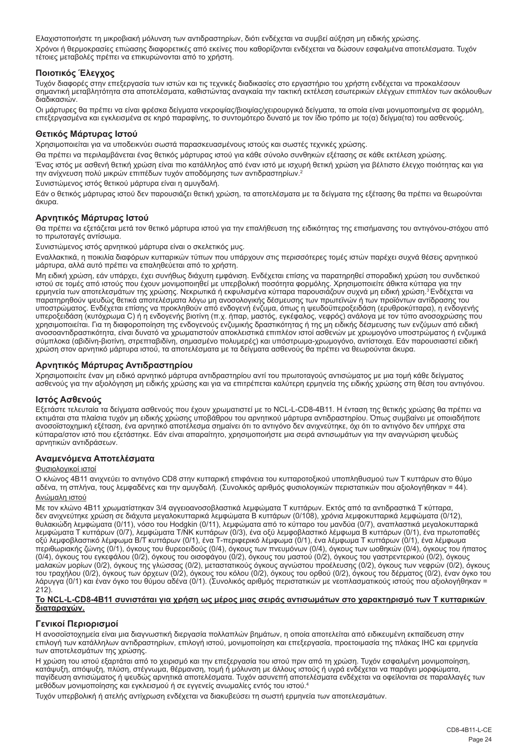Ελαχιστοποιήστε τη μικροβιακή μόλυνση των αντιδραστηρίων, διότι ενδέχεται να συμβεί αύξηση μη ειδικής χρώσης.

Χρόνοι ή θερμοκρασίες επώασης διαφορετικές από εκείνες που καθορίζονται ενδέχεται να δώσουν εσφαλμένα αποτελέσματα. Τυχόν τέτοιες μεταβολές πρέπει να επικυρώνονται από το χρήστη.

### Ποιοτικός Έλεγχος

Τυχόν διαφορές στην επεξεργασία των ιστών και τις τεχνικές διαδικασίες στο εργαστήριο του χρήστη ενδέχεται να προκαλέσουν σημαντική μεταβλητότητα στα αποτελέσματα, καθιστώντας αναγκαία την τακτική εκτέλεση εσωτερικών ελέγχων επιπλέον των ακόλουθων διαδικασιών.

Οι μάρτυρες θα πρέπει να είναι φρέσκα δείγματα νεκροψίας/βιοψίας/χειρουργικά δείγματα, τα οποία είναι μονιμοποιημένα σε φορμόλη, επεξεργασμένα και εγκλεισμένα σε κηρό παραφίνης, το συντομότερο δυνατό με τον ίδιο τρόπο με το(α) δείγμα(τα) του ασθενούς.

### Θετικός Μάρτυρας Ιστού

Χρησιμοποιείται για να υποδεικνύει σωστά παρασκευασμένους ιστούς και σωστές τεχνικές χρώσης.

Θα πρέπει να περιλαμβάνεται ένας θετικός μάρτυρας ιστού για κάθε σύνολο συνθηκών εξέτασης σε κάθε εκτέλεση χρώσης.

Ένας ιστός με ασθενή θετική χρώση είναι πιο κατάλληλος από έναν ιστό με ισχυρή θετική χρώση για βέλτιστο έλεγχο ποιότητας και για την ανίχνευση πολύ μικρών επιπέδων τυχόν αποδόμησης των αντιδραστηρίων.[2]

Συνιστώμενος ιστός θετικού μάρτυρα είναι η αμυγδαλή.

Εάν ο θετικός μάρτυρας ιστού δεν παρουσιάζει θετική χρώση, τα αποτελέσματα με τα δείγματα της εξέτασης θα πρέπει να θεωρούνται άκυρα.

### Αρνητικός Μάρτυρας Ιστού

Θα πρέπει να εξετάζεται μετά τον θετικό μάρτυρα ιστού για την επαλήθευση της ειδικότητας της επισήμανσης του αντιγόνου-στόχου από το πρωτοταγές αντίσωμα.

Συνιστώμενος ιστός αρνητικού μάρτυρα είναι ο σκελετικός μυς.

Εναλλακτικά, η ποικιλία διαφόρων κυτταρικών τύπων που υπάρχουν στις περισσότερες τομές ιστών παρέχει συχνά θέσεις αρνητικού μάρτυρα, αλλά αυτό πρέπει να επαληθεύεται από το χρήστη.

Μη ειδική χρώση, εάν υπάρχει, έχει συνήθως διάχυτη εμφάνιση. Ενδέχεται επίσης να παρατηρηθεί σποραδική χρώση του συνδετικού ιστού σε τομές από ιστούς που έχουν μονιμοποιηθεί με υπερβολική ποσότητα φορμόλης. Χρησιμοποιείτε άθικτα κύτταρα για την ερμηνεία των αποτελεσμάτων της χρώσης. Νεκρωτικά ή εκφυλισμένα κύτταρα παρουσιάζουν συχνά μη ειδική χρώση.[3] Ενδέχεται να παρατηρηθούν ψευδώς θετικά αποτελέσματα λόγω μη ανοσολογικής δέσμευσης των πρωτεϊνών ή των προϊόντων αντίδρασης του υποστρώματος. Ενδέχεται επίσης να προκληθούν από ενδογενή ένζυμα, όπως η ψευδοϋπεροξειδάση (ερυθροκύτταρα), η ενδογενής υπεροξειδάση (κυτόχρωμα C) ή η ενδογενής βιοτίνη (π.χ. ήπαρ, μαστός, εγκέφαλος, νεφρός) ανάλογα με τον τύπο ανοσοχρώσης που χρησιμοποιείται. Για τη διαφοροποίηση της ενδογενούς ενζυμικής δραστικότητας ή της μη ειδικής δέσμευσης των ενζύμων από ειδική ανοσοαντιδραστικότητα, είναι δυνατό να χρωματιστούν αποκλειστικά επιπλέον ιστοί ασθενών με χρωμογόνο υποστρώματος ή ενζυμικά σύμπλοκα (αβιδίνη-βιοτίνη, στρεπταβιδίνη, σημασμένο πολυμερές) και υπόστρωμα-χρωμογόνο, αντίστοιχα. Εάν παρουσιαστεί ειδική χρώση στον αρνητικό μάρτυρα ιστού, τα αποτελέσματα με τα δείγματα ασθενούς θα πρέπει να θεωρούνται άκυρα.

### Αρνητικός Μάρτυρας Αντιδραστηρίου

Χρησιμοποιείτε έναν μη ειδικό αρνητικό μάρτυρα αντιδραστηρίου αντί του πρωτοταγούς αντισώματος με μια τομή κάθε δείγματος ασθενούς για την αξιολόγηση μη ειδικής χρώσης και για να επιτρέπεται καλύτερη ερμηνεία της ειδικής χρώσης στη θέση του αντιγόνου.

### Ιστός Ασθενούς

Εξετάστε τελευταία τα δείγματα ασθενούς που έχουν χρωματιστεί με το NCL-L-CD8-4B11. Η ένταση της θετικής χρώσης θα πρέπει να εκτιμάται στα πλαίσια τυχόν μη ειδικής χρώσης υποβάθρου του αρνητικού μάρτυρα αντιδραστηρίου. Όπως συμβαίνει με οποιαδήποτε ανοσοϊστοχημική εξέταση, ένα αρνητικό αποτέλεσμα σημαίνει ότι το αντιγόνο δεν ανιχνεύτηκε, όχι ότι το αντιγόνο δεν υπήρχε στα κύτταρα/στον ιστό που εξετάστηκε. Εάν είναι απαραίτητο, χρησιμοποιήστε μια σειρά αντισωμάτων για την αναγνώριση ψευδώς αρνητικών αντιδράσεων.

### Αναμενόμενα Αποτελέσματα

Φυσιολογικοί ιστοί

Ο κλώνος 4B11 ανιχνεύει το αντιγόνο CD8 στην κυτταρική επιφάνεια του κυτταροτοξικού υποπληθυσμού των Τ κυττάρων στο θύμο αδένα, τη σπλήνα, τους λεμφαδένες και την αμυγδαλή. (Συνολικός αριθμός φυσιολογικών περιστατικών που αξιολογήθηκαν = 44).

Ανώμαλη ιστού

Με τον κλώνο 4B11 χρωματίστηκαν 3/4 αγγειοανοσοβλαστικά λεμφώματα Τ κυττάρων. Εκτός από τα αντιδραστικά Τ κύτταρα, δεν ανιχνεύτηκε χρώση σε διάχυτα μεγαλοκυτταρικά λεμφώματα Β κυττάρων (0/108), χρόνια λεμφοκυτταρικά λεμφώματα (0/12), θυλακιώδη λεμφώματα (0/11), νόσο του Hodgkin (0/11), λεμφώματα από το κύτταρο του μανδύα (0/7), αναπλαστικά μεγαλοκυτταρικά λεμφώματα Τ κυττάρων (0/7), λεμφώματα T/NK κυττάρων (0/3), ένα οξύ λεμφοβλαστικό λέμφωμα Β κυττάρων (0/1), ένα πρωτοπαθές οξύ λεμφοβλαστικό λέμφωμα Β/Τ κυττάρων (0/1), ένα Τ-περιφερικό λέμφωμα (0/1), ένα λέμφωμα Τ κυττάρων (0/1), ένα λέμφωμα περιθωριακής ζώνης (0/1), όγκους του θυρεοειδούς (0/4), όγκους των πνευμόνων (0/4), όγκους των ωοθηκών (0/4), όγκους του ήπατος (0/4), όγκους του εγκεφάλου (0/2), όγκους του οισοφάγου (0/2), όγκους του μαστού (0/2), όγκους του γαστρεντερικού (0/2), όγκους μαλακών μορίων (0/2), όγκους της γλώσσας (0/2), μεταστατικούς όγκους αγνώστου προέλευσης (0/2), όγκους των νεφρών (0/2), όγκους του τραχήλου (0/2), όγκους των όρχεων (0/2), όγκους του κόλου (0/2), όγκους του ορθού (0/2), όγκους του δέρματος (0/2), έναν όγκο του λάρυγγα (0/1) και έναν όγκο του θύμου αδένα (0/1). (Συνολικός αριθμός περιστατικών με νεοπλασματικούς ιστούς που αξιολογήθηκαν = 212).

**Το NCL-L-CD8-4B11 συνιστάται για χρήση ως μέρος μιας σειράς αντισωμάτων στο χαρακτηρισμό των Τ κυτταρικών διαταραχών.**

### Γενικοί Περιορισμοί

Η ανοσοϊστοχημεία είναι μια διαγνωστική διεργασία πολλαπλών βημάτων, η οποία αποτελείται από ειδικευμένη εκπαίδευση στην επιλογή των κατάλληλων αντιδραστηρίων, επιλογή ιστού, μονιμοποίηση και επεξεργασία, προετοιμασία της πλάκας IHC και ερμηνεία των αποτελεσμάτων της χρώσης.

Η χρώση του ιστού εξαρτάται από το χειρισμό και την επεξεργασία του ιστού πριν από τη χρώση. Τυχόν εσφαλμένη μονιμοποίηση, κατάψυξη, απόψυξη, πλύση, στέγνωμα, θέρμανση, τομή ή μόλυνση με άλλους ιστούς ή υγρά ενδέχεται να παράγει μορφώματα, παγίδευση αντισώματος ή ψευδώς αρνητικά αποτελέσματα. Τυχόν ασυνεπή αποτελέσματα ενδέχεται να οφείλονται σε παραλλαγές των μεθόδων μονιμοποίησης και εγκλεισμού ή σε εγγενείς ανωμαλίες εντός του ιστού.[4]

Τυχόν υπερβολική ή ατελής αντίχρωση ενδέχεται να διακυβεύσει τη σωστή ερμηνεία των αποτελεσμάτων.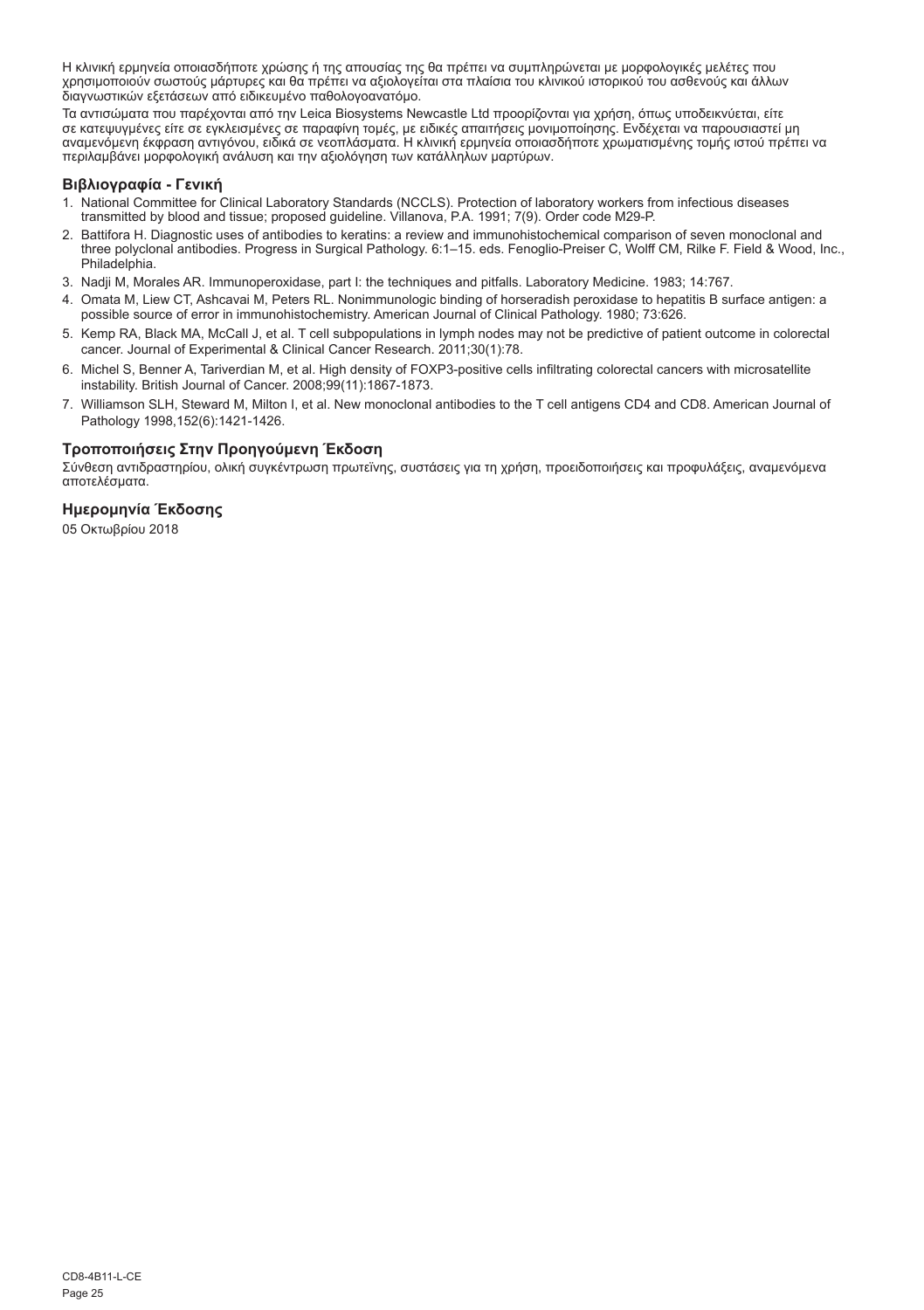Η κλινική ερμηνεία οποιασδήποτε χρώσης ή της απουσίας της θα πρέπει να συμπληρώνεται με μορφολογικές μελέτες που χρησιμοποιούν σωστούς μάρτυρες και θα πρέπει να αξιολογείται στα πλαίσια του κλινικού ιστορικού του ασθενούς και άλλων διαγνωστικών εξετάσεων από ειδικευμένο παθολογοανατόμο.

Τα αντισώματα που παρέχονται από την Leica Biosystems Newcastle Ltd προορίζονται για χρήση, όπως υποδεικνύεται, είτε σε κατεψυγμένες είτε σε εγκλεισμένες σε παραφίνη τομές, με ειδικές απαιτήσεις μονιμοποίησης. Ενδέχεται να παρουσιαστεί μη αναμενόμενη έκφραση αντιγόνου, ειδικά σε νεοπλάσματα. Η κλινική ερμηνεία οποιασδήποτε χρωματισμένης τομής ιστού πρέπει να περιλαμβάνει μορφολογική ανάλυση και την αξιολόγηση των κατάλληλων μαρτύρων.

## Βιβλιογραφία - Γενική

1. National Committee for Clinical Laboratory Standards (NCCLS). Protection of laboratory workers from infectious diseases transmitted by blood and tissue; proposed guideline. Villanova, P.A. 1991; 7(9). Order code M29-P.
2. Battifora H. Diagnostic uses of antibodies to keratins: a review and immunohistochemical comparison of seven monoclonal and three polyclonal antibodies. Progress in Surgical Pathology. 6:1–15. eds. Fenoglio-Preiser C, Wolff CM, Rilke F. Field & Wood, Inc., Philadelphia.
3. Nadji M, Morales AR. Immunoperoxidase, part I: the techniques and pitfalls. Laboratory Medicine. 1983; 14:767.
4. Omata M, Liew CT, Ashcavai M, Peters RL. Nonimmunologic binding of horseradish peroxidase to hepatitis B surface antigen: a possible source of error in immunohistochemistry. American Journal of Clinical Pathology. 1980; 73:626.
5. Kemp RA, Black MA, McCall J, et al. T cell subpopulations in lymph nodes may not be predictive of patient outcome in colorectal cancer. Journal of Experimental & Clinical Cancer Research. 2011;30(1):78.
6. Michel S, Benner A, Tariverdian M, et al. High density of FOXP3-positive cells infiltrating colorectal cancers with microsatellite instability. British Journal of Cancer. 2008;99(11):1867-1873.
7. Williamson SLH, Steward M, Milton I, et al. New monoclonal antibodies to the T cell antigens CD4 and CD8. American Journal of Pathology 1998,152(6):1421-1426.

## Τροποποιήσεις Στην Προηγούμενη Έκδοση

Σύνθεση αντιδραστηρίου, ολική συγκέντρωση πρωτεΐνης, συστάσεις για τη χρήση, προειδοποιήσεις και προφυλάξεις, αναμενόμενα αποτελέσματα.

## Ημερομηνία Έκδοσης

05 Οκτωβρίου 2018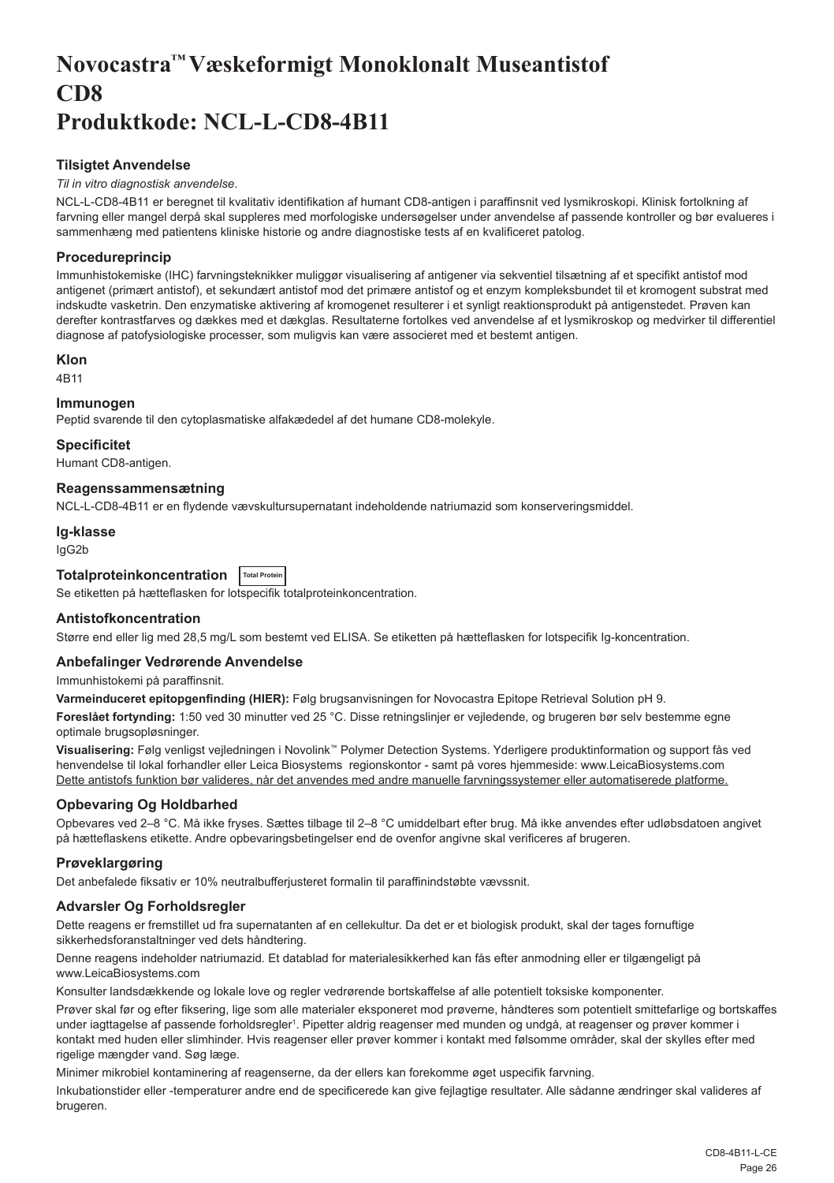# Novocastra™ Væskeformigt Monoklonalt Museantistof CD8
# Produktkode: NCL-L-CD8-4B11

### Tilsigtet Anvendelse

*Til in vitro diagnostisk anvendelse*.

NCL-L-CD8-4B11 er beregnet til kvalitativ identifikation af humant CD8-antigen i paraffinsnit ved lysmikroskopi. Klinisk fortolkning af farvning eller mangel derpå skal suppleres med morfologiske undersøgelser under anvendelse af passende kontroller og bør evalueres i sammenhæng med patientens kliniske historie og andre diagnostiske tests af en kvalificeret patolog.

### Procedureprincip

Immunhistokemiske (IHC) farvningsteknikker muliggør visualisering af antigener via sekventiel tilsætning af et specifikt antistof mod antigenet (primært antistof), et sekundært antistof mod det primære antistof og et enzym kompleksbundet til et kromogent substrat med indskudte vasketrin. Den enzymatiske aktivering af kromogenet resulterer i et synligt reaktionsprodukt på antigenstedet. Prøven kan derefter kontrastfarves og dækkes med et dækglas. Resultaterne fortolkes ved anvendelse af et lysmikroskop og medvirker til differentiel diagnose af patofysiologiske processer, som muligvis kan være associeret med et bestemt antigen.

### Klon

4B11

### Immunogen

Peptid svarende til den cytoplasmatiske alfakædedel af det humane CD8-molekyle.

### Specificitet

Humant CD8-antigen.

### Reagenssammensætning

NCL-L-CD8-4B11 er en flydende vævskultursupernatant indeholdende natriumazid som konserveringsmiddel.

### Ig-klasse

IgG2b

### Totalproteinkoncentration Total Protein

Se etiketten på hætteflasken for lotspecifik totalproteinkoncentration.

### Antistofkoncentration

Større end eller lig med 28,5 mg/L som bestemt ved ELISA. Se etiketten på hætteflasken for lotspecifik Ig-koncentration.

### Anbefalinger Vedrørende Anvendelse

Immunhistokemi på paraffinsnit.

**Varmeinduceret epitopgenfinding (HIER):** Følg brugsanvisningen for Novocastra Epitope Retrieval Solution pH 9.

**Foreslået fortynding:** 1:50 ved 30 minutter ved 25 °C. Disse retningslinjer er vejledende, og brugeren bør selv bestemme egne optimale brugsopløsninger.

**Visualisering:** Følg venligst vejledningen i Novolink™ Polymer Detection Systems. Yderligere produktinformation og support fås ved henvendelse til lokal forhandler eller Leica Biosystems regionskontor - samt på vores hjemmeside: www.LeicaBiosystems.com

Dette antistofs funktion bør valideres, når det anvendes med andre manuelle farvningssystemer eller automatiserede platforme.

### Opbevaring Og Holdbarhed

Opbevares ved 2–8 °C. Må ikke fryses. Sættes tilbage til 2–8 °C umiddelbart efter brug. Må ikke anvendes efter udløbsdatoen angivet på hætteflaskens etikette. Andre opbevaringsbetingelser end de ovenfor angivne skal verificeres af brugeren.

### Prøveklargøring

Det anbefalede fiksativ er 10% neutralbufferjusteret formalin til paraffinindstøbte vævssnit.

### Advarsler Og Forholdsregler

Dette reagens er fremstillet ud fra supernatanten af en cellekultur. Da det er et biologisk produkt, skal der tages fornuftige sikkerhedsforanstaltninger ved dets håndtering.

Denne reagens indeholder natriumazid. Et datablad for materialesikkerhed kan fås efter anmodning eller er tilgængeligt på www.LeicaBiosystems.com

Konsulter landsdækkende og lokale love og regler vedrørende bortskaffelse af alle potentielt toksiske komponenter.

Prøver skal før og efter fiksering, lige som alle materialer eksponeret mod prøverne, håndteres som potentielt smittefarlige og bortskaffes under iagttagelse af passende forholdsregler[1]. Pipetter aldrig reagenser med munden og undgå, at reagenser og prøver kommer i kontakt med huden eller slimhinder. Hvis reagenser eller prøver kommer i kontakt med følsomme områder, skal der skylles efter med rigelige mængder vand. Søg læge.

Minimer mikrobiel kontaminering af reagenserne, da der ellers kan forekomme øget uspecifik farvning.

Inkubationstider eller -temperaturer andre end de specificerede kan give fejlagtige resultater. Alle sådanne ændringer skal valideres af brugeren.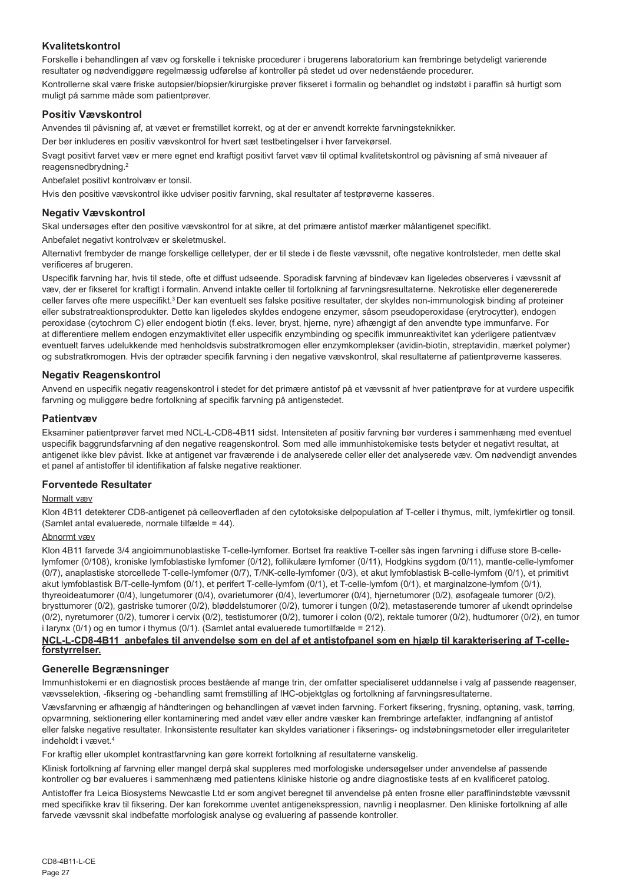## Kvalitetskontrol

Forskelle i behandlingen af væv og forskelle i tekniske procedurer i brugerens laboratorium kan frembringe betydeligt varierende resultater og nødvendiggøre regelmæssig udførelse af kontroller på stedet ud over nedenstående procedurer.

Kontrollerne skal være friske autopsier/biopsier/kirurgiske prøver fikseret i formalin og behandlet og indstøbt i paraffin så hurtigt som muligt på samme måde som patientprøver.

## Positiv Vævskontrol

Anvendes til påvisning af, at vævet er fremstillet korrekt, og at der er anvendt korrekte farvningsteknikker.

Der bør inkluderes en positiv vævskontrol for hvert sæt testbetingelser i hver farvekørsel.

Svagt positivt farvet væv er mere egnet end kraftigt positivt farvet væv til optimal kvalitetskontrol og påvisning af små niveauer af reagensnedbrydning.[2]

Anbefalet positivt kontrolvæv er tonsil.

Hvis den positive vævskontrol ikke udviser positiv farvning, skal resultater af testprøverne kasseres.

## Negativ Vævskontrol

Skal undersøges efter den positive vævskontrol for at sikre, at det primære antistof mærker målantigenet specifikt.

Anbefalet negativt kontrolvæv er skeletmuskel.

Alternativt frembyder de mange forskellige celletyper, der er til stede i de fleste vævssnit, ofte negative kontrolsteder, men dette skal verificeres af brugeren.

Uspecifik farvning har, hvis til stede, ofte et diffust udseende. Sporadisk farvning af bindevæv kan ligeledes observeres i vævssnit af væv, der er fikseret for kraftigt i formalin. Anvend intakte celler til fortolkning af farvningsresultaterne. Nekrotiske eller degenererede celler farves ofte mere uspecifikt.[3] Der kan eventuelt ses falske positive resultater, der skyldes non-immunologisk binding af proteiner eller substratreaktionsprodukter. Dette kan ligeledes skyldes endogene enzymer, såsom pseudoperoxidase (erytrocytter), endogen peroxidase (cytochrom C) eller endogent biotin (f.eks. lever, bryst, hjerne, nyre) afhængigt af den anvendte type immunfarve. For at differentiere mellem endogen enzymaktivitet eller uspecifik enzymbinding og specifik immunreaktivitet kan yderligere patientvæv eventuelt farves udelukkende med henholdsvis substratkromogen eller enzymkomplekser (avidin-biotin, streptavidin, mærket polymer) og substratkromogen. Hvis der optræder specifik farvning i den negative vævskontrol, skal resultaterne af patientprøverne kasseres.

## Negativ Reagenskontrol

Anvend en uspecifik negativ reagenskontrol i stedet for det primære antistof på et vævssnit af hver patientprøve for at vurdere uspecifik farvning og muliggøre bedre fortolkning af specifik farvning på antigenstedet.

## Patientvæv

Eksaminer patientprøver farvet med NCL-L-CD8-4B11 sidst. Intensiteten af positiv farvning bør vurderes i sammenhæng med eventuel uspecifik baggrundsfarvning af den negative reagenskontrol. Som med alle immunhistokemiske tests betyder et negativt resultat, at antigenet ikke blev påvist. Ikke at antigenet var fraværende i de analyserede celler eller det analyserede væv. Om nødvendigt anvendes et panel af antistoffer til identifikation af falske negative reaktioner.

## Forventede Resultater

Normalt væv

Klon 4B11 detekterer CD8-antigenet på celleoverfladen af den cytotoksiske delpopulation af T-celler i thymus, milt, lymfekirtler og tonsil. (Samlet antal evaluerede, normale tilfælde = 44).

Abnormt væv

Klon 4B11 farvede 3/4 angioimmunoblastiske T-celle-lymfomer. Bortset fra reaktive T-celler sås ingen farvning i diffuse store B-celle-lymfomer (0/108), kroniske lymfoblastiske lymfomer (0/12), follikulære lymfomer (0/11), Hodgkins sygdom (0/11), mantle-celle-lymfomer (0/7), anaplastiske storcellede T-celle-lymfomer (0/7), T/NK-celle-lymfomer (0/3), et akut lymfoblastisk B-celle-lymfom (0/1), et primitivt akut lymfoblastisk B/T-celle-lymfom (0/1), et perifert T-celle-lymfom (0/1), et T-celle-lymfom (0/1), et marginalzone-lymfom (0/1), thyreoideatumorer (0/4), lungetumorer (0/4), ovarietumorer (0/4), levertumorer (0/4), hjernetumorer (0/2), øsofageale tumorer (0/2), brysttumorer (0/2), gastriske tumorer (0/2), bløddelstumorer (0/2), tumorer i tungen (0/2), metastaserende tumorer af ukendt oprindelse (0/2), nyretumorer (0/2), tumorer i cervix (0/2), testistumorer (0/2), tumorer i colon (0/2), rektale tumorer (0/2), hudtumorer (0/2), en tumor i larynx (0/1) og en tumor i thymus (0/1). (Samlet antal evaluerede tumortilfælde = 212).

**NCL-L-CD8-4B11 anbefales til anvendelse som en del af et antistofpanel som en hjælp til karakterisering af T-celle-forstyrrelser.**

## Generelle Begrænsninger

Immunhistokemi er en diagnostisk proces bestående af mange trin, der omfatter specialiseret uddannelse i valg af passende reagenser, vævsselektion, -fiksering og -behandling samt fremstilling af IHC-objektglas og fortolkning af farvningsresultaterne.

Vævsfarvning er afhængig af håndteringen og behandlingen af vævet inden farvning. Forkert fiksering, frysning, optøning, vask, tørring, opvarmning, sektionering eller kontaminering med andet væv eller andre væsker kan frembringe artefakter, indfangning af antistof eller falske negative resultater. Inkonsistente resultater kan skyldes variationer i fikserings- og indstøbningsmetoder eller irregulariteter indeholdt i vævet.[4]

For kraftig eller ukomplet kontrastfarvning kan gøre korrekt fortolkning af resultaterne vanskelig.

Klinisk fortolkning af farvning eller mangel derpå skal suppleres med morfologiske undersøgelser under anvendelse af passende kontroller og bør evalueres i sammenhæng med patientens kliniske historie og andre diagnostiske tests af en kvalificeret patolog.

Antistoffer fra Leica Biosystems Newcastle Ltd er som angivet beregnet til anvendelse på enten frosne eller paraffinindstøbte vævssnit med specifikke krav til fiksering. Der kan forekomme uventet antigenekspression, navnlig i neoplasmer. Den kliniske fortolkning af alle farvede vævssnit skal indbefatte morfologisk analyse og evaluering af passende kontroller.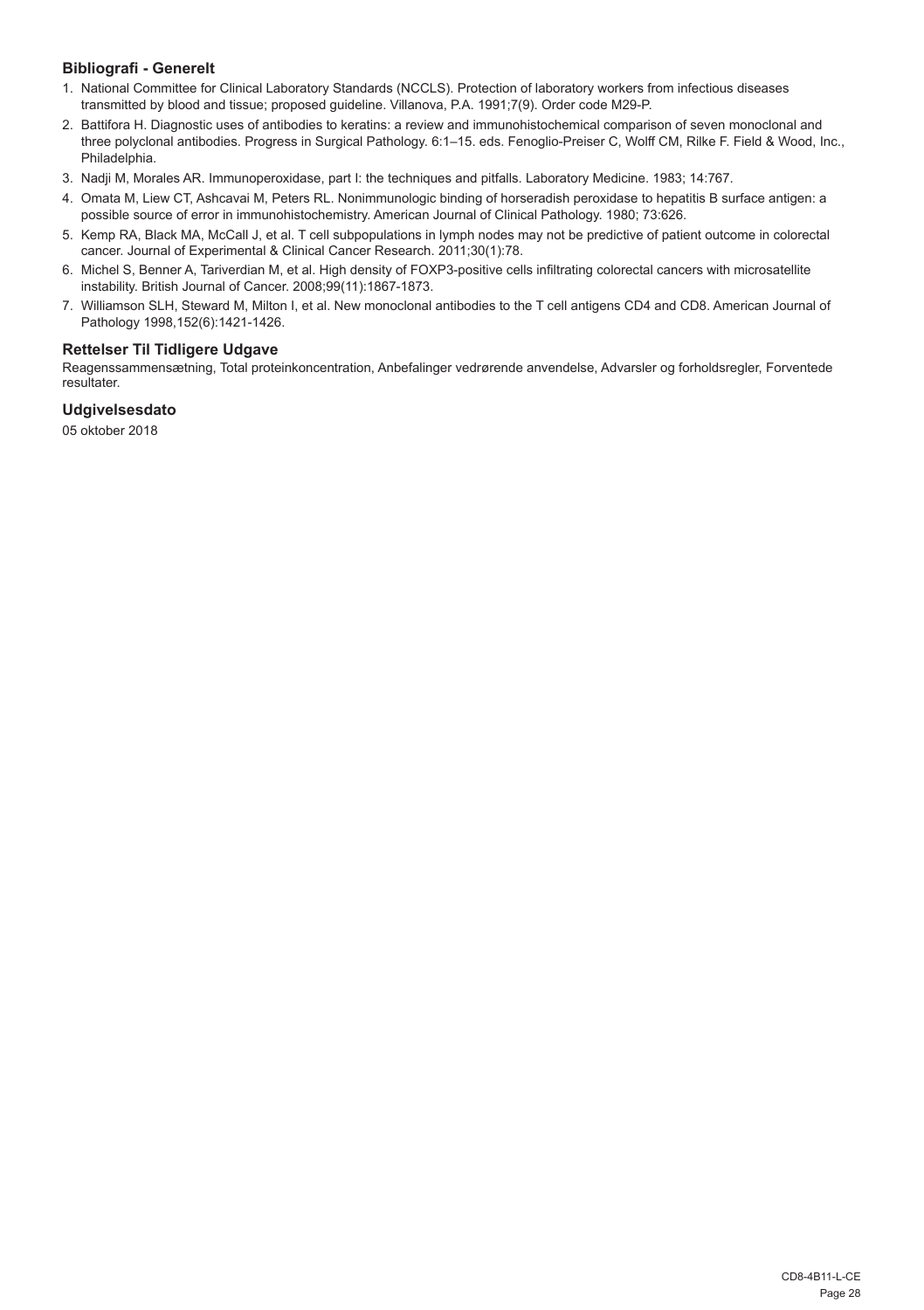### Bibliografi - Generelt

1. National Committee for Clinical Laboratory Standards (NCCLS). Protection of laboratory workers from infectious diseases transmitted by blood and tissue; proposed guideline. Villanova, P.A. 1991;7(9). Order code M29-P.
2. Battifora H. Diagnostic uses of antibodies to keratins: a review and immunohistochemical comparison of seven monoclonal and three polyclonal antibodies. Progress in Surgical Pathology. 6:1–15. eds. Fenoglio-Preiser C, Wolff CM, Rilke F. Field & Wood, Inc., Philadelphia.
3. Nadji M, Morales AR. Immunoperoxidase, part I: the techniques and pitfalls. Laboratory Medicine. 1983; 14:767.
4. Omata M, Liew CT, Ashcavai M, Peters RL. Nonimmunologic binding of horseradish peroxidase to hepatitis B surface antigen: a possible source of error in immunohistochemistry. American Journal of Clinical Pathology. 1980; 73:626.
5. Kemp RA, Black MA, McCall J, et al. T cell subpopulations in lymph nodes may not be predictive of patient outcome in colorectal cancer. Journal of Experimental & Clinical Cancer Research. 2011;30(1):78.
6. Michel S, Benner A, Tariverdian M, et al. High density of FOXP3-positive cells infiltrating colorectal cancers with microsatellite instability. British Journal of Cancer. 2008;99(11):1867-1873.
7. Williamson SLH, Steward M, Milton I, et al. New monoclonal antibodies to the T cell antigens CD4 and CD8. American Journal of Pathology 1998,152(6):1421-1426.

### Rettelser Til Tidligere Udgave

Reagenssammensætning, Total proteinkoncentration, Anbefalinger vedrørende anvendelse, Advarsler og forholdsregler, Forventede resultater.

### Udgivelsesdato

05 oktober 2018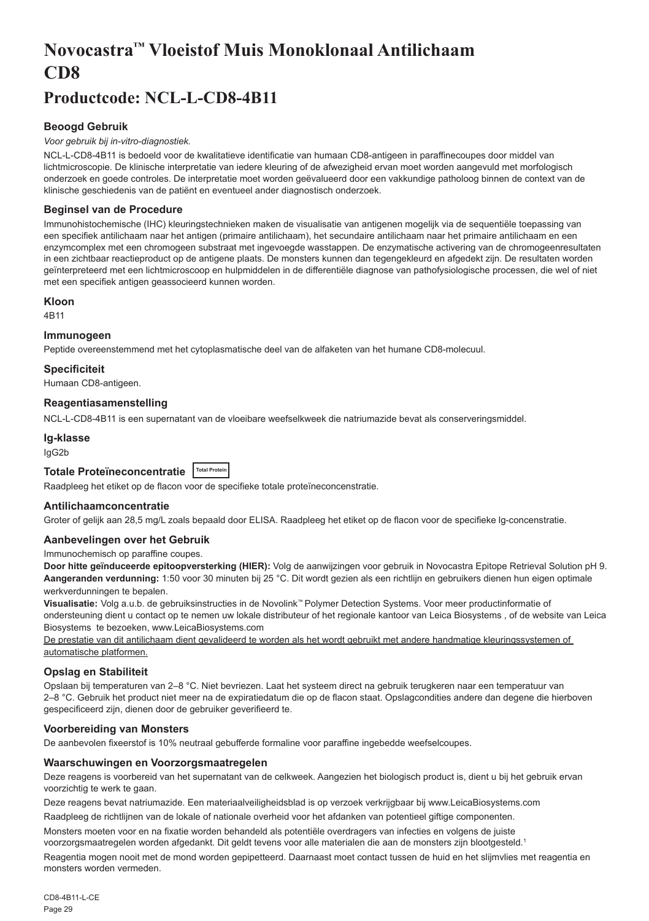# Novocastra™ Vloeistof Muis Monoklonaal Antilichaam CD8

## Productcode: NCL-L-CD8-4B11

### Beoogd Gebruik

*Voor gebruik bij in-vitro-diagnostiek.*

NCL-L-CD8-4B11 is bedoeld voor de kwalitatieve identificatie van humaan CD8-antigeen in paraffinecoupes door middel van lichtmicroscopie. De klinische interpretatie van iedere kleuring of de afwezigheid ervan moet worden aangevuld met morfologisch onderzoek en goede controles. De interpretatie moet worden geëvalueerd door een vakkundige patholoog binnen de context van de klinische geschiedenis van de patiënt en eventueel ander diagnostisch onderzoek.

### Beginsel van de Procedure

Immunohistochemische (IHC) kleuringstechnieken maken de visualisatie van antigenen mogelijk via de sequentiële toepassing van een specifiek antilichaam naar het antigen (primaire antilichaam), het secundaire antilichaam naar het primaire antilichaam en een enzymcomplex met een chromogeen substraat met ingevoegde wasstappen. De enzymatische activering van de chromogeenresultaten in een zichtbaar reactieproduct op de antigene plaats. De monsters kunnen dan tegengekleurd en afgedekt zijn. De resultaten worden geïnterpreteerd met een lichtmicroscoop en hulpmiddelen in de differentiële diagnose van pathofysiologische processen, die wel of niet met een specifiek antigen geassocieerd kunnen worden.

### Kloon

4B11

### Immunogeen

Peptide overeenstemmend met het cytoplasmatische deel van de alfaketen van het humane CD8-molecuul.

### Specificiteit

Humaan CD8-antigeen.

### Reagentiasamenstelling

NCL-L-CD8-4B11 is een supernatant van de vloeibare weefselkweek die natriumazide bevat als conserveringsmiddel.

### Ig-klasse

IgG2b

### Totale Proteïneconcentratie Total Protein

Raadpleeg het etiket op de flacon voor de specifieke totale proteïneconcentratie.

### Antilichaamconcentratie

Groter of gelijk aan 28,5 mg/L zoals bepaald door ELISA. Raadpleeg het etiket op de flacon voor de specifieke Ig-concentratie.

### Aanbevelingen over het Gebruik

Immunochemisch op paraffine coupes.

**Door hitte geïnduceerde epitoopversterking (HIER):** Volg de aanwijzingen voor gebruik in Novocastra Epitope Retrieval Solution pH 9.

**Aangeranden verdunning:** 1:50 voor 30 minuten bij 25 °C. Dit wordt gezien als een richtlijn en gebruikers dienen hun eigen optimale werkverdunningen te bepalen.

**Visualisatie:** Volg a.u.b. de gebruiksinstructies in de Novolink™ Polymer Detection Systems. Voor meer productinformatie of ondersteuning dient u contact op te nemen uw lokale distributeur of het regionale kantoor van Leica Biosystems , of de website van Leica Biosystems te bezoeken, www.LeicaBiosystems.com

De prestatie van dit antilichaam dient gevalideerd te worden als het wordt gebruikt met andere handmatige kleuringssystemen of automatische platformen.

### Opslag en Stabiliteit

Opslaan bij temperaturen van 2–8 °C. Niet bevriezen. Laat het systeem direct na gebruik terugkeren naar een temperatuur van 2–8 °C. Gebruik het product niet meer na de expiratiedatum die op de flacon staat. Opslagcondities andere dan degene die hierboven gespecificeerd zijn, dienen door de gebruiker geverifieerd te.

### Voorbereiding van Monsters

De aanbevolen fixeerstof is 10% neutraal gebufferde formaline voor paraffine ingebedde weefselcoupes.

### Waarschuwingen en Voorzorgsmaatregelen

Deze reagens is voorbereid van het supernatant van de celkweek. Aangezien het biologisch product is, dient u bij het gebruik ervan voorzichtig te werk te gaan.

Deze reagens bevat natriumazide. Een materiaalveiligheidsblad is op verzoek verkrijgbaar bij www.LeicaBiosystems.com

Raadpleeg de richtlijnen van de lokale of nationale overheid voor het afdanken van potentieel giftige componenten.

Monsters moeten voor en na fixatie worden behandeld als potentiële overdragers van infecties en volgens de juiste voorzorgsmaatregelen worden afgedankt. Dit geldt tevens voor alle materialen die aan de monsters zijn blootgesteld.[1]

Reagentia mogen nooit met de mond worden gepipetteerd. Daarnaast moet contact tussen de huid en het slijmvlies met reagentia en monsters worden vermeden.

CD8-4B11-L-CE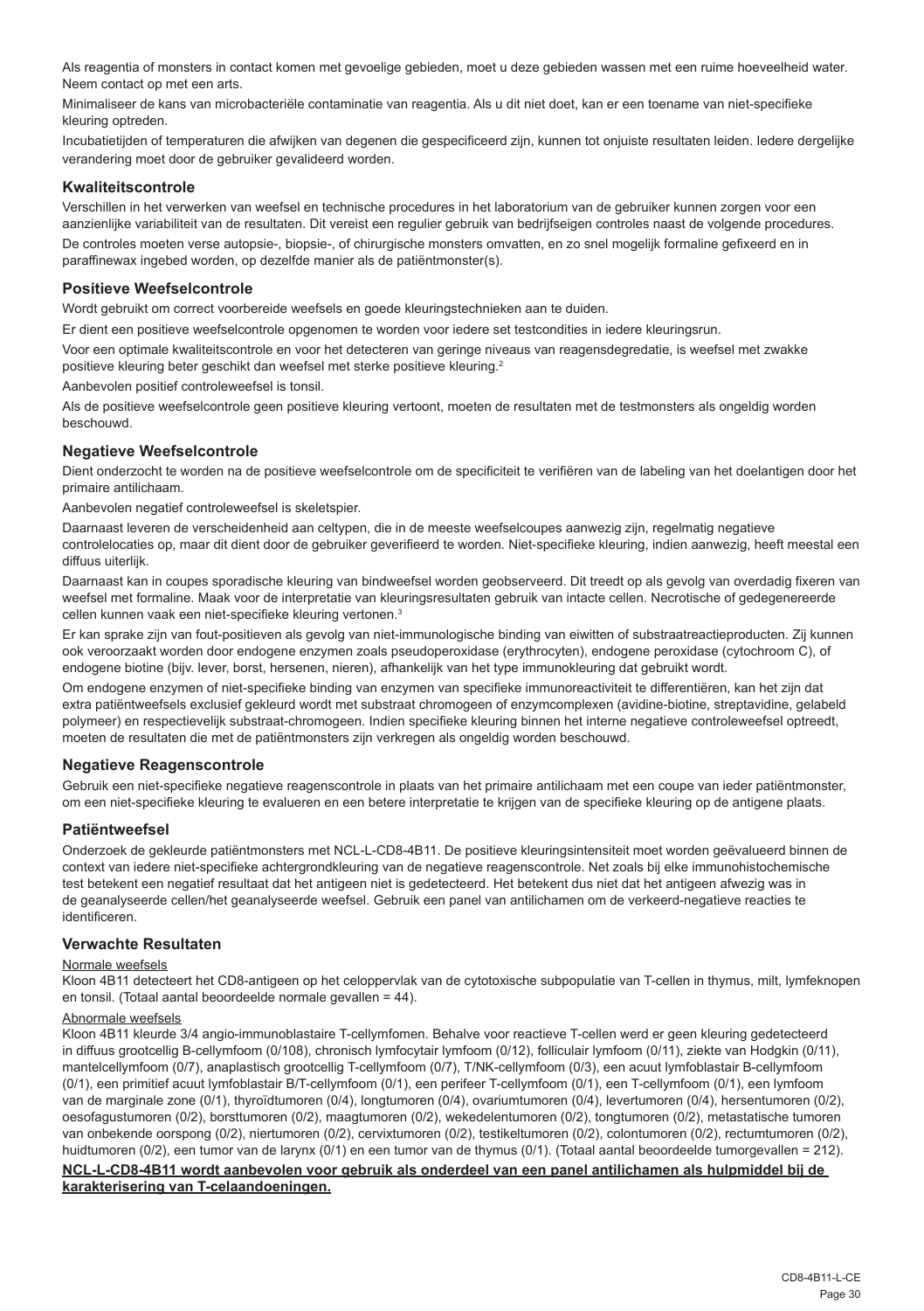Als reagentia of monsters in contact komen met gevoelige gebieden, moet u deze gebieden wassen met een ruime hoeveelheid water. Neem contact op met een arts.

Minimaliseer de kans van microbacteriële contaminatie van reagentia. Als u dit niet doet, kan er een toename van niet-specifieke kleuring optreden.

Incubatietijden of temperaturen die afwijken van degenen die gespecificeerd zijn, kunnen tot onjuiste resultaten leiden. Iedere dergelijke verandering moet door de gebruiker gevalideerd worden.

### Kwaliteitscontrole

Verschillen in het verwerken van weefsel en technische procedures in het laboratorium van de gebruiker kunnen zorgen voor een aanzienlijke variabiliteit van de resultaten. Dit vereist een regulier gebruik van bedrijfseigen controles naast de volgende procedures.

De controles moeten verse autopsie-, biopsie-, of chirurgische monsters omvatten, en zo snel mogelijk formaline gefixeerd en in paraffinewax ingebed worden, op dezelfde manier als de patiëntmonster(s).

### Positieve Weefselcontrole

Wordt gebruikt om correct voorbereide weefsels en goede kleuringstechnieken aan te duiden.

Er dient een positieve weefselcontrole opgenomen te worden voor iedere set testcondities in iedere kleuringsrun.

Voor een optimale kwaliteitscontrole en voor het detecteren van geringe niveaus van reagensdegredatie, is weefsel met zwakke positieve kleuring beter geschikt dan weefsel met sterke positieve kleuring.[2]

Aanbevolen positief controleweefsel is tonsil.

Als de positieve weefselcontrole geen positieve kleuring vertoont, moeten de resultaten met de testmonsters als ongeldig worden beschouwd.

### Negatieve Weefselcontrole

Dient onderzocht te worden na de positieve weefselcontrole om de specificiteit te verifiëren van de labeling van het doelantigen door het primaire antilichaam.

Aanbevolen negatief controleweefsel is skeletspier.

Daarnaast leveren de verscheidenheid aan celtypen, die in de meeste weefselcoupes aanwezig zijn, regelmatig negatieve controlelocaties op, maar dit dient door de gebruiker geverifieerd te worden. Niet-specifieke kleuring, indien aanwezig, heeft meestal een diffuus uiterlijk.

Daarnaast kan in coupes sporadische kleuring van bindweefsel worden geobserveerd. Dit treedt op als gevolg van overdadig fixeren van weefsel met formaline. Maak voor de interpretatie van kleuringsresultaten gebruik van intacte cellen. Necrotische of gedegenereerde cellen kunnen vaak een niet-specifieke kleuring vertonen.[3]

Er kan sprake zijn van fout-positieven als gevolg van niet-immunologische binding van eiwitten of substraatreactieproducten. Zij kunnen ook veroorzaakt worden door endogene enzymen zoals pseudoperoxidase (erythrocyten), endogene peroxidase (cytochroom C), of endogene biotine (bijv. lever, borst, hersenen, nieren), afhankelijk van het type immunokleuring dat gebruikt wordt.

Om endogene enzymen of niet-specifieke binding van enzymen van specifieke immunoreactiviteit te differentiëren, kan het zijn dat extra patiëntweefsels exclusief gekleurd wordt met substraat chromogeen of enzymcomplexen (avidine-biotine, streptavidine, gelabeld polymeer) en respectievelijk substraat-chromogeen. Indien specifieke kleuring binnen het interne negatieve controleweefsel optreedt, moeten de resultaten die met de patiëntmonsters zijn verkregen als ongeldig worden beschouwd.

### Negatieve Reagenscontrole

Gebruik een niet-specifieke negatieve reagenscontrole in plaats van het primaire antilichaam met een coupe van ieder patiëntmonster, om een niet-specifieke kleuring te evalueren en een betere interpretatie te krijgen van de specifieke kleuring op de antigene plaats.

### Patiëntweefsel

Onderzoek de gekleurde patiëntmonsters met NCL-L-CD8-4B11. De positieve kleuringsintensiteit moet worden geëvalueerd binnen de context van iedere niet-specifieke achtergrondkleuring van de negatieve reagenscontrole. Net zoals bij elke immunohistochemische test betekent een negatief resultaat dat het antigeen niet is gedetecteerd. Het betekent dus niet dat het antigeen afwezig was in de geanalyseerde cellen/het geanalyseerde weefsel. Gebruik een panel van antilichamen om de verkeerd-negatieve reacties te identificeren.

### Verwachte Resultaten

Normale weefsels

Kloon 4B11 detecteert het CD8-antigeen op het celoppervlak van de cytotoxische subpopulatie van T-cellen in thymus, milt, lymfeknopen en tonsil. (Totaal aantal beoordeelde normale gevallen = 44).

Abnormale weefsels

Kloon 4B11 kleurde 3/4 angio-immunoblastaire T-cellymfomen. Behalve voor reactieve T-cellen werd er geen kleuring gedetecteerd in diffuus grootcellig B-cellymfoom (0/108), chronisch lymfocytair lymfoom (0/12), folliculair lymfoom (0/11), ziekte van Hodgkin (0/11), mantelcellymfoom (0/7), anaplastisch grootcellig T-cellymfoom (0/7), T/NK-cellymfoom (0/3), een acuut lymfoblastair B-cellymfoom (0/1), een primitief acuut lymfoblastair B/T-cellymfoom (0/1), een perifeer T-cellymfoom (0/1), een T-cellymfoom (0/1), een lymfoom van de marginale zone (0/1), thyroïdtumoren (0/4), longtumoren (0/4), ovariumtumoren (0/4), levertumoren (0/4), hersentumoren (0/2), oesofagustumoren (0/2), borsttumoren (0/2), maagtumoren (0/2), wekedelentumoren (0/2), tongtumoren (0/2), metastatische tumoren van onbekende oorspong (0/2), niertumoren (0/2), cervixtumoren (0/2), testikeltumoren (0/2), colontumoren (0/2), rectumtumoren (0/2), huidtumoren (0/2), een tumor van de larynx (0/1) en een tumor van de thymus (0/1). (Totaal aantal beoordeelde tumorgevallen = 212).

**NCL-L-CD8-4B11 wordt aanbevolen voor gebruik als onderdeel van een panel antilichamen als hulpmiddel bij de karakterisering van T-celaandoeningen.**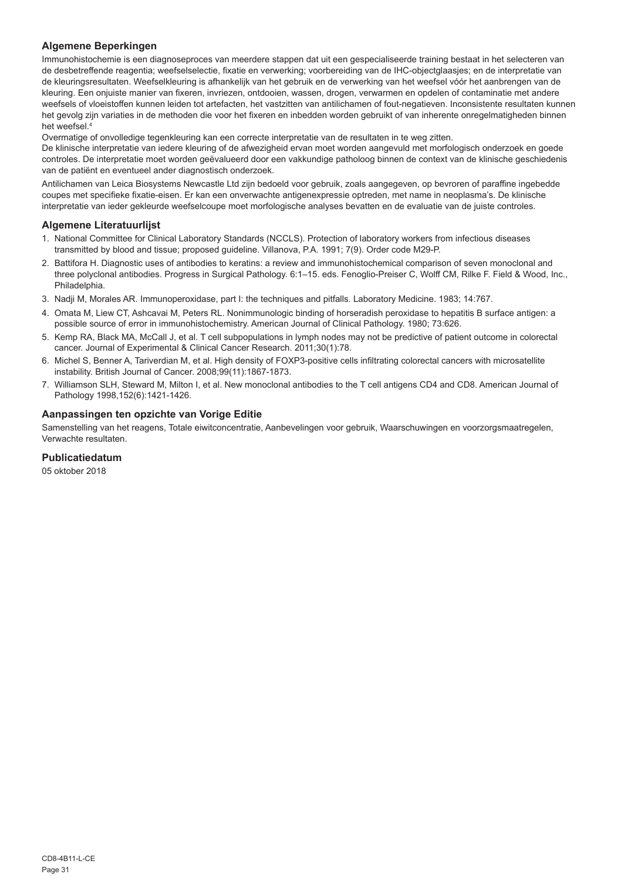### Algemene Beperkingen

Immunohistochemie is een diagnoseproces van meerdere stappen dat uit een gespecialiseerde training bestaat in het selecteren van de desbetreffende reagentia; weefselselectie, fixatie en verwerking; voorbereiding van de IHC-objectglaasjes; en de interpretatie van de kleuringsresultaten. Weefselkleuring is afhankelijk van het gebruik en de verwerking van het weefsel vóór het aanbrengen van de kleuring. Een onjuiste manier van fixeren, invriezen, ontdooien, wassen, drogen, verwarmen en opdelen of contaminatie met andere weefsels of vloeistoffen kunnen leiden tot artefacten, het vastzitten van antilichamen of fout-negatieven. Inconsistente resultaten kunnen het gevolg zijn variaties in de methoden die voor het fixeren en inbedden worden gebruikt of van inherente onregelmatigheden binnen het weefsel.[4]

Overmatige of onvolledige tegenkleuring kan een correcte interpretatie van de resultaten in te weg zitten.

De klinische interpretatie van iedere kleuring of de afwezigheid ervan moet worden aangevuld met morfologisch onderzoek en goede controles. De interpretatie moet worden geëvalueerd door een vakkundige patholoog binnen de context van de klinische geschiedenis van de patiënt en eventueel ander diagnostisch onderzoek.

Antilichamen van Leica Biosystems Newcastle Ltd zijn bedoeld voor gebruik, zoals aangegeven, op bevroren of paraffine ingebedde coupes met specifieke fixatie-eisen. Er kan een onverwachte antigenexpressie optreden, met name in neoplasma's. De klinische interpretatie van ieder gekleurde weefselcoupe moet morfologische analyses bevatten en de evaluatie van de juiste controles.

### Algemene Literatuurlijst

1. National Committee for Clinical Laboratory Standards (NCCLS). Protection of laboratory workers from infectious diseases transmitted by blood and tissue; proposed guideline. Villanova, P.A. 1991; 7(9). Order code M29-P.
2. Battifora H. Diagnostic uses of antibodies to keratins: a review and immunohistochemical comparison of seven monoclonal and three polyclonal antibodies. Progress in Surgical Pathology. 6:1–15. eds. Fenoglio-Preiser C, Wolff CM, Rilke F. Field & Wood, Inc., Philadelphia.
3. Nadji M, Morales AR. Immunoperoxidase, part I: the techniques and pitfalls. Laboratory Medicine. 1983; 14:767.
4. Omata M, Liew CT, Ashcavai M, Peters RL. Nonimmunologic binding of horseradish peroxidase to hepatitis B surface antigen: a possible source of error in immunohistochemistry. American Journal of Clinical Pathology. 1980; 73:626.
5. Kemp RA, Black MA, McCall J, et al. T cell subpopulations in lymph nodes may not be predictive of patient outcome in colorectal cancer. Journal of Experimental & Clinical Cancer Research. 2011;30(1):78.
6. Michel S, Benner A, Tariverdian M, et al. High density of FOXP3-positive cells infiltrating colorectal cancers with microsatellite instability. British Journal of Cancer. 2008;99(11):1867-1873.
7. Williamson SLH, Steward M, Milton I, et al. New monoclonal antibodies to the T cell antigens CD4 and CD8. American Journal of Pathology 1998,152(6):1421-1426.

### Aanpassingen ten opzichte van Vorige Editie

Samenstelling van het reagens, Totale eiwitconcentratie, Aanbevelingen voor gebruik, Waarschuwingen en voorzorgsmaatregelen, Verwachte resultaten.

### Publicatiedatum

05 oktober 2018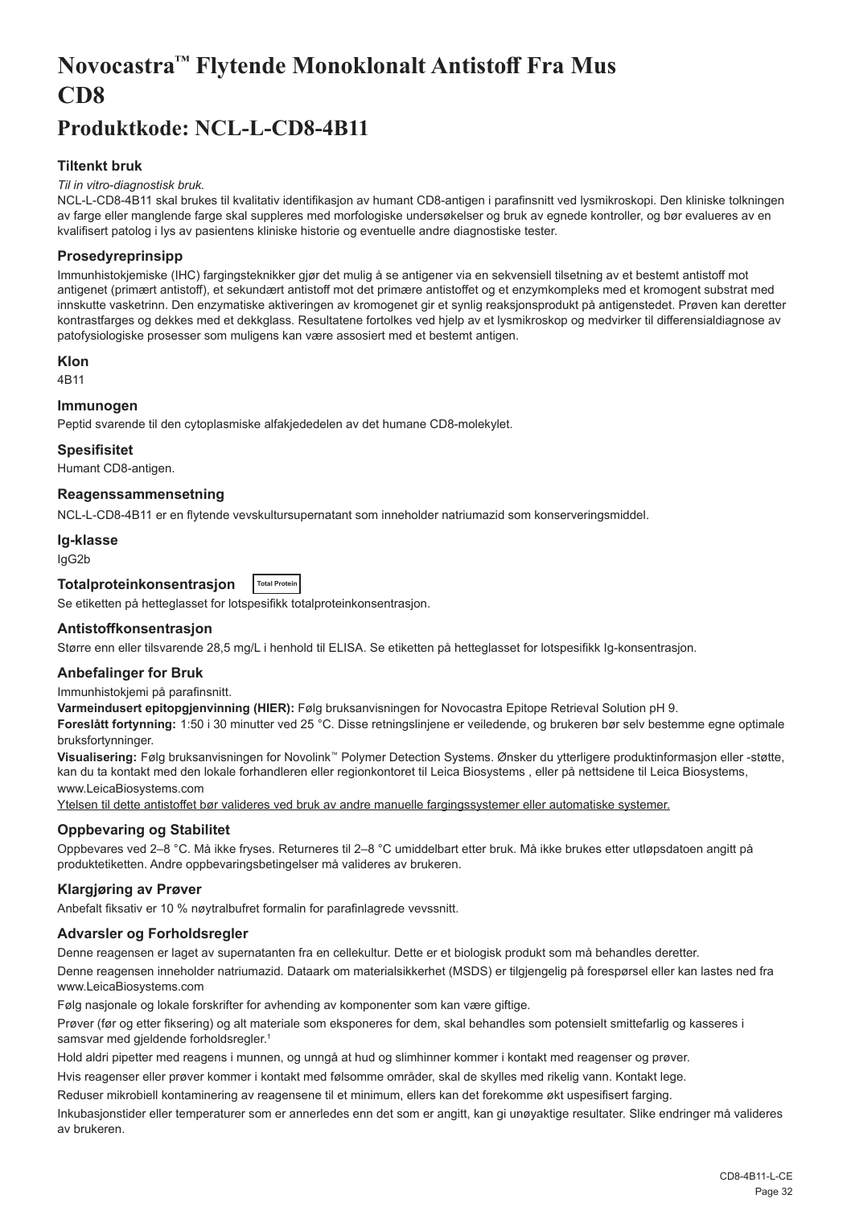# Novocastra™ Flytende Monoklonalt Antistoff Fra Mus CD8

## Produktkode: NCL-L-CD8-4B11

### Tiltenkt bruk

*Til in vitro-diagnostisk bruk.*

NCL-L-CD8-4B11 skal brukes til kvalitativ identifikasjon av humant CD8-antigen i parafinsnitt ved lysmikroskopi. Den kliniske tolkningen av farge eller manglende farge skal suppleres med morfologiske undersøkelser og bruk av egnede kontroller, og bør evalueres av en kvalifisert patolog i lys av pasientens kliniske historie og eventuelle andre diagnostiske tester.

### Prosedyreprinsipp

Immunhistokjemiske (IHC) fargingsteknikker gjør det mulig å se antigener via en sekvensiell tilsetning av et bestemt antistoff mot antigenet (primært antistoff), et sekundært antistoff mot det primære antistoffet og et enzymkompleks med et kromogent substrat med innskutte vasketrinn. Den enzymatiske aktiveringen av kromogenet gir et synlig reaksjonsprodukt på antigenstedet. Prøven kan deretter kontrastfarges og dekkes med et dekkglass. Resultatene fortolkes ved hjelp av et lysmikroskop og medvirker til differensialdiagnose av patofysiologiske prosesser som muligens kan være assosiert med et bestemt antigen.

### Klon

4B11

### Immunogen

Peptid svarende til den cytoplasmiske alfakjededelen av det humane CD8-molekylet.

### Spesifisitet

Humant CD8-antigen.

### Reagenssammensetning

NCL-L-CD8-4B11 er en flytende vevskultursupernatant som inneholder natriumazid som konserveringsmiddel.

### Ig-klasse

IgG2b

### Totalproteinkonsentrasjon

Total Protein

Se etiketten på hetteglasset for lotspesifikk totalproteinkonsentrasjon.

### Antistoffkonsentrasjon

Større enn eller tilsvarende 28,5 mg/L i henhold til ELISA. Se etiketten på hetteglasset for lotspesifikk Ig-konsentrasjon.

### Anbefalinger for Bruk

Immunhistokjemi på parafinsnitt.

**Varmeindusert epitopgjenvinning (HIER):** Følg bruksanvisningen for Novocastra Epitope Retrieval Solution pH 9.

**Foreslått fortynning:** 1:50 i 30 minutter ved 25 °C. Disse retningslinjene er veiledende, og brukeren bør selv bestemme egne optimale bruksfortynninger.

**Visualisering:** Følg bruksanvisningen for Novolink™ Polymer Detection Systems. Ønsker du ytterligere produktinformasjon eller -støtte, kan du ta kontakt med den lokale forhandleren eller regionkontoret til Leica Biosystems , eller på nettsidene til Leica Biosystems, www.LeicaBiosystems.com

Ytelsen til dette antistoffet bør valideres ved bruk av andre manuelle fargingssystemer eller automatiske systemer.

### Oppbevaring og Stabilitet

Oppbevares ved 2–8 °C. Må ikke fryses. Returneres til 2–8 °C umiddelbart etter bruk. Må ikke brukes etter utløpsdatoen angitt på produktetiketten. Andre oppbevaringsbetingelser må valideres av brukeren.

### Klargjøring av Prøver

Anbefalt fiksativ er 10 % nøytralbufret formalin for parafinlagrede vevssnitt.

### Advarsler og Forholdsregler

Denne reagensen er laget av supernatanten fra en cellekultur. Dette er et biologisk produkt som må behandles deretter.

Denne reagensen inneholder natriumazid. Dataark om materialsikkerhet (MSDS) er tilgjengelig på forespørsel eller kan lastes ned fra www.LeicaBiosystems.com

Følg nasjonale og lokale forskrifter for avhending av komponenter som kan være giftige.

Prøver (før og etter fiksering) og alt materiale som eksponeres for dem, skal behandles som potensielt smittefarlig og kasseres i samsvar med gjeldende forholdsregler.[1]

Hold aldri pipetter med reagens i munnen, og unngå at hud og slimhinner kommer i kontakt med reagenser og prøver.

Hvis reagenser eller prøver kommer i kontakt med følsomme områder, skal de skylles med rikelig vann. Kontakt lege.

Reduser mikrobiell kontaminering av reagensene til et minimum, ellers kan det forekomme økt uspesifisert farging.

Inkubasjonstider eller temperaturer som er annerledes enn det som er angitt, kan gi unøyaktige resultater. Slike endringer må valideres av brukeren.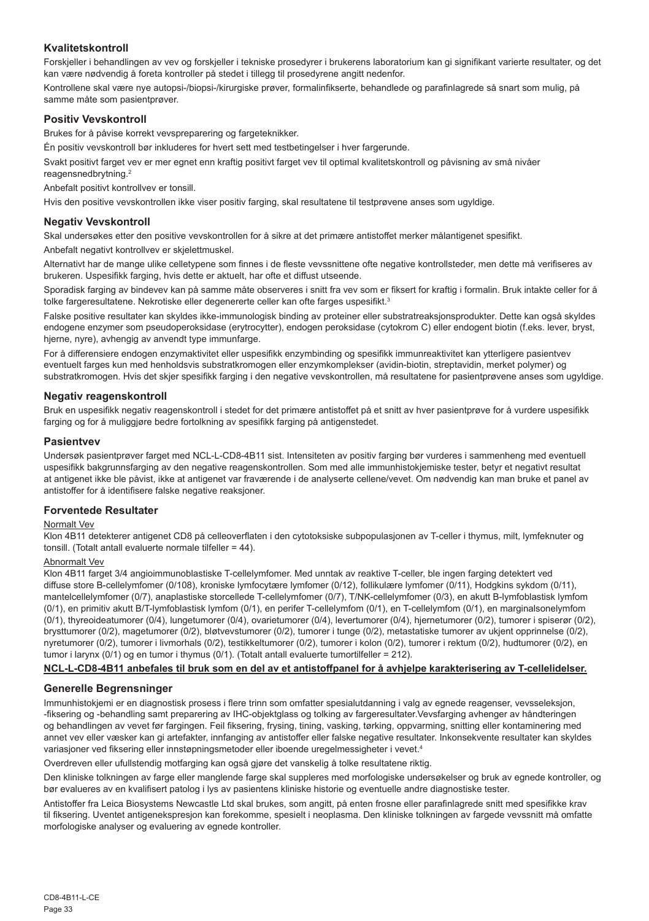### Kvalitetskontroll

Forskjeller i behandlingen av vev og forskjeller i tekniske prosedyrer i brukerens laboratorium kan gi signifikant varierte resultater, og det kan være nødvendig å foreta kontroller på stedet i tillegg til prosedyrene angitt nedenfor.

Kontrollene skal være nye autopsi-/biopsi-/kirurgiske prøver, formalinfikserte, behandlede og parafinlagrede så snart som mulig, på samme måte som pasientprøver.

### Positiv Vevskontroll

Brukes for å påvise korrekt vevspreparering og fargeteknikker.

Én positiv vevskontroll bør inkluderes for hvert sett med testbetingelser i hver fargerunde.

Svakt positivt farget vev er mer egnet enn kraftig positivt farget vev til optimal kvalitetskontroll og påvisning av små nivåer reagensnedbrytning.[2]

Anbefalt positivt kontrollvev er tonsill.

Hvis den positive vevskontrollen ikke viser positiv farging, skal resultatene til testprøvene anses som ugyldige.

### Negativ Vevskontroll

Skal undersøkes etter den positive vevskontrollen for å sikre at det primære antistoffet merker målantigenet spesifikt.

Anbefalt negativt kontrollvev er skjelettmuskel.

Alternativt har de mange ulike celletypene som finnes i de fleste vevssnittene ofte negative kontrollsteder, men dette må verifiseres av brukeren. Uspesifikk farging, hvis dette er aktuelt, har ofte et diffust utseende.

Sporadisk farging av bindevev kan på samme måte observeres i snitt fra vev som er fiksert for kraftig i formalin. Bruk intakte celler for å tolke fargeresultatene. Nekrotiske eller degenererte celler kan ofte farges uspesifikt.[3]

Falske positive resultater kan skyldes ikke-immunologisk binding av proteiner eller substratreaksjonsprodukter. Dette kan også skyldes endogene enzymer som pseudoperoksidase (erytrocytter), endogen peroksidase (cytokrom C) eller endogent biotin (f.eks. lever, bryst, hjerne, nyre), avhengig av anvendt type immunfarge.

For å differensiere endogen enzymaktivitet eller uspesifikk enzymbinding og spesifikk immunreaktivitet kan ytterligere pasientvev eventuelt farges kun med henholdsvis substratkromogen eller enzymkomplekser (avidin-biotin, streptavidin, merket polymer) og substratkromogen. Hvis det skjer spesifikk farging i den negative vevskontrollen, må resultatene for pasientprøvene anses som ugyldige.

### Negativ reagenskontroll

Bruk en uspesifikk negativ reagenskontroll i stedet for det primære antistoffet på et snitt av hver pasientprøve for å vurdere uspesifikk farging og for å muliggjøre bedre fortolkning av spesifikk farging på antigenstedet.

### Pasientvev

Undersøk pasientprøver farget med NCL-L-CD8-4B11 sist. Intensiteten av positiv farging bør vurderes i sammenheng med eventuell uspesifikk bakgrunnsfarging av den negative reagenskontrollen. Som med alle immunhistokjemiske tester, betyr et negativt resultat at antigenet ikke ble påvist, ikke at antigenet var fraværende i de analyserte cellene/vevet. Om nødvendig kan man bruke et panel av antistoffer for å identifisere falske negative reaksjoner.

### Forventede Resultater

Normalt Vev

Klon 4B11 detekterer antigenet CD8 på celleoverflaten i den cytotoksiske subpopulasjonen av T-celler i thymus, milt, lymfeknuter og tonsill. (Totalt antall evaluerte normale tilfeller = 44).

Abnormalt Vev

Klon 4B11 farget 3/4 angioimmunoblastiske T-cellelymfomer. Med unntak av reaktive T-celler, ble ingen farging detektert ved diffuse store B-cellelymfomer (0/108), kroniske lymfocytære lymfomer (0/12), follikulære lymfomer (0/11), Hodgkins sykdom (0/11), mantelcellelymfomer (0/7), anaplastiske storcellede T-cellelymfomer (0/7), T/NK-cellelymfomer (0/3), en akutt B-lymfoblastisk lymfom (0/1), en primitiv akutt B/T-lymfoblastisk lymfom (0/1), en perifer T-cellelymfom (0/1), en T-cellelymfom (0/1), en marginalsonelymfom (0/1), thyreoideatumorer (0/4), lungetumorer (0/4), ovarietumorer (0/4), levertumorer (0/4), hjernetumorer (0/2), tumorer i spiserør (0/2), brysttumorer (0/2), magetumorer (0/2), bløtvevstumorer (0/2), tumorer i tunge (0/2), metastatiske tumorer av ukjent opprinnelse (0/2), nyretumorer (0/2), tumorer i livmorhals (0/2), testikkeltumorer (0/2), tumorer i kolon (0/2), tumorer i rektum (0/2), hudtumorer (0/2), en tumor i larynx (0/1) og en tumor i thymus (0/1). (Totalt antall evaluerte tumortilfeller = 212).

**NCL-L-CD8-4B11 anbefales til bruk som en del av et antistoffpanel for å avhjelpe karakterisering av T-cellelidelser.**

### Generelle Begrensninger

Immunhistokjemi er en diagnostisk prosess i flere trinn som omfatter spesialutdanning i valg av egnede reagenser, vevsseleksjon, -fiksering og -behandling samt preparering av IHC-objektglass og tolking av fargeresultater.Vevsfarging avhenger av håndteringen og behandlingen av vevet før fargingen. Feil fiksering, frysing, tining, vasking, tørking, oppvarming, snitting eller kontaminering med annet vev eller væsker kan gi artefakter, innfanging av antistoffer eller falske negative resultater. Inkonsekvente resultater kan skyldes variasjoner ved fiksering eller innstøpningsmetoder eller iboende uregelmessigheter i vevet.[4]

Overdreven eller ufullstendig motfarging kan også gjøre det vanskelig å tolke resultatene riktig.

Den kliniske tolkningen av farge eller manglende farge skal suppleres med morfologiske undersøkelser og bruk av egnede kontroller, og bør evalueres av en kvalifisert patolog i lys av pasientens kliniske historie og eventuelle andre diagnostiske tester.

Antistoffer fra Leica Biosystems Newcastle Ltd skal brukes, som angitt, på enten frosne eller parafinlagrede snitt med spesifikke krav til fiksering. Uventet antigenekspresjon kan forekomme, spesielt i neoplasma. Den kliniske tolkningen av fargede vevssnitt må omfatte morfologiske analyser og evaluering av egnede kontroller.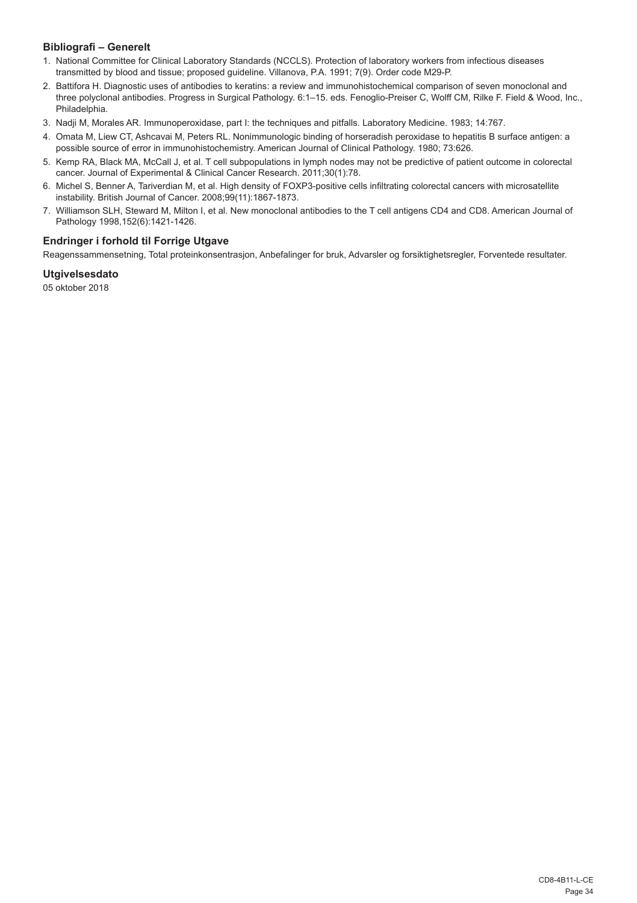### Bibliografi – Generelt

1. National Committee for Clinical Laboratory Standards (NCCLS). Protection of laboratory workers from infectious diseases transmitted by blood and tissue; proposed guideline. Villanova, P.A. 1991; 7(9). Order code M29-P.
2. Battifora H. Diagnostic uses of antibodies to keratins: a review and immunohistochemical comparison of seven monoclonal and three polyclonal antibodies. Progress in Surgical Pathology. 6:1–15. eds. Fenoglio-Preiser C, Wolff CM, Rilke F. Field & Wood, Inc., Philadelphia.
3. Nadji M, Morales AR. Immunoperoxidase, part I: the techniques and pitfalls. Laboratory Medicine. 1983; 14:767.
4. Omata M, Liew CT, Ashcavai M, Peters RL. Nonimmunologic binding of horseradish peroxidase to hepatitis B surface antigen: a possible source of error in immunohistochemistry. American Journal of Clinical Pathology. 1980; 73:626.
5. Kemp RA, Black MA, McCall J, et al. T cell subpopulations in lymph nodes may not be predictive of patient outcome in colorectal cancer. Journal of Experimental & Clinical Cancer Research. 2011;30(1):78.
6. Michel S, Benner A, Tariverdian M, et al. High density of FOXP3-positive cells infiltrating colorectal cancers with microsatellite instability. British Journal of Cancer. 2008;99(11):1867-1873.
7. Williamson SLH, Steward M, Milton I, et al. New monoclonal antibodies to the T cell antigens CD4 and CD8. American Journal of Pathology 1998,152(6):1421-1426.

### Endringer i forhold til Forrige Utgave

Reagenssammensetning, Total proteinkonsentrasjon, Anbefalinger for bruk, Advarsler og forsiktighetsregler, Forventede resultater.

### Utgivelsesdato

05 oktober 2018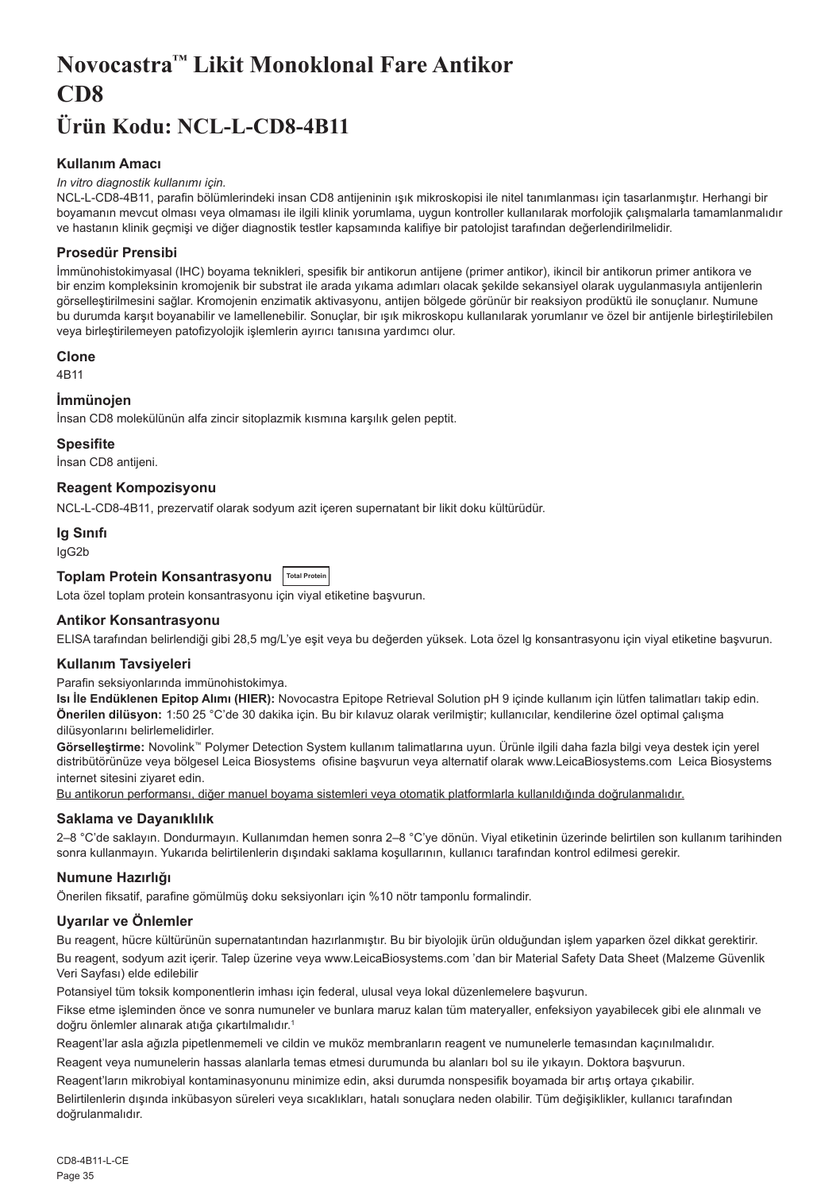# Novocastra™ Likit Monoklonal Fare Antikor CD8

# Ürün Kodu: NCL-L-CD8-4B11

### Kullanım Amacı

*In vitro diagnostik kullanımı için.*

NCL-L-CD8-4B11, parafin bölümlerindeki insan CD8 antijeninin ışık mikroskopisi ile nitel tanımlanması için tasarlanmıştır. Herhangi bir boyamanın mevcut olması veya olmaması ile ilgili klinik yorumlama, uygun kontroller kullanılarak morfolojik çalışmalarla tamamlanmalıdır ve hastanın klinik geçmişi ve diğer diagnostik testler kapsamında kalifiye bir patolojist tarafından değerlendirilmelidir.

### Prosedür Prensibi

İmmünohistokimyasal (IHC) boyama teknikleri, spesifik bir antikorun antijene (primer antikor), ikincil bir antikorun primer antikora ve bir enzim kompleksinin kromojenik bir substrat ile arada yıkama adımları olacak şekilde sekansiyel olarak uygulanmasıyla antijenlerin görselleştirilmesini sağlar. Kromojenin enzimatik aktivasyonu, antijen bölgede görünür bir reaksiyon prodüktü ile sonuçlanır. Numune bu durumda karşıt boyanabilir ve lamellenebilir. Sonuçlar, bir ışık mikroskopu kullanılarak yorumlanır ve özel bir antijenle birleştirilebilen veya birleştirilemeyen patofizyolojik işlemlerin ayırıcı tanısına yardımcı olur.

### Clone

4B11

### İmmünojen

İnsan CD8 molekülünün alfa zincir sitoplazmik kısmına karşılık gelen peptit.

### Spesifite

İnsan CD8 antijeni.

### Reagent Kompozisyonu

NCL-L-CD8-4B11, prezervatif olarak sodyum azit içeren supernatant bir likit doku kültürüdür.

### Ig Sınıfı

IgG2b

### Toplam Protein Konsantrasyonu Total Protein

Lota özel toplam protein konsantrasyonu için viyal etiketine başvurun.

### Antikor Konsantrasyonu

ELISA tarafından belirlendiği gibi 28,5 mg/L'ye eşit veya bu değerden yüksek. Lota özel lg konsantrasyonu için viyal etiketine başvurun.

### Kullanım Tavsiyeleri

Parafin seksiyonlarında immünohistokimya.

**Isı İle Endüklenen Epitop Alımı (HIER):** Novocastra Epitope Retrieval Solution pH 9 içinde kullanım için lütfen talimatları takip edin.

**Önerilen dilüsyon:** 1:50 25 °C'de 30 dakika için. Bu bir kılavuz olarak verilmiştir; kullanıcılar, kendilerine özel optimal çalışma dilüsyonlarını belirlemelidirler.

**Görselleştirme:** Novolink™ Polymer Detection System kullanım talimatlarına uyun. Ürünle ilgili daha fazla bilgi veya destek için yerel distribütörünüze veya bölgesel Leica Biosystems ofisine başvurun veya alternatif olarak www.LeicaBiosystems.com Leica Biosystems internet sitesini ziyaret edin.

<u>Bu antikorun performansı, diğer manuel boyama sistemleri veya otomatik platformlarla kullanıldığında doğrulanmalıdır.</u>

### Saklama ve Dayanıklılık

2–8 °C'de saklayın. Dondurmayın. Kullanımdan hemen sonra 2–8 °C'ye dönün. Viyal etiketinin üzerinde belirtilen son kullanım tarihinden sonra kullanmayın. Yukarıda belirtilenlerin dışındaki saklama koşullarının, kullanıcı tarafından kontrol edilmesi gerekir.

### Numune Hazırlığı

Önerilen fiksatif, parafine gömülmüş doku seksiyonları için %10 nötr tamponlu formalindir.

### Uyarılar ve Önlemler

Bu reagent, hücre kültürünün supernatantından hazırlanmıştır. Bu bir biyolojik ürün olduğundan işlem yaparken özel dikkat gerektirir.

Bu reagent, sodyum azit içerir. Talep üzerine veya www.LeicaBiosystems.com 'dan bir Material Safety Data Sheet (Malzeme Güvenlik Veri Sayfası) elde edilebilir

Potansiyel tüm toksik komponentlerin imhası için federal, ulusal veya lokal düzenlemelere başvurun.

Fikse etme işleminden önce ve sonra numuneler ve bunlara maruz kalan tüm materyaller, enfeksiyon yayabilecek gibi ele alınmalı ve doğru önlemler alınarak atığa çıkartılmalıdır.[1]

Reagent'lar asla ağızla pipetlenmemeli ve cildin ve muköz membranların reagent ve numunelerle temasından kaçınılmalıdır.

Reagent veya numunelerin hassas alanlarla temas etmesi durumunda bu alanları bol su ile yıkayın. Doktora başvurun.

Reagent'ların mikrobiyal kontaminasyonunu minimize edin, aksi durumda nonspesifik boyamada bir artış ortaya çıkabilir.

Belirtilenlerin dışında inkübasyon süreleri veya sıcaklıkları, hatalı sonuçlara neden olabilir. Tüm değişiklikler, kullanıcı tarafından doğrulanmalıdır.

CD8-4B11-L-CE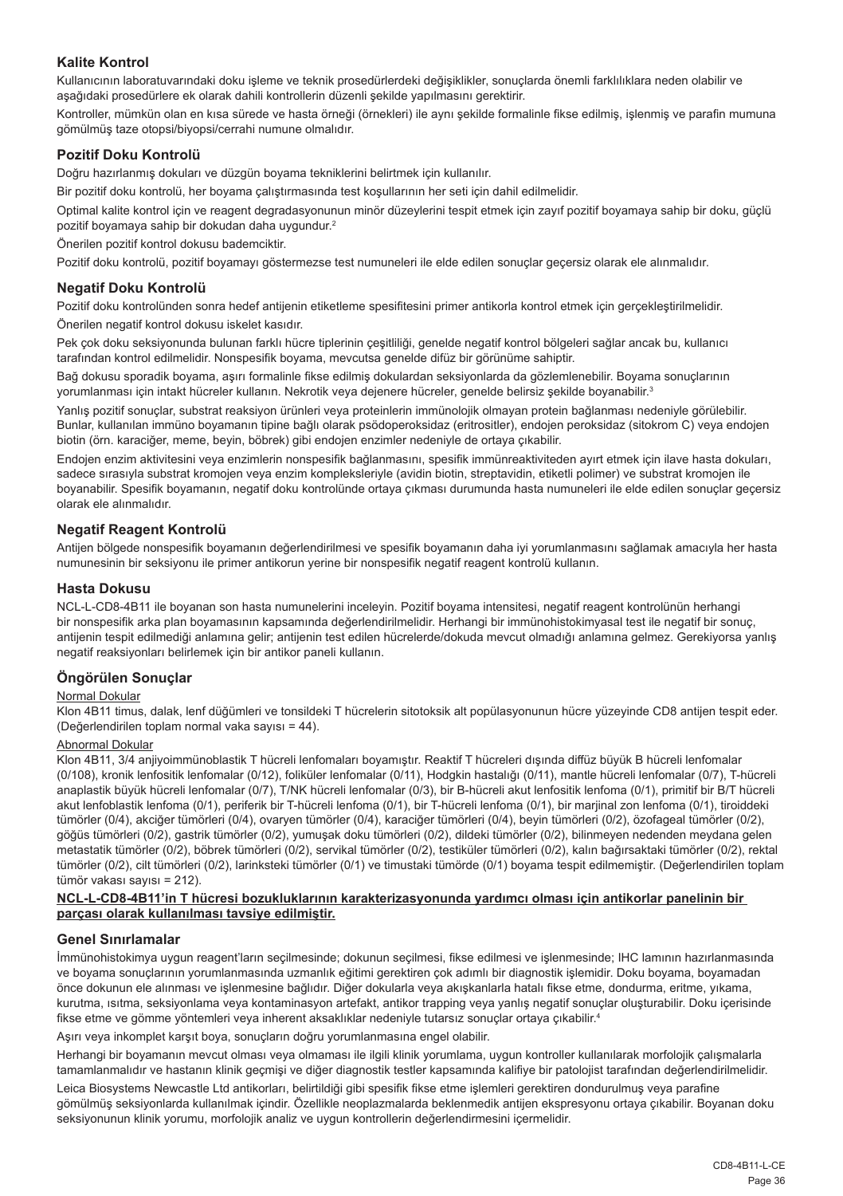## Kalite Kontrol

Kullanıcının laboratuvarındaki doku işleme ve teknik prosedürlerdeki değişiklikler, sonuçlarda önemli farklılıklara neden olabilir ve aşağıdaki prosedürlere ek olarak dahili kontrollerin düzenli şekilde yapılmasını gerektirir.

Kontroller, mümkün olan en kısa sürede ve hasta örneği (örnekleri) ile aynı şekilde formalinle fikse edilmiş, işlenmiş ve parafin mumuna gömülmüş taze otopsi/biyopsi/cerrahi numune olmalıdır.

## Pozitif Doku Kontrolü

Doğru hazırlanmış dokuları ve düzgün boyama tekniklerini belirtmek için kullanılır.

Bir pozitif doku kontrolü, her boyama çalıştırmasında test koşullarının her seti için dahil edilmelidir.

Optimal kalite kontrol için ve reagent degradasyonunun minör düzeylerini tespit etmek için zayıf pozitif boyamaya sahip bir doku, güçlü pozitif boyamaya sahip bir dokudan daha uygundur.[2]

Önerilen pozitif kontrol dokusu bademciktir.

Pozitif doku kontrolü, pozitif boyamayı göstermezse test numuneleri ile elde edilen sonuçlar geçersiz olarak ele alınmalıdır.

## Negatif Doku Kontrolü

Pozitif doku kontrolünden sonra hedef antijenin etiketleme spesifitesini primer antikorla kontrol etmek için gerçekleştirilmelidir.

Önerilen negatif kontrol dokusu iskelet kasıdır.

Pek çok doku seksiyonunda bulunan farklı hücre tiplerinin çeşitliliği, genelde negatif kontrol bölgeleri sağlar ancak bu, kullanıcı tarafından kontrol edilmelidir. Nonspesifik boyama, mevcutsa genelde difüz bir görünüme sahiptir.

Bağ dokusu sporadik boyama, aşırı formalinle fikse edilmiş dokulardan seksiyonlarda da gözlemlenebilir. Boyama sonuçlarının yorumlanması için intakt hücreler kullanın. Nekrotik veya dejenere hücreler, genelde belirsiz şekilde boyanabilir.[3]

Yanlış pozitif sonuçlar, substrat reaksiyon ürünleri veya proteinlerin immünolojik olmayan protein bağlanması nedeniyle görülebilir. Bunlar, kullanılan immüno boyamanın tipine bağlı olarak psödoperoksidaz (eritrositler), endojen peroksidaz (sitokrom C) veya endojen biotin (örn. karaciğer, meme, beyin, böbrek) gibi endojen enzimler nedeniyle de ortaya çıkabilir.

Endojen enzim aktivitesini veya enzimlerin nonspesifik bağlanmasını, spesifik immünreaktiviteden ayırt etmek için ilave hasta dokuları, sadece sırasıyla substrat kromojen veya enzim kompleksleriyle (avidin biotin, streptavidin, etiketli polimer) ve substrat kromojen ile boyanabilir. Spesifik boyamanın, negatif doku kontrolünde ortaya çıkması durumunda hasta numuneleri ile elde edilen sonuçlar geçersiz olarak ele alınmalıdır.

## Negatif Reagent Kontrolü

Antijen bölgede nonspesifik boyamanın değerlendirilmesi ve spesifik boyamanın daha iyi yorumlanmasını sağlamak amacıyla her hasta numunesinin bir seksiyonu ile primer antikorun yerine bir nonspesifik negatif reagent kontrolü kullanın.

## Hasta Dokusu

NCL-L-CD8-4B11 ile boyanan son hasta numunelerini inceleyin. Pozitif boyama intensitesi, negatif reagent kontrolünün herhangi bir nonspesifik arka plan boyamasının kapsamında değerlendirilmelidir. Herhangi bir immünohistokimyasal test ile negatif bir sonuç, antijenin tespit edilmediği anlamına gelir; antijenin test edilen hücrelerde/dokuda mevcut olmadığı anlamına gelmez. Gerekiyorsa yanlış negatif reaksiyonları belirlemek için bir antikor paneli kullanın.

## Öngörülen Sonuçlar

Normal Dokular

Klon 4B11 timus, dalak, lenf düğümleri ve tonsildeki T hücrelerin sitotoksik alt popülasyonunun hücre yüzeyinde CD8 antijen tespit eder. (Değerlendirilen toplam normal vaka sayısı = 44).

Abnormal Dokular

Klon 4B11, 3/4 anjiyoimmünoblastik T hücreli lenfomaları boyamıştır. Reaktif T hücreleri dışında diffüz büyük B hücreli lenfomalar (0/108), kronik lenfositik lenfomalar (0/12), foliküler lenfomalar (0/11), Hodgkin hastalığı (0/11), mantle hücreli lenfomalar (0/7), T-hücreli anaplastik büyük hücreli lenfomalar (0/7), T/NK hücreli lenfomalar (0/3), bir B-hücreli akut lenfositik lenfoma (0/1), primitif bir B/T hücreli akut lenfoblastik lenfoma (0/1), periferik bir T-hücreli lenfoma (0/1), bir T-hücreli lenfoma (0/1), bir marjinal zon lenfoma (0/1), tiroiddeki tümörler (0/4), akciğer tümörleri (0/4), ovaryen tümörler (0/4), karaciğer tümörleri (0/4), beyin tümörleri (0/2), özofageal tümörler (0/2), göğüs tümörleri (0/2), gastrik tümörler (0/2), yumuşak doku tümörleri (0/2), dildeki tümörler (0/2), bilinmeyen nedenden meydana gelen metastatik tümörler (0/2), böbrek tümörleri (0/2), servikal tümörler (0/2), testiküler tümörleri (0/2), kalın bağırsaktaki tümörler (0/2), rektal tümörler (0/2), cilt tümörleri (0/2), larinksteki tümörler (0/1) ve timustaki tümörde (0/1) boyama tespit edilmemiştir. (Değerlendirilen toplam tümör vakası sayısı = 212).

**NCL-L-CD8-4B11'in T hücresi bozukluklarının karakterizasyonunda yardımcı olması için antikorlar panelinin bir parçası olarak kullanılması tavsiye edilmiştir.**

## Genel Sınırlamalar

İmmünohistokimya uygun reagent'ların seçilmesinde; dokunun seçilmesi, fikse edilmesi ve işlenmesinde; IHC lamının hazırlanmasında ve boyama sonuçlarının yorumlanmasında uzmanlık eğitimi gerektiren çok adımlı bir diagnostik işlemidir. Doku boyama, boyamadan önce dokunun ele alınması ve işlenmesine bağlıdır. Diğer dokularla veya akışkanlarla hatalı fikse etme, dondurma, eritme, yıkama, kurutma, ısıtma, seksiyonlama veya kontaminasyon artefakt, antikor trapping veya yanlış negatif sonuçlar oluşturabilir. Doku içerisinde fikse etme ve gömme yöntemleri veya inherent aksaklıklar nedeniyle tutarsız sonuçlar ortaya çıkabilir.[4]

Aşırı veya inkomplet karşıt boya, sonuçların doğru yorumlanmasına engel olabilir.

Herhangi bir boyamanın mevcut olması veya olmaması ile ilgili klinik yorumlama, uygun kontroller kullanılarak morfolojik çalışmalarla tamamlanmalıdır ve hastanın klinik geçmişi ve diğer diagnostik testler kapsamında kalifiye bir patolojist tarafından değerlendirilmelidir.

Leica Biosystems Newcastle Ltd antikorları, belirtildiği gibi spesifik fikse etme işlemleri gerektiren dondurulmuş veya parafine gömülmüş seksiyonlarda kullanılmak içindir. Özellikle neoplazmalarda beklenmedik antijen ekspresyonu ortaya çıkabilir. Boyanan doku seksiyonunun klinik yorumu, morfolojik analiz ve uygun kontrollerin değerlendirmesini içermelidir.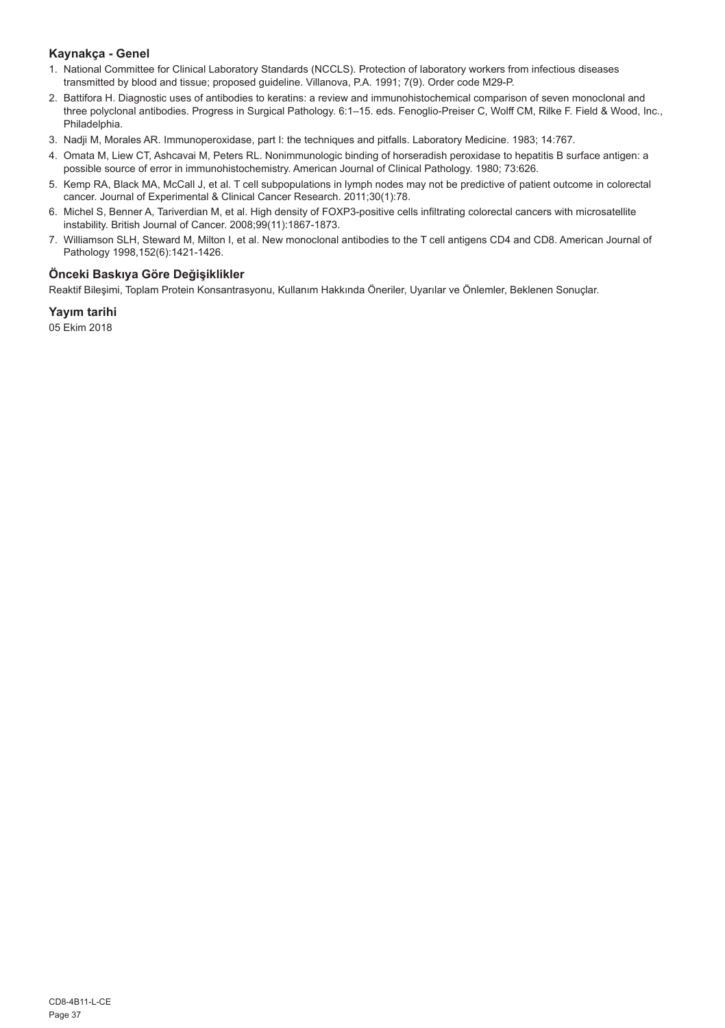## Kaynakça - Genel

1. National Committee for Clinical Laboratory Standards (NCCLS). Protection of laboratory workers from infectious diseases transmitted by blood and tissue; proposed guideline. Villanova, P.A. 1991; 7(9). Order code M29-P.
2. Battifora H. Diagnostic uses of antibodies to keratins: a review and immunohistochemical comparison of seven monoclonal and three polyclonal antibodies. Progress in Surgical Pathology. 6:1–15. eds. Fenoglio-Preiser C, Wolff CM, Rilke F. Field & Wood, Inc., Philadelphia.
3. Nadji M, Morales AR. Immunoperoxidase, part I: the techniques and pitfalls. Laboratory Medicine. 1983; 14:767.
4. Omata M, Liew CT, Ashcavai M, Peters RL. Nonimmunologic binding of horseradish peroxidase to hepatitis B surface antigen: a possible source of error in immunohistochemistry. American Journal of Clinical Pathology. 1980; 73:626.
5. Kemp RA, Black MA, McCall J, et al. T cell subpopulations in lymph nodes may not be predictive of patient outcome in colorectal cancer. Journal of Experimental & Clinical Cancer Research. 2011;30(1):78.
6. Michel S, Benner A, Tariverdian M, et al. High density of FOXP3-positive cells infiltrating colorectal cancers with microsatellite instability. British Journal of Cancer. 2008;99(11):1867-1873.
7. Williamson SLH, Steward M, Milton I, et al. New monoclonal antibodies to the T cell antigens CD4 and CD8. American Journal of Pathology 1998,152(6):1421-1426.

## Önceki Baskıya Göre Değişiklikler

Reaktif Bileşimi, Toplam Protein Konsantrasyonu, Kullanım Hakkında Öneriler, Uyarılar ve Önlemler, Beklenen Sonuçlar.

## Yayım tarihi

05 Ekim 2018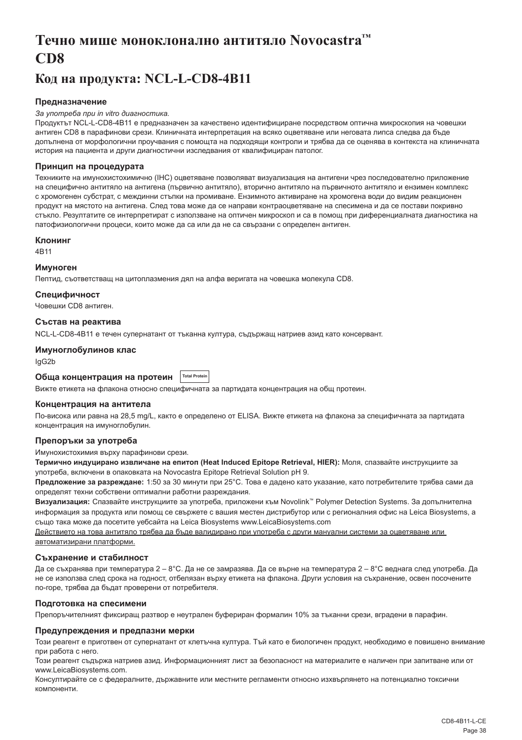# Течно мише моноклонално антитяло Novocastra™ CD8

## Код на продукта: NCL-L-CD8-4B11

### Предназначение

*За употреба при in vitro диагностика.*

Продуктът NCL-L-CD8-4B11 е предназначен за качествено идентифициране посредством оптична микроскопия на човешки антиген CD8 в парафинови срези. Клиничната интерпретация на всяко оцветяване или неговата липса следва да бъде допълнена от морфологични проучвания с помощта на подходящи контроли и трябва да се оценява в контекста на клиничната история на пациента и други диагностични изследвания от квалифициран патолог.

### Принцип на процедурата

Техниките на имунохистохимично (IHC) оцветяване позволяват визуализация на антигени чрез последователно приложение на специфично антитяло на антигена (първично антитяло), вторично антитяло на първичното антитяло и ензимен комплекс с хромогенен субстрат, с междинни стъпки на промиване. Ензимното активиране на хромогена води до видим реакционен продукт на мястото на антигена. След това може да се направи контраоцветяване на спесимена и да се постави покривно стъкло. Резултатите се интерпретират с използване на оптичен микроскоп и са в помощ при диференциалната диагностика на патофизиологични процеси, които може да са или да не са свързани с определен антиген.

### Клонинг

4B11

### Имуноген

Пептид, съответстващ на цитоплазмения дял на алфа веригата на човешка молекула CD8.

### Специфичност

Човешки CD8 антиген.

### Състав на реактива

NCL-L-CD8-4B11 е течен супернатант от тъканна култура, съдържащ натриев азид като консервант.

### Имуноглобулинов клас

IgG2b

### Обща концентрация на протеин Total Protein

Вижте етикета на флакона относно специфичната за партидата концентрация на общ протеин.

### Концентрация на антитела

По-висока или равна на 28,5 mg/L, както е определено от ELISA. Вижте етикета на флакона за специфичната за партидата концентрация на имуноглобулин.

### Препоръки за употреба

Имунохистохимия върху парафинови срези.

**Термично индуцирано извличане на епитоп (Heat Induced Epitope Retrieval, HIER):** Моля, спазвайте инструкциите за употреба, включени в опаковката на Novocastra Epitope Retrieval Solution pH 9.

**Предложение за разреждане:** 1:50 за 30 минути при 25°C. Това е дадено като указание, като потребителите трябва сами да определят техни собствени оптимални работни разреждания.

**Визуализация:** Спазвайте инструкциите за употреба, приложени към Novolink™ Polymer Detection Systems. За допълнителна информация за продукта или помощ се свържете с вашия местен дистрибутор или с регионалния офис на Leica Biosystems, а също така може да посетите уебсайта на Leica Biosystems www.LeicaBiosystems.com

Действието на това антитяло трябва да бъде валидирано при употреба с други мануални системи за оцветяване или автоматизирани платформи.

### Съхранение и стабилност

Да се съхранява при температура 2 – 8°C. Да не се замразява. Да се върне на температура 2 – 8°C веднага след употреба. Да не се използва след срока на годност, отбелязан върху етикета на флакона. Други условия на съхранение, освен посочените по-горе, трябва да бъдат проверени от потребителя.

### Подготовка на спесимени

Препоръчителният фиксиращ разтвор е неутрален буфериран формалин 10% за тъканни срези, вградени в парафин.

### Предупреждения и предпазни мерки

Този реагент е приготвен от супернатант от клетъчна култура. Тъй като е биологичен продукт, необходимо е повишено внимание при работа с него.

Този реагент съдържа натриев азид. Информационният лист за безопасност на материалите е наличен при запитване или от www.LeicaBiosystems.com.

Консултирайте се с федералните, държавните или местните регламенти относно изхвърлянето на потенциално токсични компоненти.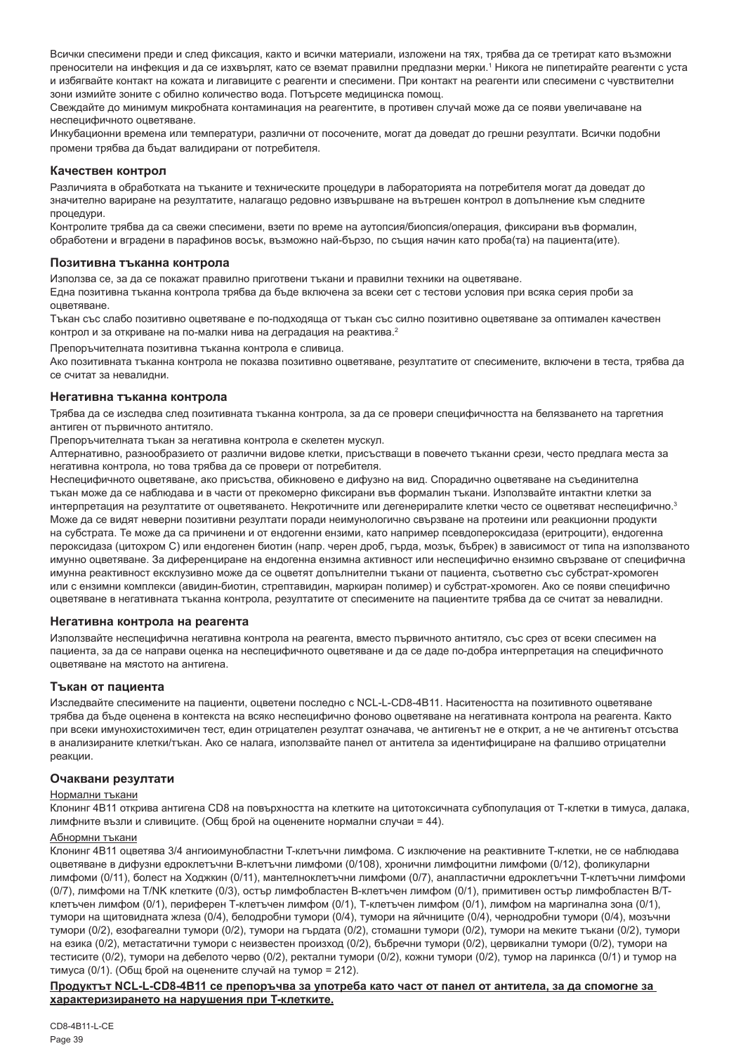Всички спесимени преди и след фиксация, както и всички материали, изложени на тях, трябва да се третират като възможни преносители на инфекция и да се изхвърлят, като се вземат правилни предпазни мерки.[1] Никога не пипетирайте реагенти с уста и избягвайте контакт на кожата и лигавиците с реагенти и спесимени. При контакт на реагенти или спесимени с чувствителни зони измийте зоните с обилно количество вода. Потърсете медицинска помощ.

Свеждайте до минимум микробната контаминация на реагентите, в противен случай може да се появи увеличаване на неспецифичното оцветяване.

Инкубационни времена или температури, различни от посочените, могат да доведат до грешни резултати. Всички подобни промени трябва да бъдат валидирани от потребителя.

### Качествен контрол

Различията в обработката на тъканите и техническите процедури в лабораторията на потребителя могат да доведат до значително вариране на резултатите, налагащо редовно извършване на вътрешен контрол в допълнение към следните процедури.

Контролите трябва да са свежи спесимени, взети по време на аутопсия/биопсия/операция, фиксирани във формалин, обработени и вградени в парафинов восък, възможно най-бързо, по същия начин като проба(та) на пациента(ите).

### Позитивна тъканна контрола

Използва се, за да се покажат правилно приготвени тъкани и правилни техники на оцветяване.

Една позитивна тъканна контрола трябва да бъде включена за всеки сет с тестови условия при всяка серия проби за оцветяване.

Тъкан със слабо позитивно оцветяване е по-подходяща от тъкан със силно позитивно оцветяване за оптимален качествен контрол и за откриване на по-малки нива на деградация на реактива.[2]

Препоръчителната позитивна тъканна контрола е сливица.

Ако позитивната тъканна контрола не показва позитивно оцветяване, резултатите от спесимените, включени в теста, трябва да се считат за невалидни.

### Негативна тъканна контрола

Трябва да се изследва след позитивната тъканна контрола, за да се провери специфичността на белязването на таргетния антиген от първичното антитяло.

Препоръчителната тъкан за негативна контрола е скелетен мускул.

Алтернативно, разнообразието от различни видове клетки, присъстващи в повечето тъканни срези, често предлага места за негативна контрола, но това трябва да се провери от потребителя.

Неспецифичното оцветяване, ако присъства, обикновено е дифузно на вид. Спорадично оцветяване на съединителна тъкан може да се наблюдава и в части от прекомерно фиксирани във формалин тъкани. Използвайте интактни клетки за интерпретация на резултатите от оцветяването. Некротичните или дегенериралите клетки често се оцветяват неспецифично.[3] Може да се видят неверни позитивни резултати поради неимунологично свързване на протеини или реакционни продукти на субстрата. Те може да са причинени и от ендогенни ензими, като например псевдопероксидаза (еритроцити), ендогенна пероксидаза (цитохром С) или ендогенен биотин (напр. черен дроб, гърда, мозък, бъбрек) в зависимост от типа на използваното имунно оцветяване. За диференциране на ендогенна ензимна активност или неспецифично ензимно свързване от специфична имунна реактивност ексклузивно може да се оцветят допълнителни тъкани от пациента, съответно със субстрат-хромоген или с ензимни комплекси (авидин-биотин, стрептавидин, маркиран полимер) и субстрат-хромоген. Ако се появи специфично оцветяване в негативната тъканна контрола, резултатите от спесимените на пациентите трябва да се считат за невалидни.

### Негативна контрола на реагента

Използвайте неспецифична негативна контрола на реагента, вместо първичното антитяло, със срез от всеки спесимен на пациента, за да се направи оценка на неспецифичното оцветяване и да се даде по-добра интерпретация на специфичното оцветяване на мястото на антигена.

### Тъкан от пациента

Изследвайте спесимените на пациенти, оцветени последно с NCL-L-CD8-4B11. Наситеността на позитивното оцветяване трябва да бъде оценена в контекста на всяко неспецифично фоново оцветяване на негативната контрола на реагента. Както при всеки имунохистохимичен тест, един отрицателен резултат означава, че антигенът не е открит, а не че антигенът отсъства в анализираните клетки/тъкан. Ако се налага, използвайте панел от антитела за идентифициране на фалшиво отрицателни реакции.

### Очаквани резултати

Нормални тъкани

Клонинг 4B11 открива антигена CD8 на повърхността на клетките на цитотоксичната субпопулация от Т-клетки в тимуса, далака, лимфните възли и сливиците. (Общ брой на оценените нормални случаи = 44).

Абнормни тъкани

Клонинг 4B11 оцветява 3/4 ангиоимунобластни Т-клетъчни лимфома. С изключение на реактивните Т-клетки, не се наблюдава оцветяване в дифузни едроклетъчни В-клетъчни лимфоми (0/108), хронични лимфоцитни лимфоми (0/12), фоликуларни лимфоми (0/11), болест на Ходжкин (0/11), мантелноклетъчни лимфоми (0/7), анапластични едроклетъчни Т-клетъчни лимфоми (0/7), лимфоми на T/NK клетките (0/3), остър лимфобластен В-клетъчен лимфом (0/1), примитивен остър лимфобластен В/Т-клетъчен лимфом (0/1), периферен Т-клетъчен лимфом (0/1), Т-клетъчен лимфом (0/1), лимфом на маргинална зона (0/1), тумори на щитовидната жлеза (0/4), белодробни тумори (0/4), тумори на яйчниците (0/4), чернодробни тумори (0/4), мозъчни тумори (0/2), езофагеални тумори (0/2), тумори на гърдата (0/2), стомашни тумори (0/2), тумори на меките тъкани (0/2), тумори на езика (0/2), метастатични тумори с неизвестен произход (0/2), бъбречни тумори (0/2), цервикални тумори (0/2), тумори на тестисите (0/2), тумори на дебелото черво (0/2), ректални тумори (0/2), кожни тумори (0/2), тумор на ларинкса (0/1) и тумор на тимуса (0/1). (Общ брой на оценените случаи на тумор = 212).

**Продуктът NCL-L-CD8-4B11 се препоръчва за употреба като част от панел от антитела, за да спомогне за характеризирането на нарушения при Т-клетките.**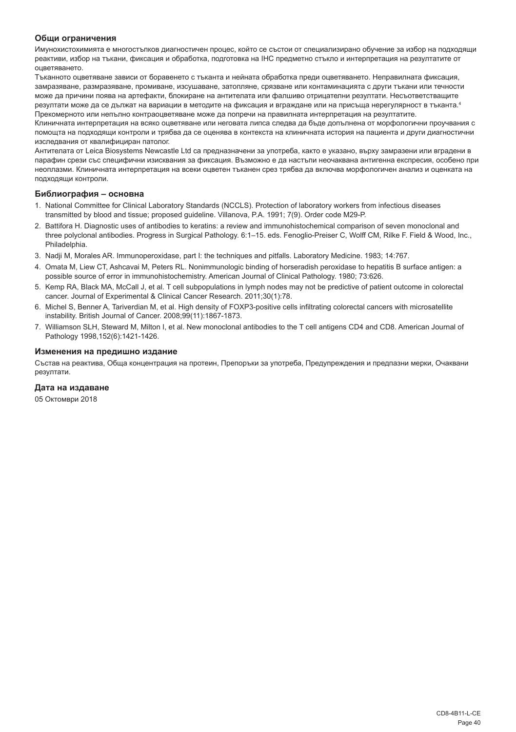### Общи ограничения

Имунохистохимията е многостъпков диагностичен процес, който се състои от специализирано обучение за избор на подходящи реактиви, избор на тъкани, фиксация и обработка, подготовка на IHC предметно стъкло и интерпретация на резултатите от оцветяването.

Тъканното оцветяване зависи от боравенето с тъканта и нейната обработка преди оцветяването. Неправилната фиксация, замразяване, размразяване, промиване, изсушаване, затопляне, срязване или контаминацията с други тъкани или течности може да причини поява на артефакти, блокиране на антителата или фалшиво отрицателни резултати. Несъответстващите резултати може да се дължат на вариации в методите на фиксация и вграждане или на присъща нерегулярност в тъканта.[4]

Прекомерното или непълно контраоцветяване може да попречи на правилната интерпретация на резултатите.

Клиничната интерпретация на всяко оцветяване или неговата липса следва да бъде допълнена от морфологични проучвания с помощта на подходящи контроли и трябва да се оценява в контекста на клиничната история на пациента и други диагностични изследвания от квалифициран патолог.

Антителата от Leica Biosystems Newcastle Ltd са предназначени за употреба, както е указано, върху замразени или вградени в парафин срези със специфични изисквания за фиксация. Възможно е да настъпи неочаквана антигенна експресия, особено при неоплазми. Клиничната интерпретация на всеки оцветен тъканен срез трябва да включва морфологичен анализ и оценката на подходящи контроли.

### Библиография – основна

1. National Committee for Clinical Laboratory Standards (NCCLS). Protection of laboratory workers from infectious diseases transmitted by blood and tissue; proposed guideline. Villanova, P.A. 1991; 7(9). Order code M29-P.
2. Battifora H. Diagnostic uses of antibodies to keratins: a review and immunohistochemical comparison of seven monoclonal and three polyclonal antibodies. Progress in Surgical Pathology. 6:1–15. eds. Fenoglio-Preiser C, Wolff CM, Rilke F. Field & Wood, Inc., Philadelphia.
3. Nadji M, Morales AR. Immunoperoxidase, part I: the techniques and pitfalls. Laboratory Medicine. 1983; 14:767.
4. Omata M, Liew CT, Ashcavai M, Peters RL. Nonimmunologic binding of horseradish peroxidase to hepatitis B surface antigen: a possible source of error in immunohistochemistry. American Journal of Clinical Pathology. 1980; 73:626.
5. Kemp RA, Black MA, McCall J, et al. T cell subpopulations in lymph nodes may not be predictive of patient outcome in colorectal cancer. Journal of Experimental & Clinical Cancer Research. 2011;30(1):78.
6. Michel S, Benner A, Tariverdian M, et al. High density of FOXP3-positive cells infiltrating colorectal cancers with microsatellite instability. British Journal of Cancer. 2008;99(11):1867-1873.
7. Williamson SLH, Steward M, Milton I, et al. New monoclonal antibodies to the T cell antigens CD4 and CD8. American Journal of Pathology 1998,152(6):1421-1426.

### Изменения на предишно издание

Състав на реактива, Обща концентрация на протеин, Препоръки за употреба, Предупреждения и предпазни мерки, Очаквани резултати.

### Дата на издаване

05 Октомври 2018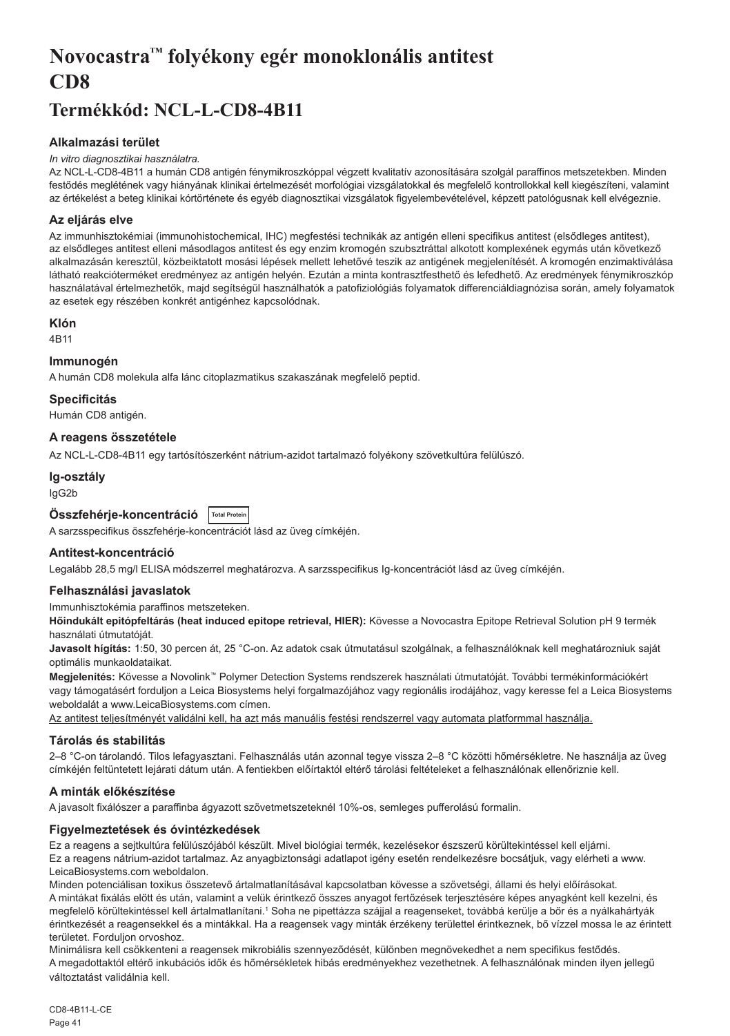# Novocastra™ folyékony egér monoklonális antitest CD8

## Termékkód: NCL-L-CD8-4B11

### Alkalmazási terület

*In vitro diagnosztikai használatra.*

Az NCL-L-CD8-4B11 a humán CD8 antigén fénymikroszkóppal végzett kvalitatív azonosítására szolgál paraffinos metszetekben. Minden festődés meglétének vagy hiányának klinikai értelmezését morfológiai vizsgálatokkal és megfelelő kontrollokkal kell kiegészíteni, valamint az értékelést a beteg klinikai kórtörténete és egyéb diagnosztikai vizsgálatok figyelembevételével, képzett patológusnak kell elvégeznie.

### Az eljárás elve

Az immunhisztokémiai (immunohistochemical, IHC) megfestési technikák az antigén elleni specifikus antitest (elsődleges antitest), az elsődleges antitest elleni másodlagos antitest és egy enzim kromogén szubsztráttal alkotott komplexének egymás után következő alkalmazásán keresztül, közbeiktatott mosási lépések mellett lehetővé teszik az antigének megjelenítését. A kromogén enzimaktiválása látható reakcióterméket eredményez az antigén helyén. Ezután a minta kontrasztfesthető és lefedhető. Az eredmények fénymikroszkóp használatával értelmezhetők, majd segítségül használhatók a patofiziológiás folyamatok differenciáldiagnózisa során, amely folyamatok az esetek egy részében konkrét antigénhez kapcsolódnak.

### Klón

4B11

### Immunogén

A humán CD8 molekula alfa lánc citoplazmatikus szakaszának megfelelő peptid.

### Specificitás

Humán CD8 antigén.

### A reagens összetétele

Az NCL-L-CD8-4B11 egy tartósítószerként nátrium-azidot tartalmazó folyékony szövetkultúra felülúszó.

### Ig-osztály

IgG2b

### Összfehérje-koncentráció Total Protein

A sarzsspecifikus összfehérje-koncentrációt lásd az üveg címkéjén.

### Antitest-koncentráció

Legalább 28,5 mg/l ELISA módszerrel meghatározva. A sarzsspecifikus Ig-koncentrációt lásd az üveg címkéjén.

### Felhasználási javaslatok

Immunhisztokémia paraffinos metszeteken.

**Hőindukált epitópfeltárás (heat induced epitope retrieval, HIER):** Kövesse a Novocastra Epitope Retrieval Solution pH 9 termék használati útmutatóját.

**Javasolt hígítás:** 1:50, 30 percen át, 25 °C-on. Az adatok csak útmutatásul szolgálnak, a felhasználóknak kell meghatározniuk saját optimális munkaoldataikat.

**Megjelenítés:** Kövesse a Novolink™ Polymer Detection Systems rendszerek használati útmutatóját. További termékinformációkért vagy támogatásért forduljon a Leica Biosystems helyi forgalmazójához vagy regionális irodájához, vagy keresse fel a Leica Biosystems weboldalát a www.LeicaBiosystems.com címen.

Az antitest teljesítményét validálni kell, ha azt más manuális festési rendszerrel vagy automata platformmal használja.

### Tárolás és stabilitás

2–8 °C-on tárolandó. Tilos lefagyasztani. Felhasználás után azonnal tegye vissza 2–8 °C közötti hőmérsékletre. Ne használja az üveg címkéjén feltüntetett lejárati dátum után. A fentiekben előírtaktól eltérő tárolási feltételeket a felhasználónak ellenőriznie kell.

### A minták előkészítése

A javasolt fixálószer a paraffinba ágyazott szövetmetszeteknél 10%-os, semleges pufferolású formalin.

### Figyelmeztetések és óvintézkedések

Ez a reagens a sejtkultúra felülúszójából készült. Mivel biológiai termék, kezelésekor észszerű körültekintéssel kell eljárni.

Ez a reagens nátrium-azidot tartalmaz. Az anyagbiztonsági adatlapot igény esetén rendelkezésre bocsátjuk, vagy elérheti a www.LeicaBiosystems.com weboldalon.

Minden potenciálisan toxikus összetevő ártalmatlanításával kapcsolatban kövesse a szövetségi, állami és helyi előírásokat.

A mintákat fixálás előtt és után, valamint a velük érintkező összes anyagot fertőzések terjesztésére képes anyagként kell kezelni, és megfelelő körültekintéssel kell ártalmatlanítani.[1] Soha ne pipettázza szájjal a reagenseket, továbbá kerülje a bőr és a nyálkahártyák érintkezését a reagensekkel és a mintákkal. Ha a reagensek vagy minták érzékeny területtel érintkeznek, bő vízzel mossa le az érintett területet. Forduljon orvoshoz.

Minimálisra kell csökkenteni a reagensek mikrobiális szennyeződését, különben megnövekedhet a nem specifikus festődés.

A megadottaktól eltérő inkubációs idők és hőmérsékletek hibás eredményekhez vezethetnek. A felhasználónak minden ilyen jellegű változtatást validálnia kell.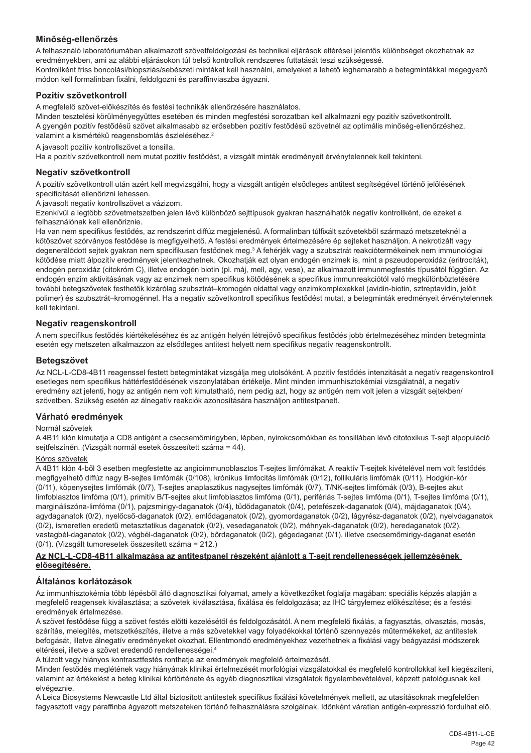## Minőség-ellenőrzés

A felhasználó laboratóriumában alkalmazott szövetfeldolgozási és technikai eljárások eltérései jelentős különbséget okozhatnak az eredményekben, ami az alábbi eljárásokon túl belső kontrollok rendszeres futtatását teszi szükségessé.
Kontrollként friss boncolási/biopsziás/sebészeti mintákat kell használni, amelyeket a lehető leghamarabb a betegmintákkal megegyező módon kell formalinban fixálni, feldolgozni és paraffinviaszba ágyazni.

## Pozitív szövetkontroll

A megfelelő szövet-előkészítés és festési technikák ellenőrzésére használatos.
Minden tesztelési körülményegyüttes esetében és minden megfestési sorozatban kell alkalmazni egy pozitív szövetkontrollt.
A gyengén pozitív festődésű szövet alkalmasabb az erősebben pozitív festődésű szövetnél az optimális minőség-ellenőrzéshez, valamint a kismértékű reagensbomlás észleléséhez.[2]

A javasolt pozitív kontrollszövet a tonsilla.
Ha a pozitív szövetkontroll nem mutat pozitív festődést, a vizsgált minták eredményeit érvénytelennek kell tekinteni.

## Negatív szövetkontroll

A pozitív szövetkontroll után azért kell megvizsgálni, hogy a vizsgált antigén elsődleges antitest segítségével történő jelölésének specificitását ellenőrizni lehessen.
A javasolt negatív kontrollszövet a vázizom.
Ezenkívül a legtöbb szövetmetszetben jelen lévő különböző sejttípusok gyakran használhatók negatív kontrollként, de ezeket a felhasználónak kell ellenőriznie.
Ha van nem specifikus festődés, az rendszerint diffúz megjelenésű. A formalinban túlfixált szövetekből származó metszeteknél a kötőszövet szórványos festődése is megfigyelhető. A festési eredmények értelmezésére ép sejteket használjon. A nekrotizált vagy degenerálódott sejtek gyakran nem specifikusan festődnek meg.[3] A fehérjék vagy a szubsztrát reakciótermékeinek nem immunológiai kötődése miatt álpozitív eredmények jelentkezhetnek. Okozhatják ezt olyan endogén enzimek is, mint a pszeudoperoxidáz (eritrociták), endogén peroxidáz (citokróm C), illetve endogén biotin (pl. máj, mell, agy, vese), az alkalmazott immunmegfestés típusától függően. Az endogén enzim aktivitásának vagy az enzimek nem specifikus kötődésének a specifikus immunreakciótól való megkülönböztetésére további betegszövetek festhetők kizárólag szubsztrát–kromogén oldattal vagy enzimkomplexekkel (avidin-biotin, sztreptavidin, jelölt polimer) és szubsztrát–kromogénnel. Ha a negatív szövetkontroll specifikus festődést mutat, a betegminták eredményeit érvénytelennek kell tekinteni.

## Negatív reagenskontroll

A nem specifikus festődés kiértékeléséhez és az antigén helyén létrejövő specifikus festődés jobb értelmezéséhez minden betegminta esetén egy metszeten alkalmazzon az elsődleges antitest helyett nem specifikus negatív reagenskontrollt.

## Betegszövet

Az NCL-L-CD8-4B11 reagenssel festett betegmintákat vizsgálja meg utolsóként. A pozitív festődés intenzitását a negatív reagenskontroll esetleges nem specifikus háttérfestődésének viszonylatában értékelje. Mint minden immunhisztokémiai vizsgálatnál, a negatív eredmény azt jelenti, hogy az antigén nem volt kimutatható, nem pedig azt, hogy az antigén nem volt jelen a vizsgált sejtekben/ szövetben. Szükség esetén az álnegatív reakciók azonosítására használjon antitestpanelt.

## Várható eredmények

Normál szövetek

A 4B11 klón kimutatja a CD8 antigént a csecsemőmirigyben, lépben, nyirokcsomókban és tonsillában lévő citotoxikus T-sejt alpopuláció sejtfelszínén. (Vizsgált normál esetek összesített száma = 44).

Kóros szövetek

A 4B11 klón 4-ből 3 esetben megfestette az angioimmunoblasztos T-sejtes limfómákat. A reaktív T-sejtek kivételével nem volt festődés megfigyelhető diffúz nagy B-sejtes limfómák (0/108), krónikus limfocitás limfómák (0/12), follikuláris limfómák (0/11), Hodgkin-kór (0/11), köpenysejtes limfómák (0/7), T-sejtes anaplasztikus nagysejtes limfómák (0/7), T/NK-sejtes limfómák (0/3), B-sejtes akut limfoblasztos limfóma (0/1), primitív B/T-sejtes akut limfoblasztos limfóma (0/1), perifériás T-sejtes limfóma (0/1), T-sejtes limfóma (0/1), margináliszóna-limfóma (0/1), pajzsmirigy-daganatok (0/4), tüdődaganatok (0/4), petefészek-daganatok (0/4), májdaganatok (0/4), agydaganatok (0/2), nyelőcső-daganatok (0/2), emlődaganatok (0/2), gyomordaganatok (0/2), lágyrész-daganatok (0/2), nyelvdaganatok (0/2), ismeretlen eredetű metasztatikus daganatok (0/2), vesedaganatok (0/2), méhnyak-daganatok (0/2), heredaganatok (0/2), vastagbél-daganatok (0/2), végbél-daganatok (0/2), bőrdaganatok (0/2), gégedaganat (0/1), illetve csecsemőmirigy-daganat esetén (0/1). (Vizsgált tumoresetek összesített száma = 212.)

**Az NCL-L-CD8-4B11 alkalmazása az antitestpanel részeként ajánlott a T-sejt rendellenességek jellemzésének elősegítésére.**

## Általános korlátozások

Az immunhisztokémia több lépésből álló diagnosztikai folyamat, amely a következőket foglalja magában: speciális képzés alapján a megfelelő reagensek kiválasztása; a szövetek kiválasztása, fixálása és feldolgozása; az IHC tárgylemez előkészítése; és a festési eredmények értelmezése.
A szövet festődése függ a szövet festés előtti kezelésétől és feldolgozásától. A nem megfelelő fixálás, a fagyasztás, olvasztás, mosás, szárítás, melegítés, metszetkészítés, illetve a más szövetekkel vagy folyadékokkal történő szennyeződés műtermékeket, az antitestek befogását, illetve álnegatív eredményeket okozhat. Ellentmondó eredményekhez vezethetnek a fixálási vagy beágyazási módszerek eltérései, illetve a szövet eredendő rendellenességei.[4]
A túlzott vagy hiányos kontrasztfestés ronthatja az eredmények megfelelő értelmezését.
Minden festődés meglétének vagy hiányának klinikai értelmezését morfológiai vizsgálatokkal és megfelelő kontrollokkal kell kiegészíteni, valamint az értékelést a beteg klinikai kórtörténete és egyéb diagnosztikai vizsgálatok figyelembevételével, képzett patológusnak kell elvégeznie.
A Leica Biosystems Newcastle Ltd által biztosított antitestek specifikus fixálási követelmények mellett, az utasításoknak megfelelően fagyasztott vagy paraffinba ágyazott metszeteken történő felhasználásra szolgálnak. Időnként váratlan antigén-expresszió fordulhat elő,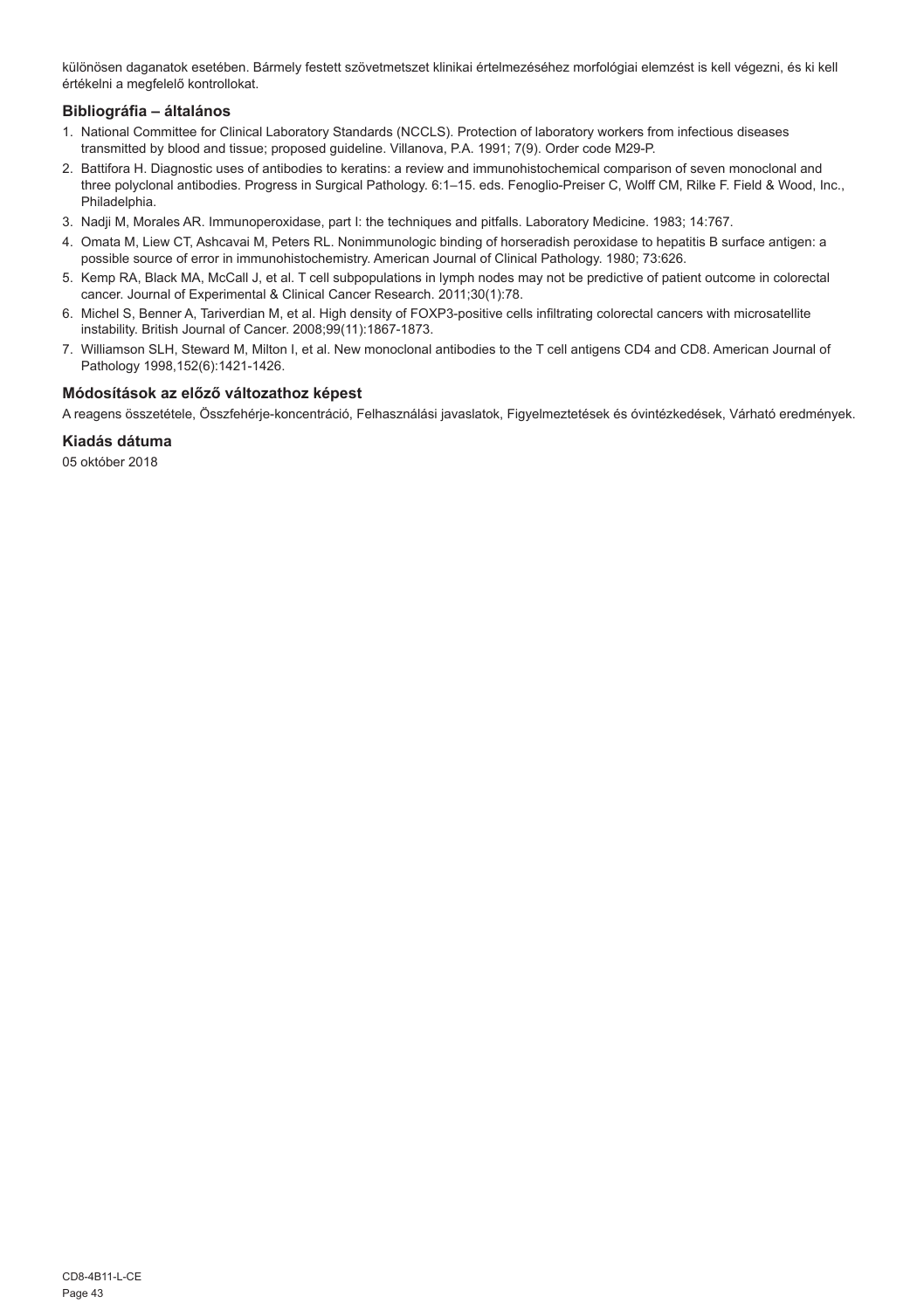különösen daganatok esetében. Bármely festett szövetmetszet klinikai értelmezéséhez morfológiai elemzést is kell végezni, és ki kell értékelni a megfelelő kontrollokat.

### Bibliográfia – általános

1. National Committee for Clinical Laboratory Standards (NCCLS). Protection of laboratory workers from infectious diseases transmitted by blood and tissue; proposed guideline. Villanova, P.A. 1991; 7(9). Order code M29-P.
2. Battifora H. Diagnostic uses of antibodies to keratins: a review and immunohistochemical comparison of seven monoclonal and three polyclonal antibodies. Progress in Surgical Pathology. 6:1–15. eds. Fenoglio-Preiser C, Wolff CM, Rilke F. Field & Wood, Inc., Philadelphia.
3. Nadji M, Morales AR. Immunoperoxidase, part I: the techniques and pitfalls. Laboratory Medicine. 1983; 14:767.
4. Omata M, Liew CT, Ashcavai M, Peters RL. Nonimmunologic binding of horseradish peroxidase to hepatitis B surface antigen: a possible source of error in immunohistochemistry. American Journal of Clinical Pathology. 1980; 73:626.
5. Kemp RA, Black MA, McCall J, et al. T cell subpopulations in lymph nodes may not be predictive of patient outcome in colorectal cancer. Journal of Experimental & Clinical Cancer Research. 2011;30(1):78.
6. Michel S, Benner A, Tariverdian M, et al. High density of FOXP3-positive cells infiltrating colorectal cancers with microsatellite instability. British Journal of Cancer. 2008;99(11):1867-1873.
7. Williamson SLH, Steward M, Milton I, et al. New monoclonal antibodies to the T cell antigens CD4 and CD8. American Journal of Pathology 1998,152(6):1421-1426.

### Módosítások az előző változathoz képest

A reagens összetétele, Összfehérje-koncentráció, Felhasználási javaslatok, Figyelmeztetések és óvintézkedések, Várható eredmények.

### Kiadás dátuma

05 október 2018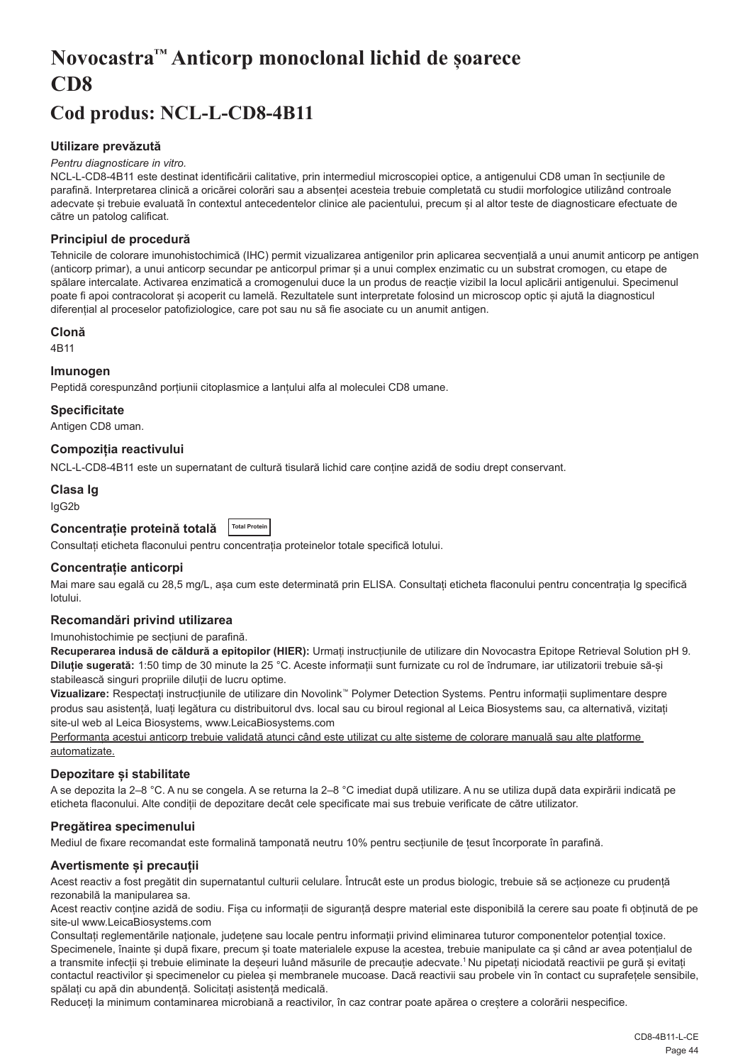# Novocastra™ Anticorp monoclonal lichid de șoarece CD8

## Cod produs: NCL-L-CD8-4B11

### Utilizare prevăzută

*Pentru diagnosticare in vitro.*

NCL-L-CD8-4B11 este destinat identificării calitative, prin intermediul microscopiei optice, a antigenului CD8 uman în secțiunile de parafină. Interpretarea clinică a oricărei colorări sau a absenței acesteia trebuie completată cu studii morfologice utilizând controale adecvate și trebuie evaluată în contextul antecedentelor clinice ale pacientului, precum și al altor teste de diagnosticare efectuate de către un patolog calificat.

### Principiul de procedură

Tehnicile de colorare imunohistochimică (IHC) permit vizualizarea antigenilor prin aplicarea secvențială a unui anumit anticorp pe antigen (anticorp primar), a unui anticorp secundar pe anticorpul primar și a unui complex enzimatic cu un substrat cromogen, cu etape de spălare intercalate. Activarea enzimatică a cromogenului duce la un produs de reacție vizibil la locul aplicării antigenului. Specimenul poate fi apoi contracolorat și acoperit cu lamelă. Rezultatele sunt interpretate folosind un microscop optic și ajută la diagnosticul diferențial al proceselor patofiziologice, care pot sau nu să fie asociate cu un anumit antigen.

### Clonă

4B11

### Imunogen

Peptidă corespunzând porțiunii citoplasmice a lanțului alfa al moleculei CD8 umane.

### Specificitate

Antigen CD8 uman.

### Compoziția reactivului

NCL-L-CD8-4B11 este un supernatant de cultură tisulară lichid care conține azidă de sodiu drept conservant.

### Clasa Ig

IgG2b

### Concentrație proteină totală

Total Protein

Consultați eticheta flaconului pentru concentrația proteinelor totale specifică lotului.

### Concentrație anticorpi

Mai mare sau egală cu 28,5 mg/L, așa cum este determinată prin ELISA. Consultați eticheta flaconului pentru concentrația Ig specifică lotului.

### Recomandări privind utilizarea

Imunohistochimie pe secțiuni de parafină.

**Recuperarea indusă de căldură a epitopilor (HIER):** Urmați instrucțiunile de utilizare din Novocastra Epitope Retrieval Solution pH 9.

**Diluție sugerată:** 1:50 timp de 30 minute la 25 °C. Aceste informații sunt furnizate cu rol de îndrumare, iar utilizatorii trebuie să-și stabilească singuri propriile diluții de lucru optime.

**Vizualizare:** Respectați instrucțiunile de utilizare din Novolink™ Polymer Detection Systems. Pentru informații suplimentare despre produs sau asistență, luați legătura cu distribuitorul dvs. local sau cu biroul regional al Leica Biosystems sau, ca alternativă, vizitați site-ul web al Leica Biosystems, www.LeicaBiosystems.com

Performanța acestui anticorp trebuie validată atunci când este utilizat cu alte sisteme de colorare manuală sau alte platforme automatizate.

### Depozitare și stabilitate

A se depozita la 2–8 °C. A nu se congela. A se returna la 2–8 °C imediat după utilizare. A nu se utiliza după data expirării indicată pe eticheta flaconului. Alte condiții de depozitare decât cele specificate mai sus trebuie verificate de către utilizator.

### Pregătirea specimenului

Mediul de fixare recomandat este formalină tamponată neutru 10% pentru secțiunile de țesut încorporate în parafină.

### Avertismente și precauții

Acest reactiv a fost pregătit din supernatantul culturii celulare. Întrucât este un produs biologic, trebuie să se acționeze cu prudență rezonabilă la manipularea sa.

Acest reactiv conține azidă de sodiu. Fișa cu informații de siguranță despre material este disponibilă la cerere sau poate fi obținută de pe site-ul www.LeicaBiosystems.com

Consultați reglementările naționale, județene sau locale pentru informații privind eliminarea tuturor componentelor potențial toxice.

Specimenele, înainte și după fixare, precum și toate materialele expuse la acestea, trebuie manipulate ca și când ar avea potențialul de a transmite infecții și trebuie eliminate la deșeuri luând măsurile de precauție adecvate.[1] Nu pipetați niciodată reactivii pe gură și evitați contactul reactivilor și specimenelor cu pielea și membranele mucoase. Dacă reactivii sau probele vin în contact cu suprafețele sensibile, spălați cu apă din abundență. Solicitați asistență medicală.

Reduceți la minimum contaminarea microbiană a reactivilor, în caz contrar poate apărea o creștere a colorării nespecifice.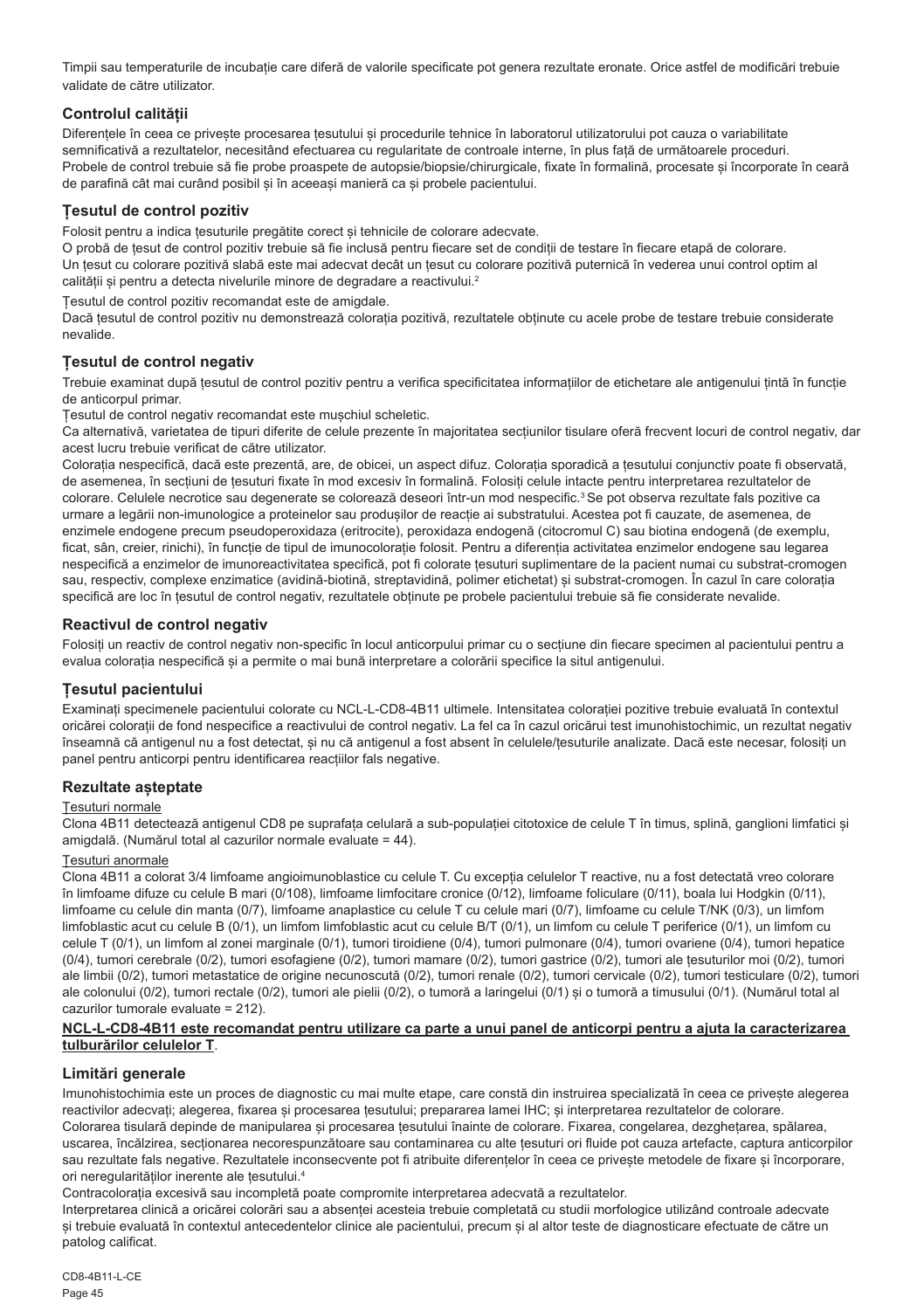Timpii sau temperaturile de incubație care diferă de valorile specificate pot genera rezultate eronate. Orice astfel de modificări trebuie validate de către utilizator.

## Controlul calității

Diferențele în ceea ce privește procesarea țesutului și procedurile tehnice în laboratorul utilizatorului pot cauza o variabilitate semnificativă a rezultatelor, necesitând efectuarea cu regularitate de controale interne, în plus față de următoarele proceduri. Probele de control trebuie să fie probe proaspete de autopsie/biopsie/chirurgicale, fixate în formalină, procesate și încorporate în ceară de parafină cât mai curând posibil și în aceeași manieră ca și probele pacientului.

## Țesutul de control pozitiv

Folosit pentru a indica țesuturile pregătite corect și tehnicile de colorare adecvate.
O probă de țesut de control pozitiv trebuie să fie inclusă pentru fiecare set de condiții de testare în fiecare etapă de colorare.
Un țesut cu colorare pozitivă slabă este mai adecvat decât un țesut cu colorare pozitivă puternică în vederea unui control optim al calității și pentru a detecta nivelurile minore de degradare a reactivului.[2]

Țesutul de control pozitiv recomandat este de amigdale.
Dacă țesutul de control pozitiv nu demonstrează colorația pozitivă, rezultatele obținute cu acele probe de testare trebuie considerate nevalide.

## Țesutul de control negativ

Trebuie examinat după țesutul de control pozitiv pentru a verifica specificitatea informațiilor de etichetare ale antigenului țintă în funcție de anticorpul primar.
Țesutul de control negativ recomandat este mușchiul scheletic.
Ca alternativă, varietatea de tipuri diferite de celule prezente în majoritatea secțiunilor tisulare oferă frecvent locuri de control negativ, dar acest lucru trebuie verificat de către utilizator.
Colorația nespecifică, dacă este prezentă, are, de obicei, un aspect difuz. Colorația sporadică a țesutului conjunctiv poate fi observată, de asemenea, în secțiuni de țesuturi fixate în mod excesiv în formalină. Folosiți celule intacte pentru interpretarea rezultatelor de colorare. Celulele necrotice sau degenerate se colorează deseori într-un mod nespecific.[3] Se pot observa rezultate fals pozitive ca urmare a legării non-imunologice a proteinelor sau produșilor de reacție ai substratului. Acestea pot fi cauzate, de asemenea, de enzimele endogene precum pseudoperoxidaza (eritrocite), peroxidaza endogenă (citocromul C) sau biotina endogenă (de exemplu, ficat, sân, creier, rinichi), în funcție de tipul de imunocolorație folosit. Pentru a diferenția activitatea enzimelor endogene sau legarea nespecifică a enzimelor de imunoreactivitatea specifică, pot fi colorate țesuturi suplimentare de la pacient numai cu substrat-cromogen sau, respectiv, complexe enzimatice (avidină-biotină, streptavidină, polimer etichetat) și substrat-cromogen. În cazul în care colorația specifică are loc în țesutul de control negativ, rezultatele obținute pe probele pacientului trebuie să fie considerate nevalide.

## Reactivul de control negativ

Folosiți un reactiv de control negativ non-specific în locul anticorpului primar cu o secțiune din fiecare specimen al pacientului pentru a evalua colorația nespecifică și a permite o mai bună interpretare a colorării specifice la situl antigenului.

## Țesutul pacientului

Examinați specimenele pacientului colorate cu NCL-L-CD8-4B11 ultimele. Intensitatea colorației pozitive trebuie evaluată în contextul oricărei colorații de fond nespecifice a reactivului de control negativ. La fel ca în cazul oricărui test imunohistochimic, un rezultat negativ înseamnă că antigenul nu a fost detectat, și nu că antigenul a fost absent în celulele/țesuturile analizate. Dacă este necesar, folosiți un panel pentru anticorpi pentru identificarea reacțiilor fals negative.

## Rezultate așteptate

Țesuturi normale

Clona 4B11 detectează antigenul CD8 pe suprafața celulară a sub-populației citotoxice de celule T în timus, splină, ganglioni limfatici și amigdală. (Numărul total al cazurilor normale evaluate = 44).

Țesuturi anormale

Clona 4B11 a colorat 3/4 limfoame angioimunoblastice cu celule T. Cu excepția celulelor T reactive, nu a fost detectată vreo colorare în limfoame difuze cu celule B mari (0/108), limfoame limfocitare cronice (0/12), limfoame foliculare (0/11), boala lui Hodgkin (0/11), limfoame cu celule din manta (0/7), limfoame anaplastice cu celule T cu celule mari (0/7), limfoame cu celule T/NK (0/3), un limfom limfoblastic acut cu celule B (0/1), un limfom limfoblastic acut cu celule B/T (0/1), un limfom cu celule T periferice (0/1), un limfom cu celule T (0/1), un limfom al zonei marginale (0/1), tumori tiroidiene (0/4), tumori pulmonare (0/4), tumori ovariene (0/4), tumori hepatice (0/4), tumori cerebrale (0/2), tumori esofagiene (0/2), tumori mamare (0/2), tumori gastrice (0/2), tumori ale țesuturilor moi (0/2), tumori ale limbii (0/2), tumori metastatice de origine necunoscută (0/2), tumori renale (0/2), tumori cervicale (0/2), tumori testiculare (0/2), tumori ale colonului (0/2), tumori rectale (0/2), tumori ale pielii (0/2), o tumoră a laringelui (0/1) și o tumoră a timusului (0/1). (Numărul total al cazurilor tumorale evaluate = 212).

**NCL-L-CD8-4B11 este recomandat pentru utilizare ca parte a unui panel de anticorpi pentru a ajuta la caracterizarea tulburărilor celulelor T**.

## Limitări generale

Imunohistochimia este un proces de diagnostic cu mai multe etape, care constă din instruirea specializată în ceea ce privește alegerea reactivilor adecvați; alegerea, fixarea și procesarea țesutului; prepararea lamei IHC; și interpretarea rezultatelor de colorare.
Colorarea tisulară depinde de manipularea și procesarea țesutului înainte de colorare. Fixarea, congelarea, dezghețarea, spălarea, uscarea, încălzirea, secționarea necorespunzătoare sau contaminarea cu alte țesuturi ori fluide pot cauza artefacte, captura anticorpilor sau rezultate fals negative. Rezultatele inconsecvente pot fi atribuite diferențelor în ceea ce privește metodele de fixare și încorporare, ori neregularităților inerente ale țesutului.[4]
Contracolorația excesivă sau incompletă poate compromite interpretarea adecvată a rezultatelor.
Interpretarea clinică a oricărei colorări sau a absenței acesteia trebuie completată cu studii morfologice utilizând controale adecvate și trebuie evaluată în contextul antecedentelor clinice ale pacientului, precum și al altor teste de diagnosticare efectuate de către un patolog calificat.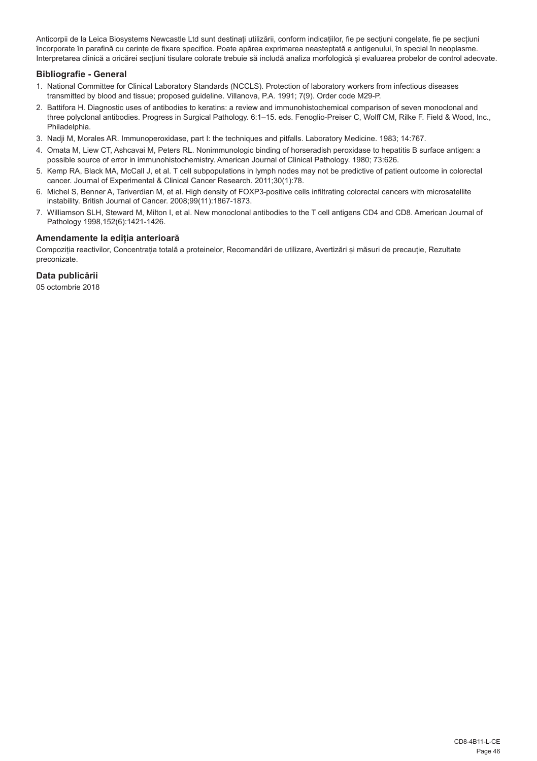Anticorpii de la Leica Biosystems Newcastle Ltd sunt destinați utilizării, conform indicațiilor, fie pe secțiuni congelate, fie pe secțiuni încorporate în parafină cu cerințe de fixare specifice. Poate apărea exprimarea neașteptată a antigenului, în special în neoplasme. Interpretarea clinică a oricărei secțiuni tisulare colorate trebuie să includă analiza morfologică și evaluarea probelor de control adecvate.

### Bibliografie - General

1. National Committee for Clinical Laboratory Standards (NCCLS). Protection of laboratory workers from infectious diseases transmitted by blood and tissue; proposed guideline. Villanova, P.A. 1991; 7(9). Order code M29-P.
2. Battifora H. Diagnostic uses of antibodies to keratins: a review and immunohistochemical comparison of seven monoclonal and three polyclonal antibodies. Progress in Surgical Pathology. 6:1–15. eds. Fenoglio-Preiser C, Wolff CM, Rilke F. Field & Wood, Inc., Philadelphia.
3. Nadji M, Morales AR. Immunoperoxidase, part I: the techniques and pitfalls. Laboratory Medicine. 1983; 14:767.
4. Omata M, Liew CT, Ashcavai M, Peters RL. Nonimmunologic binding of horseradish peroxidase to hepatitis B surface antigen: a possible source of error in immunohistochemistry. American Journal of Clinical Pathology. 1980; 73:626.
5. Kemp RA, Black MA, McCall J, et al. T cell subpopulations in lymph nodes may not be predictive of patient outcome in colorectal cancer. Journal of Experimental & Clinical Cancer Research. 2011;30(1):78.
6. Michel S, Benner A, Tariverdian M, et al. High density of FOXP3-positive cells infiltrating colorectal cancers with microsatellite instability. British Journal of Cancer. 2008;99(11):1867-1873.
7. Williamson SLH, Steward M, Milton I, et al. New monoclonal antibodies to the T cell antigens CD4 and CD8. American Journal of Pathology 1998,152(6):1421-1426.

### Amendamente la ediția anterioară

Compoziția reactivilor, Concentrația totală a proteinelor, Recomandări de utilizare, Avertizări și măsuri de precauție, Rezultate preconizate.

### Data publicării

05 octombrie 2018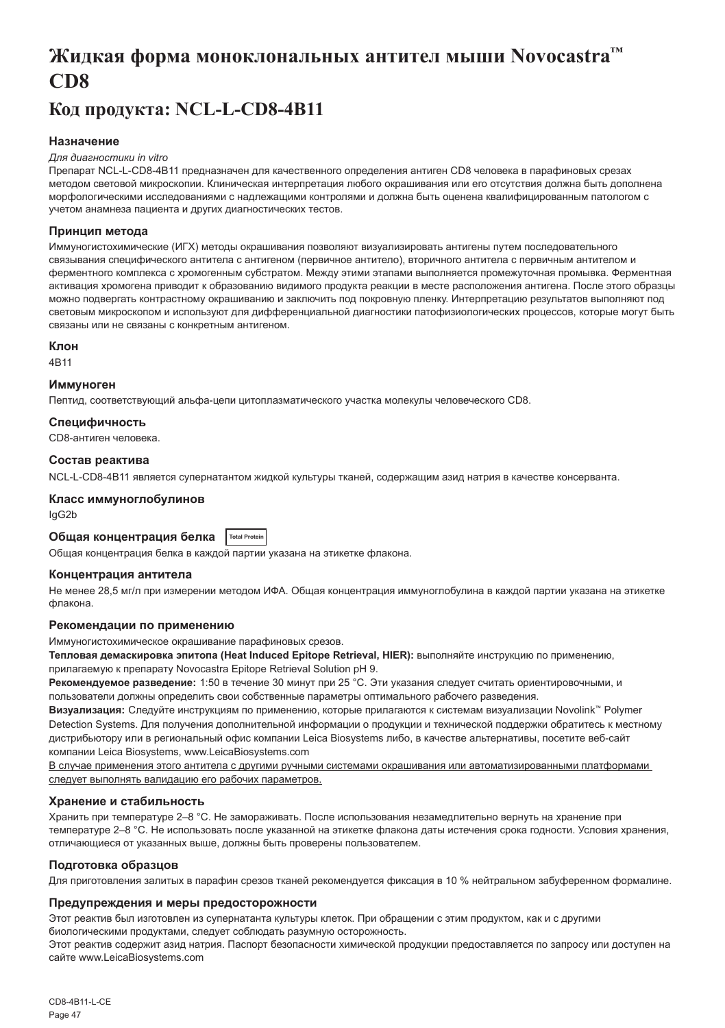# Жидкая форма моноклональных антител мыши Novocastra™ CD8

# Код продукта: NCL-L-CD8-4B11

### Назначение

*Для диагностики in vitro*

Препарат NCL-L-CD8-4B11 предназначен для качественного определения антиген CD8 человека в парафиновых срезах методом световой микроскопии. Клиническая интерпретация любого окрашивания или его отсутствия должна быть дополнена морфологическими исследованиями с надлежащими контролями и должна быть оценена квалифицированным патологом с учетом анамнеза пациента и других диагностических тестов.

### Принцип метода

Иммуногистохимические (ИГХ) методы окрашивания позволяют визуализировать антигены путем последовательного связывания специфического антитела с антигеном (первичное антитело), вторичного антитела с первичным антителом и ферментного комплекса с хромогенным субстратом. Между этими этапами выполняется промежуточная промывка. Ферментная активация хромогена приводит к образованию видимого продукта реакции в месте расположения антигена. После этого образцы можно подвергать контрастному окрашиванию и заключить под покровную пленку. Интерпретацию результатов выполняют под световым микроскопом и используют для дифференциальной диагностики патофизиологических процессов, которые могут быть связаны или не связаны с конкретным антигеном.

### Клон

4B11

### Иммуноген

Пептид, соответствующий альфа-цепи цитоплазматического участка молекулы человеческого CD8.

### Специфичность

CD8-антиген человека.

### Состав реактива

NCL-L-CD8-4B11 является супернатантом жидкой культуры тканей, содержащим азид натрия в качестве консерванта.

### Класс иммуноглобулинов

IgG2b

### Общая концентрация белка Total Protein

Общая концентрация белка в каждой партии указана на этикетке флакона.

### Концентрация антитела

Не менее 28,5 мг/л при измерении методом ИФА. Общая концентрация иммуноглобулина в каждой партии указана на этикетке флакона.

### Рекомендации по применению

Иммуногистохимическое окрашивание парафиновых срезов.

**Тепловая демаскировка эпитопа (Heat Induced Epitope Retrieval, HIER):** выполняйте инструкцию по применению, прилагаемую к препарату Novocastra Epitope Retrieval Solution pH 9.

**Рекомендуемое разведение:** 1:50 в течение 30 минут при 25 °C. Эти указания следует считать ориентировочными, и пользователи должны определить свои собственные параметры оптимального рабочего разведения.

**Визуализация:** Следуйте инструкциям по применению, которые прилагаются к системам визуализации Novolink™ Polymer Detection Systems. Для получения дополнительной информации о продукции и технической поддержки обратитесь к местному дистрибьютору или в региональный офис компании Leica Biosystems либо, в качестве альтернативы, посетите веб-сайт компании Leica Biosystems, www.LeicaBiosystems.com

В случае применения этого антитела с другими ручными системами окрашивания или автоматизированными платформами следует выполнять валидацию его рабочих параметров.

### Хранение и стабильность

Хранить при температуре 2–8 °C. Не замораживать. После использования незамедлительно вернуть на хранение при температуре 2–8 °C. Не использовать после указанной на этикетке флакона даты истечения срока годности. Условия хранения, отличающиеся от указанных выше, должны быть проверены пользователем.

### Подготовка образцов

Для приготовления залитых в парафин срезов тканей рекомендуется фиксация в 10 % нейтральном забуференном формалине.

### Предупреждения и меры предосторожности

Этот реактив был изготовлен из супернатанта культуры клеток. При обращении с этим продуктом, как и с другими биологическими продуктами, следует соблюдать разумную осторожность.

Этот реактив содержит азид натрия. Паспорт безопасности химической продукции предоставляется по запросу или доступен на сайте www.LeicaBiosystems.com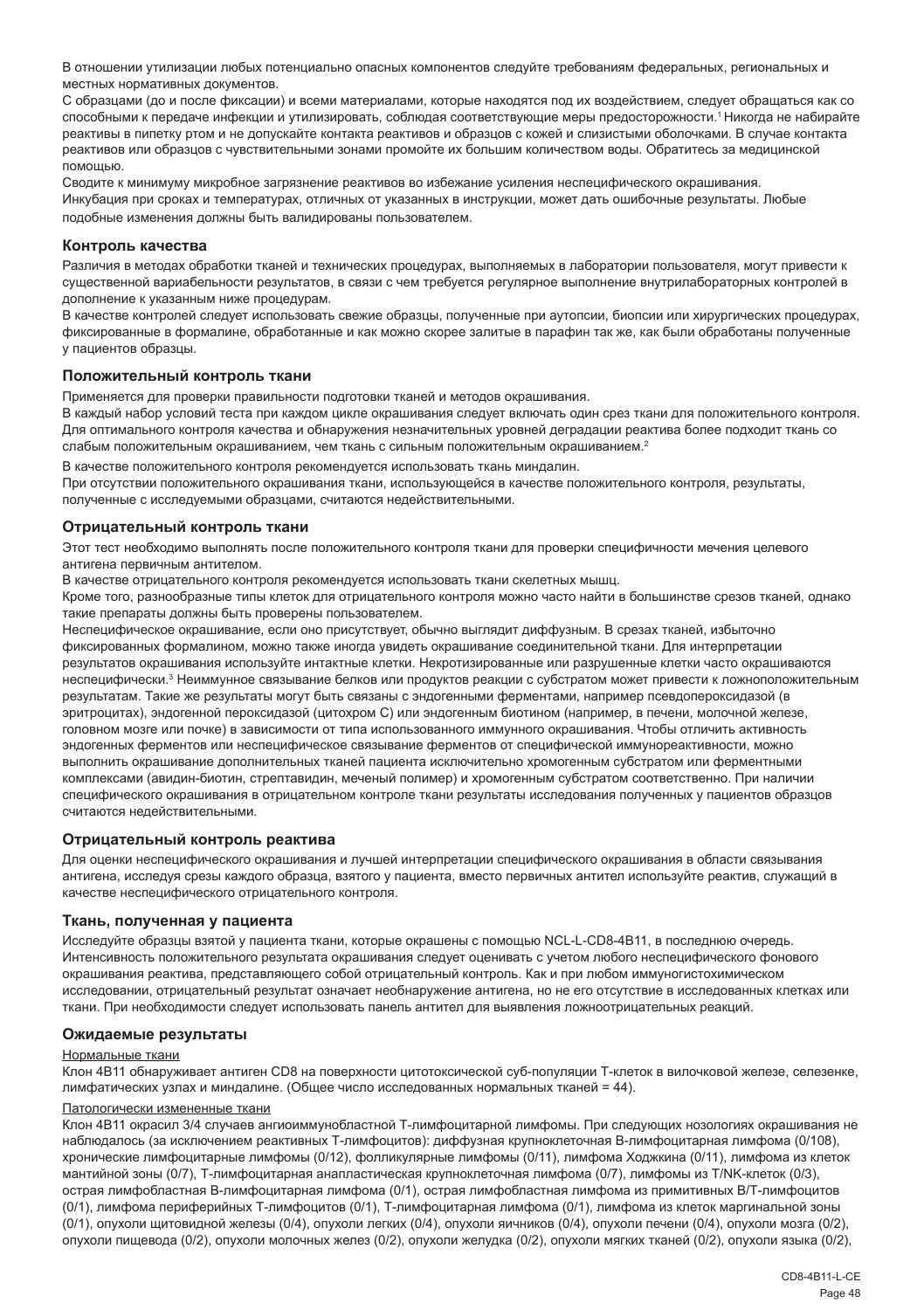В отношении утилизации любых потенциально опасных компонентов следуйте требованиям федеральных, региональных и местных нормативных документов.

С образцами (до и после фиксации) и всеми материалами, которые находятся под их воздействием, следует обращаться как со способными к передаче инфекции и утилизировать, соблюдая соответствующие меры предосторожности.[1] Никогда не набирайте реактивы в пипетку ртом и не допускайте контакта реактивов и образцов с кожей и слизистыми оболочками. В случае контакта реактивов или образцов с чувствительными зонами промойте их большим количеством воды. Обратитесь за медицинской помощью.

Сводите к минимуму микробное загрязнение реактивов во избежание усиления неспецифического окрашивания.

Инкубация при сроках и температурах, отличных от указанных в инструкции, может дать ошибочные результаты. Любые подобные изменения должны быть валидированы пользователем.

## Контроль качества

Различия в методах обработки тканей и технических процедурах, выполняемых в лаборатории пользователя, могут привести к существенной вариабельности результатов, в связи с чем требуется регулярное выполнение внутрилабораторных контролей в дополнение к указанным ниже процедурам.

В качестве контролей следует использовать свежие образцы, полученные при аутопсии, биопсии или хирургических процедурах, фиксированные в формалине, обработанные и как можно скорее залитые в парафин так же, как были обработаны полученные у пациентов образцы.

## Положительный контроль ткани

Применяется для проверки правильности подготовки тканей и методов окрашивания.

В каждый набор условий теста при каждом цикле окрашивания следует включать один срез ткани для положительного контроля. Для оптимального контроля качества и обнаружения незначительных уровней деградации реактива более подходит ткань со слабым положительным окрашиванием, чем ткань с сильным положительным окрашиванием.[2]

В качестве положительного контроля рекомендуется использовать ткань миндалин.

При отсутствии положительного окрашивания ткани, использующейся в качестве положительного контроля, результаты, полученные с исследуемыми образцами, считаются недействительными.

## Отрицательный контроль ткани

Этот тест необходимо выполнять после положительного контроля ткани для проверки специфичности мечения целевого антигена первичным антителом.

В качестве отрицательного контроля рекомендуется использовать ткани скелетных мышц.

Кроме того, разнообразные типы клеток для отрицательного контроля можно часто найти в большинстве срезов тканей, однако такие препараты должны быть проверены пользователем.

Неспецифическое окрашивание, если оно присутствует, обычно выглядит диффузным. В срезах тканей, избыточно фиксированных формалином, можно также иногда увидеть окрашивание соединительной ткани. Для интерпретации результатов окрашивания используйте интактные клетки. Некротизированные или разрушенные клетки часто окрашиваются неспецифически.[3] Неиммунное связывание белков или продуктов реакции с субстратом может привести к ложноположительным результатам. Такие же результаты могут быть связаны с эндогенными ферментами, например псевдопероксидазой (в эритроцитах), эндогенной пероксидазой (цитохром C) или эндогенным биотином (например, в печени, молочной железе, головном мозге или почке) в зависимости от типа использованного иммунного окрашивания. Чтобы отличить активность эндогенных ферментов или неспецифическое связывание ферментов от специфической иммунореактивности, можно выполнить окрашивание дополнительных тканей пациента исключительно хромогенным субстратом или ферментными комплексами (авидин-биотин, стрептавидин, меченый полимер) и хромогенным субстратом соответственно. При наличии специфического окрашивания в отрицательном контроле ткани результаты исследования полученных у пациентов образцов считаются недействительными.

## Отрицательный контроль реактива

Для оценки неспецифического окрашивания и лучшей интерпретации специфического окрашивания в области связывания антигена, исследуя срезы каждого образца, взятого у пациента, вместо первичных антител используйте реактив, служащий в качестве неспецифического отрицательного контроля.

## Ткань, полученная у пациента

Исследуйте образцы взятой у пациента ткани, которые окрашены с помощью NCL-L-CD8-4B11, в последнюю очередь. Интенсивность положительного результата окрашивания следует оценивать с учетом любого неспецифического фонового окрашивания реактива, представляющего собой отрицательный контроль. Как и при любом иммуногистохимическом исследовании, отрицательный результат означает необнаружение антигена, но не его отсутствие в исследованных клетках или ткани. При необходимости следует использовать панель антител для выявления ложноотрицательных реакций.

## Ожидаемые результаты

Нормальные ткани

Клон 4B11 обнаруживает антиген CD8 на поверхности цитотоксической суб-популяции T-клеток в вилочковой железе, селезенке, лимфатических узлах и миндалине. (Общее число исследованных нормальных тканей = 44).

Патологически измененные ткани

Клон 4B11 окрасил 3/4 случаев ангиоиммунобластной T-лимфоцитарной лимфомы. При следующих нозологиях окрашивания не наблюдалось (за исключением реактивных T-лимфоцитов): диффузная крупноклеточная B-лимфоцитарная лимфома (0/108), хронические лимфоцитарные лимфомы (0/12), фолликулярные лимфомы (0/11), лимфома Ходжкина (0/11), лимфома из клеток мантийной зоны (0/7), T-лимфоцитарная анапластическая крупноклеточная лимфома (0/7), лимфомы из T/NK-клеток (0/3), острая лимфобластная B-лимфоцитарная лимфома (0/1), острая лимфобластная лимфома из примитивных B/T-лимфоцитов (0/1), лимфома периферийных T-лимфоцитов (0/1), T-лимфоцитарная лимфома (0/1), лимфома из клеток маргинальной зоны (0/1), опухоли щитовидной железы (0/4), опухоли легких (0/4), опухоли яичников (0/4), опухоли печени (0/4), опухоли мозга (0/2), опухоли пищевода (0/2), опухоли молочных желез (0/2), опухоли желудка (0/2), опухоли мягких тканей (0/2), опухоли языка (0/2),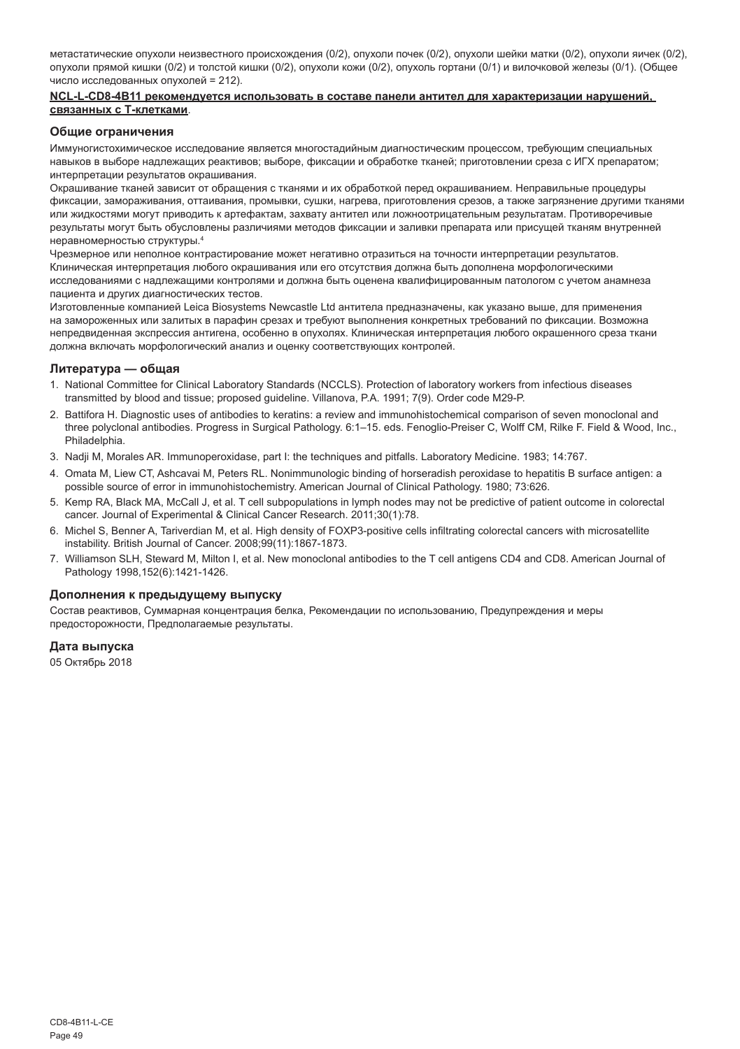метастатические опухоли неизвестного происхождения (0/2), опухоли почек (0/2), опухоли шейки матки (0/2), опухоли яичек (0/2), опухоли прямой кишки (0/2) и толстой кишки (0/2), опухоли кожи (0/2), опухоль гортани (0/1) и вилочковой железы (0/1). (Общее число исследованных опухолей = 212).

**NCL-L-CD8-4B11 рекомендуется использовать в составе панели антител для характеризации нарушений, связанных с Т-клетками**.

## Общие ограничения

Иммуногистохимическое исследование является многостадийным диагностическим процессом, требующим специальных навыков в выборе надлежащих реактивов; выборе, фиксации и обработке тканей; приготовлении среза с ИГХ препаратом; интерпретации результатов окрашивания.

Окрашивание тканей зависит от обращения с тканями и их обработкой перед окрашиванием. Неправильные процедуры фиксации, замораживания, оттаивания, промывки, сушки, нагрева, приготовления срезов, а также загрязнение другими тканями или жидкостями могут приводить к артефактам, захвату антител или ложноотрицательным результатам. Противоречивые результаты могут быть обусловлены различиями методов фиксации и заливки препарата или присущей тканям внутренней неравномерностью структуры.[4]

Чрезмерное или неполное контрастирование может негативно отразиться на точности интерпретации результатов. Клиническая интерпретация любого окрашивания или его отсутствия должна быть дополнена морфологическими исследованиями с надлежащими контролями и должна быть оценена квалифицированным патологом с учетом анамнеза пациента и других диагностических тестов.

Изготовленные компанией Leica Biosystems Newcastle Ltd антитела предназначены, как указано выше, для применения на замороженных или залитых в парафин срезах и требуют выполнения конкретных требований по фиксации. Возможна непредвиденная экспрессия антигена, особенно в опухолях. Клиническая интерпретация любого окрашенного среза ткани должна включать морфологический анализ и оценку соответствующих контролей.

## Литература — общая

1. National Committee for Clinical Laboratory Standards (NCCLS). Protection of laboratory workers from infectious diseases transmitted by blood and tissue; proposed guideline. Villanova, P.A. 1991; 7(9). Order code M29-P.
2. Battifora H. Diagnostic uses of antibodies to keratins: a review and immunohistochemical comparison of seven monoclonal and three polyclonal antibodies. Progress in Surgical Pathology. 6:1–15. eds. Fenoglio-Preiser C, Wolff CM, Rilke F. Field & Wood, Inc., Philadelphia.
3. Nadji M, Morales AR. Immunoperoxidase, part I: the techniques and pitfalls. Laboratory Medicine. 1983; 14:767.
4. Omata M, Liew CT, Ashcavai M, Peters RL. Nonimmunologic binding of horseradish peroxidase to hepatitis B surface antigen: a possible source of error in immunohistochemistry. American Journal of Clinical Pathology. 1980; 73:626.
5. Kemp RA, Black MA, McCall J, et al. T cell subpopulations in lymph nodes may not be predictive of patient outcome in colorectal cancer. Journal of Experimental & Clinical Cancer Research. 2011;30(1):78.
6. Michel S, Benner A, Tariverdian M, et al. High density of FOXP3-positive cells infiltrating colorectal cancers with microsatellite instability. British Journal of Cancer. 2008;99(11):1867-1873.
7. Williamson SLH, Steward M, Milton I, et al. New monoclonal antibodies to the T cell antigens CD4 and CD8. American Journal of Pathology 1998,152(6):1421-1426.

## Дополнения к предыдущему выпуску

Состав реактивов, Суммарная концентрация белка, Рекомендации по использованию, Предупреждения и меры предосторожности, Предполагаемые результаты.

## Дата выпуска

05 Октябрь 2018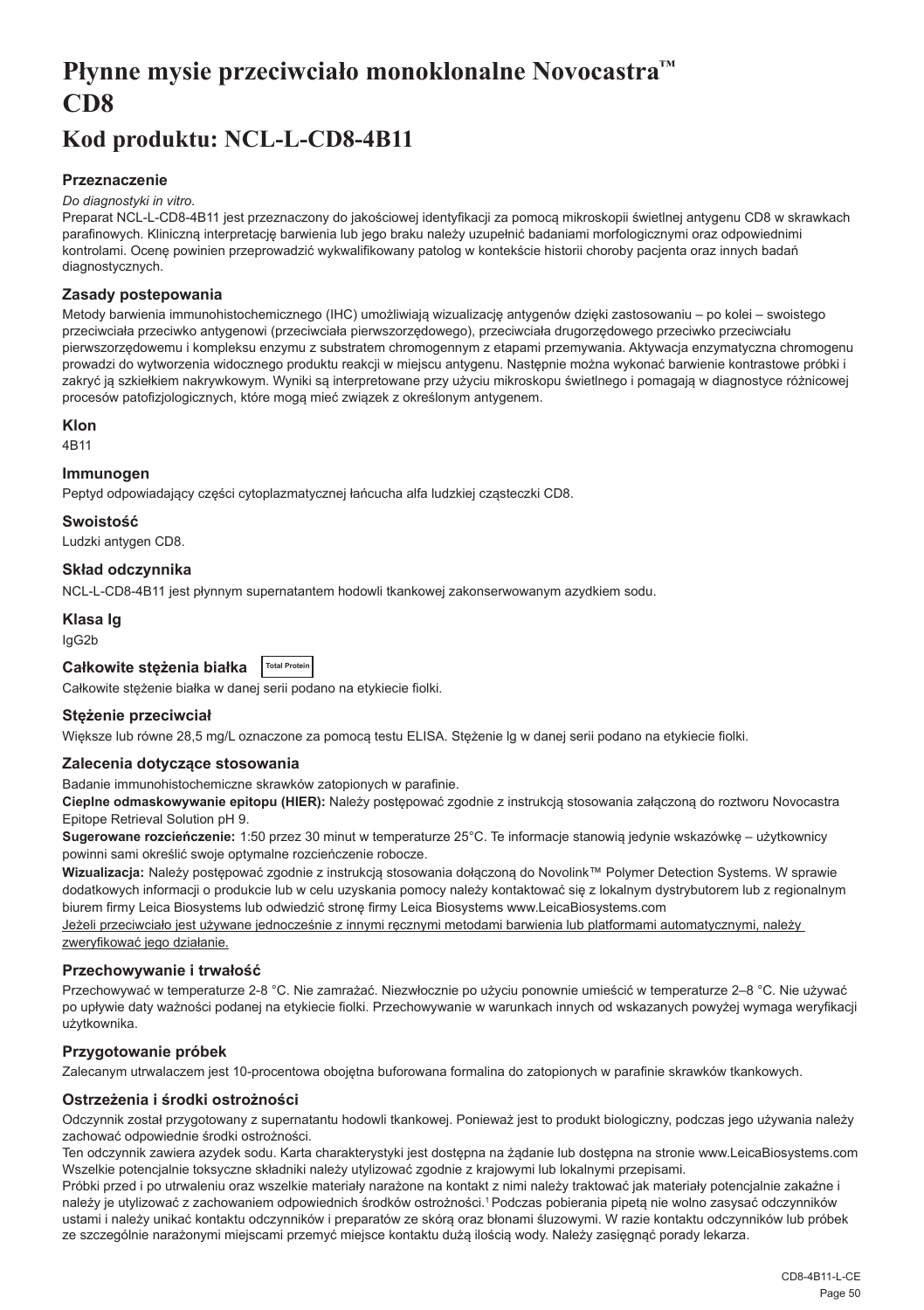# Płynne mysie przeciwciało monoklonalne Novocastra™ CD8

# Kod produktu: NCL-L-CD8-4B11

### Przeznaczenie

*Do diagnostyki in vitro.*

Preparat NCL-L-CD8-4B11 jest przeznaczony do jakościowej identyfikacji za pomocą mikroskopii świetlnej antygenu CD8 w skrawkach parafinowych. Kliniczną interpretację barwienia lub jego braku należy uzupełnić badaniami morfologicznymi oraz odpowiednimi kontrolami. Ocenę powinien przeprowadzić wykwalifikowany patolog w kontekście historii choroby pacjenta oraz innych badań diagnostycznych.

### Zasady postepowania

Metody barwienia immunohistochemicznego (IHC) umożliwiają wizualizację antygenów dzięki zastosowaniu – po kolei – swoistego przeciwciała przeciwko antygenowi (przeciwciała pierwszorzędowego), przeciwciała drugorzędowego przeciwko przeciwciału pierwszorzędowemu i kompleksu enzymu z substratem chromogennym z etapami przemywania. Aktywacja enzymatyczna chromogenu prowadzi do wytworzenia widocznego produktu reakcji w miejscu antygenu. Następnie można wykonać barwienie kontrastowe próbki i zakryć ją szkiełkiem nakrywkowym. Wyniki są interpretowane przy użyciu mikroskopu świetlnego i pomagają w diagnostyce różnicowej procesów patofizjologicznych, które mogą mieć związek z określonym antygenem.

### Klon

4B11

### Immunogen

Peptyd odpowiadający części cytoplazmatycznej łańcucha alfa ludzkiej cząsteczki CD8.

### Swoistość

Ludzki antygen CD8.

### Skład odczynnika

NCL-L-CD8-4B11 jest płynnym supernatantem hodowli tkankowej zakonserwowanym azydkiem sodu.

### Klasa Ig

IgG2b

### Całkowite stężenia białka

Total Protein

Całkowite stężenie białka w danej serii podano na etykiecie fiolki.

### Stężenie przeciwciał

Większe lub równe 28,5 mg/L oznaczone za pomocą testu ELISA. Stężenie Ig w danej serii podano na etykiecie fiolki.

### Zalecenia dotyczące stosowania

Badanie immunohistochemiczne skrawków zatopionych w parafinie.

**Cieplne odmaskowywanie epitopu (HIER):** Należy postępować zgodnie z instrukcją stosowania załączoną do roztworu Novocastra Epitope Retrieval Solution pH 9.

**Sugerowane rozcieńczenie:** 1:50 przez 30 minut w temperaturze 25°C. Te informacje stanowią jedynie wskazówkę – użytkownicy powinni sami określić swoje optymalne rozcieńczenie robocze.

**Wizualizacja:** Należy postępować zgodnie z instrukcją stosowania dołączoną do Novolink™ Polymer Detection Systems. W sprawie dodatkowych informacji o produkcie lub w celu uzyskania pomocy należy kontaktować się z lokalnym dystrybutorem lub z regionalnym biurem firmy Leica Biosystems lub odwiedzić stronę firmy Leica Biosystems www.LeicaBiosystems.com

Jeżeli przeciwciało jest używane jednocześnie z innymi ręcznymi metodami barwienia lub platformami automatycznymi, należy zweryfikować jego działanie.

### Przechowywanie i trwałość

Przechowywać w temperaturze 2-8 °C. Nie zamrażać. Niezwłocznie po użyciu ponownie umieścić w temperaturze 2–8 °C. Nie używać po upływie daty ważności podanej na etykiecie fiolki. Przechowywanie w warunkach innych od wskazanych powyżej wymaga weryfikacji użytkownika.

### Przygotowanie próbek

Zalecanym utrwalaczem jest 10-procentowa obojętna buforowana formalina do zatopionych w parafinie skrawków tkankowych.

### Ostrzeżenia i środki ostrożności

Odczynnik został przygotowany z supernatantu hodowli tkankowej. Ponieważ jest to produkt biologiczny, podczas jego używania należy zachować odpowiednie środki ostrożności.

Ten odczynnik zawiera azydek sodu. Karta charakterystyki jest dostępna na żądanie lub dostępna na stronie www.LeicaBiosystems.com

Wszelkie potencjalnie toksyczne składniki należy utylizować zgodnie z krajowymi lub lokalnymi przepisami.

Próbki przed i po utrwaleniu oraz wszelkie materiały narażone na kontakt z nimi należy traktować jak materiały potencjalnie zakaźne i należy je utylizować z zachowaniem odpowiednich środków ostrożności.[1] Podczas pobierania pipetą nie wolno zasysać odczynników ustami i należy unikać kontaktu odczynników i preparatów ze skórą oraz błonami śluzowymi. W razie kontaktu odczynników lub próbek ze szczególnie narażonymi miejscami przemyć miejsce kontaktu dużą ilością wody. Należy zasięgnąć porady lekarza.

CD8-4B11-L-CE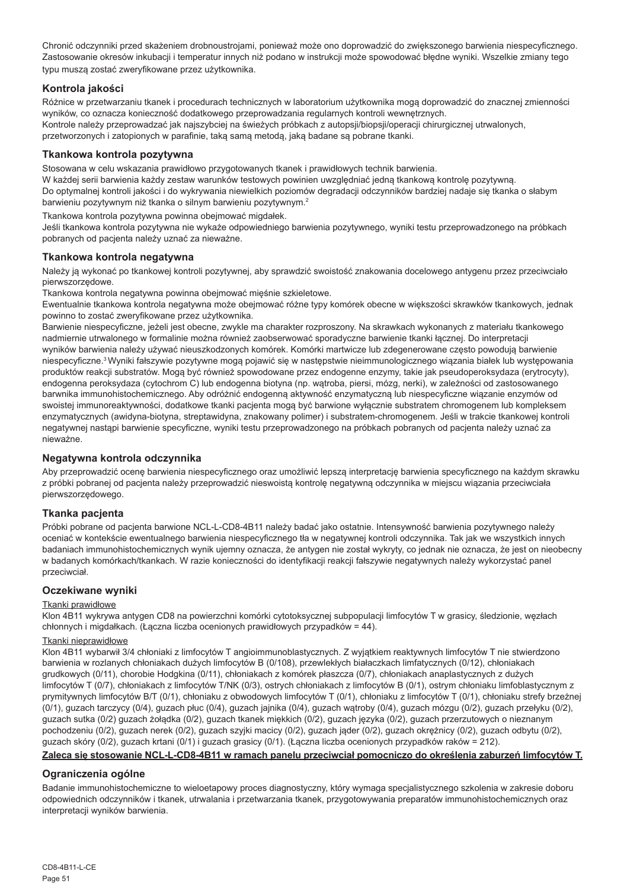Chronić odczynniki przed skażeniem drobnoustrojami, ponieważ może ono doprowadzić do zwiększonego barwienia niespecyficznego. Zastosowanie okresów inkubacji i temperatur innych niż podano w instrukcji może spowodować błędne wyniki. Wszelkie zmiany tego typu muszą zostać zweryfikowane przez użytkownika.

## Kontrola jakości

Różnice w przetwarzaniu tkanek i procedurach technicznych w laboratorium użytkownika mogą doprowadzić do znacznej zmienności wyników, co oznacza konieczność dodatkowego przeprowadzania regularnych kontroli wewnętrznych.
Kontrole należy przeprowadzać jak najszybciej na świeżych próbkach z autopsji/biopsji/operacji chirurgicznej utrwalonych, przetworzonych i zatopionych w parafinie, taką samą metodą, jaką badane są pobrane tkanki.

## Tkankowa kontrola pozytywna

Stosowana w celu wskazania prawidłowo przygotowanych tkanek i prawidłowych technik barwienia.
W każdej serii barwienia każdy zestaw warunków testowych powinien uwzględniać jedną tkankową kontrolę pozytywną.
Do optymalnej kontroli jakości i do wykrywania niewielkich poziomów degradacji odczynników bardziej nadaje się tkanka o słabym barwieniu pozytywnym niż tkanka o silnym barwieniu pozytywnym.[2]

Tkankowa kontrola pozytywna powinna obejmować migdałek.
Jeśli tkankowa kontrola pozytywna nie wykaże odpowiedniego barwienia pozytywnego, wyniki testu przeprowadzonego na próbkach pobranych od pacjenta należy uznać za nieważne.

## Tkankowa kontrola negatywna

Należy ją wykonać po tkankowej kontroli pozytywnej, aby sprawdzić swoistość znakowania docelowego antygenu przez przeciwciało pierwszorzędowe.
Tkankowa kontrola negatywna powinna obejmować mięśnie szkieletowe.
Ewentualnie tkankowa kontrola negatywna może obejmować różne typy komórek obecne w większości skrawków tkankowych, jednak powinno to zostać zweryfikowane przez użytkownika.
Barwienie niespecyficzne, jeżeli jest obecne, zwykle ma charakter rozproszony. Na skrawkach wykonanych z materiału tkankowego nadmiernie utrwalonego w formalinie można również zaobserwować sporadyczne barwienie tkanki łącznej. Do interpretacji wyników barwienia należy używać nieuszkodzonych komórek. Komórki martwicze lub zdegenerowane często powodują barwienie niespecyficzne.[3] Wyniki fałszywie pozytywne mogą pojawić się w następstwie nieimmunologicznego wiązania białek lub występowania produktów reakcji substratów. Mogą być również spowodowane przez endogenne enzymy, takie jak pseudoperoksydaza (erytrocyty), endogenna peroksydaza (cytochrom C) lub endogenna biotyna (np. wątroba, piersi, mózg, nerki), w zależności od zastosowanego barwnika immunohistochemicznego. Aby odróżnić endogenną aktywność enzymatyczną lub niespecyficzne wiązanie enzymów od swoistej immunoreaktywności, dodatkowe tkanki pacjenta mogą być barwione wyłącznie substratem chromogenem lub kompleksem enzymatycznych (awidyna-biotyna, streptawidyna, znakowany polimer) i substratem-chromogenem. Jeśli w trakcie tkankowej kontroli negatywnej nastąpi barwienie specyficzne, wyniki testu przeprowadzonego na próbkach pobranych od pacjenta należy uznać za nieważne.

## Negatywna kontrola odczynnika

Aby przeprowadzić ocenę barwienia niespecyficznego oraz umożliwić lepszą interpretację barwienia specyficznego na każdym skrawku z próbki pobranej od pacjenta należy przeprowadzić nieswoistą kontrolę negatywną odczynnika w miejscu wiązania przeciwciała pierwszorzędowego.

## Tkanka pacjenta

Próbki pobrane od pacjenta barwione NCL-L-CD8-4B11 należy badać jako ostatnie. Intensywność barwienia pozytywnego należy oceniać w kontekście ewentualnego barwienia niespecyficznego tła w negatywnej kontroli odczynnika. Tak jak we wszystkich innych badaniach immunohistochemicznych wynik ujemny oznacza, że antygen nie został wykryty, co jednak nie oznacza, że jest on nieobecny w badanych komórkach/tkankach. W razie konieczności do identyfikacji reakcji fałszywie negatywnych należy wykorzystać panel przeciwciał.

## Oczekiwane wyniki

Tkanki prawidłowe

Klon 4B11 wykrywa antygen CD8 na powierzchni komórki cytotoksycznej subpopulacji limfocytów T w grasicy, śledzionie, węzłach chłonnych i migdałkach. (Łączna liczba ocenionych prawidłowych przypadków = 44).

Tkanki nieprawidłowe

Klon 4B11 wybarwił 3/4 chłoniaki z limfocytów T angioimmunoblastycznych. Z wyjątkiem reaktywnych limfocytów T nie stwierdzono barwienia w rozlanych chłoniakach dużych limfocytów B (0/108), przewlekłych białaczkach limfatycznych (0/12), chłoniakach grudkowych (0/11), chorobie Hodgkina (0/11), chłoniakach z komórek płaszcza (0/7), chłoniakach anaplastycznych z dużych limfocytów T (0/7), chłoniakach z limfocytów T/NK (0/3), ostrych chłoniakach z limfocytów B (0/1), ostrym chłoniaku limfoblastycznym z prymitywnych limfocytów B/T (0/1), chłoniaku z obwodowych limfocytów T (0/1), chłoniaku z limfocytów T (0/1), chłoniaku strefy brzeżnej (0/1), guzach tarczycy (0/4), guzach płuc (0/4), guzach jajnika (0/4), guzach wątroby (0/4), guzach mózgu (0/2), guzach przełyku (0/2), guzach sutka (0/2) guzach żołądka (0/2), guzach tkanek miękkich (0/2), guzach języka (0/2), guzach przerzutowych o nieznanym pochodzeniu (0/2), guzach nerek (0/2), guzach szyjki macicy (0/2), guzach jąder (0/2), guzach okrężnicy (0/2), guzach odbytu (0/2), guzach skóry (0/2), guzach krtani (0/1) i guzach grasicy (0/1). (Łączna liczba ocenionych przypadków raków = 212).

**Zaleca się stosowanie NCL-L-CD8-4B11 w ramach panelu przeciwciał pomocniczo do określenia zaburzeń limfocytów T.**

## Ograniczenia ogólne

Badanie immunohistochemiczne to wieloetapowy proces diagnostyczny, który wymaga specjalistycznego szkolenia w zakresie doboru odpowiednich odczynników i tkanek, utrwalania i przetwarzania tkanek, przygotowywania preparatów immunohistochemicznych oraz interpretacji wyników barwienia.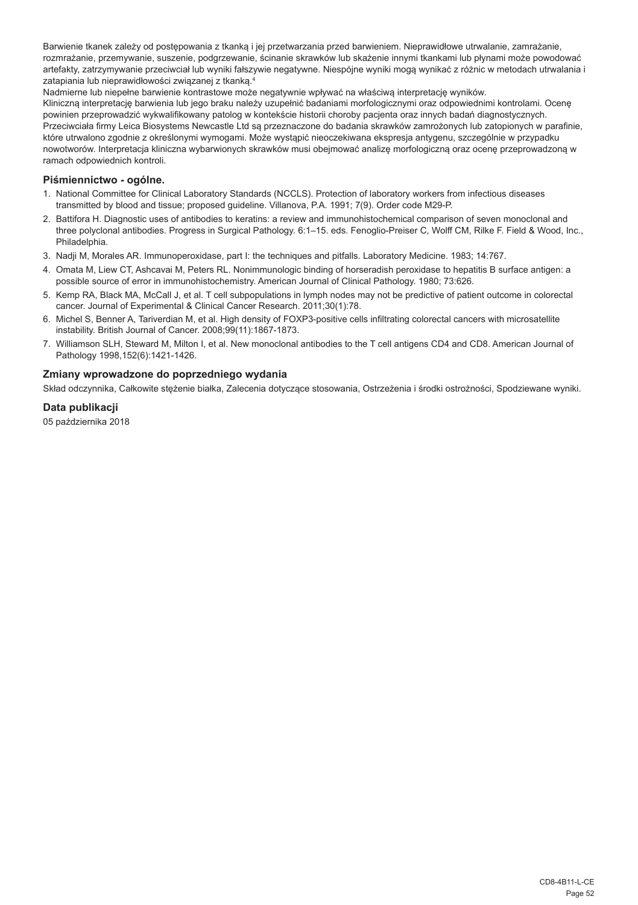Barwienie tkanek zależy od postępowania z tkanką i jej przetwarzania przed barwieniem. Nieprawidłowe utrwalanie, zamrażanie, rozmrażanie, przemywanie, suszenie, podgrzewanie, ścinanie skrawków lub skażenie innymi tkankami lub płynami może powodować artefakty, zatrzymywanie przeciwciał lub wyniki fałszywie negatywne. Niespójne wyniki mogą wynikać z różnic w metodach utrwalania i zatapiania lub nieprawidłowości związanej z tkanką.[4]

Nadmierne lub niepełne barwienie kontrastowe może negatywnie wpływać na właściwą interpretację wyników.

Kliniczną interpretację barwienia lub jego braku należy uzupełnić badaniami morfologicznymi oraz odpowiednimi kontrolami. Ocenę powinien przeprowadzić wykwalifikowany patolog w kontekście historii choroby pacjenta oraz innych badań diagnostycznych.

Przeciwciała firmy Leica Biosystems Newcastle Ltd są przeznaczone do badania skrawków zamrożonych lub zatopionych w parafinie, które utrwalono zgodnie z określonymi wymogami. Może wystąpić nieoczekiwana ekspresja antygenu, szczególnie w przypadku nowotworów. Interpretacja kliniczna wybarwionych skrawków musi obejmować analizę morfologiczną oraz ocenę przeprowadzoną w ramach odpowiednich kontroli.

## Piśmiennictwo - ogólne.

1. National Committee for Clinical Laboratory Standards (NCCLS). Protection of laboratory workers from infectious diseases transmitted by blood and tissue; proposed guideline. Villanova, P.A. 1991; 7(9). Order code M29-P.
2. Battifora H. Diagnostic uses of antibodies to keratins: a review and immunohistochemical comparison of seven monoclonal and three polyclonal antibodies. Progress in Surgical Pathology. 6:1–15. eds. Fenoglio-Preiser C, Wolff CM, Rilke F. Field & Wood, Inc., Philadelphia.
3. Nadji M, Morales AR. Immunoperoxidase, part I: the techniques and pitfalls. Laboratory Medicine. 1983; 14:767.
4. Omata M, Liew CT, Ashcavai M, Peters RL. Nonimmunologic binding of horseradish peroxidase to hepatitis B surface antigen: a possible source of error in immunohistochemistry. American Journal of Clinical Pathology. 1980; 73:626.
5. Kemp RA, Black MA, McCall J, et al. T cell subpopulations in lymph nodes may not be predictive of patient outcome in colorectal cancer. Journal of Experimental & Clinical Cancer Research. 2011;30(1):78.
6. Michel S, Benner A, Tariverdian M, et al. High density of FOXP3-positive cells infiltrating colorectal cancers with microsatellite instability. British Journal of Cancer. 2008;99(11):1867-1873.
7. Williamson SLH, Steward M, Milton I, et al. New monoclonal antibodies to the T cell antigens CD4 and CD8. American Journal of Pathology 1998,152(6):1421-1426.

## Zmiany wprowadzone do poprzedniego wydania

Skład odczynnika, Całkowite stężenie białka, Zalecenia dotyczące stosowania, Ostrzeżenia i środki ostrożności, Spodziewane wyniki.

## Data publikacji

05 października 2018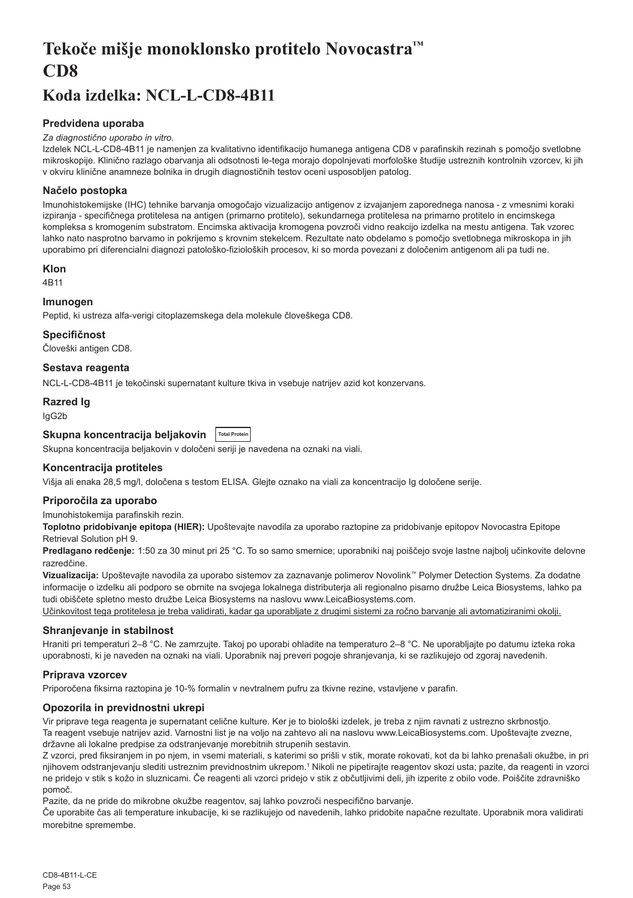# Tekoče mišje monoklonsko protitelo Novocastra™ CD8

## Koda izdelka: NCL-L-CD8-4B11

### Predvidena uporaba

*Za diagnostično uporabo in vitro.*

Izdelek NCL-L-CD8-4B11 je namenjen za kvalitativno identifikacijo humanega antigena CD8 v parafinskih rezinah s pomočjo svetlobne mikroskopije. Klinično razlago obarvanja ali odsotnosti le-tega morajo dopolnjevati morfološke študije ustreznih kontrolnih vzorcev, ki jih v okviru klinične anamneze bolnika in drugih diagnostičnih testov oceni usposobljen patolog.

### Načelo postopka

Imunohistokemijske (IHC) tehnike barvanja omogočajo vizualizacijo antigenov z izvajanjem zaporednega nanosa - z vmesnimi koraki izpiranja - specifičnega protitelesa na antigen (primarno protitelo), sekundarnega protitelesa na primarno protitelo in encimskega kompleksa s kromogenim substratom. Encimska aktivacija kromogena povzroči vidno reakcijo izdelka na mestu antigena. Tak vzorec lahko nato nasprotno barvamo in pokrijemo s krovnim stekelcem. Rezultate nato obdelamo s pomočjo svetlobnega mikroskopa in jih uporabimo pri diferencialni diagnozi patološko-fizioloških procesov, ki so morda povezani z določenim antigenom ali pa tudi ne.

### Klon

4B11

### Imunogen

Peptid, ki ustreza alfa-verigi citoplazemskega dela molekule človeškega CD8.

### Specifičnost

Človeški antigen CD8.

### Sestava reagenta

NCL-L-CD8-4B11 je tekočinski supernatant kulture tkiva in vsebuje natrijev azid kot konzervans.

### Razred Ig

IgG2b

### Skupna koncentracija beljakovin Total Protein

Skupna koncentracija beljakovin v določeni seriji je navedena na oznaki na viali.

### Koncentracija protiteles

Višja ali enaka 28,5 mg/l, določena s testom ELISA. Glejte oznako na viali za koncentracijo Ig določene serije.

### Priporočila za uporabo

Imunohistokemija parafinskih rezin.

**Toplotno pridobivanje epitopa (HIER):** Upoštevajte navodila za uporabo raztopine za pridobivanje epitopov Novocastra Epitope Retrieval Solution pH 9.

**Predlagano redčenje:** 1:50 za 30 minut pri 25 °C. To so samo smernice; uporabniki naj poiščejo svoje lastne najbolj učinkovite delovne razredčine.

**Vizualizacija:** Upoštevajte navodila za uporabo sistemov za zaznavanje polimerov Novolink™ Polymer Detection Systems. Za dodatne informacije o izdelku ali podporo se obrnite na svojega lokalnega distributerja ali regionalno pisarno družbe Leica Biosystems, lahko pa tudi obiščete spletno mesto družbe Leica Biosystems na naslovu www.LeicaBiosystems.com.

Učinkovitost tega protitelesa je treba validirati, kadar ga uporabljate z drugimi sistemi za ročno barvanje ali avtomatiziranimi okolji.

### Shranjevanje in stabilnost

Hraniti pri temperaturi 2–8 °C. Ne zamrzujte. Takoj po uporabi ohladite na temperaturo 2–8 °C. Ne uporabljajte po datumu izteka roka uporabnosti, ki je naveden na oznaki na viali. Uporabnik naj preveri pogoje shranjevanja, ki se razlikujejo od zgoraj navedenih.

### Priprava vzorcev

Priporočena fiksirna raztopina je 10-% formalin v nevtralnem pufru za tkivne rezine, vstavljene v parafin.

### Opozorila in previdnostni ukrepi

Vir priprave tega reagenta je supernatant celične kulture. Ker je to biološki izdelek, je treba z njim ravnati z ustrezno skrbnostjo.

Ta reagent vsebuje natrijev azid. Varnostni list je na voljo na zahtevo ali na naslovu www.LeicaBiosystems.com. Upoštevajte zvezne, državne ali lokalne predpise za odstranjevanje morebitnih strupenih sestavin.

Z vzorci, pred fiksiranjem in po njem, in vsemi materiali, s katerimi so prišli v stik, morate rokovati, kot da bi lahko prenašali okužbe, in pri njihovem odstranjevanju slediti ustreznim previdnostnim ukrepom.[1] Nikoli ne pipetirajte reagentov skozi usta; pazite, da reagenti in vzorci ne pridejo v stik s kožo in sluznicami. Če reagenti ali vzorci pridejo v stik z občutljivimi deli, jih izperite z obilo vode. Poiščite zdravniško pomoč.

Pazite, da ne pride do mikrobne okužbe reagentov, saj lahko povzroči nespecifično barvanje.

Če uporabite čas ali temperature inkubacije, ki se razlikujejo od navedenih, lahko pridobite napačne rezultate. Uporabnik mora validirati morebitne spremembe.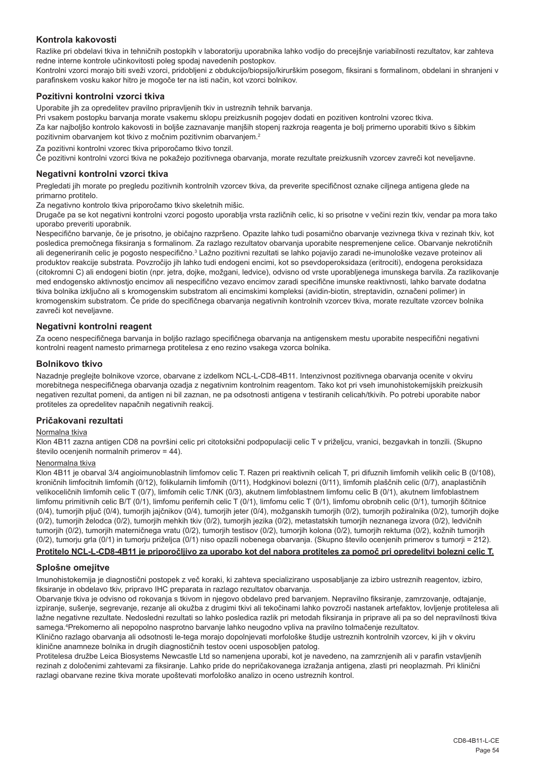## Kontrola kakovosti

Razlike pri obdelavi tkiva in tehničnih postopkih v laboratoriju uporabnika lahko vodijo do precejšnje variabilnosti rezultatov, kar zahteva redne interne kontrole učinkovitosti poleg spodaj navedenih postopkov.

Kontrolni vzorci morajo biti sveži vzorci, pridobljeni z obdukcijo/biopsijo/kirurškim posegom, fiksirani s formalinom, obdelani in shranjeni v parafinskem vosku kakor hitro je mogoče ter na isti način, kot vzorci bolnikov.

### Pozitivni kontrolni vzorci tkiva

Uporabite jih za opredelitev pravilno pripravljenih tkiv in ustreznih tehnik barvanja.

Pri vsakem postopku barvanja morate vsakemu sklopu preizkusnih pogojev dodati en pozitiven kontrolni vzorec tkiva.

Za kar najboljšo kontrolo kakovosti in boljše zaznavanje manjših stopenj razkroja reagenta je bolj primerno uporabiti tkivo s šibkim pozitivnim obarvanjem kot tkivo z močnim pozitivnim obarvanjem.[2]

Za pozitivni kontrolni vzorec tkiva priporočamo tkivo tonzil.

Če pozitivni kontrolni vzorci tkiva ne pokažejo pozitivnega obarvanja, morate rezultate preizkusnih vzorcev zavreči kot neveljavne.

### Negativni kontrolni vzorci tkiva

Pregledati jih morate po pregledu pozitivnih kontrolnih vzorcev tkiva, da preverite specifičnost oznake ciljnega antigena glede na primarno protitelo.

Za negativno kontrolo tkiva priporočamo tkivo skeletnih mišic.

Drugače pa se kot negativni kontrolni vzorci pogosto uporablja vrsta različnih celic, ki so prisotne v večini rezin tkiv, vendar pa mora tako uporabo preveriti uporabnik.

Nespecifično barvanje, če je prisotno, je običajno razpršeno. Opazite lahko tudi posamično obarvanje vezivnega tkiva v rezinah tkiv, kot posledica premočnega fiksiranja s formalinom. Za razlago rezultatov obarvanja uporabite nespremenjene celice. Obarvanje nekrotičnih ali degeneriranih celic je pogosto nespecifično.[3] Lažno pozitivni rezultati se lahko pojavijo zaradi ne-imunološke vezave proteinov ali produktov reakcije substrata. Povzročijo jih lahko tudi endogeni encimi, kot so psevdoperoksidaza (eritrociti), endogena peroksidaza (citokromni C) ali endogeni biotin (npr. jetra, dojke, možgani, ledvice), odvisno od vrste uporabljenega imunskega barvila. Za razlikovanje med endogensko aktivnostjo encimov ali nespecifično vezavo encimov zaradi specifične imunske reaktivnosti, lahko barvate dodatna tkiva bolnika izključno ali s kromogenskim substratom ali encimskimi kompleksi (avidin-biotin, streptavidin, označeni polimer) in kromogenskim substratom. Če pride do specifičnega obarvanja negativnih kontrolnih vzorcev tkiva, morate rezultate vzorcev bolnika zavreči kot neveljavne.

### Negativni kontrolni reagent

Za oceno nespecifičnega barvanja in boljšo razlago specifičnega obarvanja na antigenskem mestu uporabite nespecifični negativni kontrolni reagent namesto primarnega protitelesa z eno rezino vsakega vzorca bolnika.

### Bolnikovo tkivo

Nazadnje preglejte bolnikove vzorce, obarvane z izdelkom NCL-L-CD8-4B11. Intenzivnost pozitivnega obarvanja ocenite v okviru morebitnega nespecifičnega obarvanja ozadja z negativnim kontrolnim reagentom. Tako kot pri vseh imunohistokemijskih preizkusih negativen rezultat pomeni, da antigen ni bil zaznan, ne pa odsotnosti antigena v testiranih celicah/tkivih. Po potrebi uporabite nabor protiteles za opredelitev napačnih negativnih reakcij.

### Pričakovani rezultati

Normalna tkiva

Klon 4B11 zazna antigen CD8 na površini celic pri citotoksični podpopulaciji celic T v priželjcu, vranici, bezgavkah in tonzili. (Skupno število ocenjenih normalnih primerov = 44).

Nenormalna tkiva

Klon 4B11 je obarval 3/4 angioimunoblastnih limfomov celic T. Razen pri reaktivnih celicah T, pri difuznih limfomih velikih celic B (0/108), kroničnih limfocitnih limfomih (0/12), folikularnih limfomih (0/11), Hodgkinovi bolezni (0/11), limfomih plaščnih celic (0/7), anaplastičnih velikoceličnih limfomih celic T (0/7), limfomih celic T/NK (0/3), akutnem limfoblastnem limfomu celic B (0/1), akutnem limfoblastnem limfomu primitivnih celic B/T (0/1), limfomu perifernih celic T (0/1), limfomu celic T (0/1), limfomu obrobnih celic (0/1), tumorjih ščitnice (0/4), tumorjih pljuč (0/4), tumorjih jajčnikov (0/4), tumorjih jeter (0/4), možganskih tumorjih (0/2), tumorjih požiralnika (0/2), tumorjih dojke (0/2), tumorjih želodca (0/2), tumorjih mehkih tkiv (0/2), tumorjih jezika (0/2), metastatskih tumorjih neznanega izvora (0/2), ledvičnih tumorjih (0/2), tumorjih materničnega vratu (0/2), tumorjih testisov (0/2), tumorjih kolona (0/2), tumorjih rektuma (0/2), kožnih tumorjih (0/2), tumorju grla (0/1) in tumorju priželjca (0/1) niso opazili nobenega obarvanja. (Skupno število ocenjenih primerov s tumorji = 212).

**Protitelo NCL-L-CD8-4B11 je priporočljivo za uporabo kot del nabora protiteles za pomoč pri opredelitvi bolezni celic T.**

### Splošne omejitve

Imunohistokemija je diagnostični postopek z več koraki, ki zahteva specializirano usposabljanje za izbiro ustreznih reagentov, izbiro, fiksiranje in obdelavo tkiv, pripravo IHC preparata in razlago rezultatov obarvanja.

Obarvanje tkiva je odvisno od rokovanja s tkivom in njegovo obdelavo pred barvanjem. Nepravilno fiksiranje, zamrzovanje, odtajanje, izpiranje, sušenje, segrevanje, rezanje ali okužba z drugimi tkivi ali tekočinami lahko povzroči nastanek artefaktov, lovljenje protitelesa ali lažne negativne rezultate. Nedosledni rezultati so lahko posledica razlik pri metodah fiksiranja in priprave ali pa so del nepravilnosti tkiva samega.[4] Prekomerno ali nepopolno nasprotno barvanje lahko neugodno vpliva na pravilno tolmačenje rezultatov.

Klinično razlago obarvanja ali odsotnosti le-tega morajo dopolnjevati morfološke študije ustreznih kontrolnih vzorcev, ki jih v okviru klinične anamneze bolnika in drugih diagnostičnih testov oceni usposobljen patolog.

Protitelesa družbe Leica Biosystems Newcastle Ltd so namenjena uporabi, kot je navedeno, na zamrznjenih ali v parafin vstavljenih rezinah z določenimi zahtevami za fiksiranje. Lahko pride do nepričakovanega izražanja antigena, zlasti pri neoplazmah. Pri klinični razlagi obarvane rezine tkiva morate upoštevati morfološko analizo in oceno ustreznih kontrol.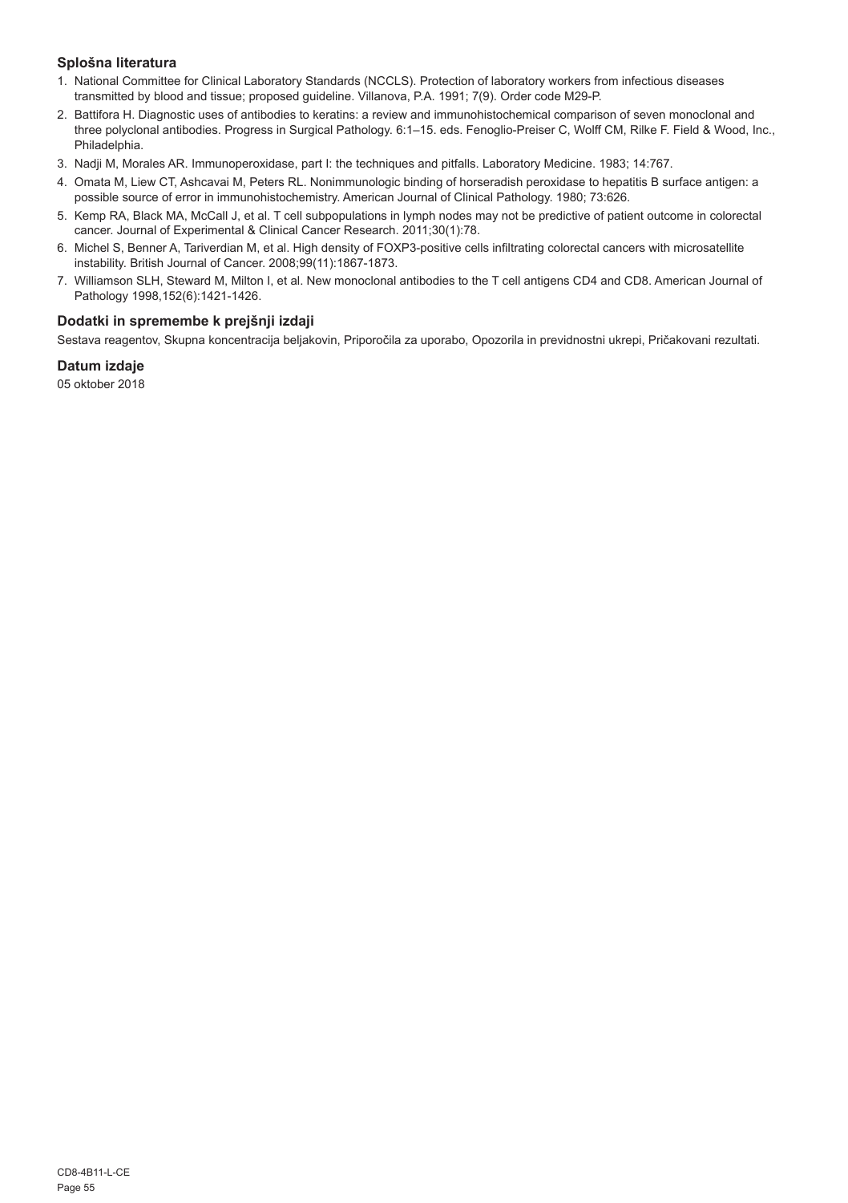### Splošna literatura

1. National Committee for Clinical Laboratory Standards (NCCLS). Protection of laboratory workers from infectious diseases transmitted by blood and tissue; proposed guideline. Villanova, P.A. 1991; 7(9). Order code M29-P.
2. Battifora H. Diagnostic uses of antibodies to keratins: a review and immunohistochemical comparison of seven monoclonal and three polyclonal antibodies. Progress in Surgical Pathology. 6:1–15. eds. Fenoglio-Preiser C, Wolff CM, Rilke F. Field & Wood, Inc., Philadelphia.
3. Nadji M, Morales AR. Immunoperoxidase, part I: the techniques and pitfalls. Laboratory Medicine. 1983; 14:767.
4. Omata M, Liew CT, Ashcavai M, Peters RL. Nonimmunologic binding of horseradish peroxidase to hepatitis B surface antigen: a possible source of error in immunohistochemistry. American Journal of Clinical Pathology. 1980; 73:626.
5. Kemp RA, Black MA, McCall J, et al. T cell subpopulations in lymph nodes may not be predictive of patient outcome in colorectal cancer. Journal of Experimental & Clinical Cancer Research. 2011;30(1):78.
6. Michel S, Benner A, Tariverdian M, et al. High density of FOXP3-positive cells infiltrating colorectal cancers with microsatellite instability. British Journal of Cancer. 2008;99(11):1867-1873.
7. Williamson SLH, Steward M, Milton I, et al. New monoclonal antibodies to the T cell antigens CD4 and CD8. American Journal of Pathology 1998,152(6):1421-1426.

### Dodatki in spremembe k prejšnji izdaji

Sestava reagentov, Skupna koncentracija beljakovin, Priporočila za uporabo, Opozorila in previdnostni ukrepi, Pričakovani rezultati.

### Datum izdaje

05 oktober 2018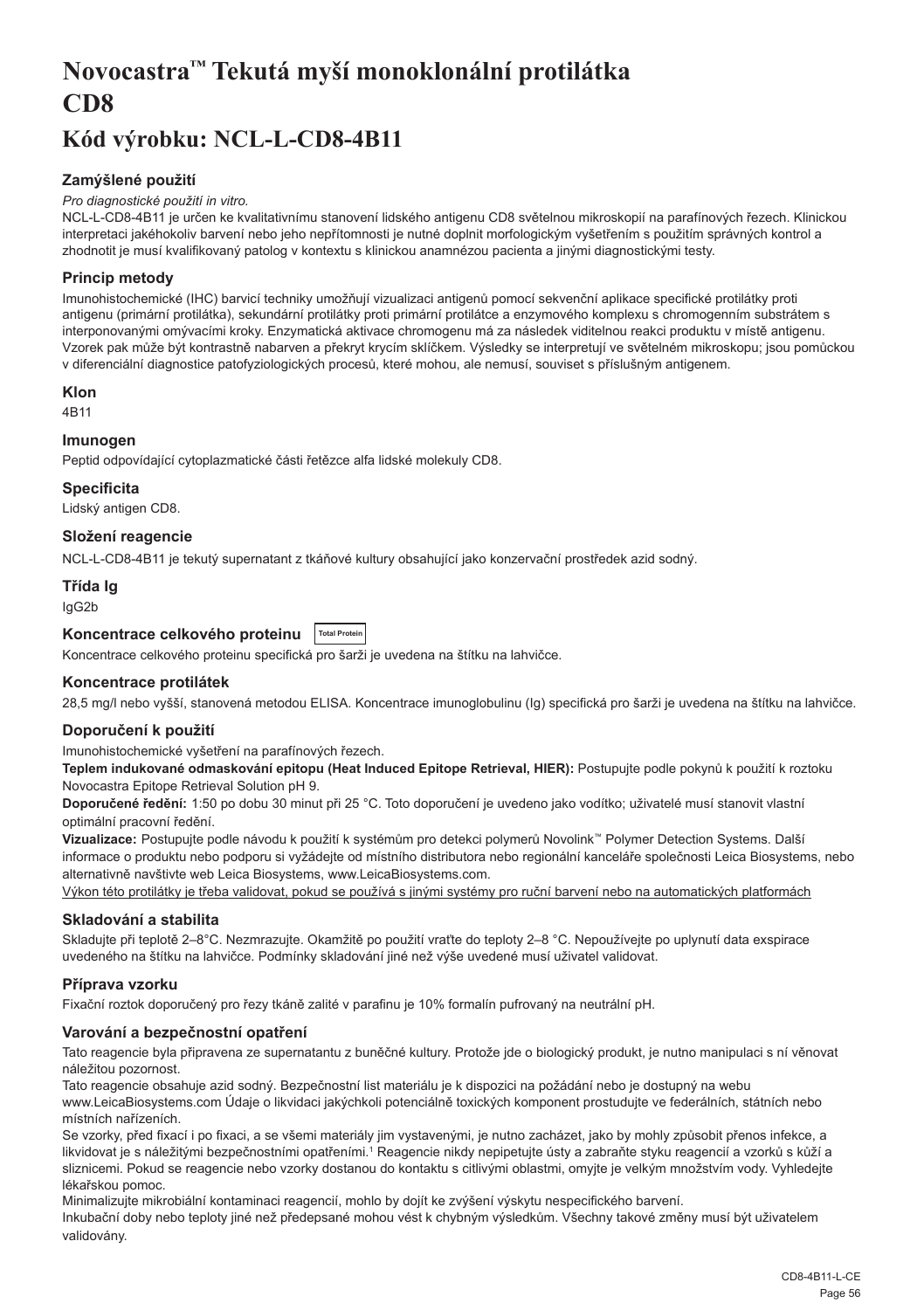# Novocastra™ Tekutá myší monoklonální protilátka CD8

## Kód výrobku: NCL-L-CD8-4B11

### Zamýšlené použití

*Pro diagnostické použití in vitro.*

NCL-L-CD8-4B11 je určen ke kvalitativnímu stanovení lidského antigenu CD8 světelnou mikroskopií na parafínových řezech. Klinickou interpretaci jakéhokoliv barvení nebo jeho nepřítomnosti je nutné doplnit morfologickým vyšetřením s použitím správných kontrol a zhodnotit je musí kvalifikovaný patolog v kontextu s klinickou anamnézou pacienta a jinými diagnostickými testy.

### Princip metody

Imunohistochemické (IHC) barvicí techniky umožňují vizualizaci antigenů pomocí sekvenční aplikace specifické protilátky proti antigenu (primární protilátka), sekundární protilátky proti primární protilátce a enzymového komplexu s chromogenním substrátem s interponovanými omývacími kroky. Enzymatická aktivace chromogenu má za následek viditelnou reakci produktu v místě antigenu. Vzorek pak může být kontrastně nabarven a překryt krycím sklíčkem. Výsledky se interpretují ve světelném mikroskopu; jsou pomůckou v diferenciální diagnostice patofyziologických procesů, které mohou, ale nemusí, souviset s příslušným antigenem.

### Klon

4B11

### Imunogen

Peptid odpovídající cytoplazmatické části řetězce alfa lidské molekuly CD8.

### Specificita

Lidský antigen CD8.

### Složení reagencie

NCL-L-CD8-4B11 je tekutý supernatant z tkáňové kultury obsahující jako konzervační prostředek azid sodný.

### Třída Ig

IgG2b

### Koncentrace celkového proteinu Total Protein

Koncentrace celkového proteinu specifická pro šarži je uvedena na štítku na lahvičce.

### Koncentrace protilátek

28,5 mg/l nebo vyšší, stanovená metodou ELISA. Koncentrace imunoglobulinu (Ig) specifická pro šarži je uvedena na štítku na lahvičce.

### Doporučení k použití

Imunohistochemické vyšetření na parafínových řezech.

**Teplem indukované odmaskování epitopu (Heat Induced Epitope Retrieval, HIER):** Postupujte podle pokynů k použití k roztoku Novocastra Epitope Retrieval Solution pH 9.

**Doporučené ředění:** 1:50 po dobu 30 minut při 25 °C. Toto doporučení je uvedeno jako vodítko; uživatelé musí stanovit vlastní optimální pracovní ředění.

**Vizualizace:** Postupujte podle návodu k použití k systémům pro detekci polymerů Novolink™ Polymer Detection Systems. Další informace o produktu nebo podporu si vyžádejte od místního distributora nebo regionální kanceláře společnosti Leica Biosystems, nebo alternativně navštivte web Leica Biosystems, www.LeicaBiosystems.com.

<u>Výkon této protilátky je třeba validovat, pokud se používá s jinými systémy pro ruční barvení nebo na automatických platformách</u>

### Skladování a stabilita

Skladujte při teplotě 2–8°C. Nezmrazujte. Okamžitě po použití vraťte do teploty 2–8 °C. Nepoužívejte po uplynutí data exspirace uvedeného na štítku na lahvičce. Podmínky skladování jiné než výše uvedené musí uživatel validovat.

### Příprava vzorku

Fixační roztok doporučený pro řezy tkáně zalité v parafinu je 10% formalín pufrovaný na neutrální pH.

### Varování a bezpečnostní opatření

Tato reagencie byla připravena ze supernatantu z buněčné kultury. Protože jde o biologický produkt, je nutno manipulaci s ní věnovat náležitou pozornost.

Tato reagencie obsahuje azid sodný. Bezpečnostní list materiálu je k dispozici na požádání nebo je dostupný na webu www.LeicaBiosystems.com Údaje o likvidaci jakýchkoli potenciálně toxických komponent prostudujte ve federálních, státních nebo místních nařízeních.

Se vzorky, před fixací i po fixaci, a se všemi materiály jim vystavenými, je nutno zacházet, jako by mohly způsobit přenos infekce, a likvidovat je s náležitými bezpečnostními opatřeními.[1] Reagencie nikdy nepipetujte ústy a zabraňte styku reagencií a vzorků s kůží a sliznicemi. Pokud se reagencie nebo vzorky dostanou do kontaktu s citlivými oblastmi, omyjte je velkým množstvím vody. Vyhledejte lékařskou pomoc.

Minimalizujte mikrobiální kontaminaci reagencií, mohlo by dojít ke zvýšení výskytu nespecifického barvení.

Inkubační doby nebo teploty jiné než předepsané mohou vést k chybným výsledkům. Všechny takové změny musí být uživatelem validovány.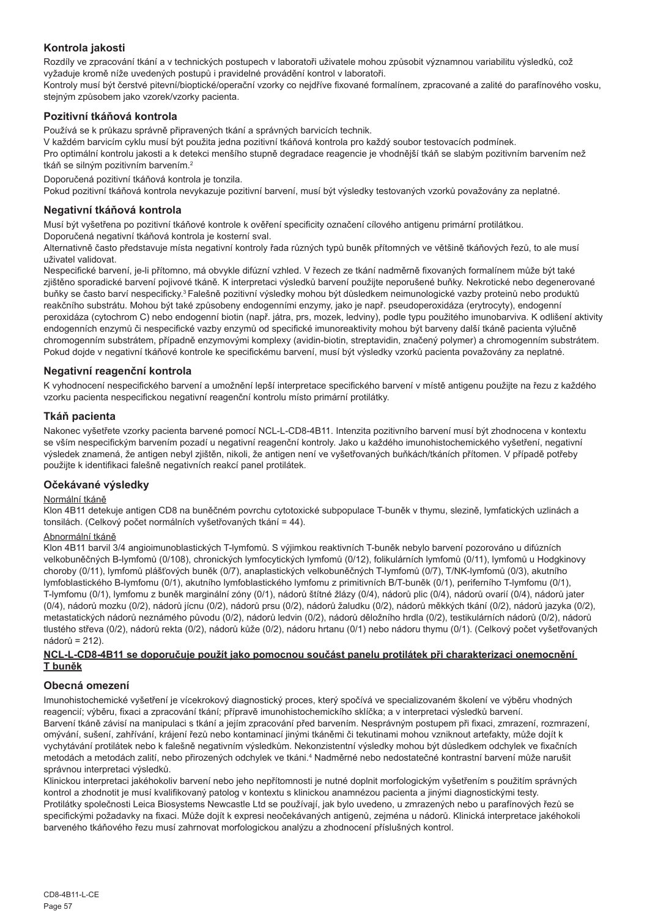## Kontrola jakosti

Rozdíly ve zpracování tkání a v technických postupech v laboratoři uživatele mohou způsobit významnou variabilitu výsledků, což vyžaduje kromě níže uvedených postupů i pravidelné provádění kontrol v laboratoři.

Kontroly musí být čerstvé pitevní/bioptické/operační vzorky co nejdříve fixované formalínem, zpracované a zalité do parafínového vosku, stejným způsobem jako vzorek/vzorky pacienta.

### Pozitivní tkáňová kontrola

Používá se k průkazu správně připravených tkání a správných barvicích technik.

V každém barvicím cyklu musí být použita jedna pozitivní tkáňová kontrola pro každý soubor testovacích podmínek.

Pro optimální kontrolu jakosti a k detekci menšího stupně degradace reagencie je vhodnější tkáň se slabým pozitivním barvením než tkáň se silným pozitivním barvením.[2]

Doporučená pozitivní tkáňová kontrola je tonzila.

Pokud pozitivní tkáňová kontrola nevykazuje pozitivní barvení, musí být výsledky testovaných vzorků považovány za neplatné.

### Negativní tkáňová kontrola

Musí být vyšetřena po pozitivní tkáňové kontrole k ověření specificity označení cílového antigenu primární protilátkou.

Doporučená negativní tkáňová kontrola je kosterní sval.

Alternativně často představuje místa negativní kontroly řada různých typů buněk přítomných ve většině tkáňových řezů, to ale musí uživatel validovat.

Nespecifické barvení, je-li přítomno, má obvykle difúzní vzhled. V řezech ze tkání nadměrně fixovaných formalínem může být také zjištěno sporadické barvení pojivové tkáně. K interpretaci výsledků barvení použijte neporušené buňky. Nekrotické nebo degenerované buňky se často barví nespecificky.[3] Falešně pozitivní výsledky mohou být důsledkem neimunologické vazby proteinů nebo produktů reakčního substrátu. Mohou být také způsobeny endogenními enzymy, jako je např. pseudoperoxidáza (erytrocyty), endogenní peroxidáza (cytochrom C) nebo endogenní biotin (např. játra, prs, mozek, ledviny), podle typu použitého imunobarviva. K odlišení aktivity endogenních enzymů či nespecifické vazby enzymů od specifické imunoreaktivity mohou být barveny další tkáně pacienta výlučně chromogenním substrátem, případně enzymovými komplexy (avidin-biotin, streptavidin, značený polymer) a chromogenním substrátem. Pokud dojde v negativní tkáňové kontrole ke specifickému barvení, musí být výsledky vzorků pacienta považovány za neplatné.

### Negativní reagenční kontrola

K vyhodnocení nespecifického barvení a umožnění lepší interpretace specifického barvení v místě antigenu použijte na řezu z každého vzorku pacienta nespecifickou negativní reagenční kontrolu místo primární protilátky.

### Tkáň pacienta

Nakonec vyšetřete vzorky pacienta barvené pomocí NCL-L-CD8-4B11. Intenzita pozitivního barvení musí být zhodnocena v kontextu se vším nespecifickým barvením pozadí u negativní reagenční kontroly. Jako u každého imunohistochemického vyšetření, negativní výsledek znamená, že antigen nebyl zjištěn, nikoli, že antigen není ve vyšetřovaných buňkách/tkáních přítomen. V případě potřeby použijte k identifikaci falešně negativních reakcí panel protilátek.

## Očekávané výsledky

Normální tkáně

Klon 4B11 detekuje antigen CD8 na buněčném povrchu cytotoxické subpopulace T-buněk v thymu, slezině, lymfatických uzlinách a tonsilách. (Celkový počet normálních vyšetřovaných tkání = 44).

Abnormální tkáně

Klon 4B11 barvil 3/4 angioimunoblastických T-lymfomů. S výjimkou reaktivních T-buněk nebylo barvení pozorováno u difúzních velkobuněčných B-lymfomů (0/108), chronických lymfocytických lymfomů (0/12), folikulárních lymfomů (0/11), lymfomů u Hodgkinovy choroby (0/11), lymfomů plášťových buněk (0/7), anaplastických velkobuněčných T-lymfomů (0/7), T/NK-lymfomů (0/3), akutního lymfoblastického B-lymfomu (0/1), akutního lymfoblastického lymfomu z primitivních B/T-buněk (0/1), periferního T-lymfomu (0/1), T-lymfomu (0/1), lymfomu z buněk marginální zóny (0/1), nádorů štítné žlázy (0/4), nádorů plic (0/4), nádorů ovarií (0/4), nádorů jater (0/4), nádorů mozku (0/2), nádorů jícnu (0/2), nádorů prsu (0/2), nádorů žaludku (0/2), nádorů měkkých tkání (0/2), nádorů jazyka (0/2), metastatických nádorů neznámého původu (0/2), nádorů ledvin (0/2), nádorů děložního hrdla (0/2), testikulárních nádorů (0/2), nádorů tlustého střeva (0/2), nádorů rekta (0/2), nádorů kůže (0/2), nádoru hrtanu (0/1) nebo nádoru thymu (0/1). (Celkový počet vyšetřovaných nádorů = 212).

**NCL-L-CD8-4B11 se doporučuje použít jako pomocnou součást panelu protilátek při charakterizaci onemocnění T buněk**

## Obecná omezení

Imunohistochemické vyšetření je vícekrokový diagnostický proces, který spočívá ve specializovaném školení ve výběru vhodných reagencií; výběru, fixaci a zpracování tkání; přípravě imunohistochemického sklíčka; a v interpretaci výsledků barvení.

Barvení tkáně závisí na manipulaci s tkání a jejím zpracování před barvením. Nesprávným postupem při fixaci, zmrazení, rozmrazení, omývání, sušení, zahřívání, krájení řezů nebo kontaminací jinými tkáněmi či tekutinami mohou vzniknout artefakty, může dojít k vychytávání protilátek nebo k falešně negativním výsledkům. Nekonzistentní výsledky mohou být důsledkem odchylek ve fixačních metodách a metodách zalití, nebo přirozených odchylek ve tkáni.[4] Nadměrné nebo nedostatečné kontrastní barvení může narušit správnou interpretaci výsledků.

Klinickou interpretaci jakéhokoliv barvení nebo jeho nepřítomnosti je nutné doplnit morfologickým vyšetřením s použitím správných kontrol a zhodnotit je musí kvalifikovaný patolog v kontextu s klinickou anamnézou pacienta a jinými diagnostickými testy.

Protilátky společnosti Leica Biosystems Newcastle Ltd se používají, jak bylo uvedeno, u zmrazených nebo u parafínových řezů se specifickými požadavky na fixaci. Může dojít k expresi neočekávaných antigenů, zejména u nádorů. Klinická interpretace jakéhokoli barveného tkáňového řezu musí zahrnovat morfologickou analýzu a zhodnocení příslušných kontrol.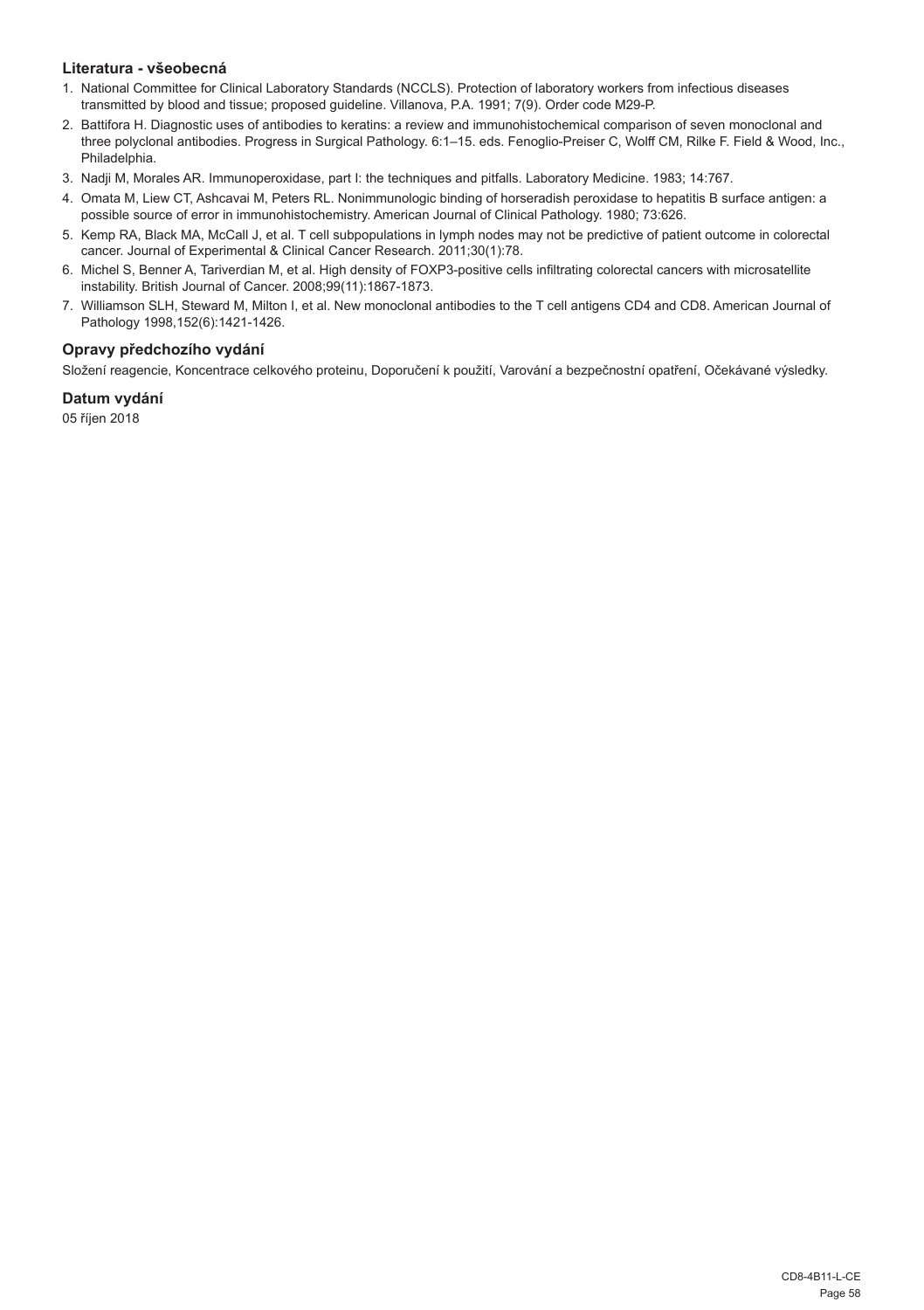### Literatura - všeobecná

1. National Committee for Clinical Laboratory Standards (NCCLS). Protection of laboratory workers from infectious diseases transmitted by blood and tissue; proposed guideline. Villanova, P.A. 1991; 7(9). Order code M29-P.
2. Battifora H. Diagnostic uses of antibodies to keratins: a review and immunohistochemical comparison of seven monoclonal and three polyclonal antibodies. Progress in Surgical Pathology. 6:1–15. eds. Fenoglio-Preiser C, Wolff CM, Rilke F. Field & Wood, Inc., Philadelphia.
3. Nadji M, Morales AR. Immunoperoxidase, part I: the techniques and pitfalls. Laboratory Medicine. 1983; 14:767.
4. Omata M, Liew CT, Ashcavai M, Peters RL. Nonimmunologic binding of horseradish peroxidase to hepatitis B surface antigen: a possible source of error in immunohistochemistry. American Journal of Clinical Pathology. 1980; 73:626.
5. Kemp RA, Black MA, McCall J, et al. T cell subpopulations in lymph nodes may not be predictive of patient outcome in colorectal cancer. Journal of Experimental & Clinical Cancer Research. 2011;30(1):78.
6. Michel S, Benner A, Tariverdian M, et al. High density of FOXP3-positive cells infiltrating colorectal cancers with microsatellite instability. British Journal of Cancer. 2008;99(11):1867-1873.
7. Williamson SLH, Steward M, Milton I, et al. New monoclonal antibodies to the T cell antigens CD4 and CD8. American Journal of Pathology 1998,152(6):1421-1426.

### Opravy předchozího vydání

Složení reagencie, Koncentrace celkového proteinu, Doporučení k použití, Varování a bezpečnostní opatření, Očekávané výsledky.

### Datum vydání

05 říjen 2018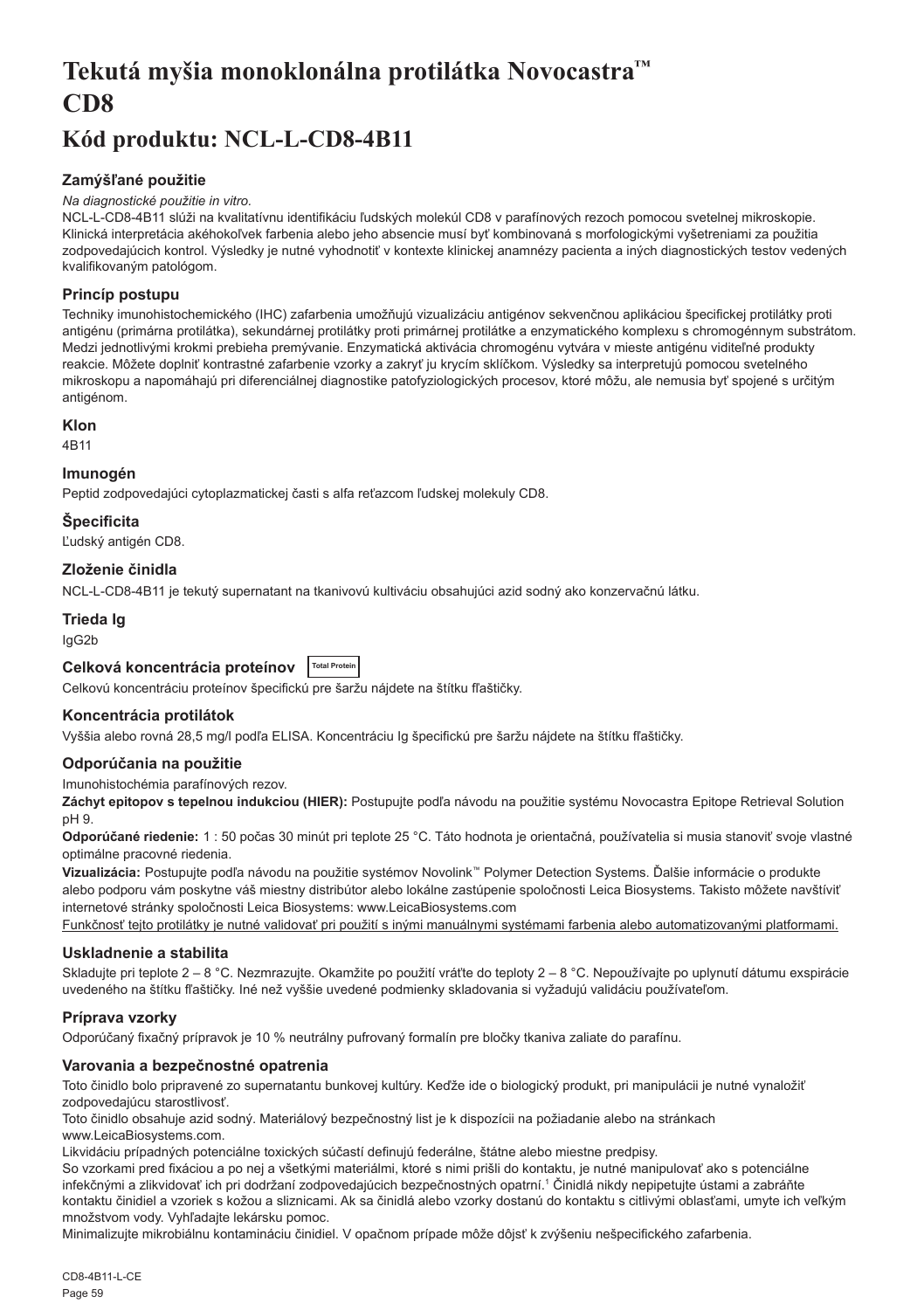# Tekutá myšia monoklonálna protilátka Novocastra™ CD8

## Kód produktu: NCL-L-CD8-4B11

### Zamýšľané použitie

*Na diagnostické použitie in vitro.*

NCL-L-CD8-4B11 slúži na kvalitatívnu identifikáciu ľudských molekúl CD8 v parafínových rezoch pomocou svetelnej mikroskopie. Klinická interpretácia akéhokoľvek farbenia alebo jeho absencie musí byť kombinovaná s morfologickými vyšetreniami za použitia zodpovedajúcich kontrol. Výsledky je nutné vyhodnotiť v kontexte klinickej anamnézy pacienta a iných diagnostických testov vedených kvalifikovaným patológom.

### Princíp postupu

Techniky imunohistochemického (IHC) zafarbenia umožňujú vizualizáciu antigénov sekvenčnou aplikáciou špecifickej protilátky proti antigénu (primárna protilátka), sekundárnej protilátky proti primárnej protilátke a enzymatického komplexu s chromogénnym substrátom. Medzi jednotlivými krokmi prebieha premývanie. Enzymatická aktivácia chromogénu vytvára v mieste antigénu viditeľné produkty reakcie. Môžete doplniť kontrastné zafarbenie vzorky a zakryť ju krycím sklíčkom. Výsledky sa interpretujú pomocou svetelného mikroskopu a napomáhajú pri diferenciálnej diagnostike patofyziologických procesov, ktoré môžu, ale nemusia byť spojené s určitým antigénom.

### Klon

4B11

### Imunogén

Peptid zodpovedajúci cytoplazmatickej časti s alfa reťazcom ľudskej molekuly CD8.

### Špecificita

Ľudský antigén CD8.

### Zloženie činidla

NCL-L-CD8-4B11 je tekutý supernatant na tkanivovú kultiváciu obsahujúci azid sodný ako konzervačnú látku.

### Trieda Ig

IgG2b

### Celková koncentrácia proteínov Total Protein

Celkovú koncentráciu proteínov špecifickú pre šaržu nájdete na štítku fľaštičky.

### Koncentrácia protilátok

Vyššia alebo rovná 28,5 mg/l podľa ELISA. Koncentráciu Ig špecifickú pre šaržu nájdete na štítku fľaštičky.

### Odporúčania na použitie

Imunohistochémia parafínových rezov.

**Záchyt epitopov s tepelnou indukciou (HIER):** Postupujte podľa návodu na použitie systému Novocastra Epitope Retrieval Solution pH 9.

**Odporúčané riedenie:** 1 : 50 počas 30 minút pri teplote 25 °C. Táto hodnota je orientačná, používatelia si musia stanoviť svoje vlastné optimálne pracovné riedenia.

**Vizualizácia:** Postupujte podľa návodu na použitie systémov Novolink™ Polymer Detection Systems. Ďalšie informácie o produkte alebo podporu vám poskytne váš miestny distribútor alebo lokálne zastúpenie spoločnosti Leica Biosystems. Takisto môžete navštíviť internetové stránky spoločnosti Leica Biosystems: www.LeicaBiosystems.com

Funkčnosť tejto protilátky je nutné validovať pri použití s inými manuálnymi systémami farbenia alebo automatizovanými platformami.

### Uskladnenie a stabilita

Skladujte pri teplote 2 – 8 °C. Nezmrazujte. Okamžite po použití vráťte do teploty 2 – 8 °C. Nepoužívajte po uplynutí dátumu exspirácie uvedeného na štítku fľaštičky. Iné než vyššie uvedené podmienky skladovania si vyžadujú validáciu používateľom.

### Príprava vzorky

Odporúčaný fixačný prípravok je 10 % neutrálny pufrovaný formalín pre bločky tkaniva zaliate do parafínu.

### Varovania a bezpečnostné opatrenia

Toto činidlo bolo pripravené zo supernatantu bunkovej kultúry. Keďže ide o biologický produkt, pri manipulácii je nutné vynaložiť zodpovedajúcu starostlivosť.

Toto činidlo obsahuje azid sodný. Materiálový bezpečnostný list je k dispozícii na požiadanie alebo na stránkach www.LeicaBiosystems.com.

Likvidáciu prípadných potenciálne toxických súčastí definujú federálne, štátne alebo miestne predpisy.

So vzorkami pred fixáciou a po nej a všetkými materiálmi, ktoré s nimi prišli do kontaktu, je nutné manipulovať ako s potenciálne infekčnými a zlikvidovať ich pri dodržaní zodpovedajúcich bezpečnostných opatrní.[1] Činidlá nikdy nepipetujte ústami a zabráňte kontaktu činidiel a vzoriek s kožou a sliznicami. Ak sa činidlá alebo vzorky dostanú do kontaktu s citlivými oblasťami, umyte ich veľkým množstvom vody. Vyhľadajte lekársku pomoc.

Minimalizujte mikrobiálnu kontamináciu činidiel. V opačnom prípade môže dôjsť k zvýšeniu nešpecifického zafarbenia.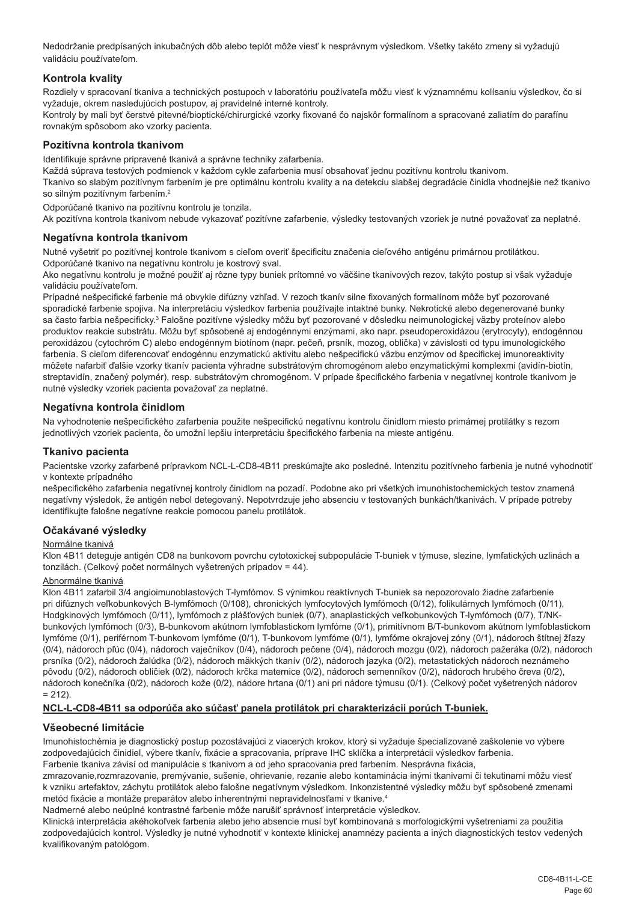Nedodržanie predpísaných inkubačných dôb alebo teplôt môže viesť k nesprávnym výsledkom. Všetky takéto zmeny si vyžadujú validáciu používateľom.

## Kontrola kvality

Rozdiely v spracovaní tkaniva a technických postupoch v laboratóriu používateľa môžu viesť k významnému kolísaniu výsledkov, čo si vyžaduje, okrem nasledujúcich postupov, aj pravidelné interné kontroly.
Kontroly by mali byť čerstvé pitevné/bioptické/chirurgické vzorky fixované čo najskôr formalínom a spracované zaliatím do parafínu rovnakým spôsobom ako vzorky pacienta.

## Pozitívna kontrola tkanivom

Identifikuje správne pripravené tkanivá a správne techniky zafarbenia.
Každá súprava testových podmienok v každom cykle zafarbenia musí obsahovať jednu pozitívnu kontrolu tkanivom.
Tkanivo so slabým pozitívnym farbením je pre optimálnu kontrolu kvality a na detekciu slabšej degradácie činidla vhodnejšie než tkanivo so silným pozitívnym farbením.[2]

Odporúčané tkanivo na pozitívnu kontrolu je tonzila.
Ak pozitívna kontrola tkanivom nebude vykazovať pozitívne zafarbenie, výsledky testovaných vzoriek je nutné považovať za neplatné.

## Negatívna kontrola tkanivom

Nutné vyšetriť po pozitívnej kontrole tkanivom s cieľom overiť špecificitu značenia cieľového antigénu primárnou protilátkou.
Odporúčané tkanivo na negatívnu kontrolu je kostrový sval.
Ako negatívnu kontrolu je možné použiť aj rôzne typy buniek prítomné vo väčšine tkanivových rezov, takýto postup si však vyžaduje validáciu používateľom.
Prípadné nešpecifické farbenie má obvykle difúzny vzhľad. V rezoch tkanív silne fixovaných formalínom môže byť pozorované sporadické farbenie spojiva. Na interpretáciu výsledkov farbenia používajte intaktné bunky. Nekrotické alebo degenerované bunky sa často farbia nešpecificky.[3] Falošne pozitívne výsledky môžu byť pozorované v dôsledku neimunologickej väzby proteínov alebo produktov reakcie substrátu. Môžu byť spôsobené aj endogénnymi enzýmami, ako napr. pseudoperoxidázou (erytrocyty), endogénnou peroxidázou (cytochróm C) alebo endogénnym biotínom (napr. pečeň, prsník, mozog, oblička) v závislosti od typu imunologického farbenia. S cieľom diferencovať endogénnu enzymatickú aktivitu alebo nešpecifickú väzbu enzýmov od špecifickej imunoreaktivity môžete nafarbiť ďalšie vzorky tkanív pacienta výhradne substrátovým chromogénom alebo enzymatickými komplexmi (avidín-biotín, streptavidín, značený polymér), resp. substrátovým chromogénom. V prípade špecifického farbenia v negatívnej kontrole tkanivom je nutné výsledky vzoriek pacienta považovať za neplatné.

## Negatívna kontrola činidlom

Na vyhodnotenie nešpecifického zafarbenia použite nešpecifickú negatívnu kontrolu činidlom miesto primárnej protilátky s rezom jednotlivých vzoriek pacienta, čo umožní lepšiu interpretáciu špecifického farbenia na mieste antigénu.

## Tkanivo pacienta

Pacientske vzorky zafarbené prípravkom NCL-L-CD8-4B11 preskúmajte ako posledné. Intenzitu pozitívneho farbenia je nutné vyhodnotiť v kontexte prípadného
nešpecifického zafarbenia negatívnej kontroly činidlom na pozadí. Podobne ako pri všetkých imunohistochemických testov znamená negatívny výsledok, že antigén nebol detegovaný. Nepotvrdzuje jeho absenciu v testovaných bunkách/tkanivách. V prípade potreby identifikujte falošne negatívne reakcie pomocou panelu protilátok.

## Očakávané výsledky

Normálne tkanivá

Klon 4B11 deteguje antigén CD8 na bunkovom povrchu cytotoxickej subpopulácie T-buniek v týmuse, slezine, lymfatických uzlinách a tonzilách. (Celkový počet normálnych vyšetrených prípadov = 44).

Abnormálne tkanivá

Klon 4B11 zafarbil 3/4 angioimunoblastových T-lymfómov. S výnimkou reaktívnych T-buniek sa nepozorovalo žiadne zafarbenie pri difúznych veľkobunkových B-lymfómoch (0/108), chronických lymfocytových lymfómoch (0/12), folikulárnych lymfómoch (0/11), Hodgkinových lymfómoch (0/11), lymfómoch z plášťových buniek (0/7), anaplastických veľkobunkových T-lymfómoch (0/7), T/NK-bunkových lymfómoch (0/3), B-bunkovom akútnom lymfoblastickom lymfóme (0/1), primitívnom B/T-bunkovom akútnom lymfoblastickom lymfóme (0/1), periférnom T-bunkovom lymfóme (0/1), T-bunkovom lymfóme (0/1), lymfóme okrajovej zóny (0/1), nádoroch štítnej žľazy (0/4), nádoroch pľúc (0/4), nádoroch vaječníkov (0/4), nádoroch pečene (0/4), nádoroch mozgu (0/2), nádoroch pažeráka (0/2), nádoroch prsníka (0/2), nádoroch žalúdka (0/2), nádoroch mäkkých tkanív (0/2), nádoroch jazyka (0/2), metastatických nádoroch neznámeho pôvodu (0/2), nádoroch obličiek (0/2), nádoroch krčka maternice (0/2), nádoroch semenníkov (0/2), nádoroch hrubého čreva (0/2), nádoroch konečníka (0/2), nádoroch kože (0/2), nádore hrtana (0/1) ani pri nádore týmusu (0/1). (Celkový počet vyšetrených nádorov = 212).

**NCL-L-CD8-4B11 sa odporúča ako súčasť panela protilátok pri charakterizácii porúch T-buniek.**

## Všeobecné limitácie

Imunohistochémia je diagnostický postup pozostávajúci z viacerých krokov, ktorý si vyžaduje špecializované zaškolenie vo výbere zodpovedajúcich činidiel, výbere tkanív, fixácie a spracovania, príprave IHC sklíčka a interpretácii výsledkov farbenia.
Farbenie tkaniva závisí od manipulácie s tkanivom a od jeho spracovania pred farbením. Nesprávna fixácia, zmrazovanie,rozmrazovanie, premývanie, sušenie, ohrievanie, rezanie alebo kontaminácia inými tkanivami či tekutinami môžu viesť k vzniku artefaktov, záchytu protilátok alebo falošne negatívnym výsledkom. Inkonzistentné výsledky môžu byť spôsobené zmenami metód fixácie a montáže preparátov alebo inherentnými nepravidelnosťami v tkanive.[4]
Nadmerné alebo neúplné kontrastné farbenie môže narušiť správnosť interpretácie výsledkov.
Klinická interpretácia akéhokoľvek farbenia alebo jeho absencie musí byť kombinovaná s morfologickými vyšetreniami za použitia zodpovedajúcich kontrol. Výsledky je nutné vyhodnotiť v kontexte klinickej anamnézy pacienta a iných diagnostických testov vedených kvalifikovaným patológom.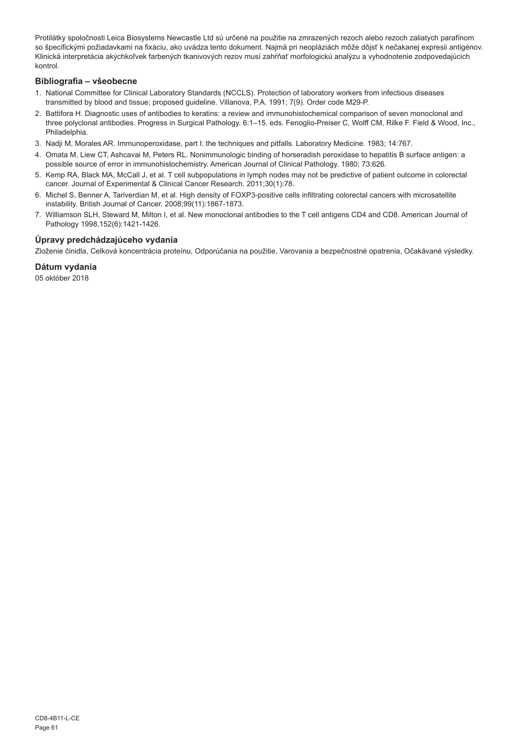Protilátky spoločnosti Leica Biosystems Newcastle Ltd sú určené na použitie na zmrazených rezoch alebo rezoch zaliatych parafínom so špecifickými požiadavkami na fixáciu, ako uvádza tento dokument. Najmä pri neopláziách môže dôjsť k nečakanej expresii antigénov. Klinická interpretácia akýchkoľvek farbených tkanivových rezov musí zahŕňať morfologickú analýzu a vyhodnotenie zodpovedajúcich kontrol.

### Bibliografia – všeobecne

1. National Committee for Clinical Laboratory Standards (NCCLS). Protection of laboratory workers from infectious diseases transmitted by blood and tissue; proposed guideline. Villanova, P.A. 1991; 7(9). Order code M29-P.
2. Battifora H. Diagnostic uses of antibodies to keratins: a review and immunohistochemical comparison of seven monoclonal and three polyclonal antibodies. Progress in Surgical Pathology. 6:1–15. eds. Fenoglio-Preiser C, Wolff CM, Rilke F. Field & Wood, Inc., Philadelphia.
3. Nadji M, Morales AR. Immunoperoxidase, part I: the techniques and pitfalls. Laboratory Medicine. 1983; 14:767.
4. Omata M, Liew CT, Ashcavai M, Peters RL. Nonimmunologic binding of horseradish peroxidase to hepatitis B surface antigen: a possible source of error in immunohistochemistry. American Journal of Clinical Pathology. 1980; 73:626.
5. Kemp RA, Black MA, McCall J, et al. T cell subpopulations in lymph nodes may not be predictive of patient outcome in colorectal cancer. Journal of Experimental & Clinical Cancer Research. 2011;30(1):78.
6. Michel S, Benner A, Tariverdian M, et al. High density of FOXP3-positive cells infiltrating colorectal cancers with microsatellite instability. British Journal of Cancer. 2008;99(11):1867-1873.
7. Williamson SLH, Steward M, Milton I, et al. New monoclonal antibodies to the T cell antigens CD4 and CD8. American Journal of Pathology 1998,152(6):1421-1426.

### Úpravy predchádzajúceho vydania

Zloženie činidla, Celková koncentrácia proteínu, Odporúčania na použitie, Varovania a bezpečnostné opatrenia, Očakávané výsledky.

### Dátum vydania

05 október 2018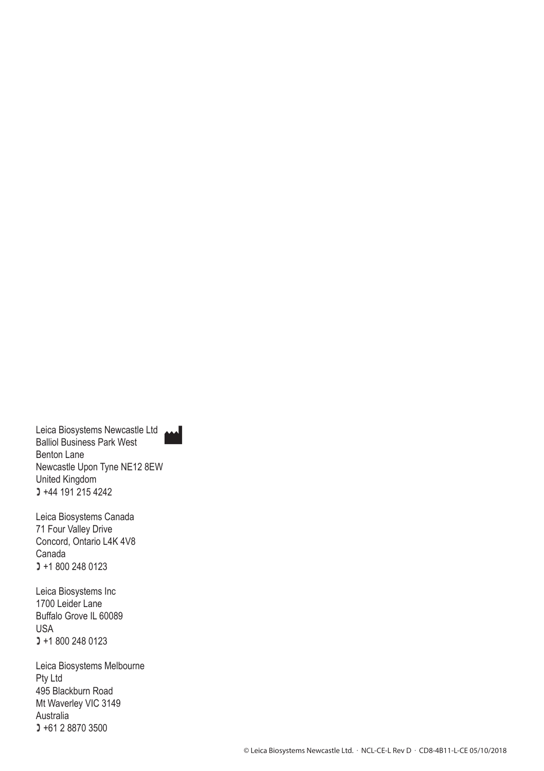Leica Biosystems Newcastle Ltd
Balliol Business Park West
Benton Lane
Newcastle Upon Tyne NE12 8EW
United Kingdom
+44 191 215 4242

Leica Biosystems Canada
71 Four Valley Drive
Concord, Ontario L4K 4V8
Canada
+1 800 248 0123

Leica Biosystems Inc
1700 Leider Lane
Buffalo Grove IL 60089
USA
+1 800 248 0123

Leica Biosystems Melbourne
Pty Ltd
495 Blackburn Road
Mt Waverley VIC 3149
Australia
+61 2 8870 3500

© Leica Biosystems Newcastle Ltd. · NCL-CE-L Rev D · CD8-4B11-L-CE 05/10/2018